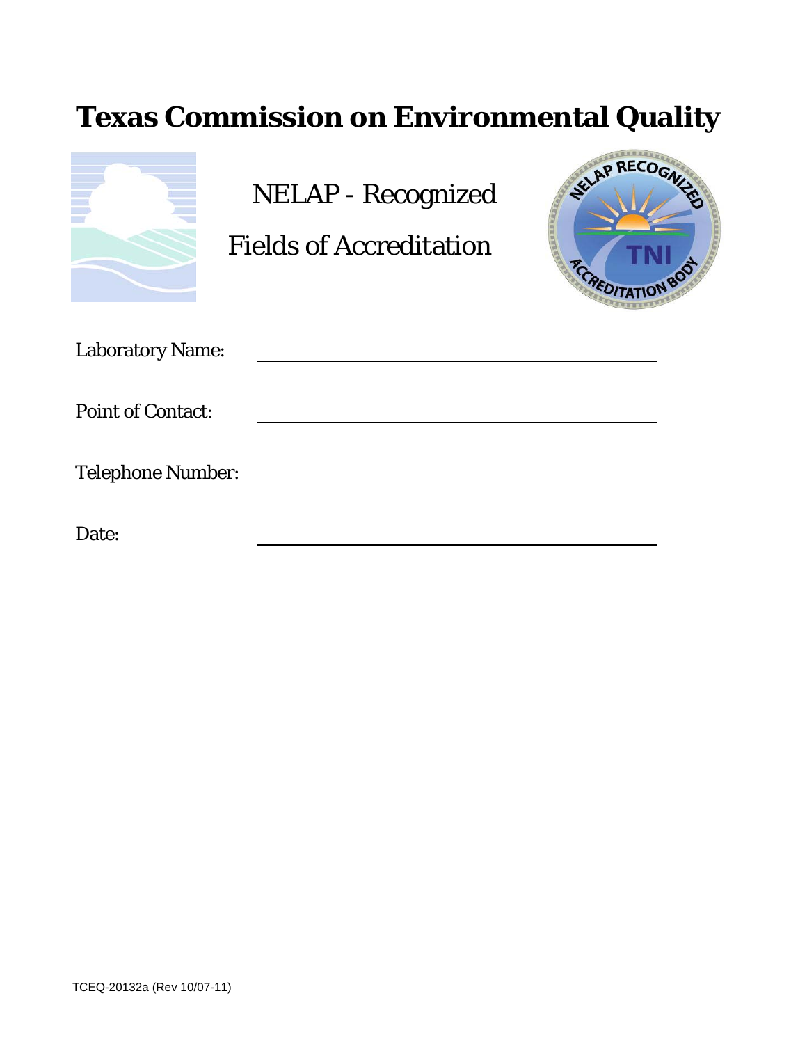# Texas Commission on Environmental Quality

NELAP - Recognized

Fields of Accreditation

Laboratory Name: ______________________________

Point of Contact: ______________________________

Telephone Number: ______________________________

Date: ______________________________

TCEQ-20132a (Rev 10/07-11)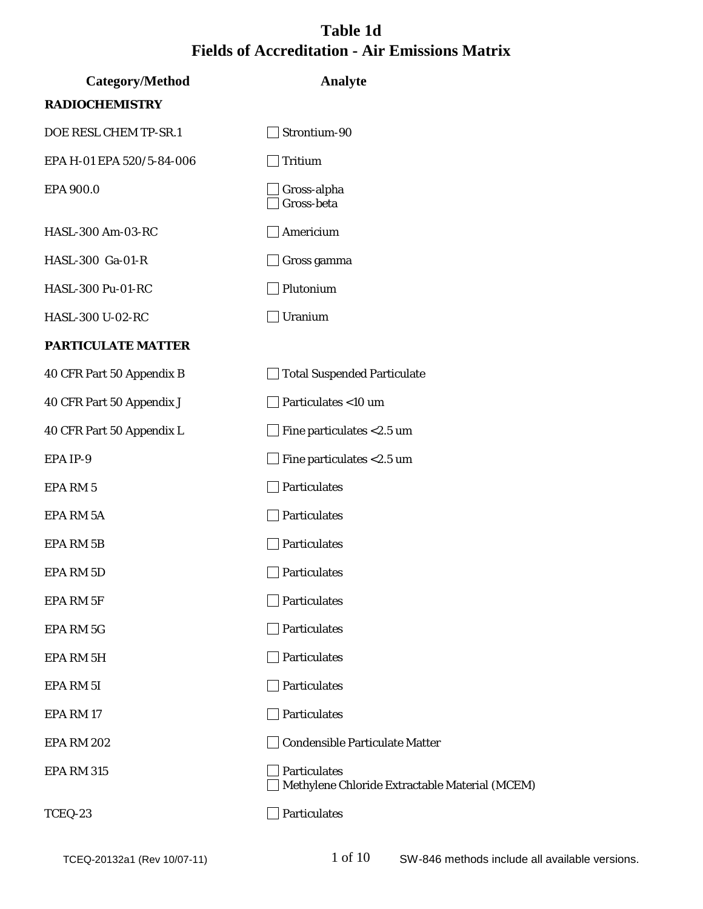# Table 1d
# Fields of Accreditation - Air Emissions Matrix

| Category/Method | Analyte |
|---|---|
| **RADIOCHEMISTRY** | |
| DOE RESL CHEM TP-SR.1 | ☐ Strontium-90 |
| EPA H-01 EPA 520/5-84-006 | ☐ Tritium |
| EPA 900.0 | ☐ Gross-alpha<br>☐ Gross-beta |
| HASL-300 Am-03-RC | ☐ Americium |
| HASL-300 Ga-01-R | ☐ Gross gamma |
| HASL-300 Pu-01-RC | ☐ Plutonium |
| HASL-300 U-02-RC | ☐ Uranium |
| **PARTICULATE MATTER** | |
| 40 CFR Part 50 Appendix B | ☐ Total Suspended Particulate |
| 40 CFR Part 50 Appendix J | ☐ Particulates <10 um |
| 40 CFR Part 50 Appendix L | ☐ Fine particulates <2.5 um |
| EPA IP-9 | ☐ Fine particulates <2.5 um |
| EPA RM 5 | ☐ Particulates |
| EPA RM 5A | ☐ Particulates |
| EPA RM 5B | ☐ Particulates |
| EPA RM 5D | ☐ Particulates |
| EPA RM 5F | ☐ Particulates |
| EPA RM 5G | ☐ Particulates |
| EPA RM 5H | ☐ Particulates |
| EPA RM 5I | ☐ Particulates |
| EPA RM 17 | ☐ Particulates |
| EPA RM 202 | ☐ Condensible Particulate Matter |
| EPA RM 315 | ☐ Particulates<br>☐ Methylene Chloride Extractable Material (MCEM) |
| TCEQ-23 | ☐ Particulates |

SW-846 methods include all available versions.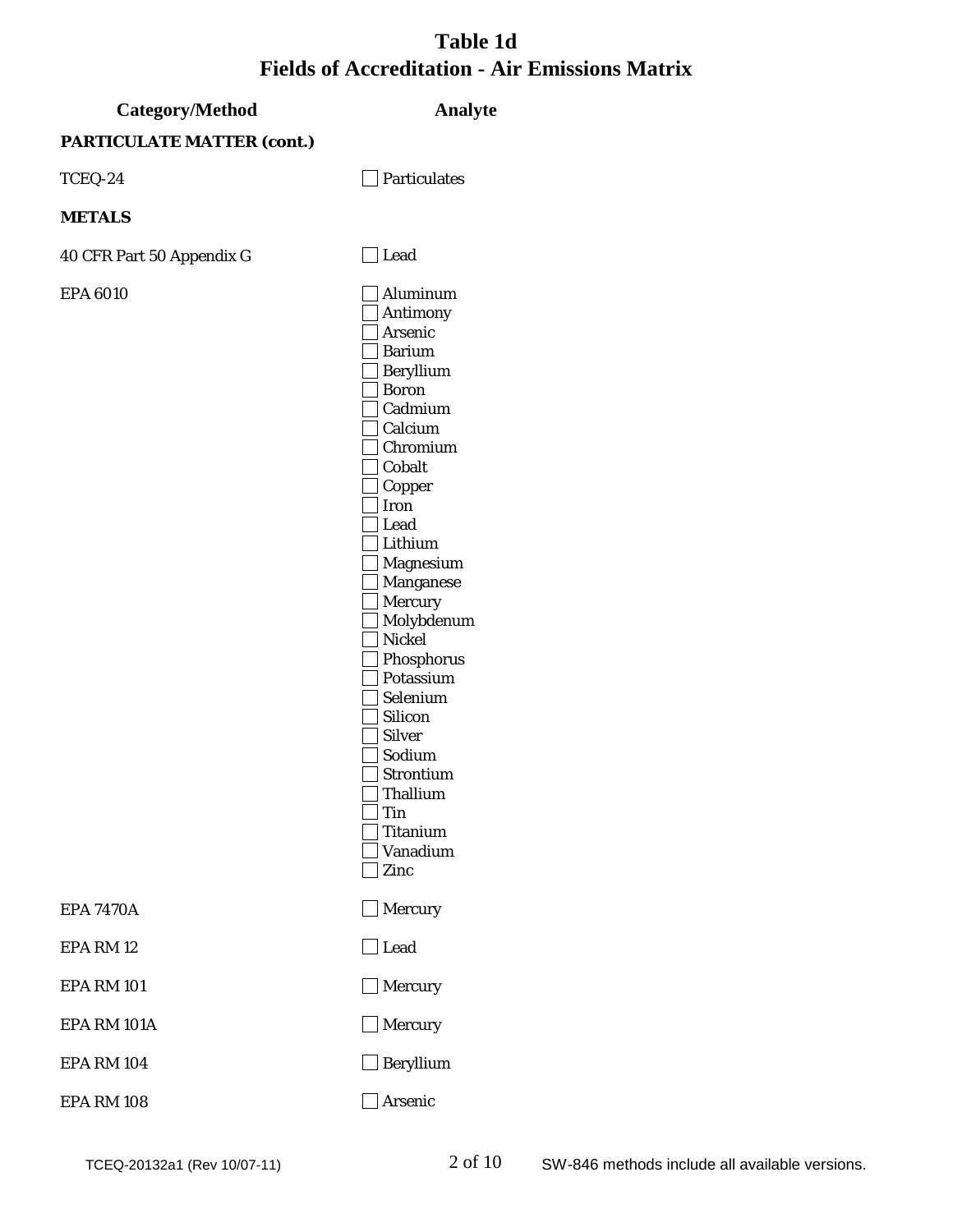# Table 1d
# Fields of Accreditation - Air Emissions Matrix

| Category/Method | Analyte |
|---|---|
| **PARTICULATE MATTER (cont.)** | |
| TCEQ-24 | ☐ Particulates |
| **METALS** | |
| 40 CFR Part 50 Appendix G | ☐ Lead |
| EPA 6010 | ☐ Aluminum<br>☐ Antimony<br>☐ Arsenic<br>☐ Barium<br>☐ Beryllium<br>☐ Boron<br>☐ Cadmium<br>☐ Calcium<br>☐ Chromium<br>☐ Cobalt<br>☐ Copper<br>☐ Iron<br>☐ Lead<br>☐ Lithium<br>☐ Magnesium<br>☐ Manganese<br>☐ Mercury<br>☐ Molybdenum<br>☐ Nickel<br>☐ Phosphorus<br>☐ Potassium<br>☐ Selenium<br>☐ Silicon<br>☐ Silver<br>☐ Sodium<br>☐ Strontium<br>☐ Thallium<br>☐ Tin<br>☐ Titanium<br>☐ Vanadium<br>☐ Zinc |
| EPA 7470A | ☐ Mercury |
| EPA RM 12 | ☐ Lead |
| EPA RM 101 | ☐ Mercury |
| EPA RM 101A | ☐ Mercury |
| EPA RM 104 | ☐ Beryllium |
| EPA RM 108 | ☐ Arsenic |

TCEQ-20132a1 (Rev 10/07-11) SW-846 methods include all available versions.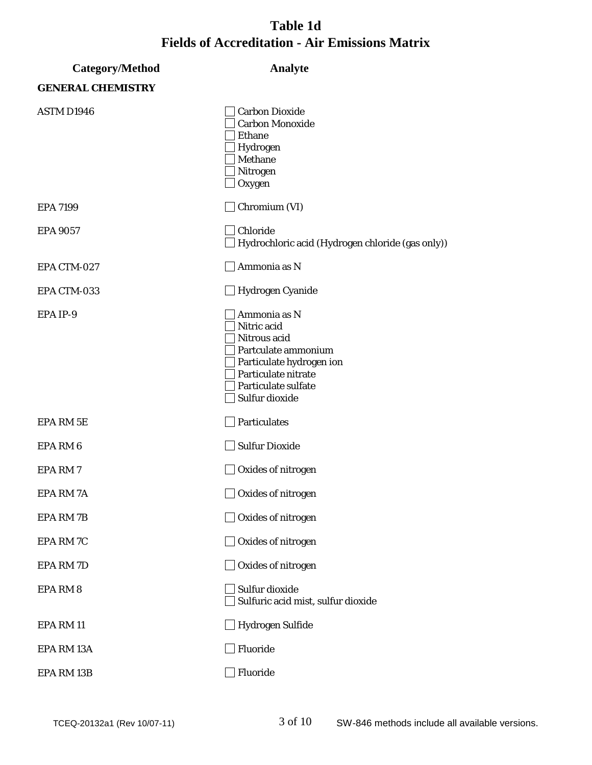# Table 1d
# Fields of Accreditation - Air Emissions Matrix

| Category/Method | Analyte |
|---|---|
| **GENERAL CHEMISTRY** | |
| ASTM D1946 | ☐ Carbon Dioxide<br>☐ Carbon Monoxide<br>☐ Ethane<br>☐ Hydrogen<br>☐ Methane<br>☐ Nitrogen<br>☐ Oxygen |
| EPA 7199 | ☐ Chromium (VI) |
| EPA 9057 | ☐ Chloride<br>☐ Hydrochloric acid (Hydrogen chloride (gas only)) |
| EPA CTM-027 | ☐ Ammonia as N |
| EPA CTM-033 | ☐ Hydrogen Cyanide |
| EPA IP-9 | ☐ Ammonia as N<br>☐ Nitric acid<br>☐ Nitrous acid<br>☐ Partculate ammonium<br>☐ Particulate hydrogen ion<br>☐ Particulate nitrate<br>☐ Particulate sulfate<br>☐ Sulfur dioxide |
| EPA RM 5E | ☐ Particulates |
| EPA RM 6 | ☐ Sulfur Dioxide |
| EPA RM 7 | ☐ Oxides of nitrogen |
| EPA RM 7A | ☐ Oxides of nitrogen |
| EPA RM 7B | ☐ Oxides of nitrogen |
| EPA RM 7C | ☐ Oxides of nitrogen |
| EPA RM 7D | ☐ Oxides of nitrogen |
| EPA RM 8 | ☐ Sulfur dioxide<br>☐ Sulfuric acid mist, sulfur dioxide |
| EPA RM 11 | ☐ Hydrogen Sulfide |
| EPA RM 13A | ☐ Fluoride |
| EPA RM 13B | ☐ Fluoride |

TCEQ-20132a1 (Rev 10/07-11)

SW-846 methods include all available versions.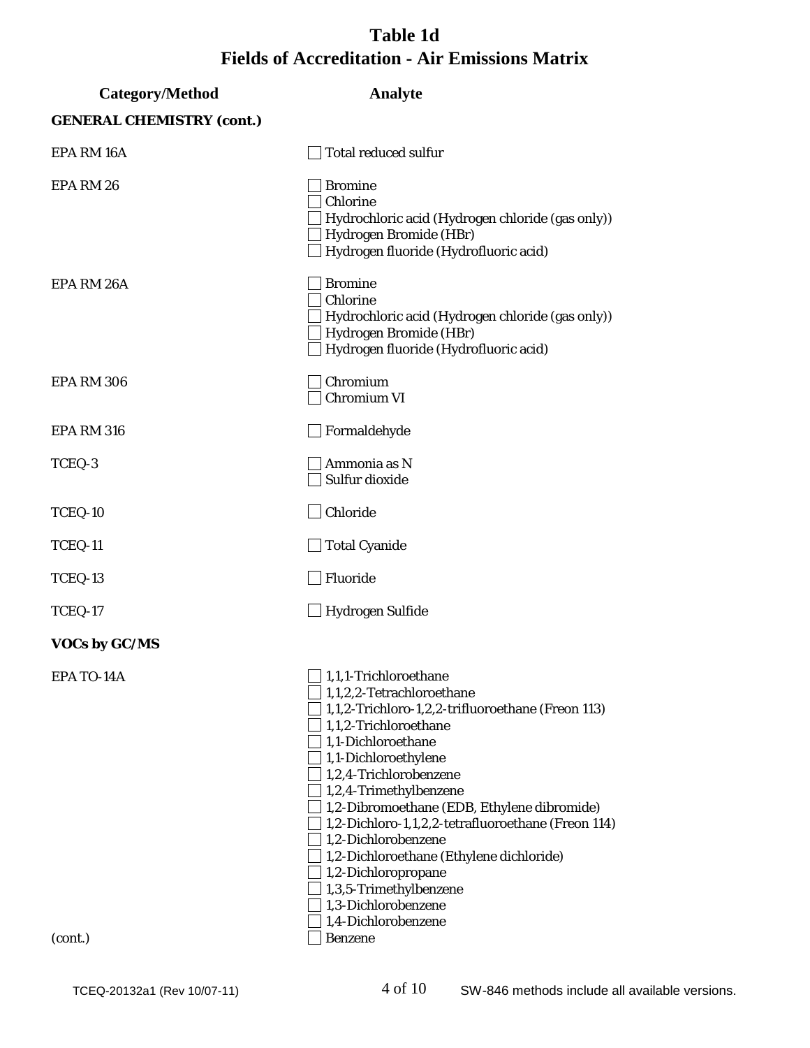# Table 1d
# Fields of Accreditation - Air Emissions Matrix

| Category/Method | Analyte |
|---|---|
| **GENERAL CHEMISTRY (cont.)** | |
| EPA RM 16A | ☐ Total reduced sulfur |
| EPA RM 26 | ☐ Bromine |
| | ☐ Chlorine |
| | ☐ Hydrochloric acid (Hydrogen chloride (gas only)) |
| | ☐ Hydrogen Bromide (HBr) |
| | ☐ Hydrogen fluoride (Hydrofluoric acid) |
| EPA RM 26A | ☐ Bromine |
| | ☐ Chlorine |
| | ☐ Hydrochloric acid (Hydrogen chloride (gas only)) |
| | ☐ Hydrogen Bromide (HBr) |
| | ☐ Hydrogen fluoride (Hydrofluoric acid) |
| EPA RM 306 | ☐ Chromium |
| | ☐ Chromium VI |
| EPA RM 316 | ☐ Formaldehyde |
| TCEQ-3 | ☐ Ammonia as N |
| | ☐ Sulfur dioxide |
| TCEQ-10 | ☐ Chloride |
| TCEQ-11 | ☐ Total Cyanide |
| TCEQ-13 | ☐ Fluoride |
| TCEQ-17 | ☐ Hydrogen Sulfide |
| **VOCs by GC/MS** | |
| EPA TO-14A | ☐ 1,1,1-Trichloroethane |
| | ☐ 1,1,2,2-Tetrachloroethane |
| | ☐ 1,1,2-Trichloro-1,2,2-trifluoroethane (Freon 113) |
| | ☐ 1,1,2-Trichloroethane |
| | ☐ 1,1-Dichloroethane |
| | ☐ 1,1-Dichloroethylene |
| | ☐ 1,2,4-Trichlorobenzene |
| | ☐ 1,2,4-Trimethylbenzene |
| | ☐ 1,2-Dibromoethane (EDB, Ethylene dibromide) |
| | ☐ 1,2-Dichloro-1,1,2,2-tetrafluoroethane (Freon 114) |
| | ☐ 1,2-Dichlorobenzene |
| | ☐ 1,2-Dichloroethane (Ethylene dichloride) |
| | ☐ 1,2-Dichloropropane |
| | ☐ 1,3,5-Trimethylbenzene |
| | ☐ 1,3-Dichlorobenzene |
| | ☐ 1,4-Dichlorobenzene |
| (cont.) | ☐ Benzene |

TCEQ-20132a1 (Rev 10/07-11)

SW-846 methods include all available versions.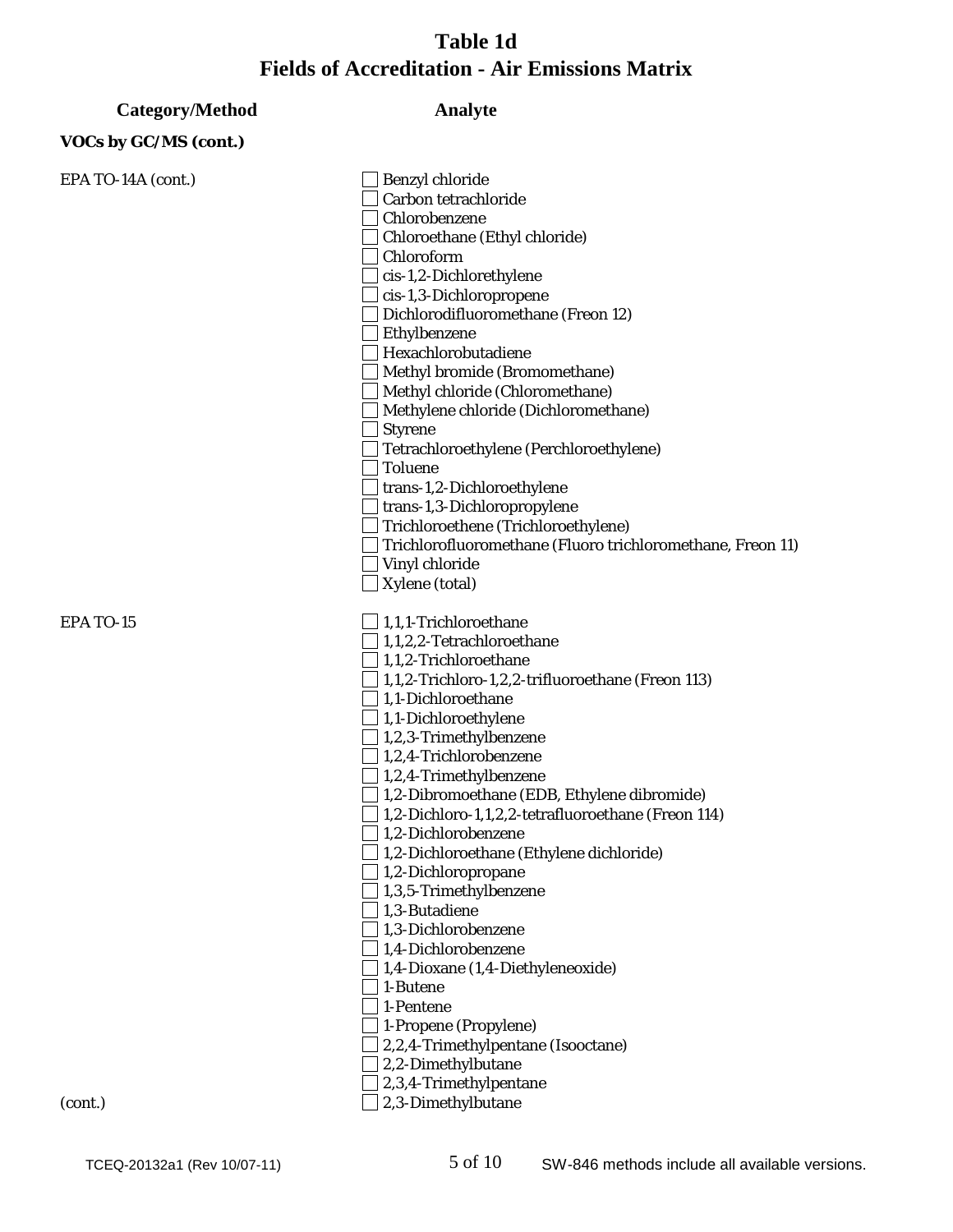## Table 1d
## Fields of Accreditation - Air Emissions Matrix

| Category/Method | Analyte |
|---|---|
| **VOCs by GC/MS (cont.)** | |
| EPA TO-14A (cont.) | ☐ Benzyl chloride |
| | ☐ Carbon tetrachloride |
| | ☐ Chlorobenzene |
| | ☐ Chloroethane (Ethyl chloride) |
| | ☐ Chloroform |
| | ☐ cis-1,2-Dichlorethylene |
| | ☐ cis-1,3-Dichloropropene |
| | ☐ Dichlorodifluoromethane (Freon 12) |
| | ☐ Ethylbenzene |
| | ☐ Hexachlorobutadiene |
| | ☐ Methyl bromide (Bromomethane) |
| | ☐ Methyl chloride (Chloromethane) |
| | ☐ Methylene chloride (Dichloromethane) |
| | ☐ Styrene |
| | ☐ Tetrachloroethylene (Perchloroethylene) |
| | ☐ Toluene |
| | ☐ trans-1,2-Dichloroethylene |
| | ☐ trans-1,3-Dichloropropylene |
| | ☐ Trichloroethene (Trichloroethylene) |
| | ☐ Trichlorofluoromethane (Fluoro trichloromethane, Freon 11) |
| | ☐ Vinyl chloride |
| | ☐ Xylene (total) |
| EPA TO-15 | ☐ 1,1,1-Trichloroethane |
| | ☐ 1,1,2,2-Tetrachloroethane |
| | ☐ 1,1,2-Trichloroethane |
| | ☐ 1,1,2-Trichloro-1,2,2-trifluoroethane (Freon 113) |
| | ☐ 1,1-Dichloroethane |
| | ☐ 1,1-Dichloroethylene |
| | ☐ 1,2,3-Trimethylbenzene |
| | ☐ 1,2,4-Trichlorobenzene |
| | ☐ 1,2,4-Trimethylbenzene |
| | ☐ 1,2-Dibromoethane (EDB, Ethylene dibromide) |
| | ☐ 1,2-Dichloro-1,1,2,2-tetrafluoroethane (Freon 114) |
| | ☐ 1,2-Dichlorobenzene |
| | ☐ 1,2-Dichloroethane (Ethylene dichloride) |
| | ☐ 1,2-Dichloropropane |
| | ☐ 1,3,5-Trimethylbenzene |
| | ☐ 1,3-Butadiene |
| | ☐ 1,3-Dichlorobenzene |
| | ☐ 1,4-Dichlorobenzene |
| | ☐ 1,4-Dioxane (1,4-Diethyleneoxide) |
| | ☐ 1-Butene |
| | ☐ 1-Pentene |
| | ☐ 1-Propene (Propylene) |
| | ☐ 2,2,4-Trimethylpentane (Isooctane) |
| | ☐ 2,2-Dimethylbutane |
| | ☐ 2,3,4-Trimethylpentane |
| (cont.) | ☐ 2,3-Dimethylbutane |

TCEQ-20132a1 (Rev 10/07-11) SW-846 methods include all available versions.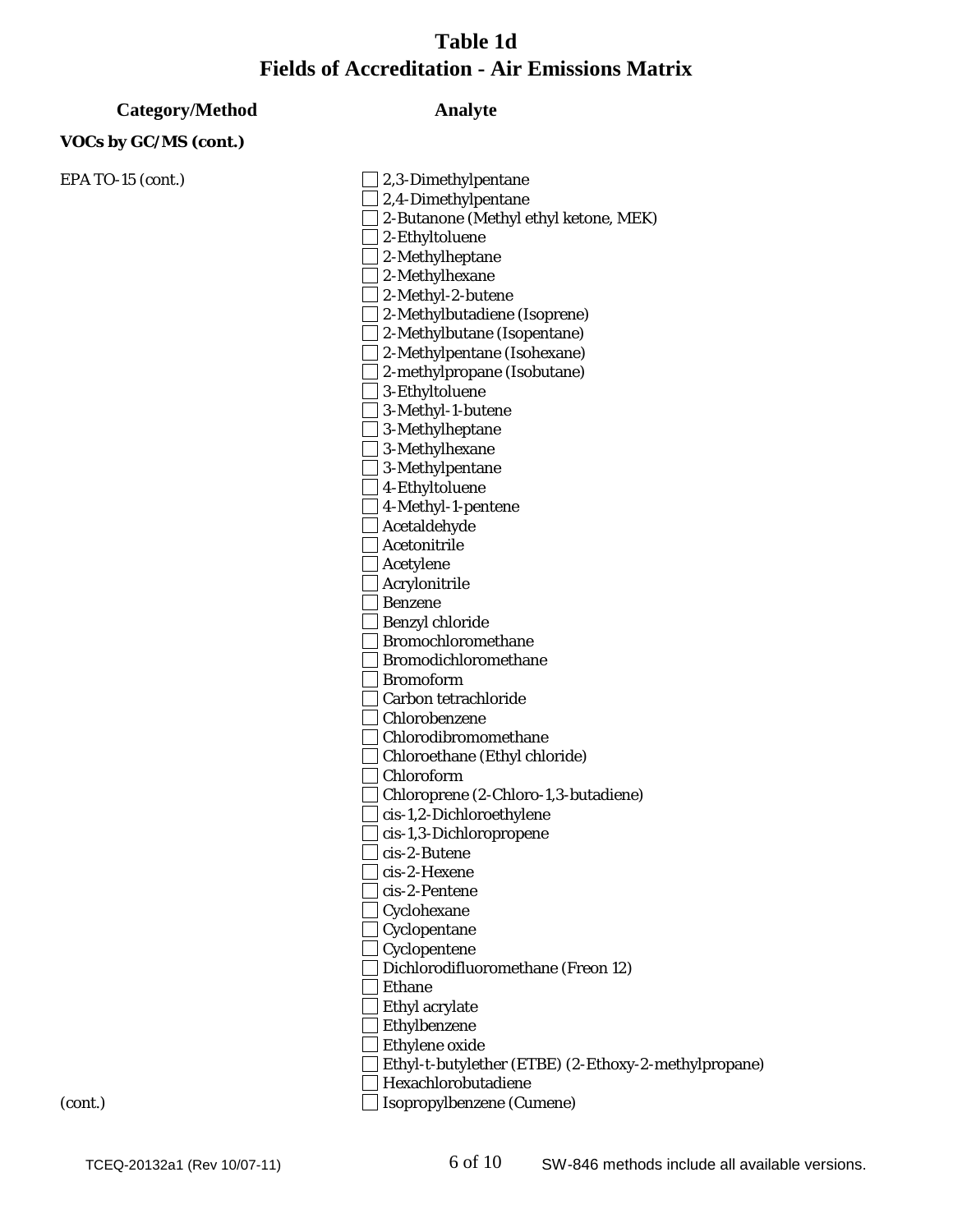# Table 1d
# Fields of Accreditation - Air Emissions Matrix

| Category/Method | Analyte |
|---|---|
| **VOCs by GC/MS (cont.)** | |
| EPA TO-15 (cont.) | ☐ 2,3-Dimethylpentane |
| | ☐ 2,4-Dimethylpentane |
| | ☐ 2-Butanone (Methyl ethyl ketone, MEK) |
| | ☐ 2-Ethyltoluene |
| | ☐ 2-Methylheptane |
| | ☐ 2-Methylhexane |
| | ☐ 2-Methyl-2-butene |
| | ☐ 2-Methylbutadiene (Isoprene) |
| | ☐ 2-Methylbutane (Isopentane) |
| | ☐ 2-Methylpentane (Isohexane) |
| | ☐ 2-methylpropane (Isobutane) |
| | ☐ 3-Ethyltoluene |
| | ☐ 3-Methyl-1-butene |
| | ☐ 3-Methylheptane |
| | ☐ 3-Methylhexane |
| | ☐ 3-Methylpentane |
| | ☐ 4-Ethyltoluene |
| | ☐ 4-Methyl-1-pentene |
| | ☐ Acetaldehyde |
| | ☐ Acetonitrile |
| | ☐ Acetylene |
| | ☐ Acrylonitrile |
| | ☐ Benzene |
| | ☐ Benzyl chloride |
| | ☐ Bromochloromethane |
| | ☐ Bromodichloromethane |
| | ☐ Bromoform |
| | ☐ Carbon tetrachloride |
| | ☐ Chlorobenzene |
| | ☐ Chlorodibromomethane |
| | ☐ Chloroethane (Ethyl chloride) |
| | ☐ Chloroform |
| | ☐ Chloroprene (2-Chloro-1,3-butadiene) |
| | ☐ cis-1,2-Dichloroethylene |
| | ☐ cis-1,3-Dichloropropene |
| | ☐ cis-2-Butene |
| | ☐ cis-2-Hexene |
| | ☐ cis-2-Pentene |
| | ☐ Cyclohexane |
| | ☐ Cyclopentane |
| | ☐ Cyclopentene |
| | ☐ Dichlorodifluoromethane (Freon 12) |
| | ☐ Ethane |
| | ☐ Ethyl acrylate |
| | ☐ Ethylbenzene |
| | ☐ Ethylene oxide |
| | ☐ Ethyl-t-butylether (ETBE) (2-Ethoxy-2-methylpropane) |
| | ☐ Hexachlorobutadiene |
| (cont.) | ☐ Isopropylbenzene (Cumene) |

TCEQ-20132a1 (Rev 10/07-11) SW-846 methods include all available versions.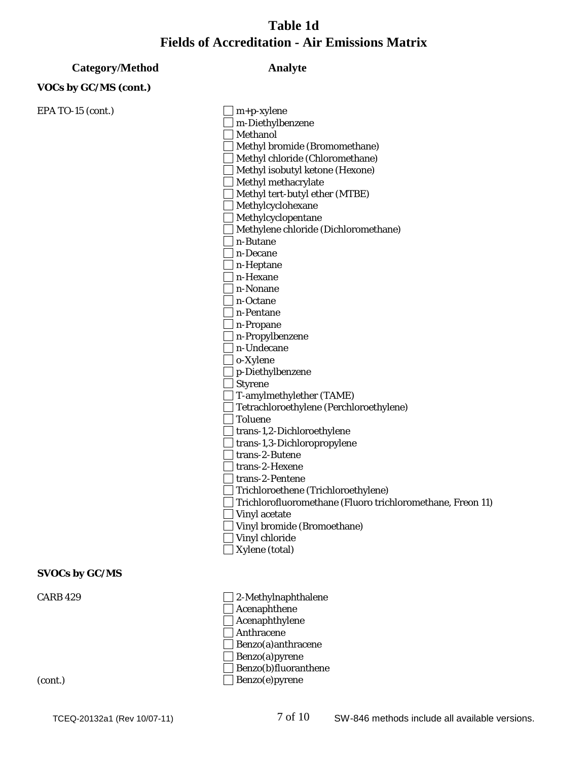# Table 1d
# Fields of Accreditation - Air Emissions Matrix

| Category/Method | Analyte |
|---|---|
| **VOCs by GC/MS (cont.)** | |
| EPA TO-15 (cont.) | ☐ m+p-xylene |
| | ☐ m-Diethylbenzene |
| | ☐ Methanol |
| | ☐ Methyl bromide (Bromomethane) |
| | ☐ Methyl chloride (Chloromethane) |
| | ☐ Methyl isobutyl ketone (Hexone) |
| | ☐ Methyl methacrylate |
| | ☐ Methyl tert-butyl ether (MTBE) |
| | ☐ Methylcyclohexane |
| | ☐ Methylcyclopentane |
| | ☐ Methylene chloride (Dichloromethane) |
| | ☐ n-Butane |
| | ☐ n-Decane |
| | ☐ n-Heptane |
| | ☐ n-Hexane |
| | ☐ n-Nonane |
| | ☐ n-Octane |
| | ☐ n-Pentane |
| | ☐ n-Propane |
| | ☐ n-Propylbenzene |
| | ☐ n-Undecane |
| | ☐ o-Xylene |
| | ☐ p-Diethylbenzene |
| | ☐ Styrene |
| | ☐ T-amylmethylether (TAME) |
| | ☐ Tetrachloroethylene (Perchloroethylene) |
| | ☐ Toluene |
| | ☐ trans-1,2-Dichloroethylene |
| | ☐ trans-1,3-Dichloropropylene |
| | ☐ trans-2-Butene |
| | ☐ trans-2-Hexene |
| | ☐ trans-2-Pentene |
| | ☐ Trichloroethene (Trichloroethylene) |
| | ☐ Trichlorofluoromethane (Fluoro trichloromethane, Freon 11) |
| | ☐ Vinyl acetate |
| | ☐ Vinyl bromide (Bromoethane) |
| | ☐ Vinyl chloride |
| | ☐ Xylene (total) |
| **SVOCs by GC/MS** | |
| CARB 429 | ☐ 2-Methylnaphthalene |
| | ☐ Acenaphthene |
| | ☐ Acenaphthylene |
| | ☐ Anthracene |
| | ☐ Benzo(a)anthracene |
| | ☐ Benzo(a)pyrene |
| | ☐ Benzo(b)fluoranthene |
| (cont.) | ☐ Benzo(e)pyrene |

TCEQ-20132a1 (Rev 10/07-11) SW-846 methods include all available versions.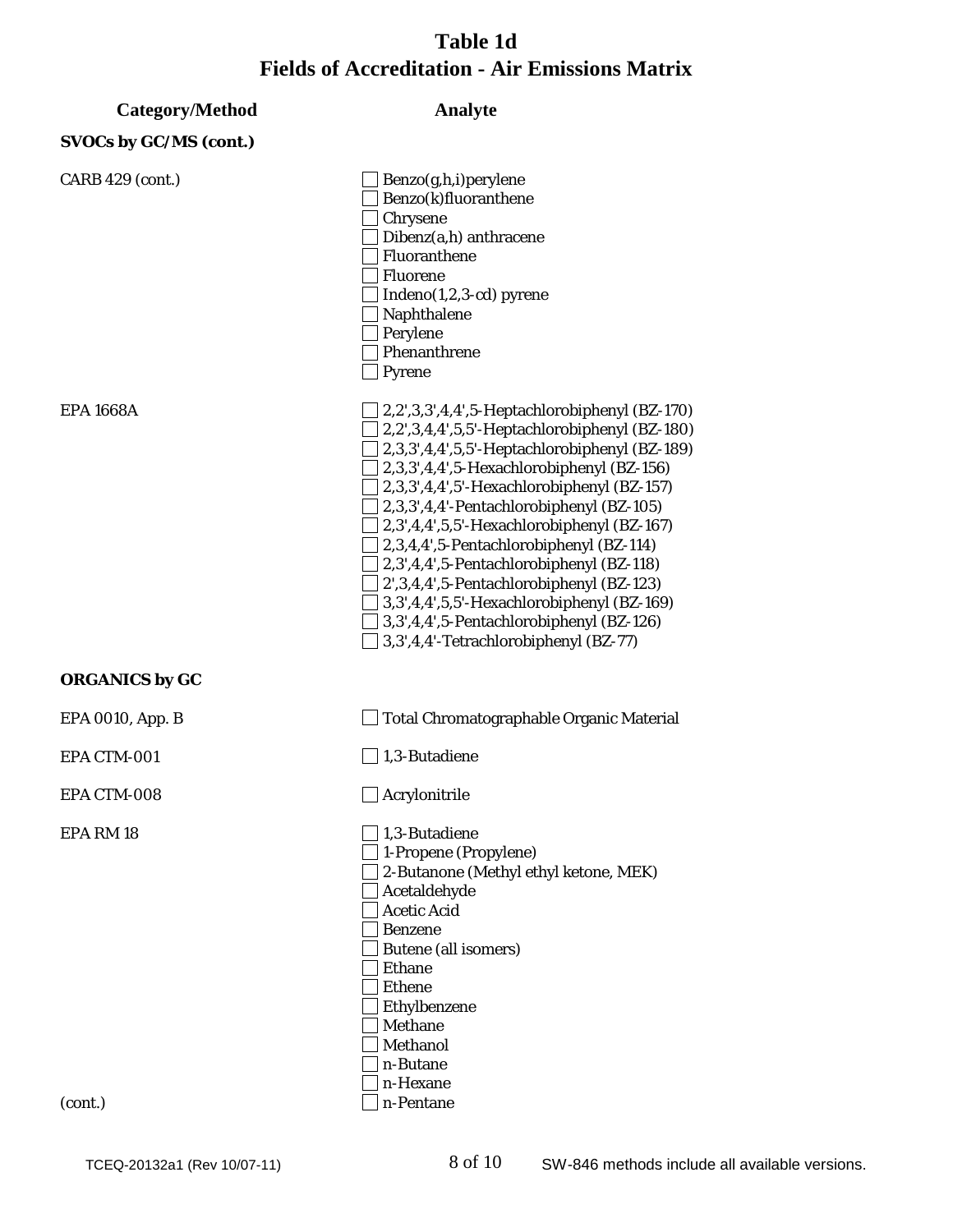# Table 1d
# Fields of Accreditation - Air Emissions Matrix

| Category/Method | Analyte |
|---|---|
| **SVOCs by GC/MS (cont.)** | |
| CARB 429 (cont.) | ☐ Benzo(g,h,i)perylene |
| | ☐ Benzo(k)fluoranthene |
| | ☐ Chrysene |
| | ☐ Dibenz(a,h) anthracene |
| | ☐ Fluoranthene |
| | ☐ Fluorene |
| | ☐ Indeno(1,2,3-cd) pyrene |
| | ☐ Naphthalene |
| | ☐ Perylene |
| | ☐ Phenanthrene |
| | ☐ Pyrene |
| EPA 1668A | ☐ 2,2',3,3',4,4',5-Heptachlorobiphenyl (BZ-170) |
| | ☐ 2,2',3,4,4',5,5'-Heptachlorobiphenyl (BZ-180) |
| | ☐ 2,3,3',4,4',5,5'-Heptachlorobiphenyl (BZ-189) |
| | ☐ 2,3,3',4,4',5-Hexachlorobiphenyl (BZ-156) |
| | ☐ 2,3,3',4,4',5'-Hexachlorobiphenyl (BZ-157) |
| | ☐ 2,3,3',4,4'-Pentachlorobiphenyl (BZ-105) |
| | ☐ 2,3',4,4',5,5'-Hexachlorobiphenyl (BZ-167) |
| | ☐ 2,3,4,4',5-Pentachlorobiphenyl (BZ-114) |
| | ☐ 2,3',4,4',5-Pentachlorobiphenyl (BZ-118) |
| | ☐ 2',3,4,4',5-Pentachlorobiphenyl (BZ-123) |
| | ☐ 3,3',4,4',5,5'-Hexachlorobiphenyl (BZ-169) |
| | ☐ 3,3',4,4',5-Pentachlorobiphenyl (BZ-126) |
| | ☐ 3,3',4,4'-Tetrachlorobiphenyl (BZ-77) |
| **ORGANICS by GC** | |
| EPA 0010, App. B | ☐ Total Chromatographable Organic Material |
| EPA CTM-001 | ☐ 1,3-Butadiene |
| EPA CTM-008 | ☐ Acrylonitrile |
| EPA RM 18 | ☐ 1,3-Butadiene |
| | ☐ 1-Propene (Propylene) |
| | ☐ 2-Butanone (Methyl ethyl ketone, MEK) |
| | ☐ Acetaldehyde |
| | ☐ Acetic Acid |
| | ☐ Benzene |
| | ☐ Butene (all isomers) |
| | ☐ Ethane |
| | ☐ Ethene |
| | ☐ Ethylbenzene |
| | ☐ Methane |
| | ☐ Methanol |
| | ☐ n-Butane |
| | ☐ n-Hexane |
| (cont.) | ☐ n-Pentane |

SW-846 methods include all available versions.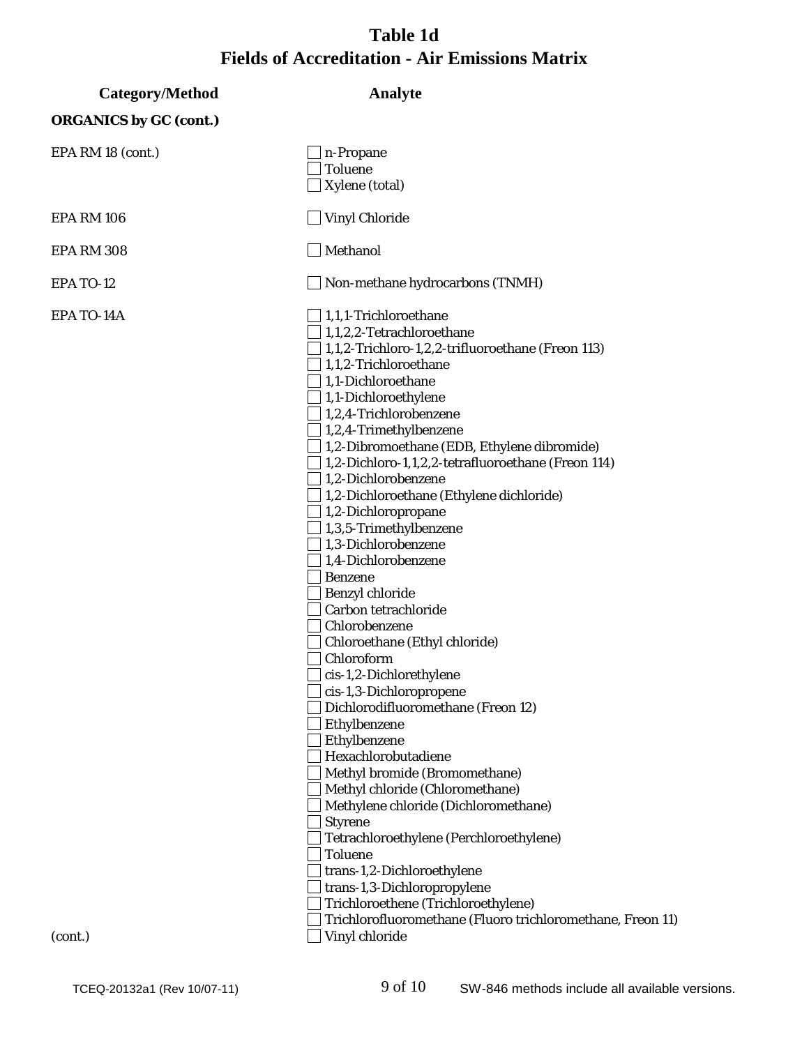# Table 1d
# Fields of Accreditation - Air Emissions Matrix

| Category/Method | Analyte |
|---|---|
| **ORGANICS by GC (cont.)** | |
| EPA RM 18 (cont.) | ☐ n-Propane |
| | ☐ Toluene |
| | ☐ Xylene (total) |
| EPA RM 106 | ☐ Vinyl Chloride |
| EPA RM 308 | ☐ Methanol |
| EPA TO-12 | ☐ Non-methane hydrocarbons (TNMH) |
| EPA TO-14A | ☐ 1,1,1-Trichloroethane |
| | ☐ 1,1,2,2-Tetrachloroethane |
| | ☐ 1,1,2-Trichloro-1,2,2-trifluoroethane (Freon 113) |
| | ☐ 1,1,2-Trichloroethane |
| | ☐ 1,1-Dichloroethane |
| | ☐ 1,1-Dichloroethylene |
| | ☐ 1,2,4-Trichlorobenzene |
| | ☐ 1,2,4-Trimethylbenzene |
| | ☐ 1,2-Dibromoethane (EDB, Ethylene dibromide) |
| | ☐ 1,2-Dichloro-1,1,2,2-tetrafluoroethane (Freon 114) |
| | ☐ 1,2-Dichlorobenzene |
| | ☐ 1,2-Dichloroethane (Ethylene dichloride) |
| | ☐ 1,2-Dichloropropane |
| | ☐ 1,3,5-Trimethylbenzene |
| | ☐ 1,3-Dichlorobenzene |
| | ☐ 1,4-Dichlorobenzene |
| | ☐ Benzene |
| | ☐ Benzyl chloride |
| | ☐ Carbon tetrachloride |
| | ☐ Chlorobenzene |
| | ☐ Chloroethane (Ethyl chloride) |
| | ☐ Chloroform |
| | ☐ cis-1,2-Dichlorethylene |
| | ☐ cis-1,3-Dichloropropene |
| | ☐ Dichlorodifluoromethane (Freon 12) |
| | ☐ Ethylbenzene |
| | ☐ Ethylbenzene |
| | ☐ Hexachlorobutadiene |
| | ☐ Methyl bromide (Bromomethane) |
| | ☐ Methyl chloride (Chloromethane) |
| | ☐ Methylene chloride (Dichloromethane) |
| | ☐ Styrene |
| | ☐ Tetrachloroethylene (Perchloroethylene) |
| | ☐ Toluene |
| | ☐ trans-1,2-Dichloroethylene |
| | ☐ trans-1,3-Dichloropropylene |
| | ☐ Trichloroethene (Trichloroethylene) |
| | ☐ Trichlorofluoromethane (Fluoro trichloromethane, Freon 11) |
| (cont.) | ☐ Vinyl chloride |

SW-846 methods include all available versions.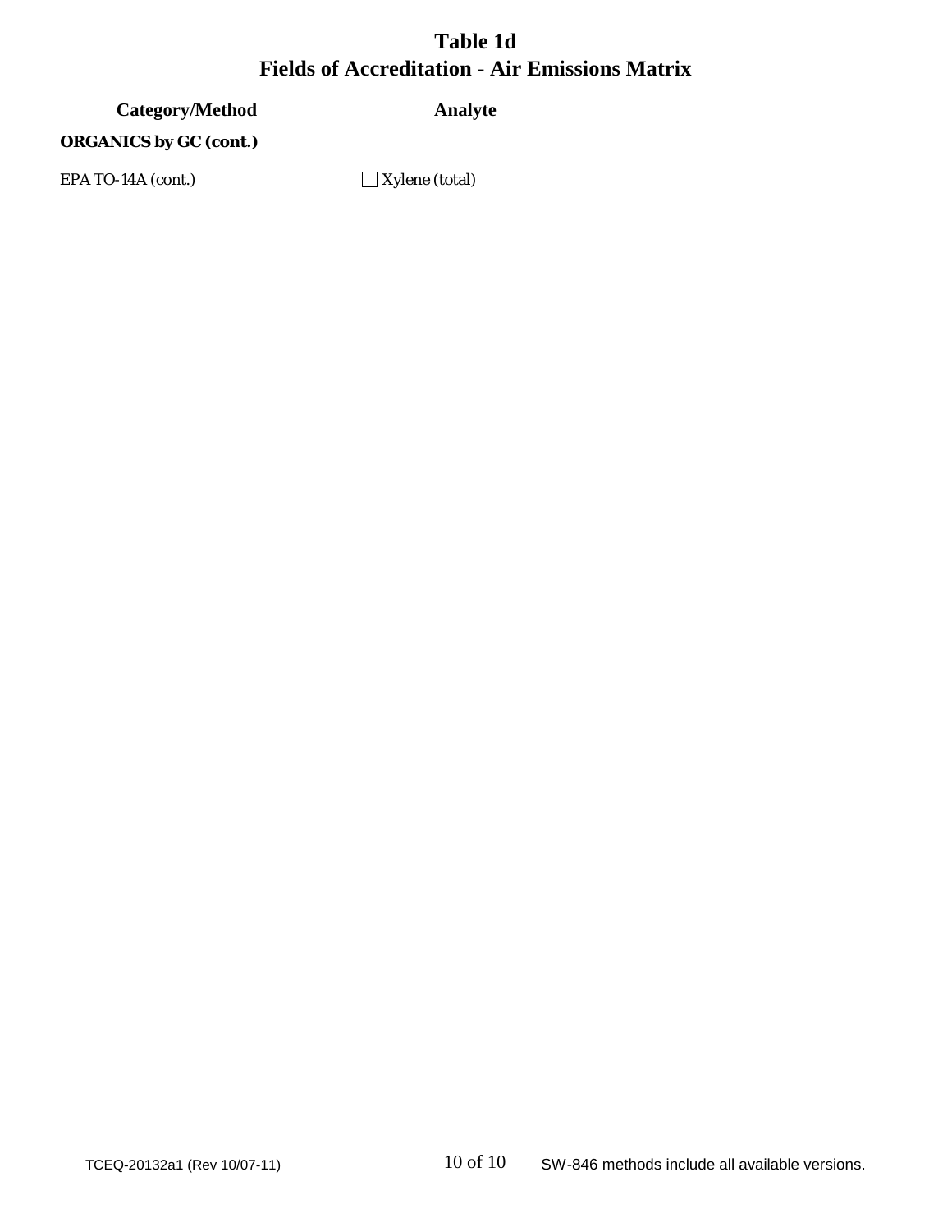# Table 1d
# Fields of Accreditation - Air Emissions Matrix

| Category/Method | Analyte |
| --- | --- |
| **ORGANICS by GC (cont.)** | |
| EPA TO-14A (cont.) | ☐ Xylene (total) |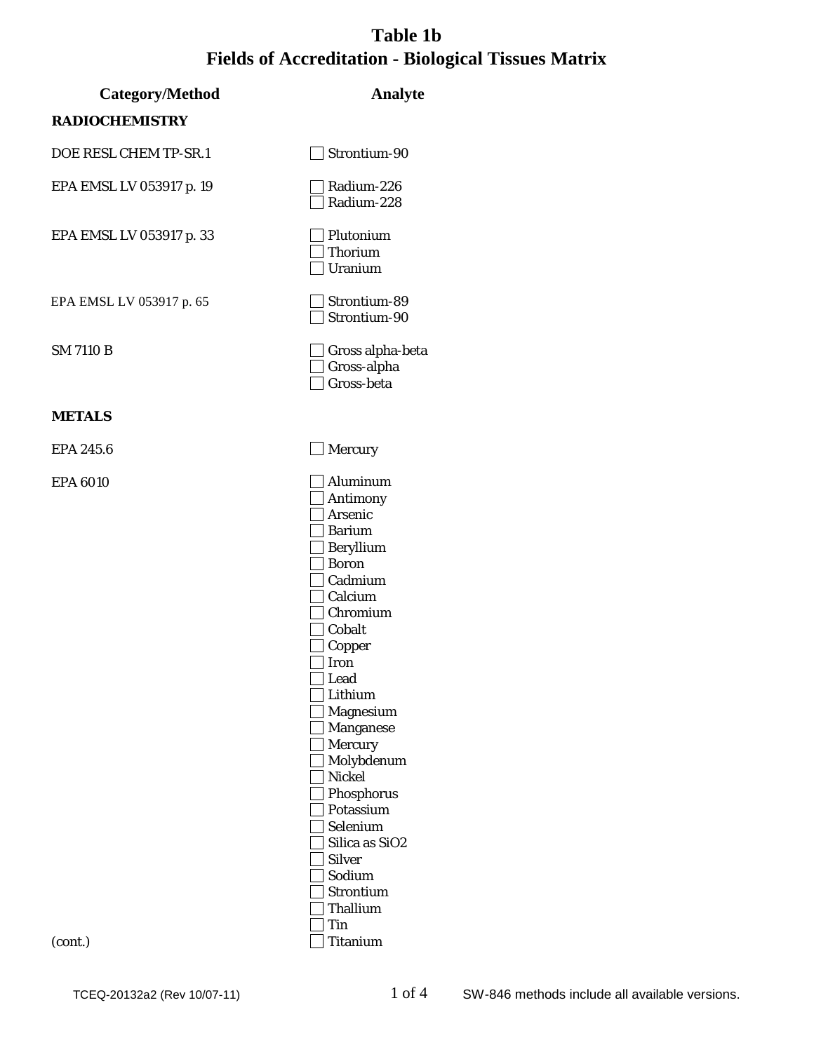# Table 1b
# Fields of Accreditation - Biological Tissues Matrix

| Category/Method | Analyte |
| --- | --- |
| **RADIOCHEMISTRY** | |
| DOE RESL CHEM TP-SR.1 | ☐ Strontium-90 |
| EPA EMSL LV 053917 p. 19 | ☐ Radium-226 |
| | ☐ Radium-228 |
| EPA EMSL LV 053917 p. 33 | ☐ Plutonium |
| | ☐ Thorium |
| | ☐ Uranium |
| EPA EMSL LV 053917 p. 65 | ☐ Strontium-89 |
| | ☐ Strontium-90 |
| SM 7110 B | ☐ Gross alpha-beta |
| | ☐ Gross-alpha |
| | ☐ Gross-beta |
| **METALS** | |
| EPA 245.6 | ☐ Mercury |
| EPA 6010 | ☐ Aluminum |
| | ☐ Antimony |
| | ☐ Arsenic |
| | ☐ Barium |
| | ☐ Beryllium |
| | ☐ Boron |
| | ☐ Cadmium |
| | ☐ Calcium |
| | ☐ Chromium |
| | ☐ Cobalt |
| | ☐ Copper |
| | ☐ Iron |
| | ☐ Lead |
| | ☐ Lithium |
| | ☐ Magnesium |
| | ☐ Manganese |
| | ☐ Mercury |
| | ☐ Molybdenum |
| | ☐ Nickel |
| | ☐ Phosphorus |
| | ☐ Potassium |
| | ☐ Selenium |
| | ☐ Silica as $SiO_2$ |
| | ☐ Silver |
| | ☐ Sodium |
| | ☐ Strontium |
| | ☐ Thallium |
| | ☐ Tin |
| (cont.) | ☐ Titanium |

TCEQ-20132a2 (Rev 10/07-11)

SW-846 methods include all available versions.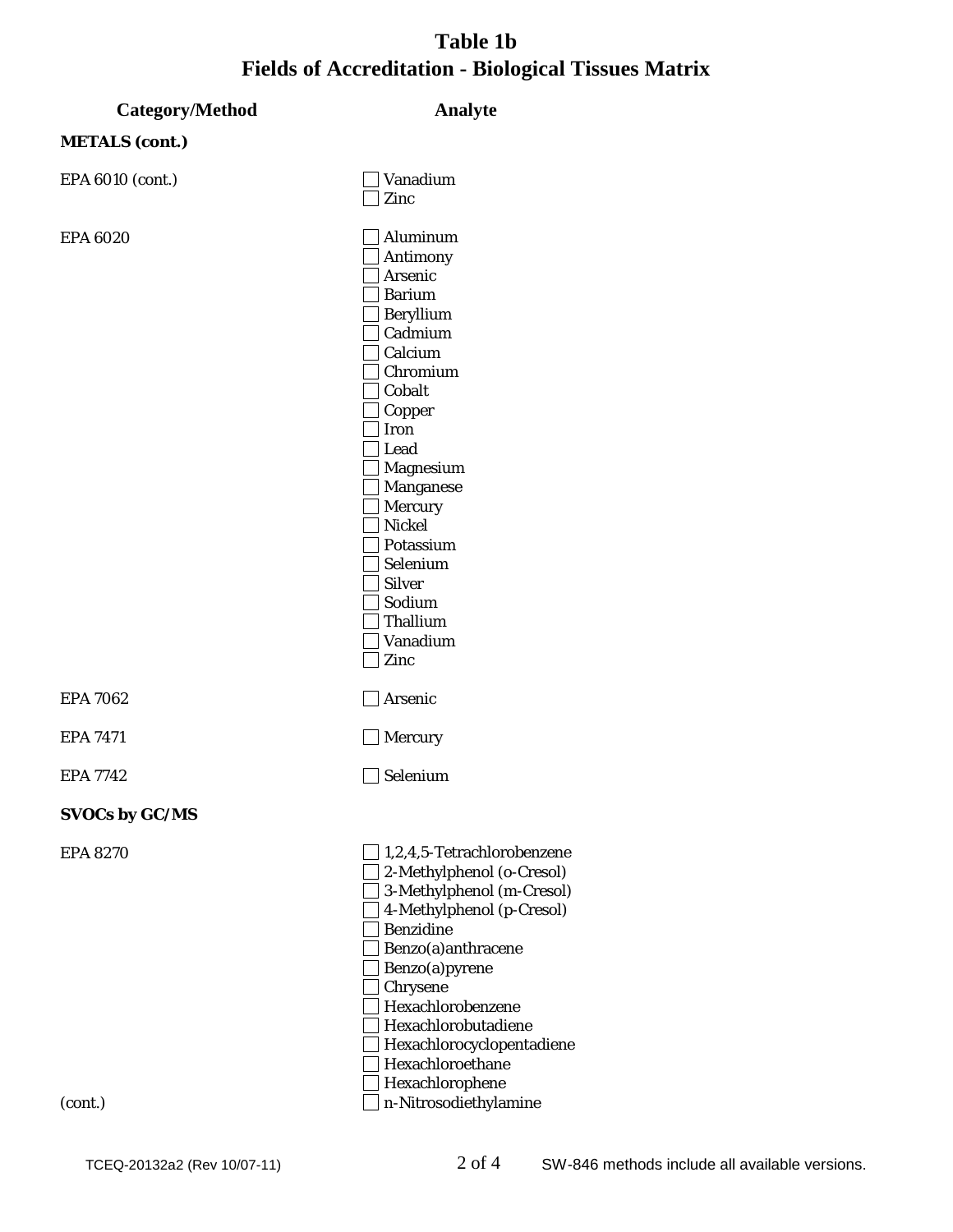# Table 1b
## Fields of Accreditation - Biological Tissues Matrix

| Category/Method | Analyte |
|---|---|
| **METALS (cont.)** | |
| EPA 6010 (cont.) | ☐ Vanadium |
| | ☐ Zinc |
| EPA 6020 | ☐ Aluminum |
| | ☐ Antimony |
| | ☐ Arsenic |
| | ☐ Barium |
| | ☐ Beryllium |
| | ☐ Cadmium |
| | ☐ Calcium |
| | ☐ Chromium |
| | ☐ Cobalt |
| | ☐ Copper |
| | ☐ Iron |
| | ☐ Lead |
| | ☐ Magnesium |
| | ☐ Manganese |
| | ☐ Mercury |
| | ☐ Nickel |
| | ☐ Potassium |
| | ☐ Selenium |
| | ☐ Silver |
| | ☐ Sodium |
| | ☐ Thallium |
| | ☐ Vanadium |
| | ☐ Zinc |
| EPA 7062 | ☐ Arsenic |
| EPA 7471 | ☐ Mercury |
| EPA 7742 | ☐ Selenium |
| **SVOCs by GC/MS** | |
| EPA 8270 | ☐ 1,2,4,5-Tetrachlorobenzene |
| | ☐ 2-Methylphenol (o-Cresol) |
| | ☐ 3-Methylphenol (m-Cresol) |
| | ☐ 4-Methylphenol (p-Cresol) |
| | ☐ Benzidine |
| | ☐ Benzo(a)anthracene |
| | ☐ Benzo(a)pyrene |
| | ☐ Chrysene |
| | ☐ Hexachlorobenzene |
| | ☐ Hexachlorobutadiene |
| | ☐ Hexachlorocyclopentadiene |
| | ☐ Hexachloroethane |
| | ☐ Hexachlorophene |
| (cont.) | ☐ n-Nitrosodiethylamine |

TCEQ-20132a2 (Rev 10/07-11)

SW-846 methods include all available versions.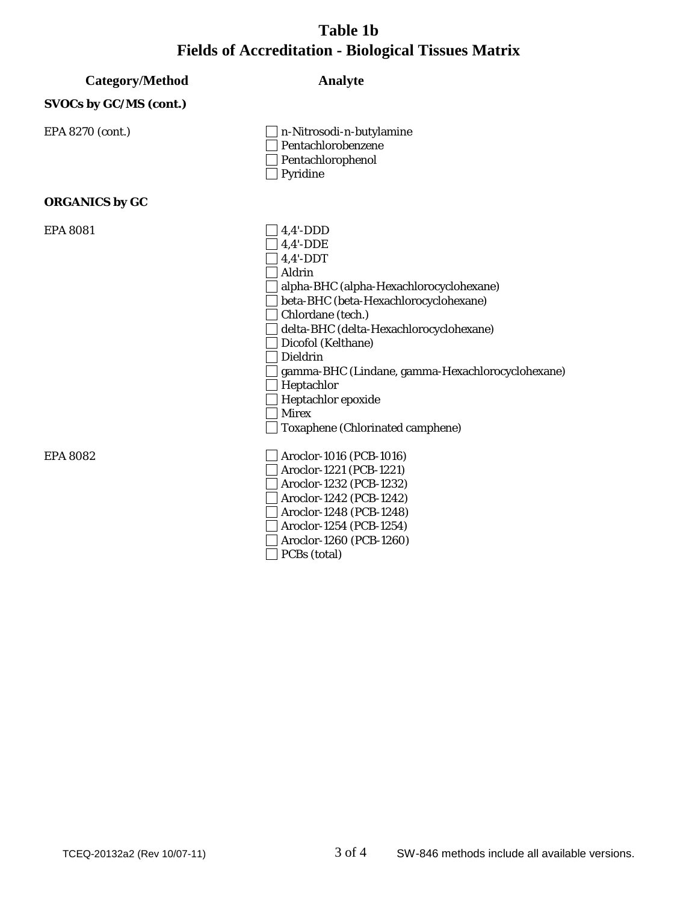# Table 1b
## Fields of Accreditation - Biological Tissues Matrix

| Category/Method | Analyte |
|---|---|
| **SVOCs by GC/MS (cont.)** | |
| EPA 8270 (cont.) | ☐ n-Nitrosodi-n-butylamine |
| | ☐ Pentachlorobenzene |
| | ☐ Pentachlorophenol |
| | ☐ Pyridine |
| **ORGANICS by GC** | |
| EPA 8081 | ☐ 4,4'-DDD |
| | ☐ 4,4'-DDE |
| | ☐ 4,4'-DDT |
| | ☐ Aldrin |
| | ☐ alpha-BHC (alpha-Hexachlorocyclohexane) |
| | ☐ beta-BHC (beta-Hexachlorocyclohexane) |
| | ☐ Chlordane (tech.) |
| | ☐ delta-BHC (delta-Hexachlorocyclohexane) |
| | ☐ Dicofol (Kelthane) |
| | ☐ Dieldrin |
| | ☐ gamma-BHC (Lindane, gamma-Hexachlorocyclohexane) |
| | ☐ Heptachlor |
| | ☐ Heptachlor epoxide |
| | ☐ Mirex |
| | ☐ Toxaphene (Chlorinated camphene) |
| EPA 8082 | ☐ Aroclor-1016 (PCB-1016) |
| | ☐ Aroclor-1221 (PCB-1221) |
| | ☐ Aroclor-1232 (PCB-1232) |
| | ☐ Aroclor-1242 (PCB-1242) |
| | ☐ Aroclor-1248 (PCB-1248) |
| | ☐ Aroclor-1254 (PCB-1254) |
| | ☐ Aroclor-1260 (PCB-1260) |
| | ☐ PCBs (total) |

SW-846 methods include all available versions.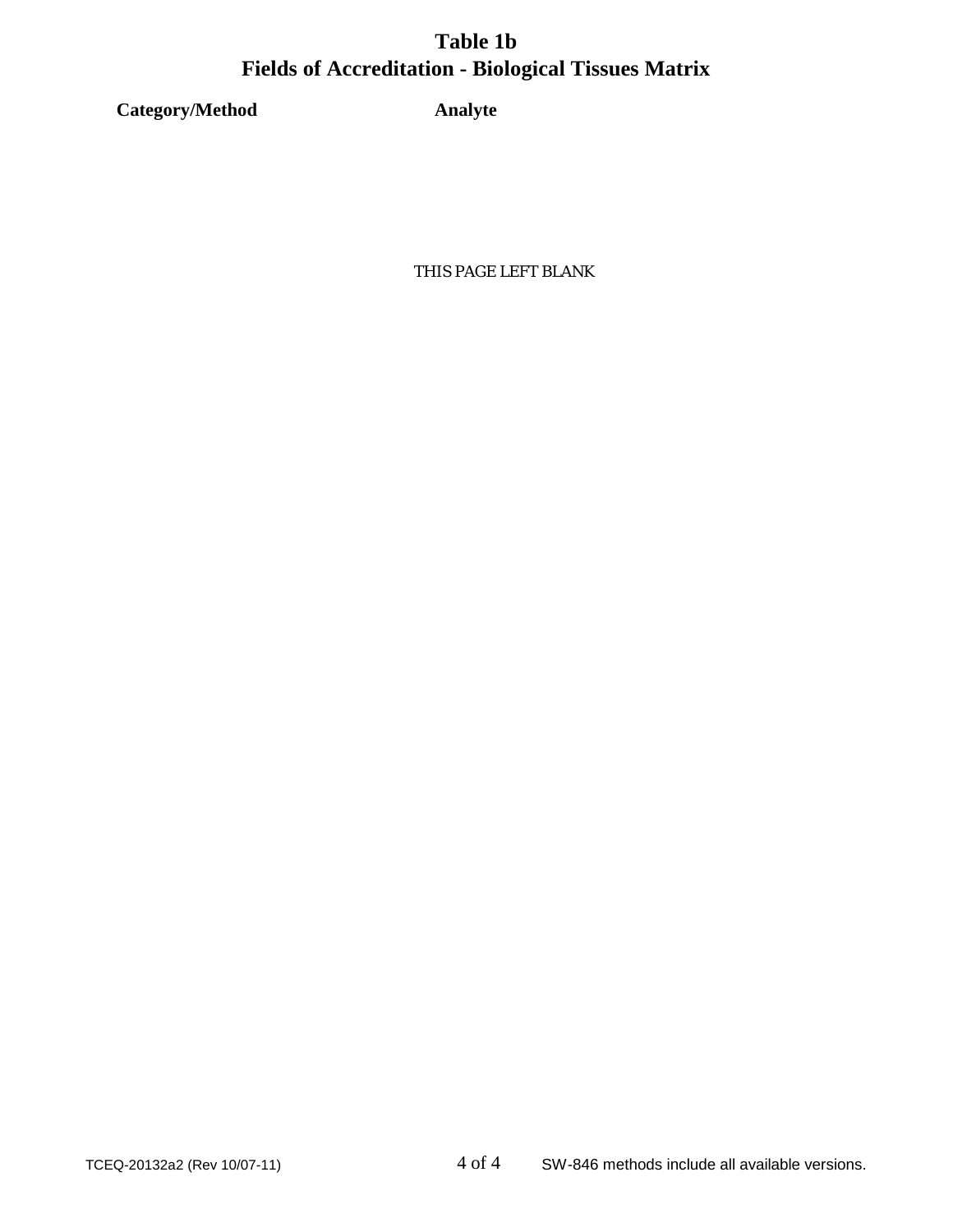# Table 1b
# Fields of Accreditation - Biological Tissues Matrix

| Category/Method | Analyte |
| --- | --- |

THIS PAGE LEFT BLANK

SW-846 methods include all available versions.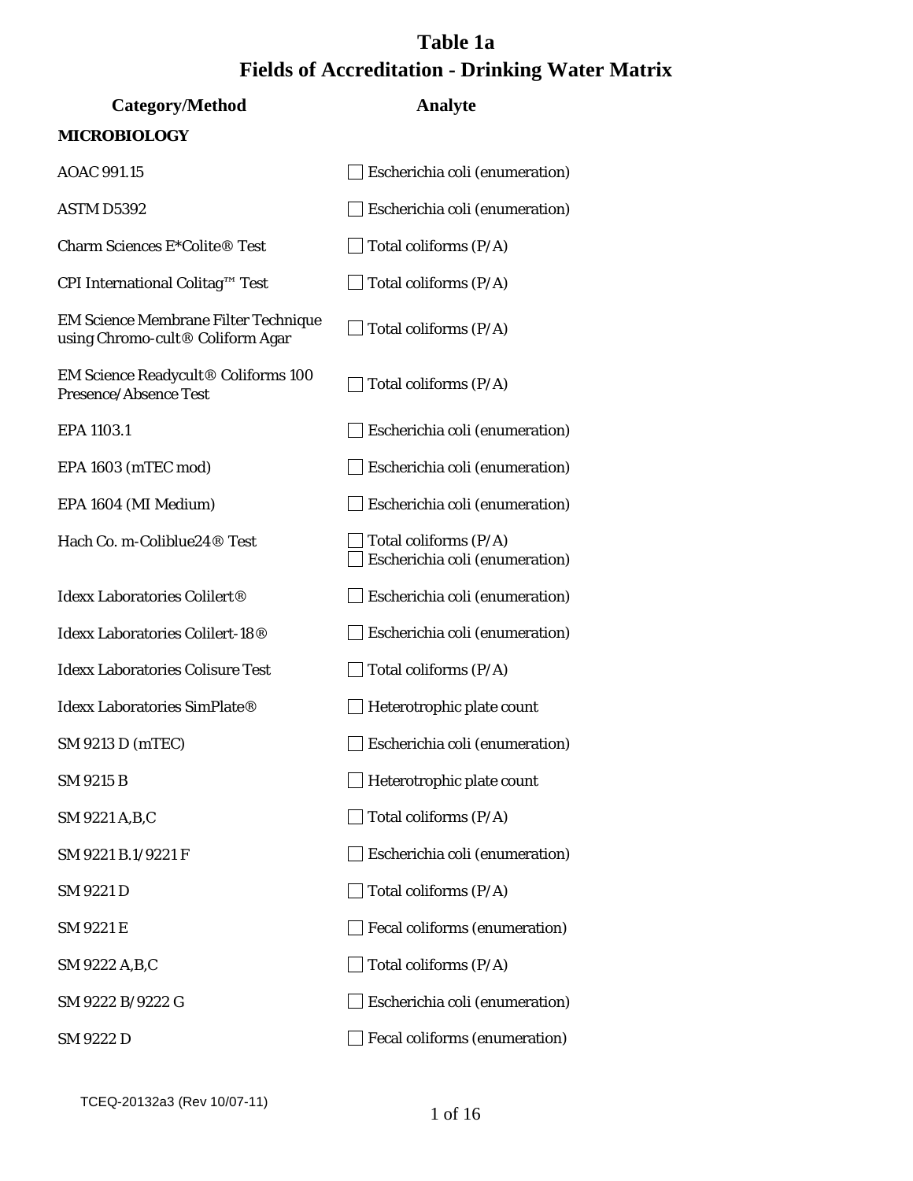# Table 1a
# Fields of Accreditation - Drinking Water Matrix

| Category/Method | Analyte |
|---|---|
| **MICROBIOLOGY** | |
| AOAC 991.15 | ☐ Escherichia coli (enumeration) |
| ASTM D5392 | ☐ Escherichia coli (enumeration) |
| Charm Sciences E*Colite® Test | ☐ Total coliforms (P/A) |
| CPI International Colitag™ Test | ☐ Total coliforms (P/A) |
| EM Science Membrane Filter Technique using Chromo-cult® Coliform Agar | ☐ Total coliforms (P/A) |
| EM Science Readycult® Coliforms 100 Presence/Absence Test | ☐ Total coliforms (P/A) |
| EPA 1103.1 | ☐ Escherichia coli (enumeration) |
| EPA 1603 (mTEC mod) | ☐ Escherichia coli (enumeration) |
| EPA 1604 (MI Medium) | ☐ Escherichia coli (enumeration) |
| Hach Co. m-Coliblue24® Test | ☐ Total coliforms (P/A)<br>☐ Escherichia coli (enumeration) |
| Idexx Laboratories Colilert® | ☐ Escherichia coli (enumeration) |
| Idexx Laboratories Colilert-18® | ☐ Escherichia coli (enumeration) |
| Idexx Laboratories Colisure Test | ☐ Total coliforms (P/A) |
| Idexx Laboratories SimPlate® | ☐ Heterotrophic plate count |
| SM 9213 D (mTEC) | ☐ Escherichia coli (enumeration) |
| SM 9215 B | ☐ Heterotrophic plate count |
| SM 9221 A,B,C | ☐ Total coliforms (P/A) |
| SM 9221 B.1/9221 F | ☐ Escherichia coli (enumeration) |
| SM 9221 D | ☐ Total coliforms (P/A) |
| SM 9221 E | ☐ Fecal coliforms (enumeration) |
| SM 9222 A,B,C | ☐ Total coliforms (P/A) |
| SM 9222 B/9222 G | ☐ Escherichia coli (enumeration) |
| SM 9222 D | ☐ Fecal coliforms (enumeration) |

TCEQ-20132a3 (Rev 10/07-11)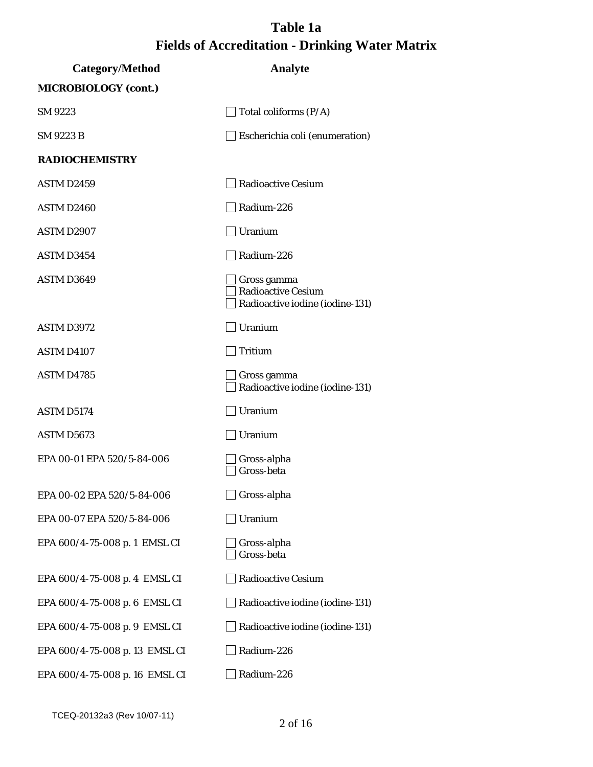# Table 1a
## Fields of Accreditation - Drinking Water Matrix

| Category/Method | Analyte |
|---|---|
| **MICROBIOLOGY (cont.)** | |
| SM 9223 | ☐ Total coliforms (P/A) |
| SM 9223 B | ☐ Escherichia coli (enumeration) |
| **RADIOCHEMISTRY** | |
| ASTM D2459 | ☐ Radioactive Cesium |
| ASTM D2460 | ☐ Radium-226 |
| ASTM D2907 | ☐ Uranium |
| ASTM D3454 | ☐ Radium-226 |
| ASTM D3649 | ☐ Gross gamma<br>☐ Radioactive Cesium<br>☐ Radioactive iodine (iodine-131) |
| ASTM D3972 | ☐ Uranium |
| ASTM D4107 | ☐ Tritium |
| ASTM D4785 | ☐ Gross gamma<br>☐ Radioactive iodine (iodine-131) |
| ASTM D5174 | ☐ Uranium |
| ASTM D5673 | ☐ Uranium |
| EPA 00-01 EPA 520/5-84-006 | ☐ Gross-alpha<br>☐ Gross-beta |
| EPA 00-02 EPA 520/5-84-006 | ☐ Gross-alpha |
| EPA 00-07 EPA 520/5-84-006 | ☐ Uranium |
| EPA 600/4-75-008 p. 1 EMSL CI | ☐ Gross-alpha<br>☐ Gross-beta |
| EPA 600/4-75-008 p. 4 EMSL CI | ☐ Radioactive Cesium |
| EPA 600/4-75-008 p. 6 EMSL CI | ☐ Radioactive iodine (iodine-131) |
| EPA 600/4-75-008 p. 9 EMSL CI | ☐ Radioactive iodine (iodine-131) |
| EPA 600/4-75-008 p. 13 EMSL CI | ☐ Radium-226 |
| EPA 600/4-75-008 p. 16 EMSL CI | ☐ Radium-226 |

TCEQ-20132a3 (Rev 10/07-11)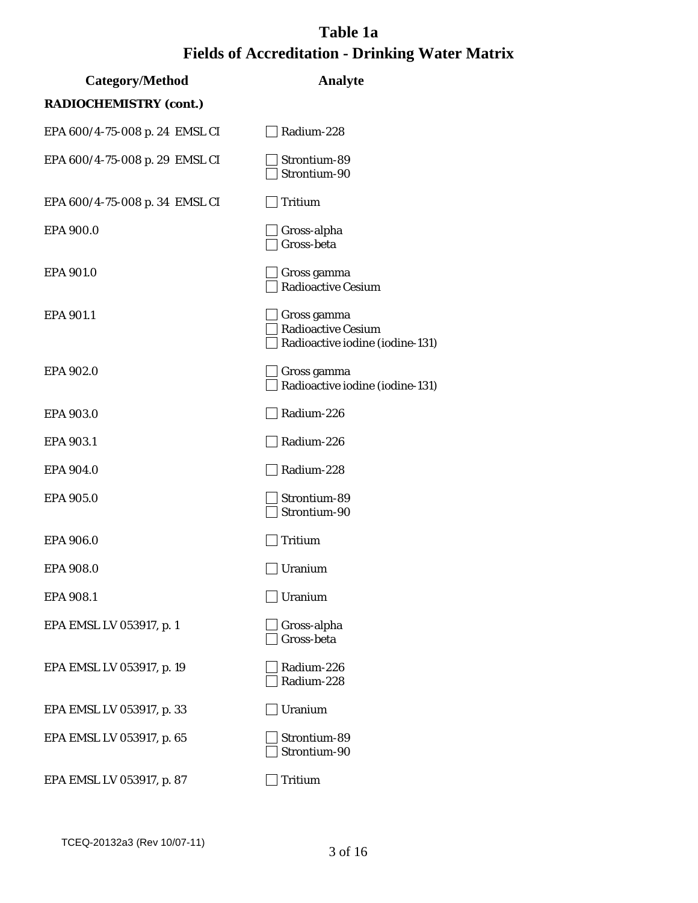# Table 1a
# Fields of Accreditation - Drinking Water Matrix

| Category/Method | Analyte |
|---|---|
| **RADIOCHEMISTRY (cont.)** | |
| EPA 600/4-75-008 p. 24 EMSL CI | ☐ Radium-228 |
| EPA 600/4-75-008 p. 29 EMSL CI | ☐ Strontium-89<br>☐ Strontium-90 |
| EPA 600/4-75-008 p. 34 EMSL CI | ☐ Tritium |
| EPA 900.0 | ☐ Gross-alpha<br>☐ Gross-beta |
| EPA 901.0 | ☐ Gross gamma<br>☐ Radioactive Cesium |
| EPA 901.1 | ☐ Gross gamma<br>☐ Radioactive Cesium<br>☐ Radioactive iodine (iodine-131) |
| EPA 902.0 | ☐ Gross gamma<br>☐ Radioactive iodine (iodine-131) |
| EPA 903.0 | ☐ Radium-226 |
| EPA 903.1 | ☐ Radium-226 |
| EPA 904.0 | ☐ Radium-228 |
| EPA 905.0 | ☐ Strontium-89<br>☐ Strontium-90 |
| EPA 906.0 | ☐ Tritium |
| EPA 908.0 | ☐ Uranium |
| EPA 908.1 | ☐ Uranium |
| EPA EMSL LV 053917, p. 1 | ☐ Gross-alpha<br>☐ Gross-beta |
| EPA EMSL LV 053917, p. 19 | ☐ Radium-226<br>☐ Radium-228 |
| EPA EMSL LV 053917, p. 33 | ☐ Uranium |
| EPA EMSL LV 053917, p. 65 | ☐ Strontium-89<br>☐ Strontium-90 |
| EPA EMSL LV 053917, p. 87 | ☐ Tritium |

TCEQ-20132a3 (Rev 10/07-11)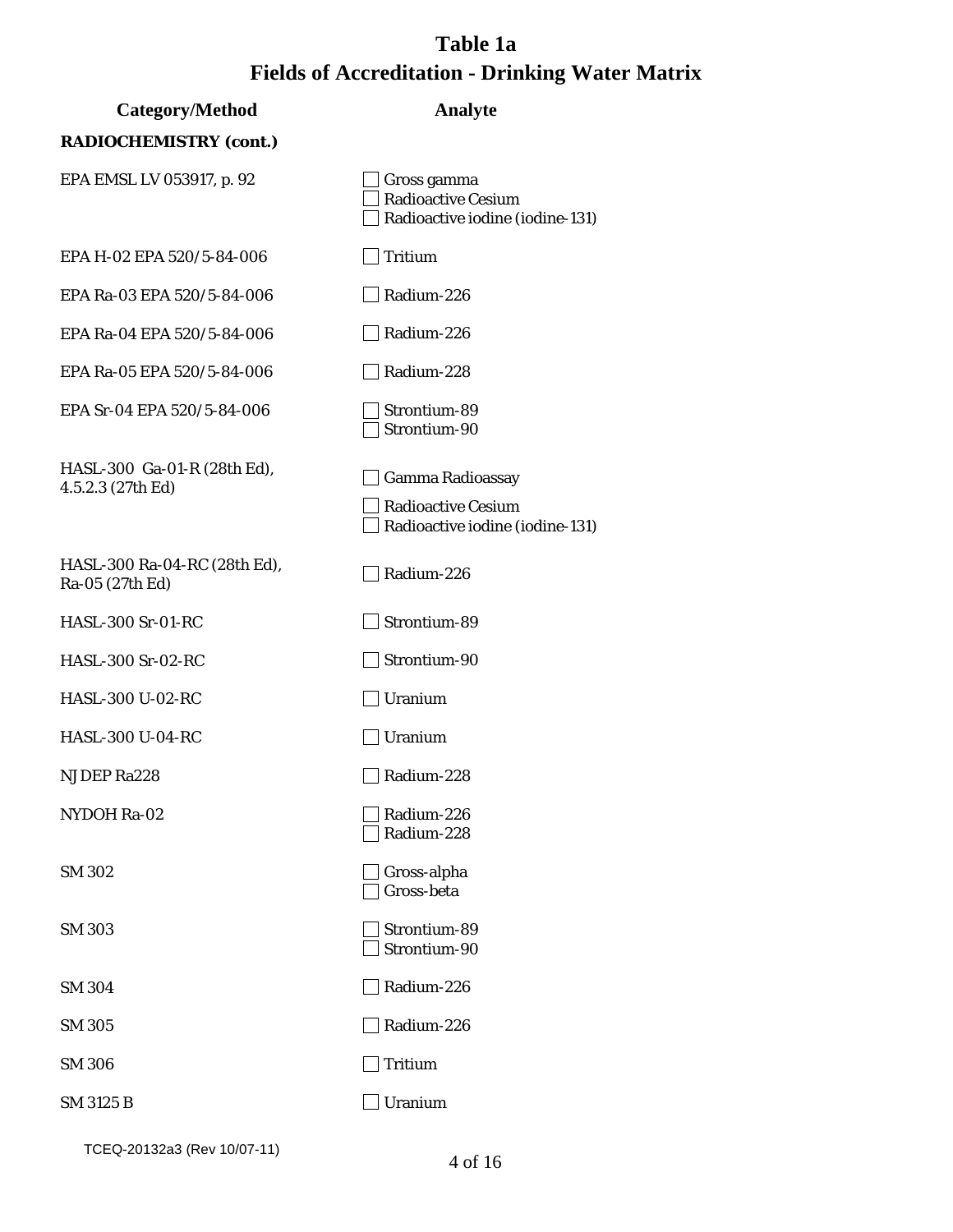# Table 1a
## Fields of Accreditation - Drinking Water Matrix

| Category/Method | Analyte |
| --- | --- |
| **RADIOCHEMISTRY (cont.)** | |
| EPA EMSL LV 053917, p. 92 | ☐ Gross gamma<br>☐ Radioactive Cesium<br>☐ Radioactive iodine (iodine-131) |
| EPA H-02 EPA 520/5-84-006 | ☐ Tritium |
| EPA Ra-03 EPA 520/5-84-006 | ☐ Radium-226 |
| EPA Ra-04 EPA 520/5-84-006 | ☐ Radium-226 |
| EPA Ra-05 EPA 520/5-84-006 | ☐ Radium-228 |
| EPA Sr-04 EPA 520/5-84-006 | ☐ Strontium-89<br>☐ Strontium-90 |
| HASL-300 Ga-01-R (28th Ed), 4.5.2.3 (27th Ed) | ☐ Gamma Radioassay<br>☐ Radioactive Cesium<br>☐ Radioactive iodine (iodine-131) |
| HASL-300 Ra-04-RC (28th Ed), Ra-05 (27th Ed) | ☐ Radium-226 |
| HASL-300 Sr-01-RC | ☐ Strontium-89 |
| HASL-300 Sr-02-RC | ☐ Strontium-90 |
| HASL-300 U-02-RC | ☐ Uranium |
| HASL-300 U-04-RC | ☐ Uranium |
| NJDEP Ra228 | ☐ Radium-228 |
| NYDOH Ra-02 | ☐ Radium-226<br>☐ Radium-228 |
| SM 302 | ☐ Gross-alpha<br>☐ Gross-beta |
| SM 303 | ☐ Strontium-89<br>☐ Strontium-90 |
| SM 304 | ☐ Radium-226 |
| SM 305 | ☐ Radium-226 |
| SM 306 | ☐ Tritium |
| SM 3125 B | ☐ Uranium |

TCEQ-20132a3 (Rev 10/07-11)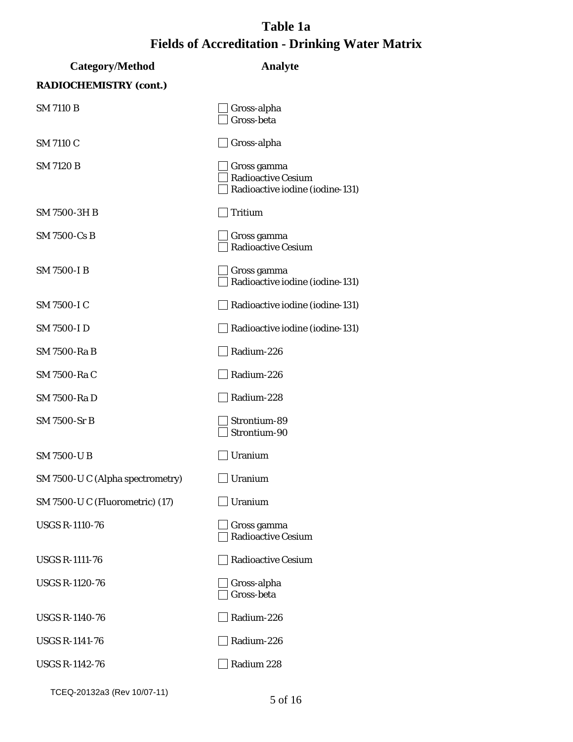# Table 1a
## Fields of Accreditation - Drinking Water Matrix

| Category/Method | Analyte |
|---|---|
| **RADIOCHEMISTRY (cont.)** | |
| SM 7110 B | ☐ Gross-alpha<br>☐ Gross-beta |
| SM 7110 C | ☐ Gross-alpha |
| SM 7120 B | ☐ Gross gamma<br>☐ Radioactive Cesium<br>☐ Radioactive iodine (iodine-131) |
| SM 7500-3H B | ☐ Tritium |
| SM 7500-Cs B | ☐ Gross gamma<br>☐ Radioactive Cesium |
| SM 7500-I B | ☐ Gross gamma<br>☐ Radioactive iodine (iodine-131) |
| SM 7500-I C | ☐ Radioactive iodine (iodine-131) |
| SM 7500-I D | ☐ Radioactive iodine (iodine-131) |
| SM 7500-Ra B | ☐ Radium-226 |
| SM 7500-Ra C | ☐ Radium-226 |
| SM 7500-Ra D | ☐ Radium-228 |
| SM 7500-Sr B | ☐ Strontium-89<br>☐ Strontium-90 |
| SM 7500-U B | ☐ Uranium |
| SM 7500-U C (Alpha spectrometry) | ☐ Uranium |
| SM 7500-U C (Fluorometric) (17) | ☐ Uranium |
| USGS R-1110-76 | ☐ Gross gamma<br>☐ Radioactive Cesium |
| USGS R-1111-76 | ☐ Radioactive Cesium |
| USGS R-1120-76 | ☐ Gross-alpha<br>☐ Gross-beta |
| USGS R-1140-76 | ☐ Radium-226 |
| USGS R-1141-76 | ☐ Radium-226 |
| USGS R-1142-76 | ☐ Radium 228 |

TCEQ-20132a3 (Rev 10/07-11)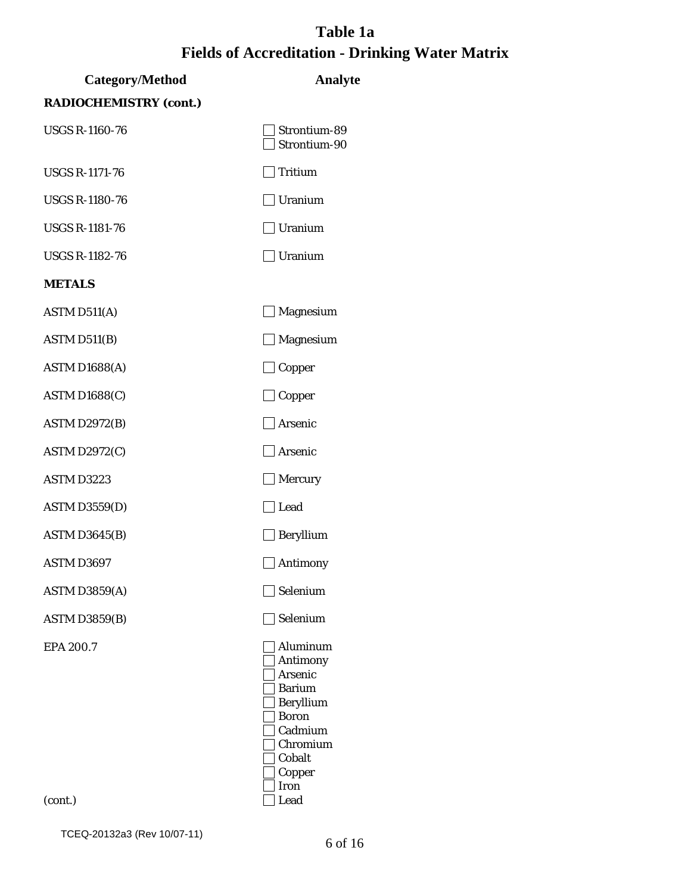# Table 1a
# Fields of Accreditation - Drinking Water Matrix

| Category/Method | Analyte |
|---|---|
| **RADIOCHEMISTRY (cont.)** | |
| USGS R-1160-76 | ☐ Strontium-89<br>☐ Strontium-90 |
| USGS R-1171-76 | ☐ Tritium |
| USGS R-1180-76 | ☐ Uranium |
| USGS R-1181-76 | ☐ Uranium |
| USGS R-1182-76 | ☐ Uranium |
| **METALS** | |
| ASTM D511(A) | ☐ Magnesium |
| ASTM D511(B) | ☐ Magnesium |
| ASTM D1688(A) | ☐ Copper |
| ASTM D1688(C) | ☐ Copper |
| ASTM D2972(B) | ☐ Arsenic |
| ASTM D2972(C) | ☐ Arsenic |
| ASTM D3223 | ☐ Mercury |
| ASTM D3559(D) | ☐ Lead |
| ASTM D3645(B) | ☐ Beryllium |
| ASTM D3697 | ☐ Antimony |
| ASTM D3859(A) | ☐ Selenium |
| ASTM D3859(B) | ☐ Selenium |
| EPA 200.7<br><br><br><br><br><br><br><br><br><br><br>(cont.) | ☐ Aluminum<br>☐ Antimony<br>☐ Arsenic<br>☐ Barium<br>☐ Beryllium<br>☐ Boron<br>☐ Cadmium<br>☐ Chromium<br>☐ Cobalt<br>☐ Copper<br>☐ Iron<br>☐ Lead |

TCEQ-20132a3 (Rev 10/07-11)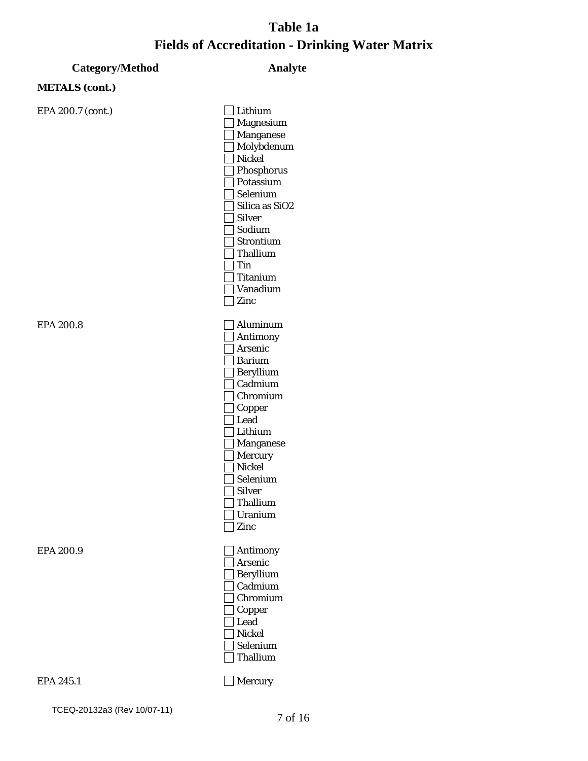# Table 1a
# Fields of Accreditation - Drinking Water Matrix

| Category/Method | Analyte |
|---|---|
| **METALS (cont.)** | |
| EPA 200.7 (cont.) | ☐ Lithium |
| | ☐ Magnesium |
| | ☐ Manganese |
| | ☐ Molybdenum |
| | ☐ Nickel |
| | ☐ Phosphorus |
| | ☐ Potassium |
| | ☐ Selenium |
| | ☐ Silica as $SiO_2$ |
| | ☐ Silver |
| | ☐ Sodium |
| | ☐ Strontium |
| | ☐ Thallium |
| | ☐ Tin |
| | ☐ Titanium |
| | ☐ Vanadium |
| | ☐ Zinc |
| EPA 200.8 | ☐ Aluminum |
| | ☐ Antimony |
| | ☐ Arsenic |
| | ☐ Barium |
| | ☐ Beryllium |
| | ☐ Cadmium |
| | ☐ Chromium |
| | ☐ Copper |
| | ☐ Lead |
| | ☐ Lithium |
| | ☐ Manganese |
| | ☐ Mercury |
| | ☐ Nickel |
| | ☐ Selenium |
| | ☐ Silver |
| | ☐ Thallium |
| | ☐ Uranium |
| | ☐ Zinc |
| EPA 200.9 | ☐ Antimony |
| | ☐ Arsenic |
| | ☐ Beryllium |
| | ☐ Cadmium |
| | ☐ Chromium |
| | ☐ Copper |
| | ☐ Lead |
| | ☐ Nickel |
| | ☐ Selenium |
| | ☐ Thallium |
| EPA 245.1 | ☐ Mercury |

TCEQ-20132a3 (Rev 10/07-11)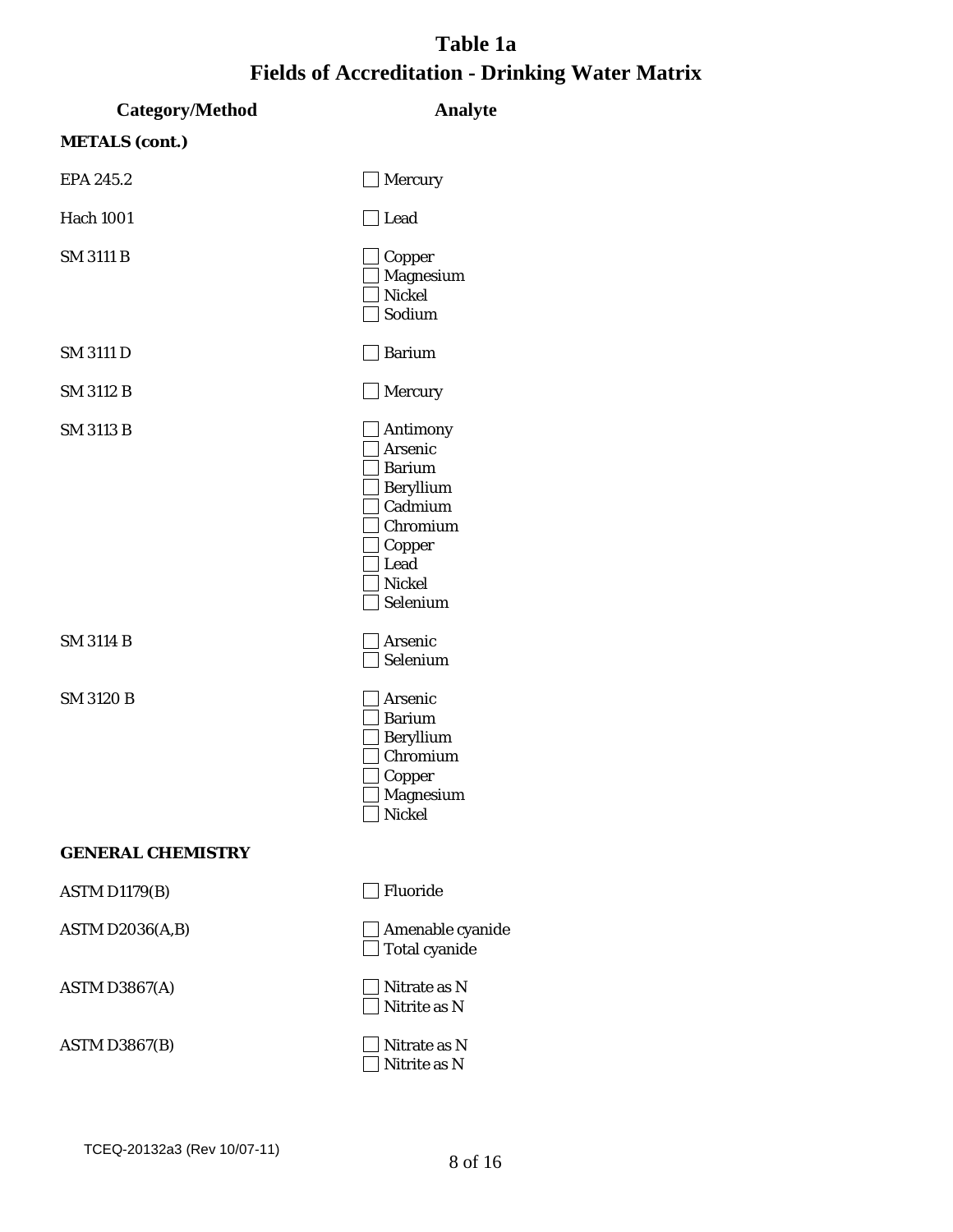# Table 1a
# Fields of Accreditation - Drinking Water Matrix

| Category/Method | Analyte |
|---|---|
| **METALS (cont.)** | |
| EPA 245.2 | ☐ Mercury |
| Hach 1001 | ☐ Lead |
| SM 3111 B | ☐ Copper<br>☐ Magnesium<br>☐ Nickel<br>☐ Sodium |
| SM 3111 D | ☐ Barium |
| SM 3112 B | ☐ Mercury |
| SM 3113 B | ☐ Antimony<br>☐ Arsenic<br>☐ Barium<br>☐ Beryllium<br>☐ Cadmium<br>☐ Chromium<br>☐ Copper<br>☐ Lead<br>☐ Nickel<br>☐ Selenium |
| SM 3114 B | ☐ Arsenic<br>☐ Selenium |
| SM 3120 B | ☐ Arsenic<br>☐ Barium<br>☐ Beryllium<br>☐ Chromium<br>☐ Copper<br>☐ Magnesium<br>☐ Nickel |
| **GENERAL CHEMISTRY** | |
| ASTM D1179(B) | ☐ Fluoride |
| ASTM D2036(A,B) | ☐ Amenable cyanide<br>☐ Total cyanide |
| ASTM D3867(A) | ☐ Nitrate as N<br>☐ Nitrite as N |
| ASTM D3867(B) | ☐ Nitrate as N<br>☐ Nitrite as N |

TCEQ-20132a3 (Rev 10/07-11)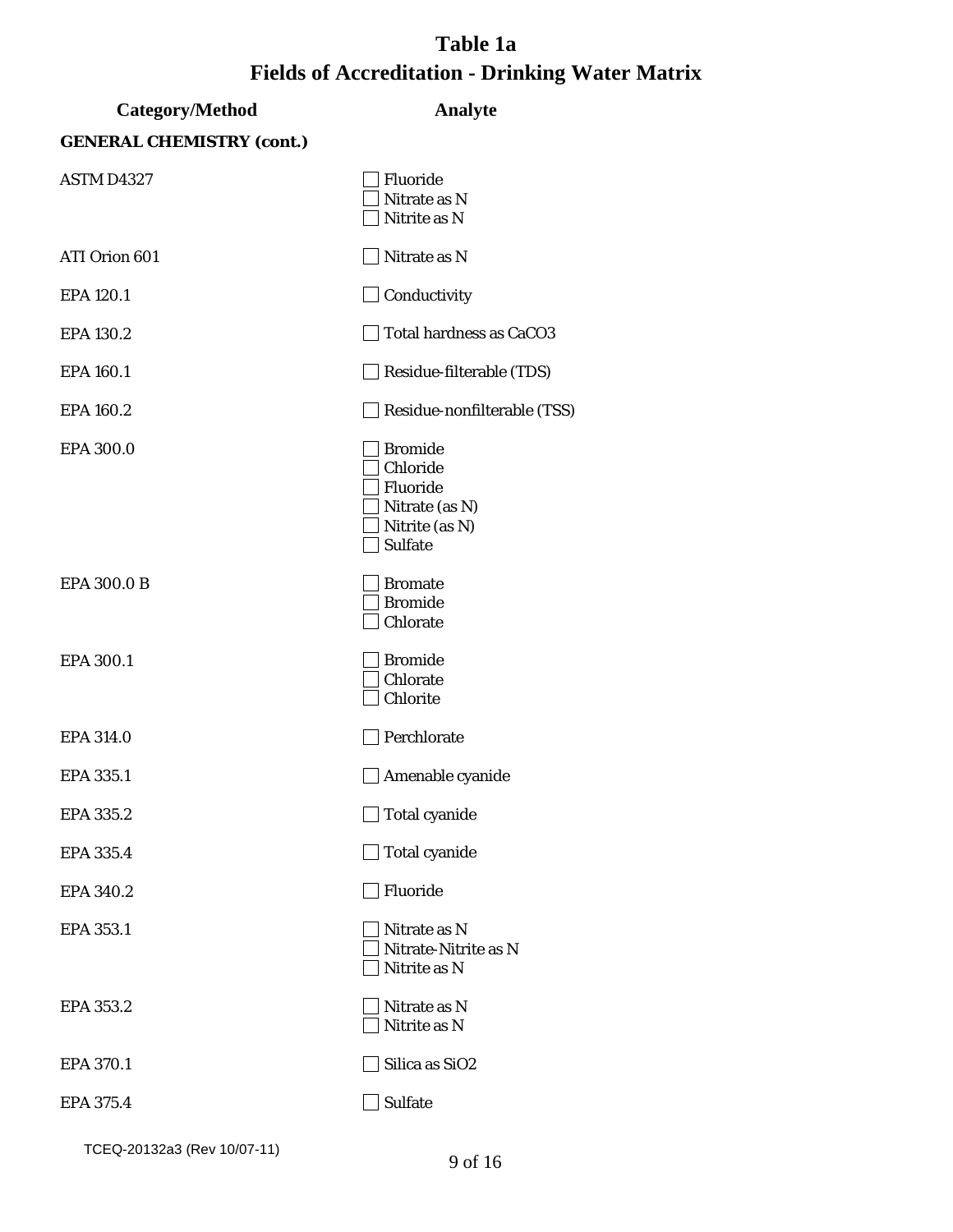# Table 1a
# Fields of Accreditation - Drinking Water Matrix

| Category/Method | Analyte |
|---|---|
| **GENERAL CHEMISTRY (cont.)** | |
| ASTM D4327 | ☐ Fluoride<br>☐ Nitrate as N<br>☐ Nitrite as N |
| ATI Orion 601 | ☐ Nitrate as N |
| EPA 120.1 | ☐ Conductivity |
| EPA 130.2 | ☐ Total hardness as $CaCO_3$ |
| EPA 160.1 | ☐ Residue-filterable (TDS) |
| EPA 160.2 | ☐ Residue-nonfilterable (TSS) |
| EPA 300.0 | ☐ Bromide<br>☐ Chloride<br>☐ Fluoride<br>☐ Nitrate (as N)<br>☐ Nitrite (as N)<br>☐ Sulfate |
| EPA 300.0 B | ☐ Bromate<br>☐ Bromide<br>☐ Chlorate |
| EPA 300.1 | ☐ Bromide<br>☐ Chlorate<br>☐ Chlorite |
| EPA 314.0 | ☐ Perchlorate |
| EPA 335.1 | ☐ Amenable cyanide |
| EPA 335.2 | ☐ Total cyanide |
| EPA 335.4 | ☐ Total cyanide |
| EPA 340.2 | ☐ Fluoride |
| EPA 353.1 | ☐ Nitrate as N<br>☐ Nitrate-Nitrite as N<br>☐ Nitrite as N |
| EPA 353.2 | ☐ Nitrate as N<br>☐ Nitrite as N |
| EPA 370.1 | ☐ Silica as $SiO_2$ |
| EPA 375.4 | ☐ Sulfate |

TCEQ-20132a3 (Rev 10/07-11)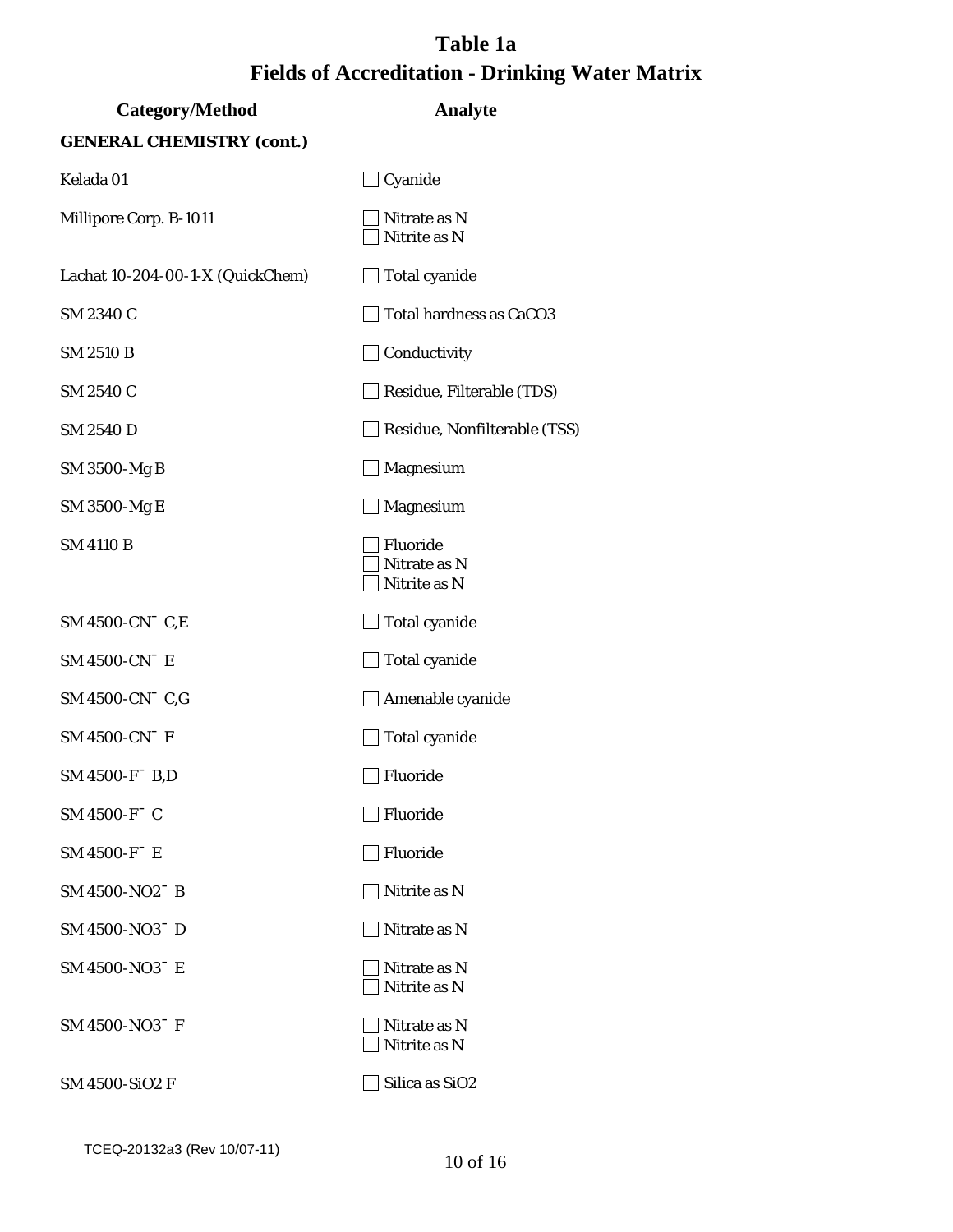# Table 1a
## Fields of Accreditation - Drinking Water Matrix

| Category/Method | Analyte |
|---|---|
| **GENERAL CHEMISTRY (cont.)** | |
| Kelada 01 | ☐ Cyanide |
| Millipore Corp. B-1011 | ☐ Nitrate as N<br>☐ Nitrite as N |
| Lachat 10-204-00-1-X (QuickChem) | ☐ Total cyanide |
| SM 2340 C | ☐ Total hardness as $CaCO_3$ |
| SM 2510 B | ☐ Conductivity |
| SM 2540 C | ☐ Residue, Filterable (TDS) |
| SM 2540 D | ☐ Residue, Nonfilterable (TSS) |
| SM 3500-Mg B | ☐ Magnesium |
| SM 3500-Mg E | ☐ Magnesium |
| SM 4110 B | ☐ Fluoride<br>☐ Nitrate as N<br>☐ Nitrite as N |
| SM 4500-$CN^-$ C,E | ☐ Total cyanide |
| SM 4500-$CN^-$ E | ☐ Total cyanide |
| SM 4500-$CN^-$ C,G | ☐ Amenable cyanide |
| SM 4500-$CN^-$ F | ☐ Total cyanide |
| SM 4500-$F^-$ B,D | ☐ Fluoride |
| SM 4500-$F^-$ C | ☐ Fluoride |
| SM 4500-$F^-$ E | ☐ Fluoride |
| SM 4500-$NO_2^-$ B | ☐ Nitrite as N |
| SM 4500-$NO_3^-$ D | ☐ Nitrate as N |
| SM 4500-$NO_3^-$ E | ☐ Nitrate as N<br>☐ Nitrite as N |
| SM 4500-$NO_3^-$ F | ☐ Nitrate as N<br>☐ Nitrite as N |
| SM 4500-$SiO_2$ F | ☐ Silica as $SiO_2$ |

TCEQ-20132a3 (Rev 10/07-11)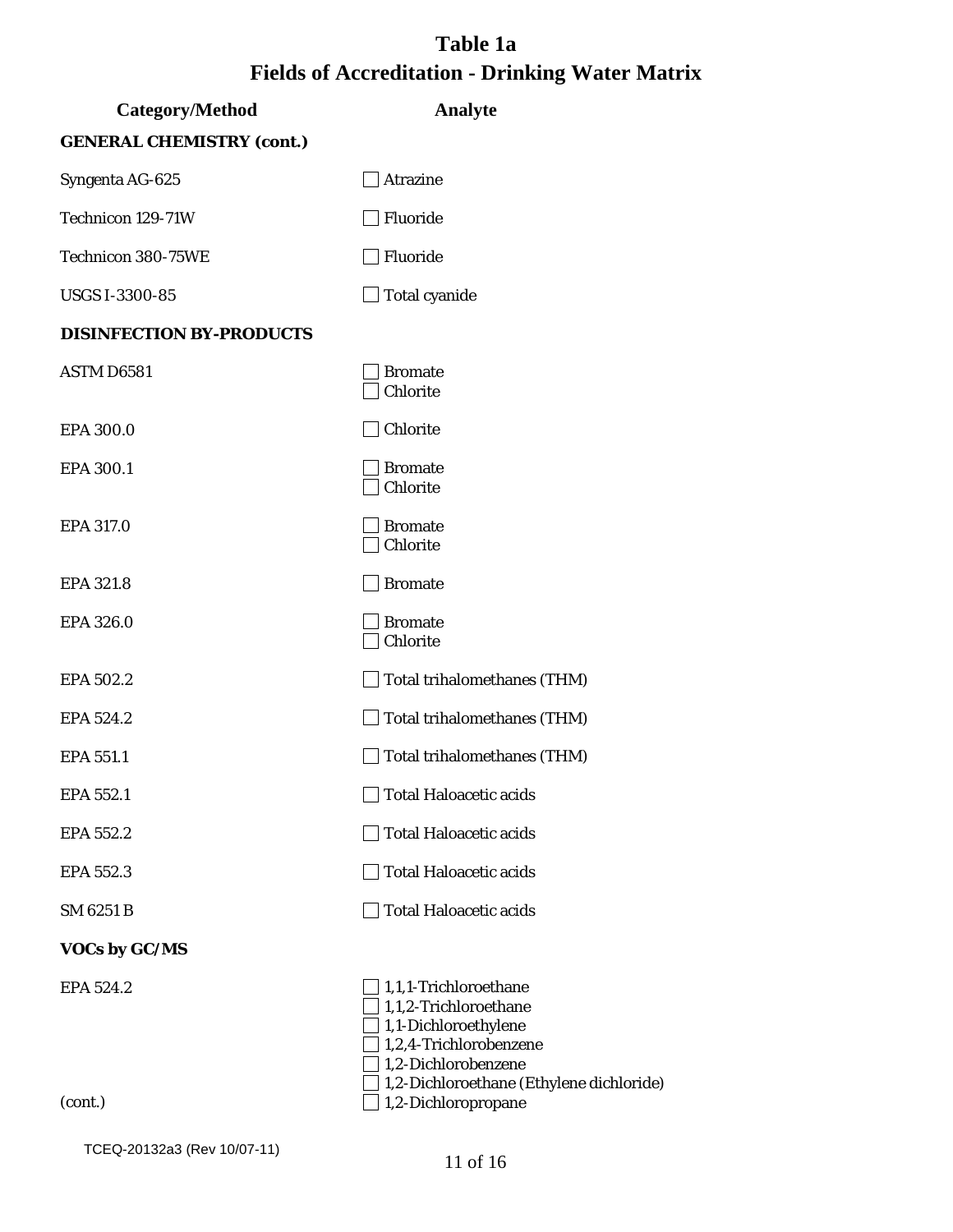# Table 1a
## Fields of Accreditation - Drinking Water Matrix

| Category/Method | Analyte |
| --- | --- |
| **GENERAL CHEMISTRY (cont.)** | |
| Syngenta AG-625 | ☐ Atrazine |
| Technicon 129-71W | ☐ Fluoride |
| Technicon 380-75WE | ☐ Fluoride |
| USGS I-3300-85 | ☐ Total cyanide |
| **DISINFECTION BY-PRODUCTS** | |
| ASTM D6581 | ☐ Bromate<br>☐ Chlorite |
| EPA 300.0 | ☐ Chlorite |
| EPA 300.1 | ☐ Bromate<br>☐ Chlorite |
| EPA 317.0 | ☐ Bromate<br>☐ Chlorite |
| EPA 321.8 | ☐ Bromate |
| EPA 326.0 | ☐ Bromate<br>☐ Chlorite |
| EPA 502.2 | ☐ Total trihalomethanes (THM) |
| EPA 524.2 | ☐ Total trihalomethanes (THM) |
| EPA 551.1 | ☐ Total trihalomethanes (THM) |
| EPA 552.1 | ☐ Total Haloacetic acids |
| EPA 552.2 | ☐ Total Haloacetic acids |
| EPA 552.3 | ☐ Total Haloacetic acids |
| SM 6251 B | ☐ Total Haloacetic acids |
| **VOCs by GC/MS** | |
| EPA 524.2<br><br>(cont.) | ☐ 1,1,1-Trichloroethane<br>☐ 1,1,2-Trichloroethane<br>☐ 1,1-Dichloroethylene<br>☐ 1,2,4-Trichlorobenzene<br>☐ 1,2-Dichlorobenzene<br>☐ 1,2-Dichloroethane (Ethylene dichloride)<br>☐ 1,2-Dichloropropane |

TCEQ-20132a3 (Rev 10/07-11)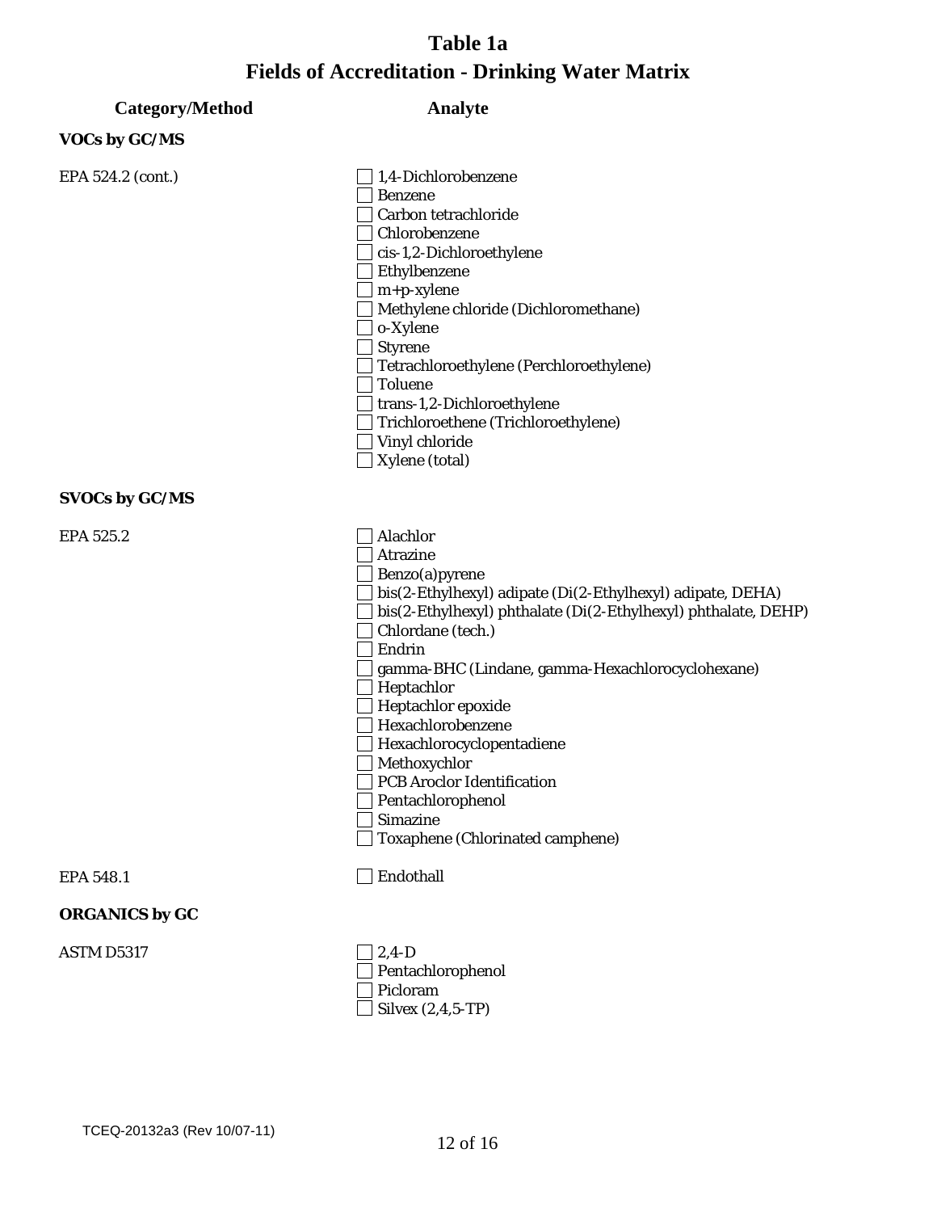# Table 1a
## Fields of Accreditation - Drinking Water Matrix

| Category/Method | Analyte |
|---|---|
| **VOCs by GC/MS** | |
| EPA 524.2 (cont.) | ☐ 1,4-Dichlorobenzene |
| | ☐ Benzene |
| | ☐ Carbon tetrachloride |
| | ☐ Chlorobenzene |
| | ☐ cis-1,2-Dichloroethylene |
| | ☐ Ethylbenzene |
| | ☐ m+p-xylene |
| | ☐ Methylene chloride (Dichloromethane) |
| | ☐ o-Xylene |
| | ☐ Styrene |
| | ☐ Tetrachloroethylene (Perchloroethylene) |
| | ☐ Toluene |
| | ☐ trans-1,2-Dichloroethylene |
| | ☐ Trichloroethene (Trichloroethylene) |
| | ☐ Vinyl chloride |
| | ☐ Xylene (total) |
| **SVOCs by GC/MS** | |
| EPA 525.2 | ☐ Alachlor |
| | ☐ Atrazine |
| | ☐ Benzo(a)pyrene |
| | ☐ bis(2-Ethylhexyl) adipate (Di(2-Ethylhexyl) adipate, DEHA) |
| | ☐ bis(2-Ethylhexyl) phthalate (Di(2-Ethylhexyl) phthalate, DEHP) |
| | ☐ Chlordane (tech.) |
| | ☐ Endrin |
| | ☐ gamma-BHC (Lindane, gamma-Hexachlorocyclohexane) |
| | ☐ Heptachlor |
| | ☐ Heptachlor epoxide |
| | ☐ Hexachlorobenzene |
| | ☐ Hexachlorocyclopentadiene |
| | ☐ Methoxychlor |
| | ☐ PCB Aroclor Identification |
| | ☐ Pentachlorophenol |
| | ☐ Simazine |
| | ☐ Toxaphene (Chlorinated camphene) |
| EPA 548.1 | ☐ Endothall |
| **ORGANICS by GC** | |
| ASTM D5317 | ☐ 2,4-D |
| | ☐ Pentachlorophenol |
| | ☐ Picloram |
| | ☐ Silvex (2,4,5-TP) |

TCEQ-20132a3 (Rev 10/07-11)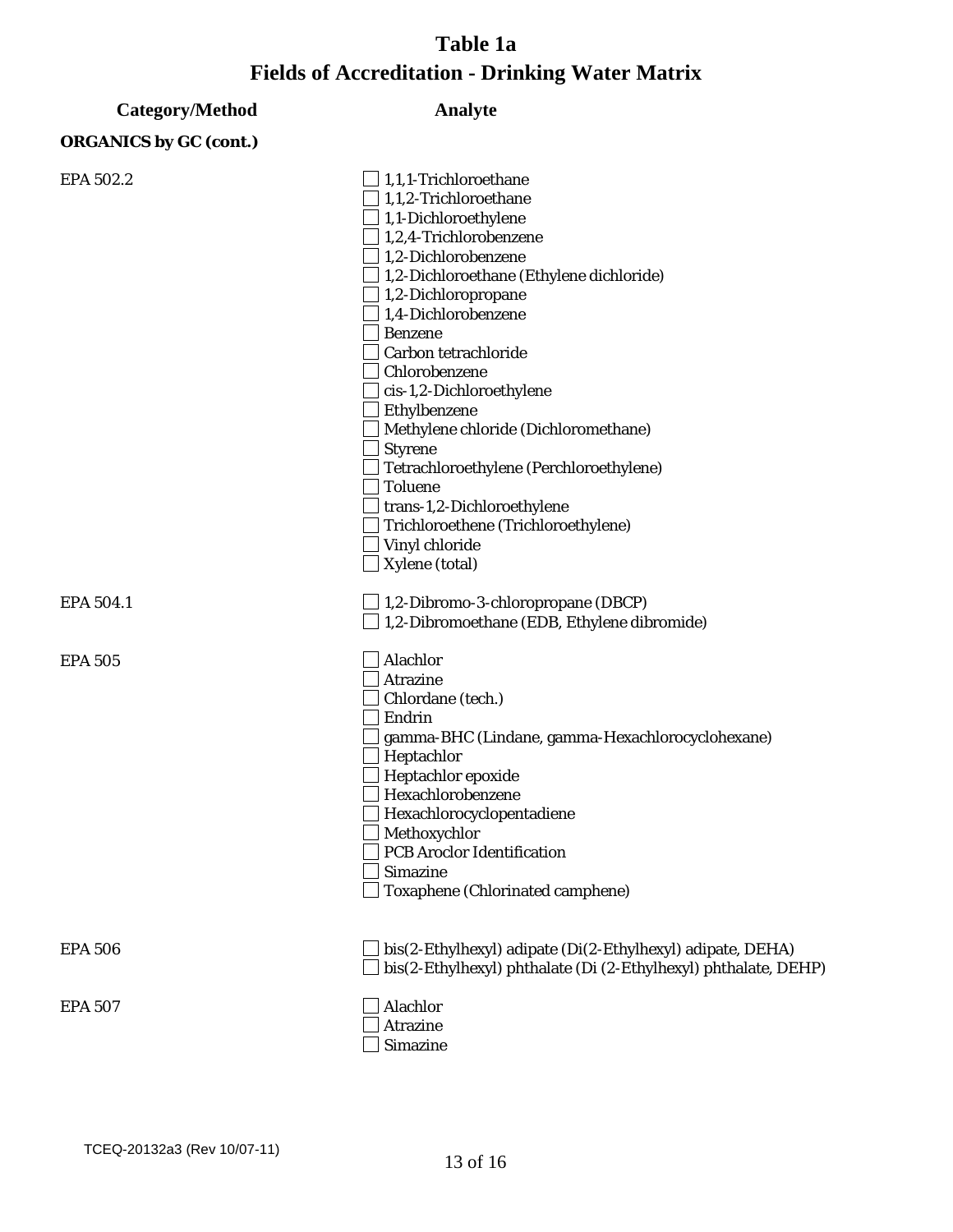# Table 1a
## Fields of Accreditation - Drinking Water Matrix

| Category/Method | Analyte |
| --- | --- |
| **ORGANICS by GC (cont.)** | |
| EPA 502.2 | ☐ 1,1,1-Trichloroethane |
| | ☐ 1,1,2-Trichloroethane |
| | ☐ 1,1-Dichloroethylene |
| | ☐ 1,2,4-Trichlorobenzene |
| | ☐ 1,2-Dichlorobenzene |
| | ☐ 1,2-Dichloroethane (Ethylene dichloride) |
| | ☐ 1,2-Dichloropropane |
| | ☐ 1,4-Dichlorobenzene |
| | ☐ Benzene |
| | ☐ Carbon tetrachloride |
| | ☐ Chlorobenzene |
| | ☐ cis-1,2-Dichloroethylene |
| | ☐ Ethylbenzene |
| | ☐ Methylene chloride (Dichloromethane) |
| | ☐ Styrene |
| | ☐ Tetrachloroethylene (Perchloroethylene) |
| | ☐ Toluene |
| | ☐ trans-1,2-Dichloroethylene |
| | ☐ Trichloroethene (Trichloroethylene) |
| | ☐ Vinyl chloride |
| | ☐ Xylene (total) |
| EPA 504.1 | ☐ 1,2-Dibromo-3-chloropropane (DBCP) |
| | ☐ 1,2-Dibromoethane (EDB, Ethylene dibromide) |
| EPA 505 | ☐ Alachlor |
| | ☐ Atrazine |
| | ☐ Chlordane (tech.) |
| | ☐ Endrin |
| | ☐ gamma-BHC (Lindane, gamma-Hexachlorocyclohexane) |
| | ☐ Heptachlor |
| | ☐ Heptachlor epoxide |
| | ☐ Hexachlorobenzene |
| | ☐ Hexachlorocyclopentadiene |
| | ☐ Methoxychlor |
| | ☐ PCB Aroclor Identification |
| | ☐ Simazine |
| | ☐ Toxaphene (Chlorinated camphene) |
| EPA 506 | ☐ bis(2-Ethylhexyl) adipate (Di(2-Ethylhexyl) adipate, DEHA) |
| | ☐ bis(2-Ethylhexyl) phthalate (Di (2-Ethylhexyl) phthalate, DEHP) |
| EPA 507 | ☐ Alachlor |
| | ☐ Atrazine |
| | ☐ Simazine |

TCEQ-20132a3 (Rev 10/07-11)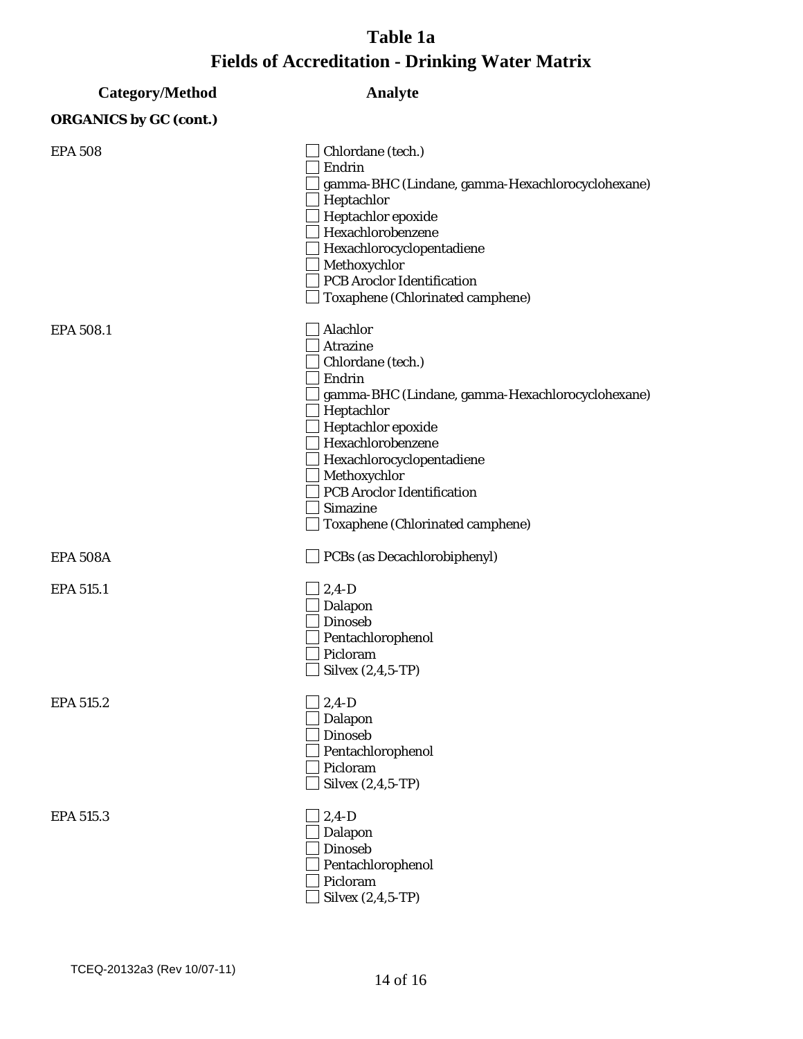# Table 1a
## Fields of Accreditation - Drinking Water Matrix

| Category/Method | Analyte |
|---|---|
| **ORGANICS by GC (cont.)** | |
| EPA 508 | ☐ Chlordane (tech.)<br>☐ Endrin<br>☐ gamma-BHC (Lindane, gamma-Hexachlorocyclohexane)<br>☐ Heptachlor<br>☐ Heptachlor epoxide<br>☐ Hexachlorobenzene<br>☐ Hexachlorocyclopentadiene<br>☐ Methoxychlor<br>☐ PCB Aroclor Identification<br>☐ Toxaphene (Chlorinated camphene) |
| EPA 508.1 | ☐ Alachlor<br>☐ Atrazine<br>☐ Chlordane (tech.)<br>☐ Endrin<br>☐ gamma-BHC (Lindane, gamma-Hexachlorocyclohexane)<br>☐ Heptachlor<br>☐ Heptachlor epoxide<br>☐ Hexachlorobenzene<br>☐ Hexachlorocyclopentadiene<br>☐ Methoxychlor<br>☐ PCB Aroclor Identification<br>☐ Simazine<br>☐ Toxaphene (Chlorinated camphene) |
| EPA 508A | ☐ PCBs (as Decachlorobiphenyl) |
| EPA 515.1 | ☐ 2,4-D<br>☐ Dalapon<br>☐ Dinoseb<br>☐ Pentachlorophenol<br>☐ Picloram<br>☐ Silvex (2,4,5-TP) |
| EPA 515.2 | ☐ 2,4-D<br>☐ Dalapon<br>☐ Dinoseb<br>☐ Pentachlorophenol<br>☐ Picloram<br>☐ Silvex (2,4,5-TP) |
| EPA 515.3 | ☐ 2,4-D<br>☐ Dalapon<br>☐ Dinoseb<br>☐ Pentachlorophenol<br>☐ Picloram<br>☐ Silvex (2,4,5-TP) |

TCEQ-20132a3 (Rev 10/07-11)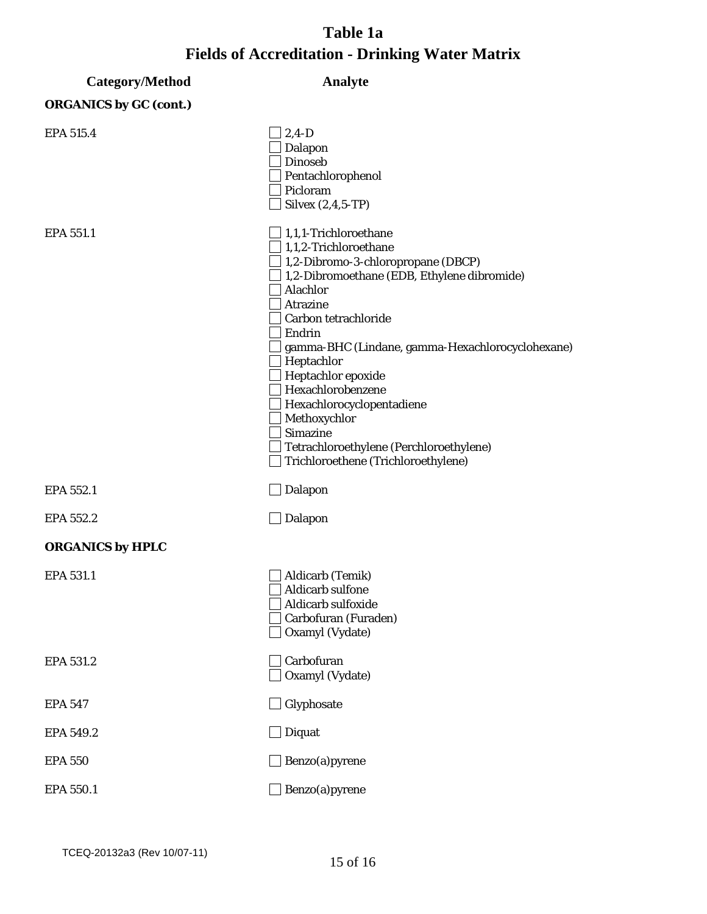# Table 1a
## Fields of Accreditation - Drinking Water Matrix

| Category/Method | Analyte |
|---|---|
| **ORGANICS by GC (cont.)** | |
| EPA 515.4 | ☐ 2,4-D<br>☐ Dalapon<br>☐ Dinoseb<br>☐ Pentachlorophenol<br>☐ Picloram<br>☐ Silvex (2,4,5-TP) |
| EPA 551.1 | ☐ 1,1,1-Trichloroethane<br>☐ 1,1,2-Trichloroethane<br>☐ 1,2-Dibromo-3-chloropropane (DBCP)<br>☐ 1,2-Dibromoethane (EDB, Ethylene dibromide)<br>☐ Alachlor<br>☐ Atrazine<br>☐ Carbon tetrachloride<br>☐ Endrin<br>☐ gamma-BHC (Lindane, gamma-Hexachlorocyclohexane)<br>☐ Heptachlor<br>☐ Heptachlor epoxide<br>☐ Hexachlorobenzene<br>☐ Hexachlorocyclopentadiene<br>☐ Methoxychlor<br>☐ Simazine<br>☐ Tetrachloroethylene (Perchloroethylene)<br>☐ Trichloroethene (Trichloroethylene) |
| EPA 552.1 | ☐ Dalapon |
| EPA 552.2 | ☐ Dalapon |
| **ORGANICS by HPLC** | |
| EPA 531.1 | ☐ Aldicarb (Temik)<br>☐ Aldicarb sulfone<br>☐ Aldicarb sulfoxide<br>☐ Carbofuran (Furaden)<br>☐ Oxamyl (Vydate) |
| EPA 531.2 | ☐ Carbofuran<br>☐ Oxamyl (Vydate) |
| EPA 547 | ☐ Glyphosate |
| EPA 549.2 | ☐ Diquat |
| EPA 550 | ☐ Benzo(a)pyrene |
| EPA 550.1 | ☐ Benzo(a)pyrene |

TCEQ-20132a3 (Rev 10/07-11)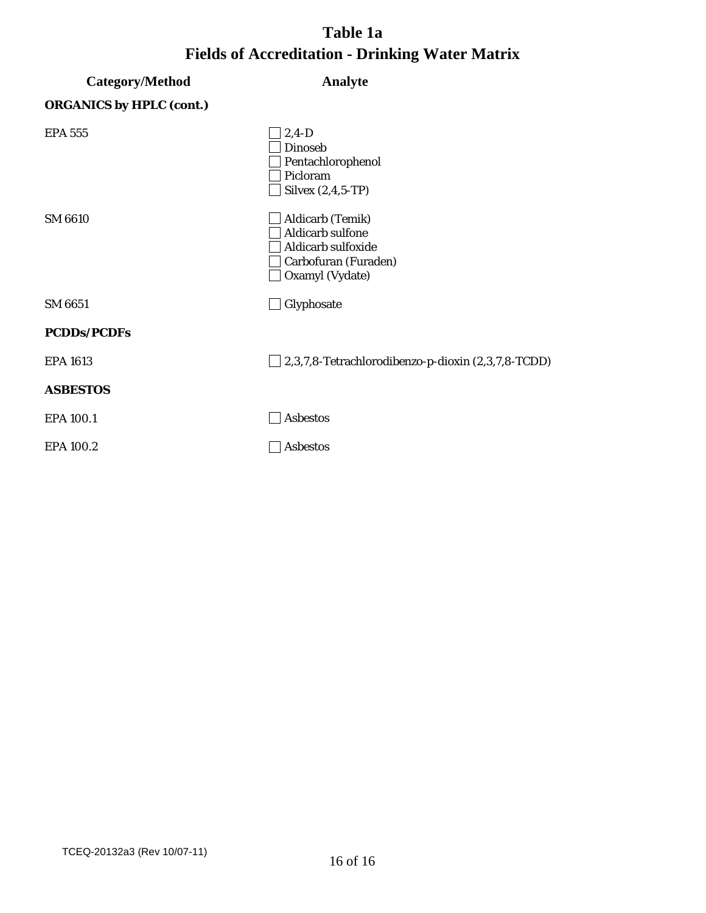# Table 1a
## Fields of Accreditation - Drinking Water Matrix

| Category/Method | Analyte |
| --- | --- |
| **ORGANICS by HPLC (cont.)** | |
| EPA 555 | ☐ 2,4-D<br>☐ Dinoseb<br>☐ Pentachlorophenol<br>☐ Picloram<br>☐ Silvex (2,4,5-TP) |
| SM 6610 | ☐ Aldicarb (Temik)<br>☐ Aldicarb sulfone<br>☐ Aldicarb sulfoxide<br>☐ Carbofuran (Furaden)<br>☐ Oxamyl (Vydate) |
| SM 6651 | ☐ Glyphosate |
| **PCDDs/PCDFs** | |
| EPA 1613 | ☐ 2,3,7,8-Tetrachlorodibenzo-p-dioxin (2,3,7,8-TCDD) |
| **ASBESTOS** | |
| EPA 100.1 | ☐ Asbestos |
| EPA 100.2 | ☐ Asbestos |

TCEQ-20132a3 (Rev 10/07-11)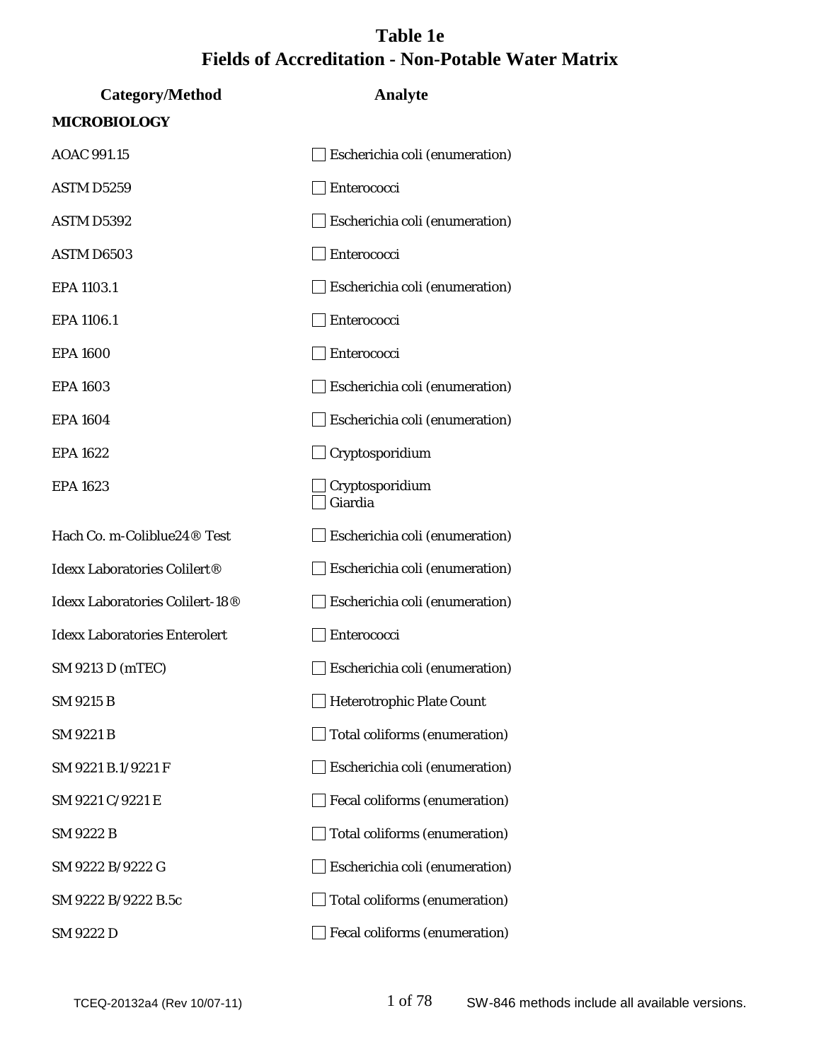# Table 1e
# Fields of Accreditation - Non-Potable Water Matrix

| Category/Method | Analyte |
|---|---|
| **MICROBIOLOGY** | |
| AOAC 991.15 | ☐ Escherichia coli (enumeration) |
| ASTM D5259 | ☐ Enterococci |
| ASTM D5392 | ☐ Escherichia coli (enumeration) |
| ASTM D6503 | ☐ Enterococci |
| EPA 1103.1 | ☐ Escherichia coli (enumeration) |
| EPA 1106.1 | ☐ Enterococci |
| EPA 1600 | ☐ Enterococci |
| EPA 1603 | ☐ Escherichia coli (enumeration) |
| EPA 1604 | ☐ Escherichia coli (enumeration) |
| EPA 1622 | ☐ Cryptosporidium |
| EPA 1623 | ☐ Cryptosporidium<br>☐ Giardia |
| Hach Co. m-Coliblue24® Test | ☐ Escherichia coli (enumeration) |
| Idexx Laboratories Colilert® | ☐ Escherichia coli (enumeration) |
| Idexx Laboratories Colilert-18® | ☐ Escherichia coli (enumeration) |
| Idexx Laboratories Enterolert | ☐ Enterococci |
| SM 9213 D (mTEC) | ☐ Escherichia coli (enumeration) |
| SM 9215 B | ☐ Heterotrophic Plate Count |
| SM 9221 B | ☐ Total coliforms (enumeration) |
| SM 9221 B.1/9221 F | ☐ Escherichia coli (enumeration) |
| SM 9221 C/9221 E | ☐ Fecal coliforms (enumeration) |
| SM 9222 B | ☐ Total coliforms (enumeration) |
| SM 9222 B/9222 G | ☐ Escherichia coli (enumeration) |
| SM 9222 B/9222 B.5c | ☐ Total coliforms (enumeration) |
| SM 9222 D | ☐ Fecal coliforms (enumeration) |

TCEQ-20132a4 (Rev 10/07-11) SW-846 methods include all available versions.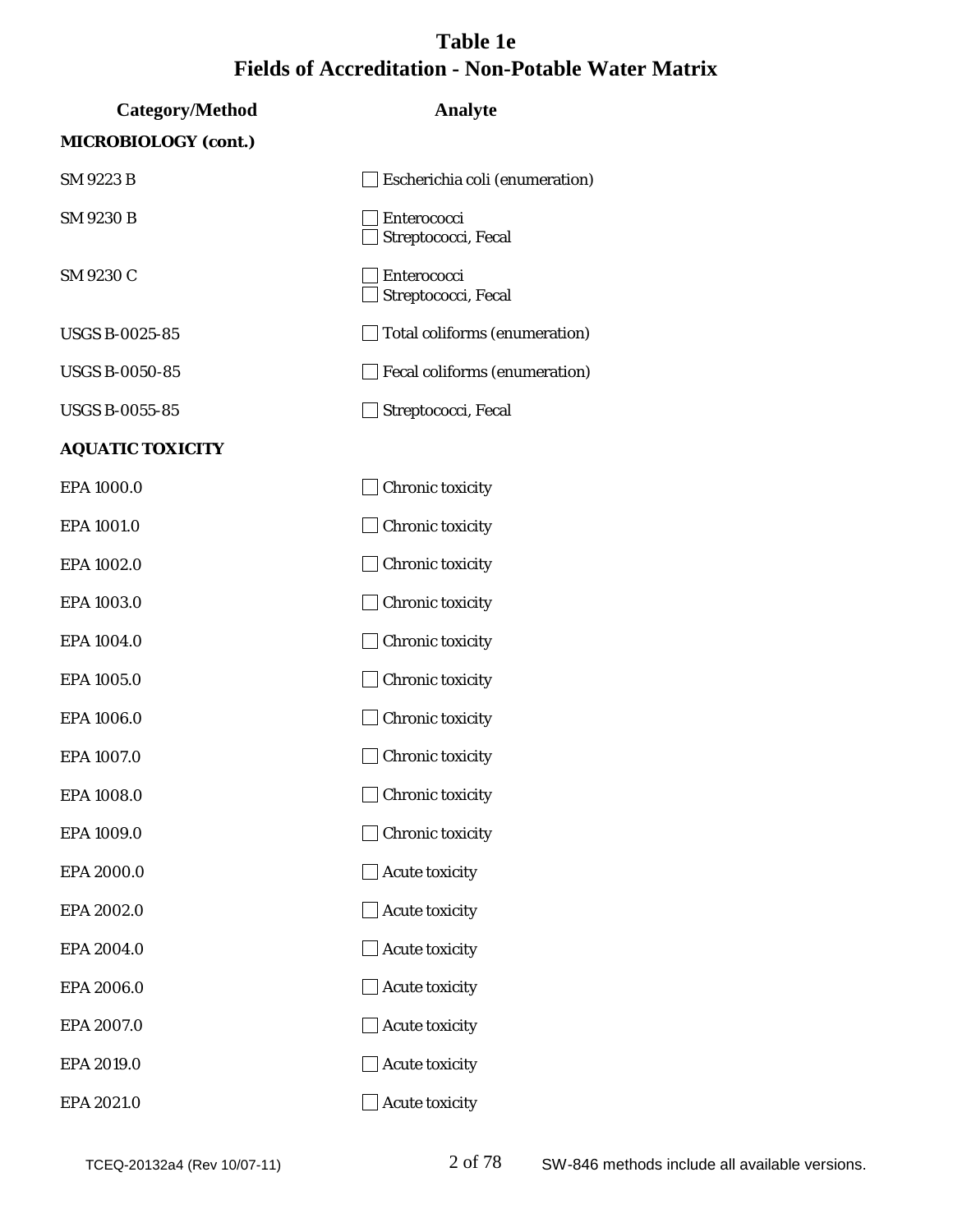# Table 1e
## Fields of Accreditation - Non-Potable Water Matrix

| Category/Method | Analyte |
| --- | --- |
| **MICROBIOLOGY (cont.)** | |
| SM 9223 B | ☐ Escherichia coli (enumeration) |
| SM 9230 B | ☐ Enterococci<br>☐ Streptococci, Fecal |
| SM 9230 C | ☐ Enterococci<br>☐ Streptococci, Fecal |
| USGS B-0025-85 | ☐ Total coliforms (enumeration) |
| USGS B-0050-85 | ☐ Fecal coliforms (enumeration) |
| USGS B-0055-85 | ☐ Streptococci, Fecal |
| **AQUATIC TOXICITY** | |
| EPA 1000.0 | ☐ Chronic toxicity |
| EPA 1001.0 | ☐ Chronic toxicity |
| EPA 1002.0 | ☐ Chronic toxicity |
| EPA 1003.0 | ☐ Chronic toxicity |
| EPA 1004.0 | ☐ Chronic toxicity |
| EPA 1005.0 | ☐ Chronic toxicity |
| EPA 1006.0 | ☐ Chronic toxicity |
| EPA 1007.0 | ☐ Chronic toxicity |
| EPA 1008.0 | ☐ Chronic toxicity |
| EPA 1009.0 | ☐ Chronic toxicity |
| EPA 2000.0 | ☐ Acute toxicity |
| EPA 2002.0 | ☐ Acute toxicity |
| EPA 2004.0 | ☐ Acute toxicity |
| EPA 2006.0 | ☐ Acute toxicity |
| EPA 2007.0 | ☐ Acute toxicity |
| EPA 2019.0 | ☐ Acute toxicity |
| EPA 2021.0 | ☐ Acute toxicity |

SW-846 methods include all available versions.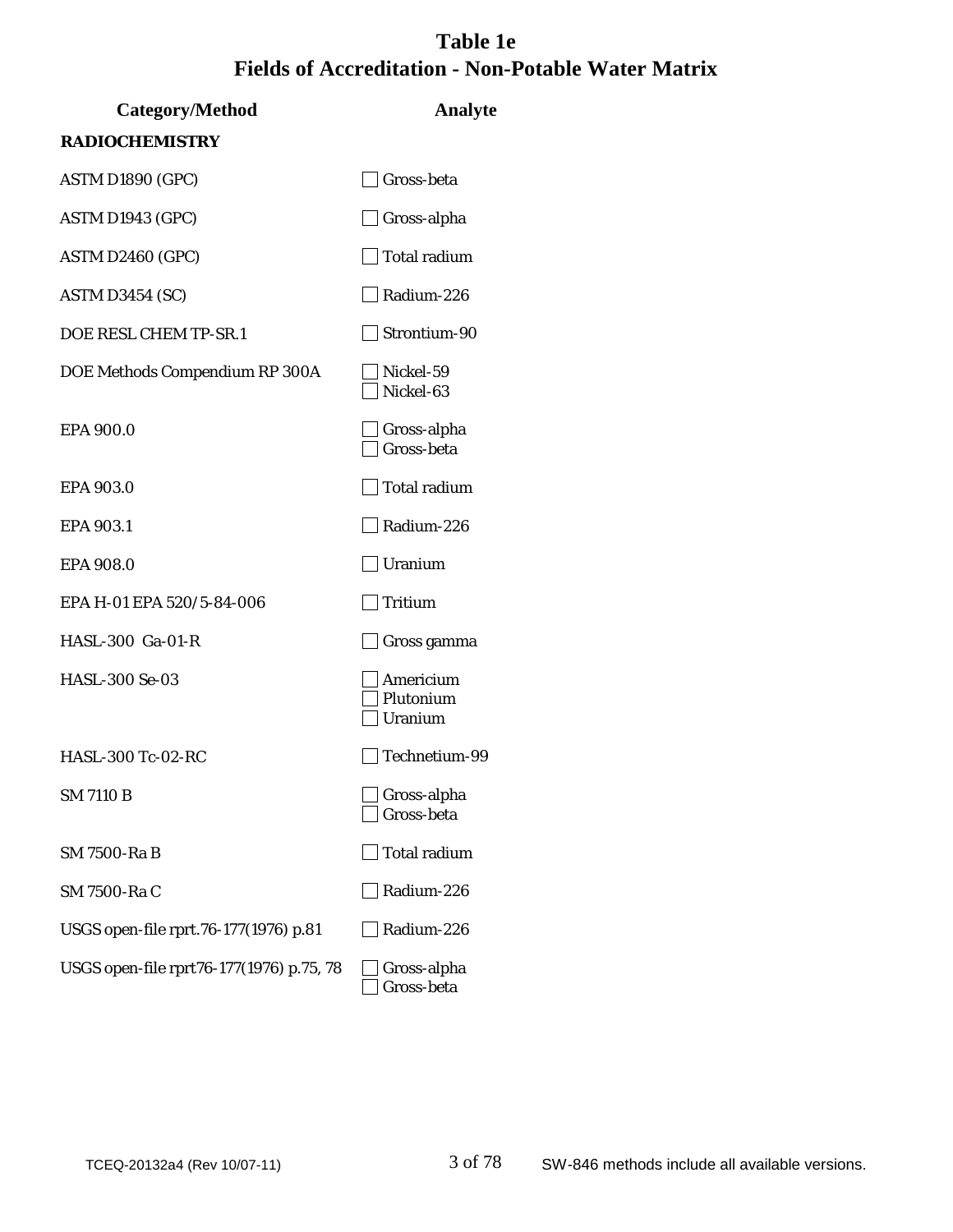# Table 1e
# Fields of Accreditation - Non-Potable Water Matrix

| Category/Method | Analyte |
|---|---|
| **RADIOCHEMISTRY** | |
| ASTM D1890 (GPC) | ☐ Gross-beta |
| ASTM D1943 (GPC) | ☐ Gross-alpha |
| ASTM D2460 (GPC) | ☐ Total radium |
| ASTM D3454 (SC) | ☐ Radium-226 |
| DOE RESL CHEM TP-SR.1 | ☐ Strontium-90 |
| DOE Methods Compendium RP 300A | ☐ Nickel-59<br>☐ Nickel-63 |
| EPA 900.0 | ☐ Gross-alpha<br>☐ Gross-beta |
| EPA 903.0 | ☐ Total radium |
| EPA 903.1 | ☐ Radium-226 |
| EPA 908.0 | ☐ Uranium |
| EPA H-01 EPA 520/5-84-006 | ☐ Tritium |
| HASL-300 Ga-01-R | ☐ Gross gamma |
| HASL-300 Se-03 | ☐ Americium<br>☐ Plutonium<br>☐ Uranium |
| HASL-300 Tc-02-RC | ☐ Technetium-99 |
| SM 7110 B | ☐ Gross-alpha<br>☐ Gross-beta |
| SM 7500-Ra B | ☐ Total radium |
| SM 7500-Ra C | ☐ Radium-226 |
| USGS open-file rprt.76-177(1976) p.81 | ☐ Radium-226 |
| USGS open-file rprt76-177(1976) p.75, 78 | ☐ Gross-alpha<br>☐ Gross-beta |

SW-846 methods include all available versions.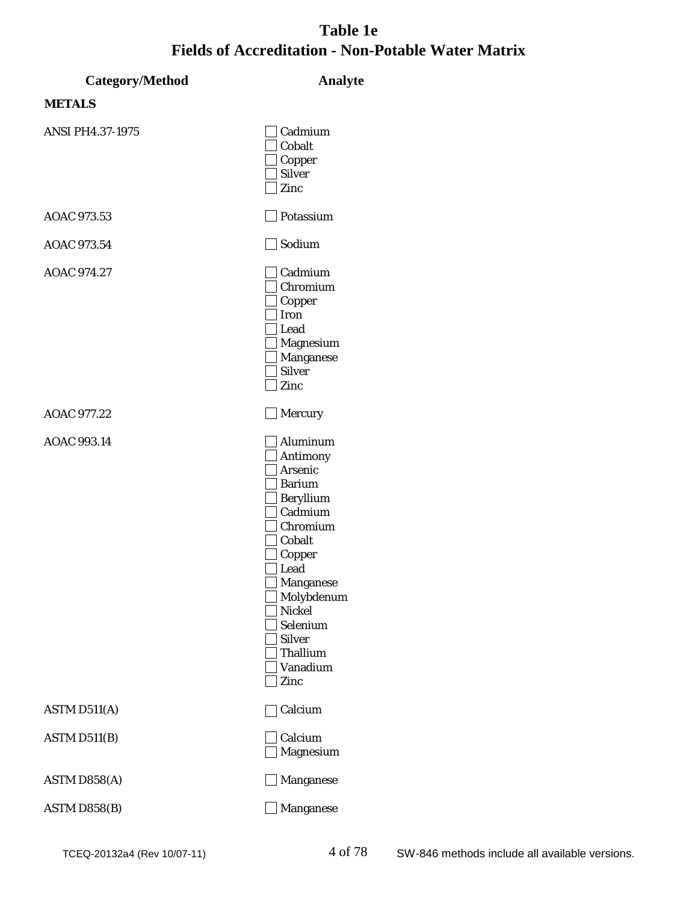# Table 1e
# Fields of Accreditation - Non-Potable Water Matrix

| Category/Method | Analyte |
|---|---|
| **METALS** | |
| ANSI PH4.37-1975 | ☐ Cadmium<br>☐ Cobalt<br>☐ Copper<br>☐ Silver<br>☐ Zinc |
| AOAC 973.53 | ☐ Potassium |
| AOAC 973.54 | ☐ Sodium |
| AOAC 974.27 | ☐ Cadmium<br>☐ Chromium<br>☐ Copper<br>☐ Iron<br>☐ Lead<br>☐ Magnesium<br>☐ Manganese<br>☐ Silver<br>☐ Zinc |
| AOAC 977.22 | ☐ Mercury |
| AOAC 993.14 | ☐ Aluminum<br>☐ Antimony<br>☐ Arsenic<br>☐ Barium<br>☐ Beryllium<br>☐ Cadmium<br>☐ Chromium<br>☐ Cobalt<br>☐ Copper<br>☐ Lead<br>☐ Manganese<br>☐ Molybdenum<br>☐ Nickel<br>☐ Selenium<br>☐ Silver<br>☐ Thallium<br>☐ Vanadium<br>☐ Zinc |
| ASTM D511(A) | ☐ Calcium |
| ASTM D511(B) | ☐ Calcium<br>☐ Magnesium |
| ASTM D858(A) | ☐ Manganese |
| ASTM D858(B) | ☐ Manganese |

TCEQ-20132a4 (Rev 10/07-11)

SW-846 methods include all available versions.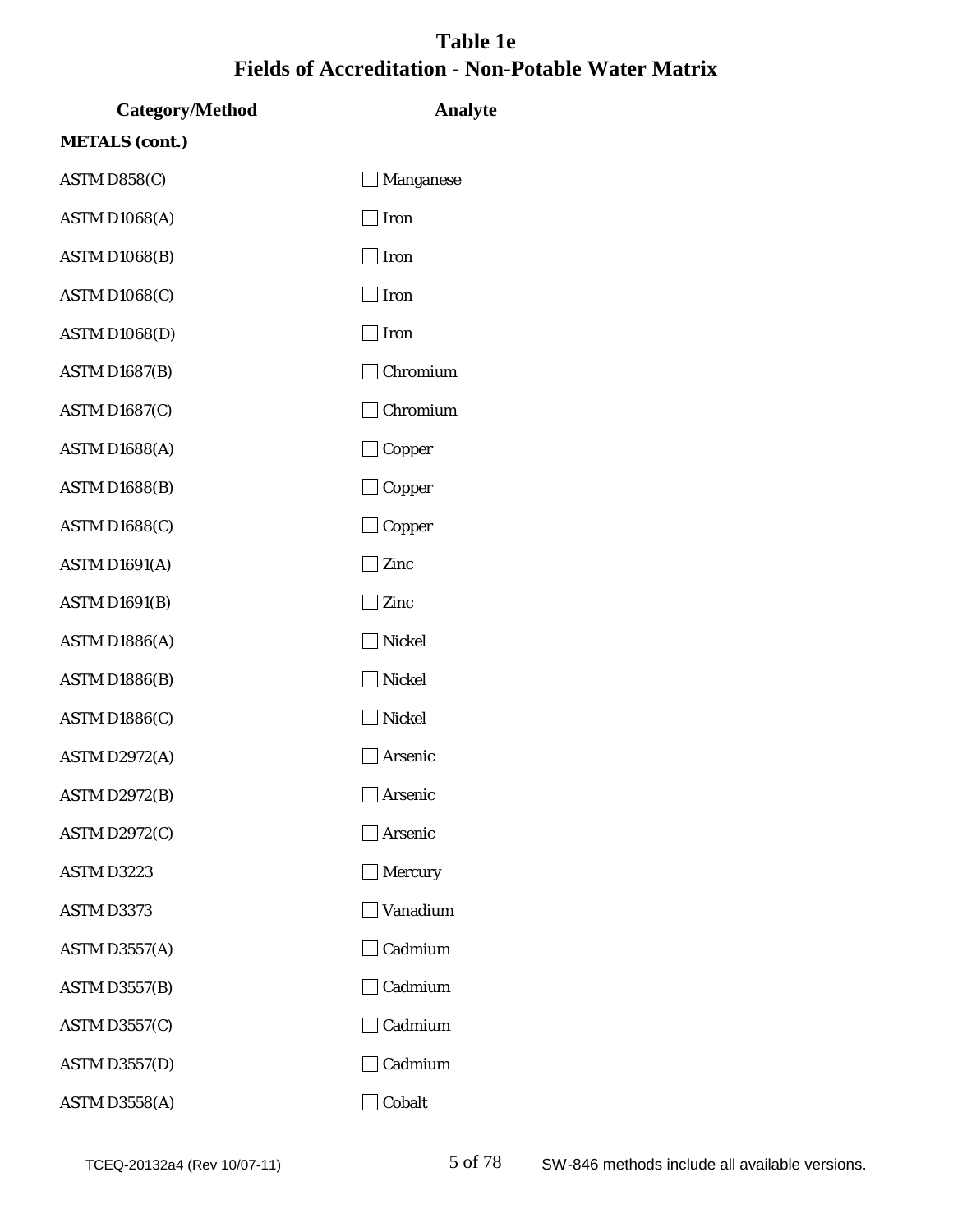# Table 1e
## Fields of Accreditation - Non-Potable Water Matrix

| Category/Method | Analyte |
|---|---|
| **METALS (cont.)** | |
| ASTM D858(C) | ☐ Manganese |
| ASTM D1068(A) | ☐ Iron |
| ASTM D1068(B) | ☐ Iron |
| ASTM D1068(C) | ☐ Iron |
| ASTM D1068(D) | ☐ Iron |
| ASTM D1687(B) | ☐ Chromium |
| ASTM D1687(C) | ☐ Chromium |
| ASTM D1688(A) | ☐ Copper |
| ASTM D1688(B) | ☐ Copper |
| ASTM D1688(C) | ☐ Copper |
| ASTM D1691(A) | ☐ Zinc |
| ASTM D1691(B) | ☐ Zinc |
| ASTM D1886(A) | ☐ Nickel |
| ASTM D1886(B) | ☐ Nickel |
| ASTM D1886(C) | ☐ Nickel |
| ASTM D2972(A) | ☐ Arsenic |
| ASTM D2972(B) | ☐ Arsenic |
| ASTM D2972(C) | ☐ Arsenic |
| ASTM D3223 | ☐ Mercury |
| ASTM D3373 | ☐ Vanadium |
| ASTM D3557(A) | ☐ Cadmium |
| ASTM D3557(B) | ☐ Cadmium |
| ASTM D3557(C) | ☐ Cadmium |
| ASTM D3557(D) | ☐ Cadmium |
| ASTM D3558(A) | ☐ Cobalt |

TCEQ-20132a4 (Rev 10/07-11) SW-846 methods include all available versions.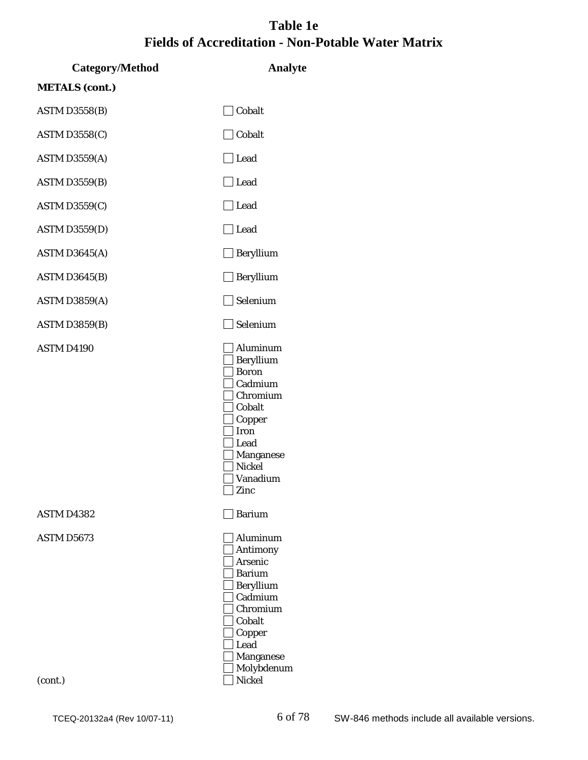# Table 1e
# Fields of Accreditation - Non-Potable Water Matrix

| Category/Method | Analyte |
|---|---|
| **METALS (cont.)** | |
| ASTM D3558(B) | ☐ Cobalt |
| ASTM D3558(C) | ☐ Cobalt |
| ASTM D3559(A) | ☐ Lead |
| ASTM D3559(B) | ☐ Lead |
| ASTM D3559(C) | ☐ Lead |
| ASTM D3559(D) | ☐ Lead |
| ASTM D3645(A) | ☐ Beryllium |
| ASTM D3645(B) | ☐ Beryllium |
| ASTM D3859(A) | ☐ Selenium |
| ASTM D3859(B) | ☐ Selenium |
| ASTM D4190 | ☐ Aluminum<br>☐ Beryllium<br>☐ Boron<br>☐ Cadmium<br>☐ Chromium<br>☐ Cobalt<br>☐ Copper<br>☐ Iron<br>☐ Lead<br>☐ Manganese<br>☐ Nickel<br>☐ Vanadium<br>☐ Zinc |
| ASTM D4382 | ☐ Barium |
| ASTM D5673<br><br>(cont.) | ☐ Aluminum<br>☐ Antimony<br>☐ Arsenic<br>☐ Barium<br>☐ Beryllium<br>☐ Cadmium<br>☐ Chromium<br>☐ Cobalt<br>☐ Copper<br>☐ Lead<br>☐ Manganese<br>☐ Molybdenum<br>☐ Nickel |

TCEQ-20132a4 (Rev 10/07-11) SW-846 methods include all available versions.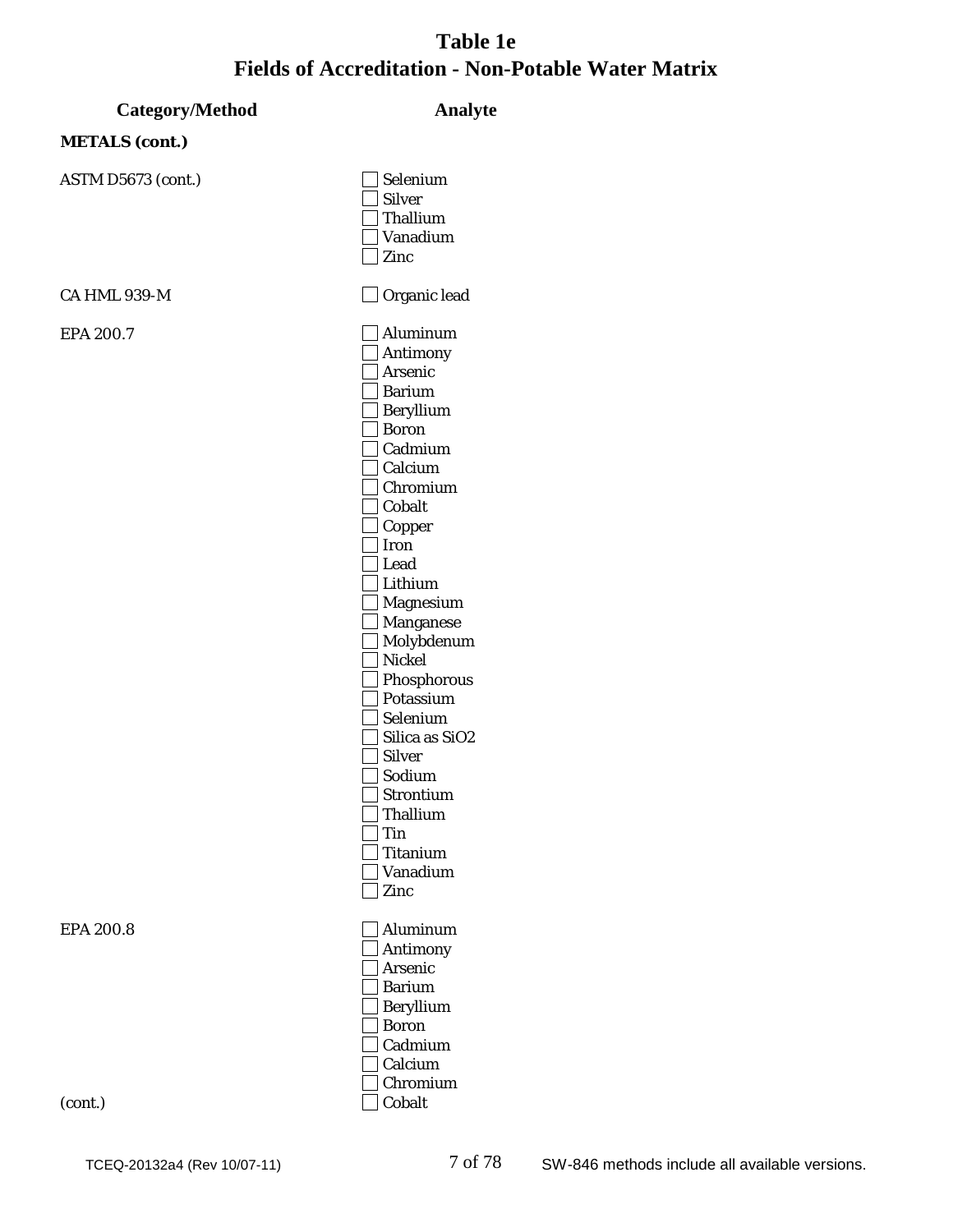# Table 1e
## Fields of Accreditation - Non-Potable Water Matrix

| Category/Method | Analyte |
|---|---|
| **METALS (cont.)** | |
| ASTM D5673 (cont.) | ☐ Selenium |
| | ☐ Silver |
| | ☐ Thallium |
| | ☐ Vanadium |
| | ☐ Zinc |
| CA HML 939-M | ☐ Organic lead |
| EPA 200.7 | ☐ Aluminum |
| | ☐ Antimony |
| | ☐ Arsenic |
| | ☐ Barium |
| | ☐ Beryllium |
| | ☐ Boron |
| | ☐ Cadmium |
| | ☐ Calcium |
| | ☐ Chromium |
| | ☐ Cobalt |
| | ☐ Copper |
| | ☐ Iron |
| | ☐ Lead |
| | ☐ Lithium |
| | ☐ Magnesium |
| | ☐ Manganese |
| | ☐ Molybdenum |
| | ☐ Nickel |
| | ☐ Phosphorous |
| | ☐ Potassium |
| | ☐ Selenium |
| | ☐ Silica as SiO2 |
| | ☐ Silver |
| | ☐ Sodium |
| | ☐ Strontium |
| | ☐ Thallium |
| | ☐ Tin |
| | ☐ Titanium |
| | ☐ Vanadium |
| | ☐ Zinc |
| EPA 200.8 | ☐ Aluminum |
| | ☐ Antimony |
| | ☐ Arsenic |
| | ☐ Barium |
| | ☐ Beryllium |
| | ☐ Boron |
| | ☐ Cadmium |
| | ☐ Calcium |
| | ☐ Chromium |
| (cont.) | ☐ Cobalt |

TCEQ-20132a4 (Rev 10/07-11) SW-846 methods include all available versions.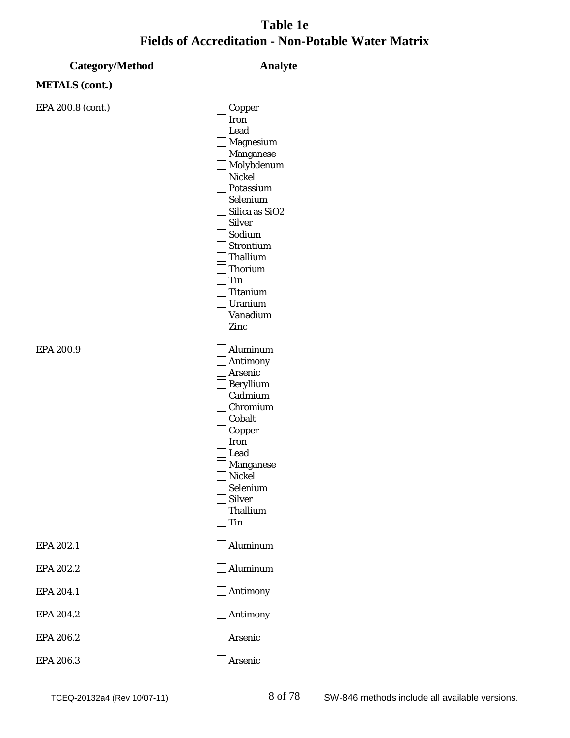# Table 1e
## Fields of Accreditation - Non-Potable Water Matrix

| Category/Method | Analyte |
|---|---|
| **METALS (cont.)** | |
| EPA 200.8 (cont.) | ☐ Copper |
| | ☐ Iron |
| | ☐ Lead |
| | ☐ Magnesium |
| | ☐ Manganese |
| | ☐ Molybdenum |
| | ☐ Nickel |
| | ☐ Potassium |
| | ☐ Selenium |
| | ☐ Silica as SiO2 |
| | ☐ Silver |
| | ☐ Sodium |
| | ☐ Strontium |
| | ☐ Thallium |
| | ☐ Thorium |
| | ☐ Tin |
| | ☐ Titanium |
| | ☐ Uranium |
| | ☐ Vanadium |
| | ☐ Zinc |
| EPA 200.9 | ☐ Aluminum |
| | ☐ Antimony |
| | ☐ Arsenic |
| | ☐ Beryllium |
| | ☐ Cadmium |
| | ☐ Chromium |
| | ☐ Cobalt |
| | ☐ Copper |
| | ☐ Iron |
| | ☐ Lead |
| | ☐ Manganese |
| | ☐ Nickel |
| | ☐ Selenium |
| | ☐ Silver |
| | ☐ Thallium |
| | ☐ Tin |
| EPA 202.1 | ☐ Aluminum |
| EPA 202.2 | ☐ Aluminum |
| EPA 204.1 | ☐ Antimony |
| EPA 204.2 | ☐ Antimony |
| EPA 206.2 | ☐ Arsenic |
| EPA 206.3 | ☐ Arsenic |

TCEQ-20132a4 (Rev 10/07-11) SW-846 methods include all available versions.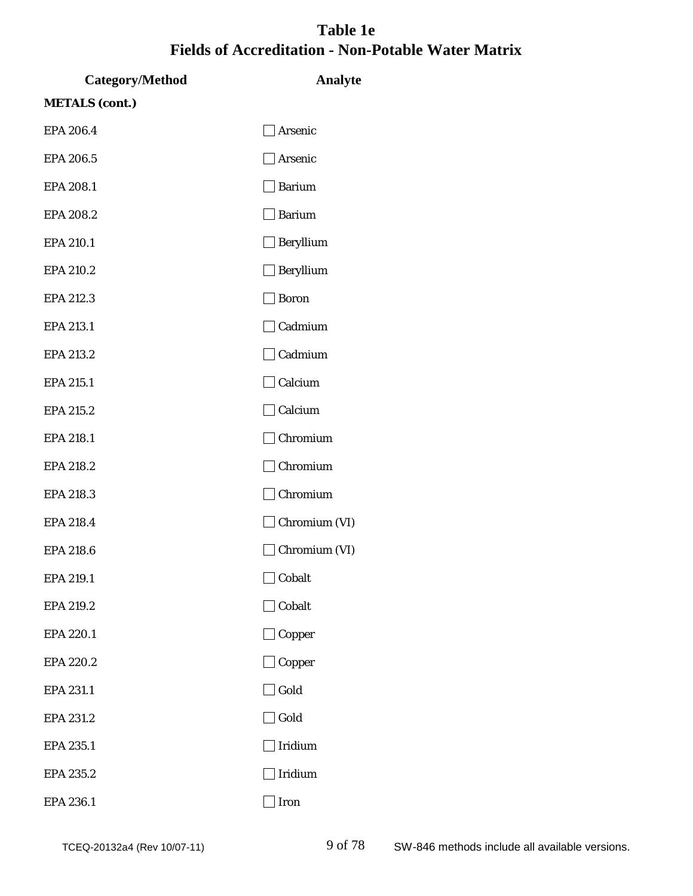# Table 1e
## Fields of Accreditation - Non-Potable Water Matrix

| Category/Method | Analyte |
|---|---|
| **METALS (cont.)** | |
| EPA 206.4 | ☐ Arsenic |
| EPA 206.5 | ☐ Arsenic |
| EPA 208.1 | ☐ Barium |
| EPA 208.2 | ☐ Barium |
| EPA 210.1 | ☐ Beryllium |
| EPA 210.2 | ☐ Beryllium |
| EPA 212.3 | ☐ Boron |
| EPA 213.1 | ☐ Cadmium |
| EPA 213.2 | ☐ Cadmium |
| EPA 215.1 | ☐ Calcium |
| EPA 215.2 | ☐ Calcium |
| EPA 218.1 | ☐ Chromium |
| EPA 218.2 | ☐ Chromium |
| EPA 218.3 | ☐ Chromium |
| EPA 218.4 | ☐ Chromium (VI) |
| EPA 218.6 | ☐ Chromium (VI) |
| EPA 219.1 | ☐ Cobalt |
| EPA 219.2 | ☐ Cobalt |
| EPA 220.1 | ☐ Copper |
| EPA 220.2 | ☐ Copper |
| EPA 231.1 | ☐ Gold |
| EPA 231.2 | ☐ Gold |
| EPA 235.1 | ☐ Iridium |
| EPA 235.2 | ☐ Iridium |
| EPA 236.1 | ☐ Iron |

TCEQ-20132a4 (Rev 10/07-11) SW-846 methods include all available versions.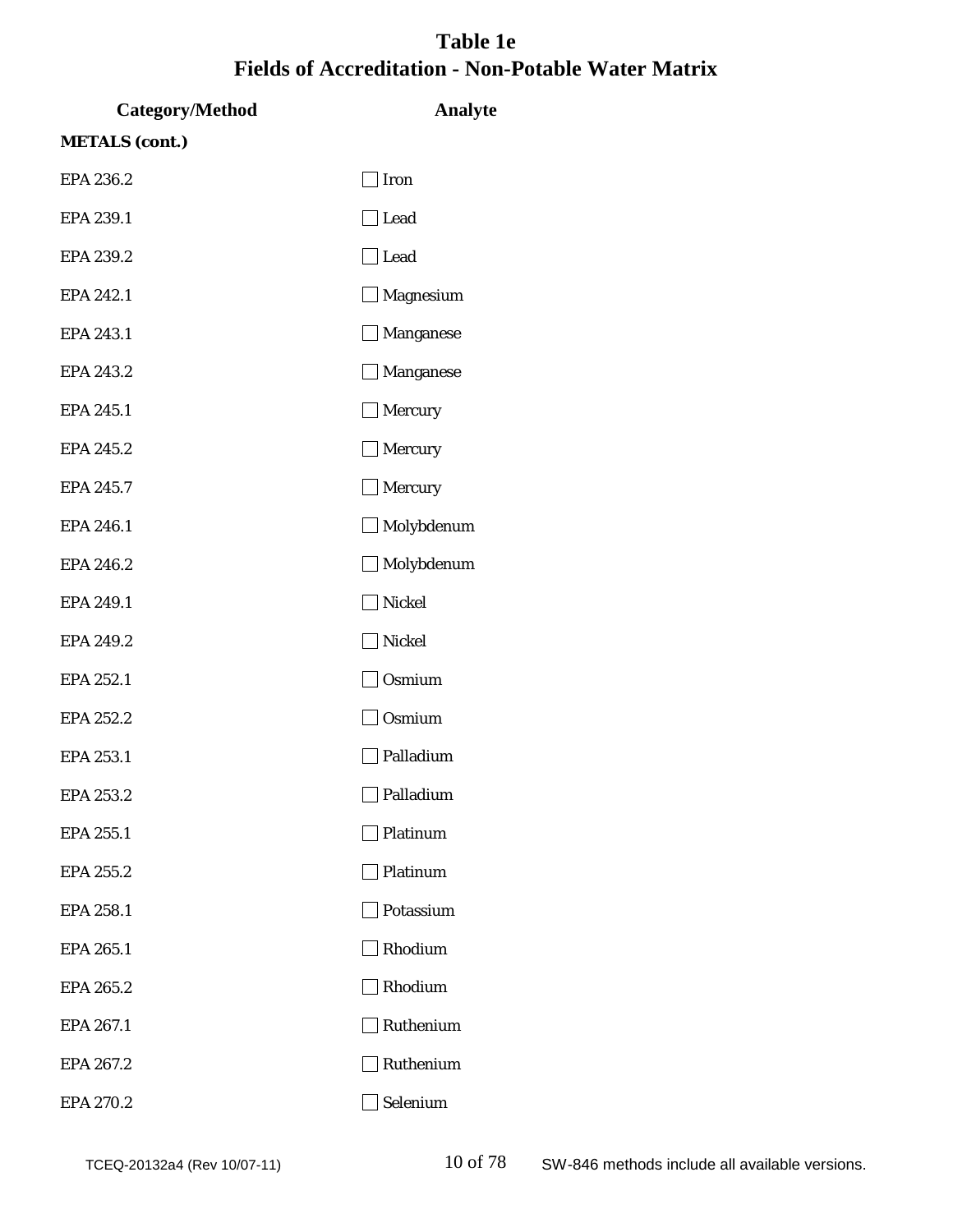# Table 1e
## Fields of Accreditation - Non-Potable Water Matrix

| Category/Method | Analyte |
| --- | --- |
| **METALS (cont.)** | |
| EPA 236.2 | ☐ Iron |
| EPA 239.1 | ☐ Lead |
| EPA 239.2 | ☐ Lead |
| EPA 242.1 | ☐ Magnesium |
| EPA 243.1 | ☐ Manganese |
| EPA 243.2 | ☐ Manganese |
| EPA 245.1 | ☐ Mercury |
| EPA 245.2 | ☐ Mercury |
| EPA 245.7 | ☐ Mercury |
| EPA 246.1 | ☐ Molybdenum |
| EPA 246.2 | ☐ Molybdenum |
| EPA 249.1 | ☐ Nickel |
| EPA 249.2 | ☐ Nickel |
| EPA 252.1 | ☐ Osmium |
| EPA 252.2 | ☐ Osmium |
| EPA 253.1 | ☐ Palladium |
| EPA 253.2 | ☐ Palladium |
| EPA 255.1 | ☐ Platinum |
| EPA 255.2 | ☐ Platinum |
| EPA 258.1 | ☐ Potassium |
| EPA 265.1 | ☐ Rhodium |
| EPA 265.2 | ☐ Rhodium |
| EPA 267.1 | ☐ Ruthenium |
| EPA 267.2 | ☐ Ruthenium |
| EPA 270.2 | ☐ Selenium |

TCEQ-20132a4 (Rev 10/07-11) SW-846 methods include all available versions.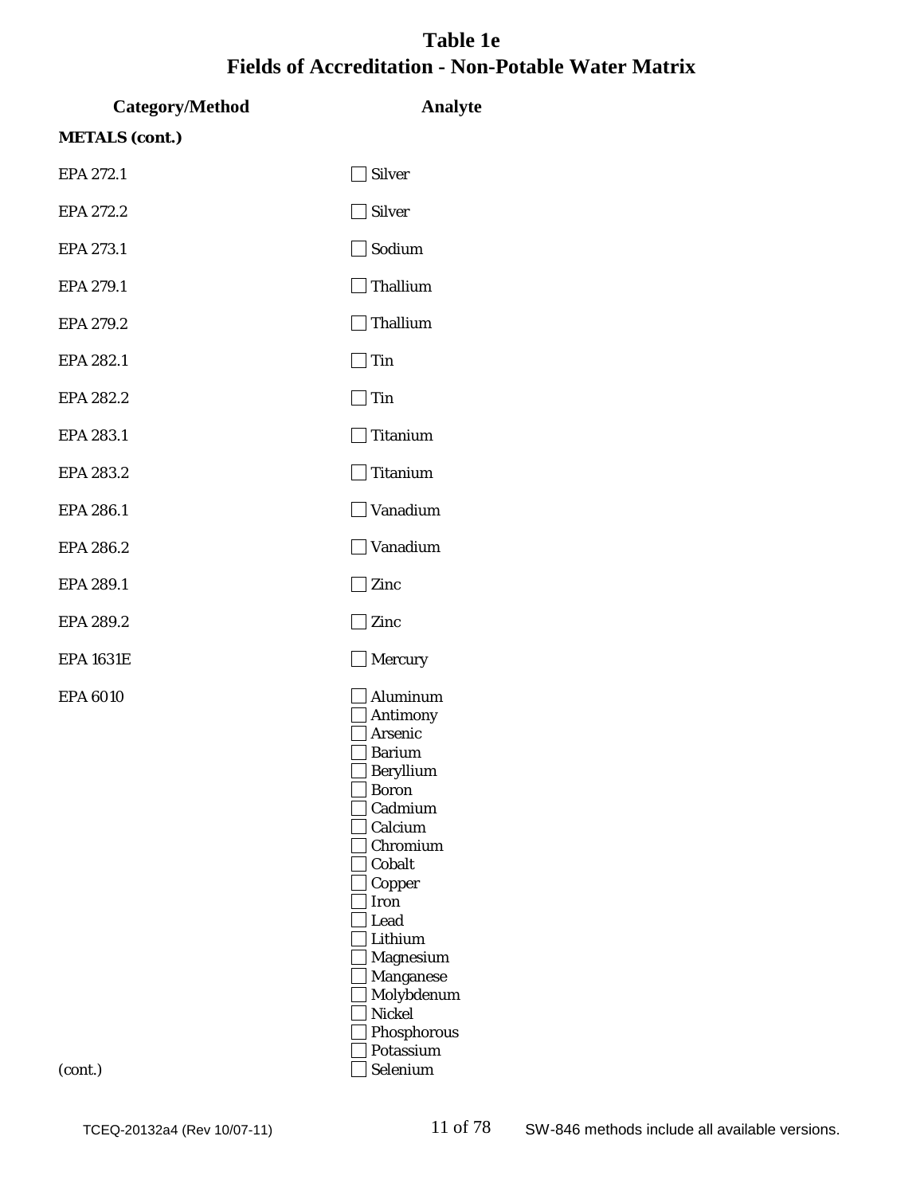# Table 1e
## Fields of Accreditation - Non-Potable Water Matrix

| Category/Method | Analyte |
|---|---|
| **METALS (cont.)** | |
| EPA 272.1 | ☐ Silver |
| EPA 272.2 | ☐ Silver |
| EPA 273.1 | ☐ Sodium |
| EPA 279.1 | ☐ Thallium |
| EPA 279.2 | ☐ Thallium |
| EPA 282.1 | ☐ Tin |
| EPA 282.2 | ☐ Tin |
| EPA 283.1 | ☐ Titanium |
| EPA 283.2 | ☐ Titanium |
| EPA 286.1 | ☐ Vanadium |
| EPA 286.2 | ☐ Vanadium |
| EPA 289.1 | ☐ Zinc |
| EPA 289.2 | ☐ Zinc |
| EPA 1631E | ☐ Mercury |
| EPA 6010 | ☐ Aluminum<br>☐ Antimony<br>☐ Arsenic<br>☐ Barium<br>☐ Beryllium<br>☐ Boron<br>☐ Cadmium<br>☐ Calcium<br>☐ Chromium<br>☐ Cobalt<br>☐ Copper<br>☐ Iron<br>☐ Lead<br>☐ Lithium<br>☐ Magnesium<br>☐ Manganese<br>☐ Molybdenum<br>☐ Nickel<br>☐ Phosphorous<br>☐ Potassium<br>☐ Selenium |
| (cont.) | |

TCEQ-20132a4 (Rev 10/07-11) SW-846 methods include all available versions.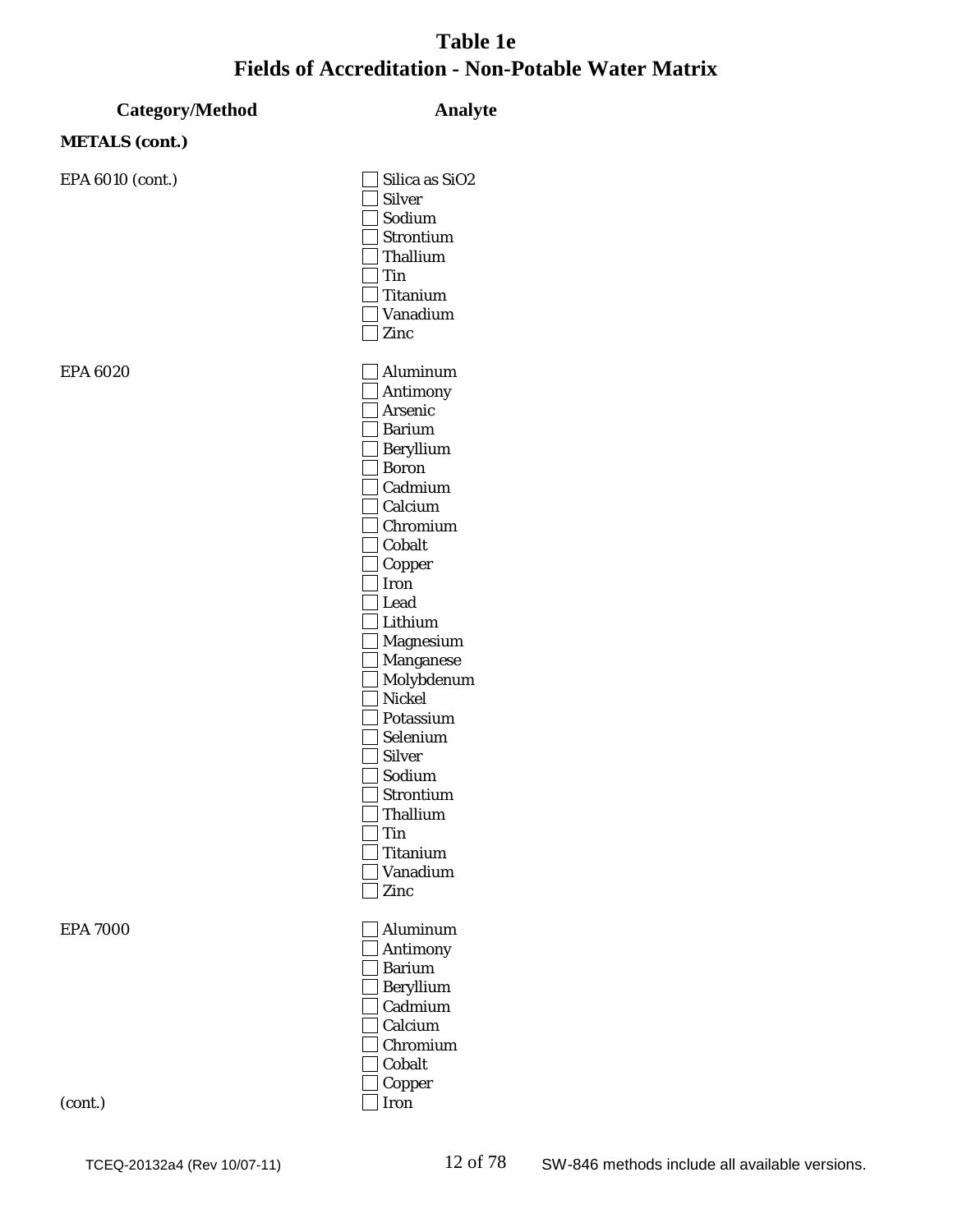# Table 1e
# Fields of Accreditation - Non-Potable Water Matrix

| Category/Method | Analyte |
|---|---|
| **METALS (cont.)** | |
| EPA 6010 (cont.) | ☐ Silica as SiO2 |
| | ☐ Silver |
| | ☐ Sodium |
| | ☐ Strontium |
| | ☐ Thallium |
| | ☐ Tin |
| | ☐ Titanium |
| | ☐ Vanadium |
| | ☐ Zinc |
| EPA 6020 | ☐ Aluminum |
| | ☐ Antimony |
| | ☐ Arsenic |
| | ☐ Barium |
| | ☐ Beryllium |
| | ☐ Boron |
| | ☐ Cadmium |
| | ☐ Calcium |
| | ☐ Chromium |
| | ☐ Cobalt |
| | ☐ Copper |
| | ☐ Iron |
| | ☐ Lead |
| | ☐ Lithium |
| | ☐ Magnesium |
| | ☐ Manganese |
| | ☐ Molybdenum |
| | ☐ Nickel |
| | ☐ Potassium |
| | ☐ Selenium |
| | ☐ Silver |
| | ☐ Sodium |
| | ☐ Strontium |
| | ☐ Thallium |
| | ☐ Tin |
| | ☐ Titanium |
| | ☐ Vanadium |
| | ☐ Zinc |
| EPA 7000 | ☐ Aluminum |
| | ☐ Antimony |
| | ☐ Barium |
| | ☐ Beryllium |
| | ☐ Cadmium |
| | ☐ Calcium |
| | ☐ Chromium |
| | ☐ Cobalt |
| | ☐ Copper |
| (cont.) | ☐ Iron |

TCEQ-20132a4 (Rev 10/07-11)

SW-846 methods include all available versions.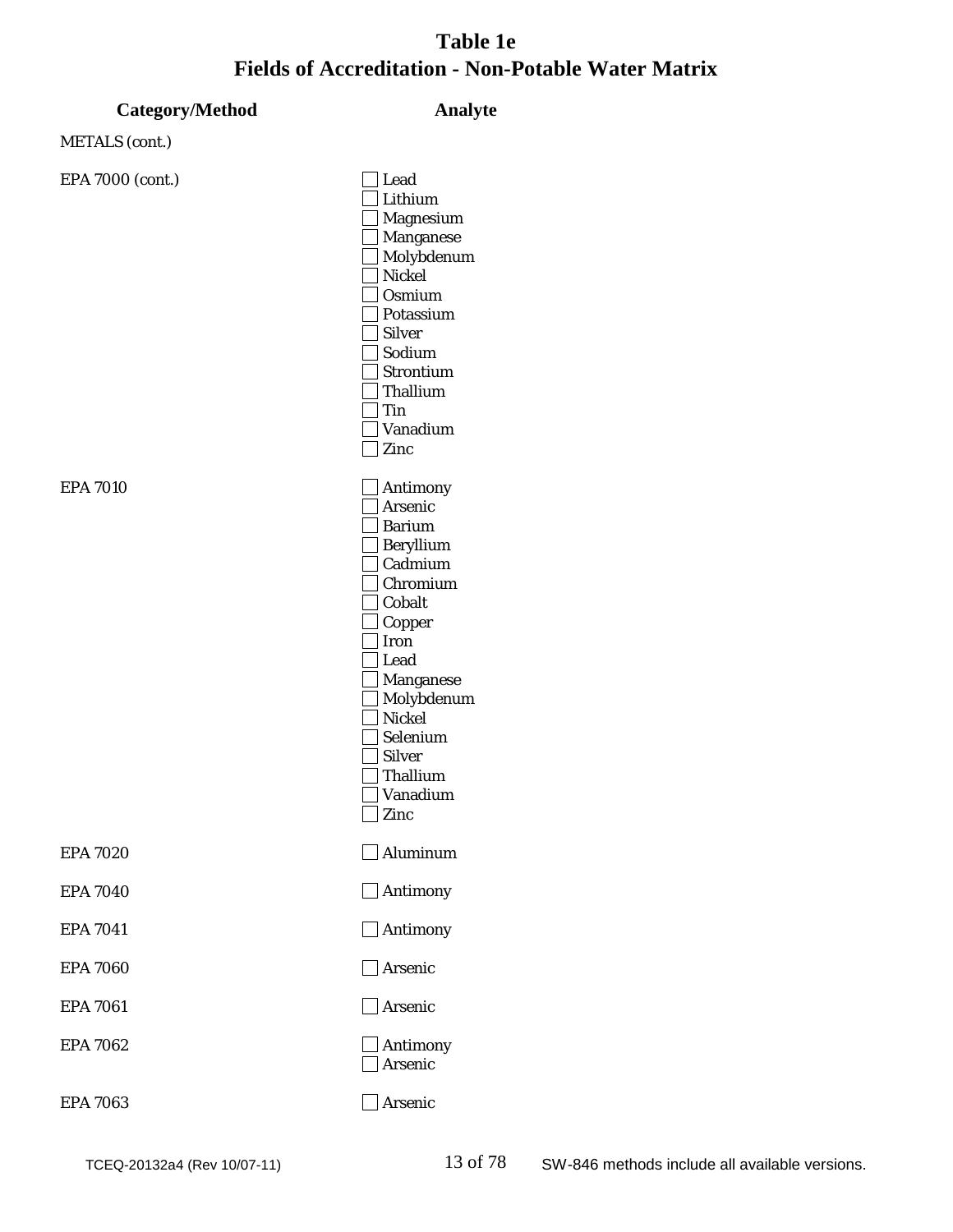# Table 1e
# Fields of Accreditation - Non-Potable Water Matrix

| Category/Method | Analyte |
|---|---|
| METALS (cont.) | |
| EPA 7000 (cont.) | ☐ Lead |
| | ☐ Lithium |
| | ☐ Magnesium |
| | ☐ Manganese |
| | ☐ Molybdenum |
| | ☐ Nickel |
| | ☐ Osmium |
| | ☐ Potassium |
| | ☐ Silver |
| | ☐ Sodium |
| | ☐ Strontium |
| | ☐ Thallium |
| | ☐ Tin |
| | ☐ Vanadium |
| | ☐ Zinc |
| EPA 7010 | ☐ Antimony |
| | ☐ Arsenic |
| | ☐ Barium |
| | ☐ Beryllium |
| | ☐ Cadmium |
| | ☐ Chromium |
| | ☐ Cobalt |
| | ☐ Copper |
| | ☐ Iron |
| | ☐ Lead |
| | ☐ Manganese |
| | ☐ Molybdenum |
| | ☐ Nickel |
| | ☐ Selenium |
| | ☐ Silver |
| | ☐ Thallium |
| | ☐ Vanadium |
| | ☐ Zinc |
| EPA 7020 | ☐ Aluminum |
| EPA 7040 | ☐ Antimony |
| EPA 7041 | ☐ Antimony |
| EPA 7060 | ☐ Arsenic |
| EPA 7061 | ☐ Arsenic |
| EPA 7062 | ☐ Antimony |
| | ☐ Arsenic |
| EPA 7063 | ☐ Arsenic |

TCEQ-20132a4 (Rev 10/07-11) SW-846 methods include all available versions.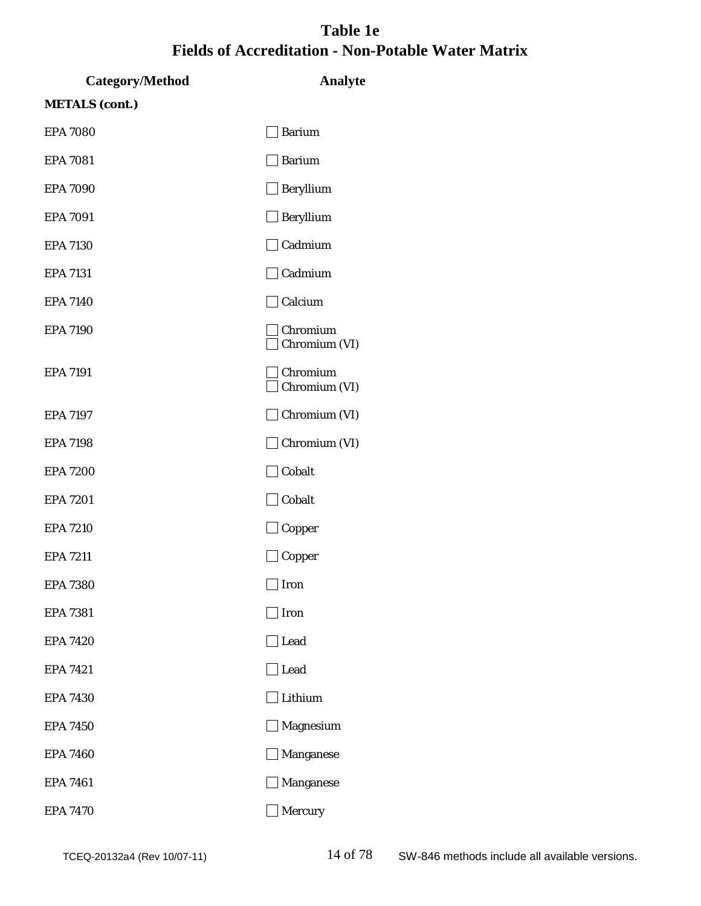# Table 1e
# Fields of Accreditation - Non-Potable Water Matrix

| Category/Method | Analyte |
|---|---|
| **METALS (cont.)** | |
| EPA 7080 | ☐ Barium |
| EPA 7081 | ☐ Barium |
| EPA 7090 | ☐ Beryllium |
| EPA 7091 | ☐ Beryllium |
| EPA 7130 | ☐ Cadmium |
| EPA 7131 | ☐ Cadmium |
| EPA 7140 | ☐ Calcium |
| EPA 7190 | ☐ Chromium<br>☐ Chromium (VI) |
| EPA 7191 | ☐ Chromium<br>☐ Chromium (VI) |
| EPA 7197 | ☐ Chromium (VI) |
| EPA 7198 | ☐ Chromium (VI) |
| EPA 7200 | ☐ Cobalt |
| EPA 7201 | ☐ Cobalt |
| EPA 7210 | ☐ Copper |
| EPA 7211 | ☐ Copper |
| EPA 7380 | ☐ Iron |
| EPA 7381 | ☐ Iron |
| EPA 7420 | ☐ Lead |
| EPA 7421 | ☐ Lead |
| EPA 7430 | ☐ Lithium |
| EPA 7450 | ☐ Magnesium |
| EPA 7460 | ☐ Manganese |
| EPA 7461 | ☐ Manganese |
| EPA 7470 | ☐ Mercury |

TCEQ-20132a4 (Rev 10/07-11) SW-846 methods include all available versions.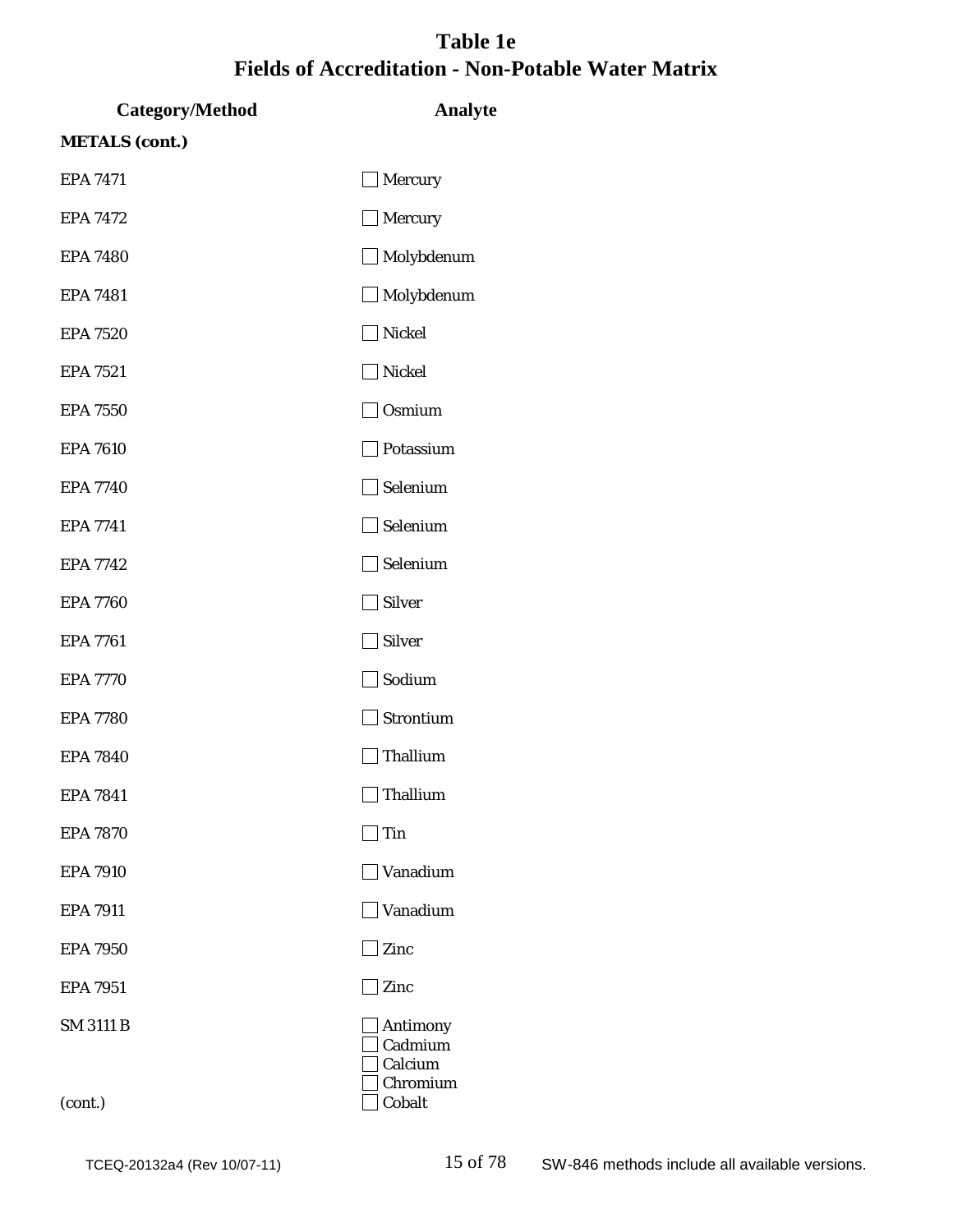# Table 1e
## Fields of Accreditation - Non-Potable Water Matrix

| Category/Method | Analyte |
|---|---|
| **METALS (cont.)** | |
| EPA 7471 | ☐ Mercury |
| EPA 7472 | ☐ Mercury |
| EPA 7480 | ☐ Molybdenum |
| EPA 7481 | ☐ Molybdenum |
| EPA 7520 | ☐ Nickel |
| EPA 7521 | ☐ Nickel |
| EPA 7550 | ☐ Osmium |
| EPA 7610 | ☐ Potassium |
| EPA 7740 | ☐ Selenium |
| EPA 7741 | ☐ Selenium |
| EPA 7742 | ☐ Selenium |
| EPA 7760 | ☐ Silver |
| EPA 7761 | ☐ Silver |
| EPA 7770 | ☐ Sodium |
| EPA 7780 | ☐ Strontium |
| EPA 7840 | ☐ Thallium |
| EPA 7841 | ☐ Thallium |
| EPA 7870 | ☐ Tin |
| EPA 7910 | ☐ Vanadium |
| EPA 7911 | ☐ Vanadium |
| EPA 7950 | ☐ Zinc |
| EPA 7951 | ☐ Zinc |
| SM 3111 B | ☐ Antimony<br>☐ Cadmium<br>☐ Calcium<br>☐ Chromium<br>☐ Cobalt |
| (cont.) | |

TCEQ-20132a4 (Rev 10/07-11) SW-846 methods include all available versions.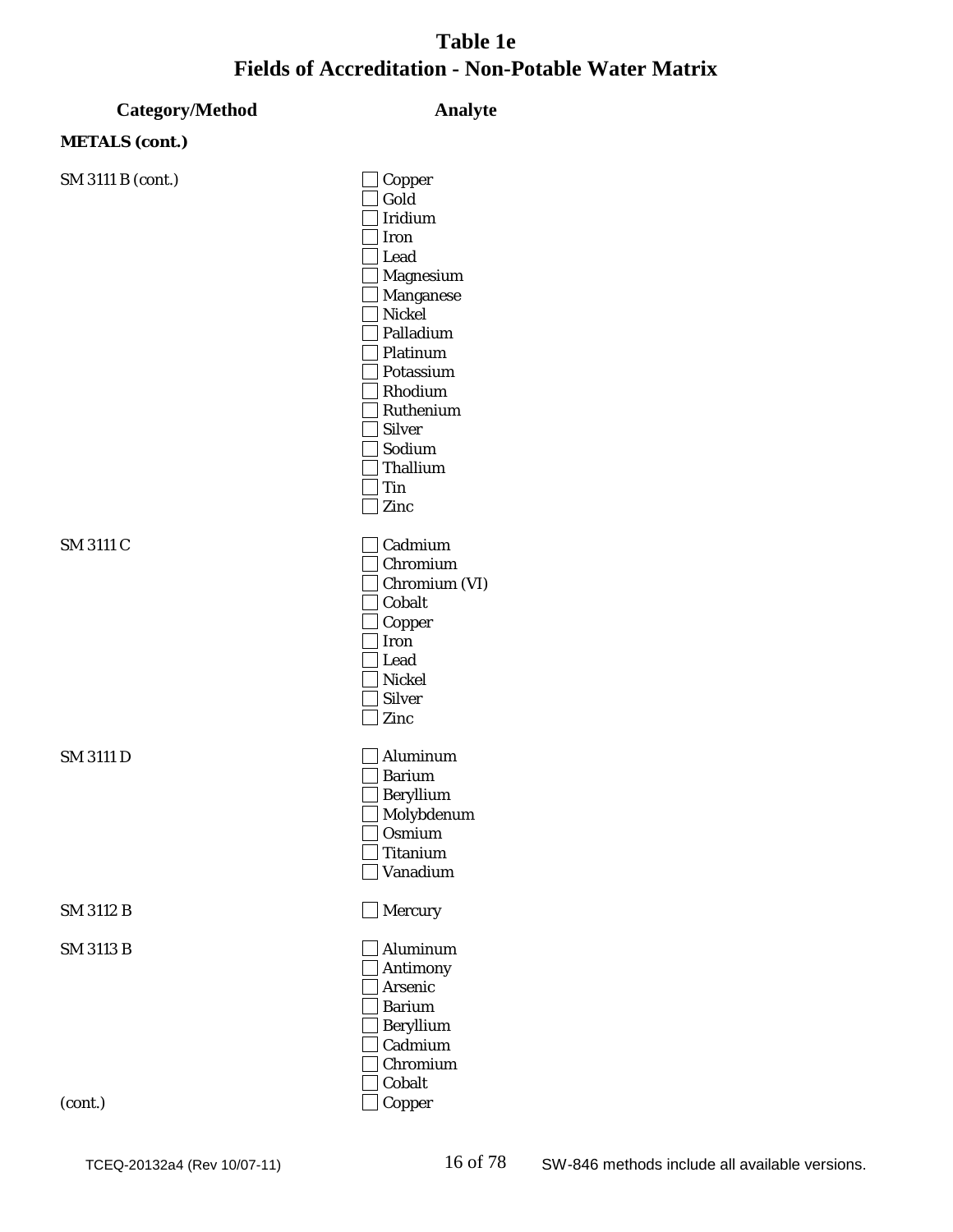# Table 1e
# Fields of Accreditation - Non-Potable Water Matrix

| Category/Method | Analyte |
|---|---|
| **METALS (cont.)** | |
| SM 3111 B (cont.) | ☐ Copper |
| | ☐ Gold |
| | ☐ Iridium |
| | ☐ Iron |
| | ☐ Lead |
| | ☐ Magnesium |
| | ☐ Manganese |
| | ☐ Nickel |
| | ☐ Palladium |
| | ☐ Platinum |
| | ☐ Potassium |
| | ☐ Rhodium |
| | ☐ Ruthenium |
| | ☐ Silver |
| | ☐ Sodium |
| | ☐ Thallium |
| | ☐ Tin |
| | ☐ Zinc |
| SM 3111 C | ☐ Cadmium |
| | ☐ Chromium |
| | ☐ Chromium (VI) |
| | ☐ Cobalt |
| | ☐ Copper |
| | ☐ Iron |
| | ☐ Lead |
| | ☐ Nickel |
| | ☐ Silver |
| | ☐ Zinc |
| SM 3111 D | ☐ Aluminum |
| | ☐ Barium |
| | ☐ Beryllium |
| | ☐ Molybdenum |
| | ☐ Osmium |
| | ☐ Titanium |
| | ☐ Vanadium |
| SM 3112 B | ☐ Mercury |
| SM 3113 B | ☐ Aluminum |
| | ☐ Antimony |
| | ☐ Arsenic |
| | ☐ Barium |
| | ☐ Beryllium |
| | ☐ Cadmium |
| | ☐ Chromium |
| | ☐ Cobalt |
| (cont.) | ☐ Copper |

TCEQ-20132a4 (Rev 10/07-11) SW-846 methods include all available versions.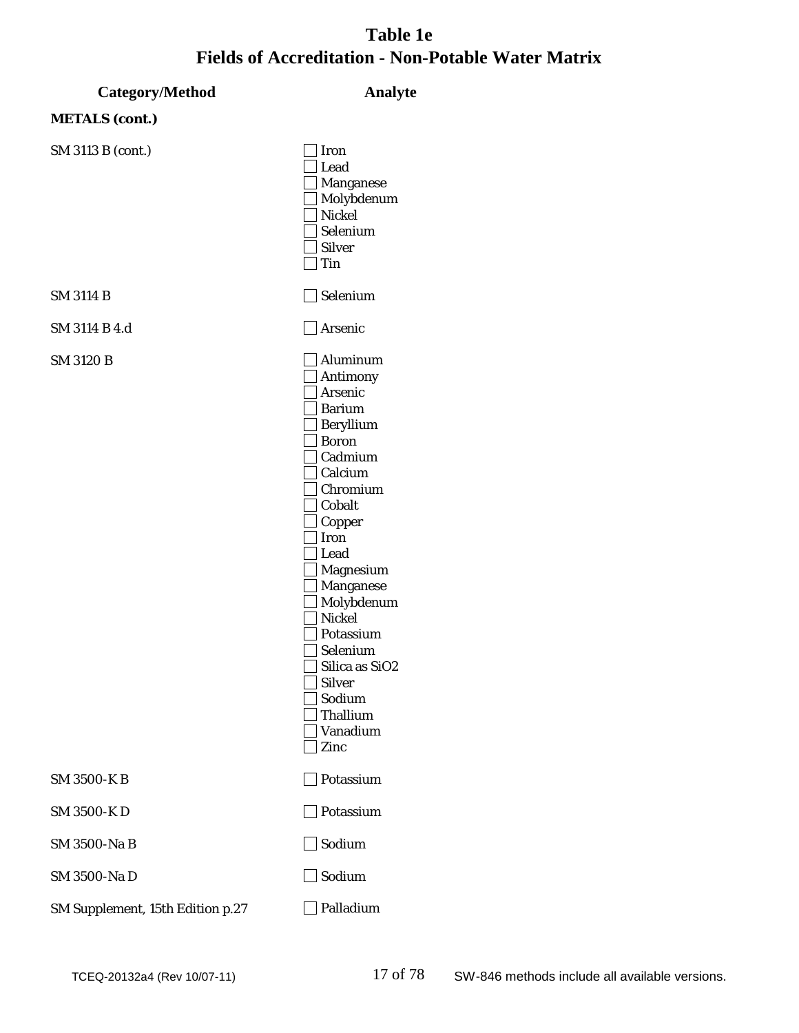# Table 1e
# Fields of Accreditation - Non-Potable Water Matrix

| Category/Method | Analyte |
|---|---|
| **METALS (cont.)** | |
| SM 3113 B (cont.) | ☐ Iron<br>☐ Lead<br>☐ Manganese<br>☐ Molybdenum<br>☐ Nickel<br>☐ Selenium<br>☐ Silver<br>☐ Tin |
| SM 3114 B | ☐ Selenium |
| SM 3114 B 4.d | ☐ Arsenic |
| SM 3120 B | ☐ Aluminum<br>☐ Antimony<br>☐ Arsenic<br>☐ Barium<br>☐ Beryllium<br>☐ Boron<br>☐ Cadmium<br>☐ Calcium<br>☐ Chromium<br>☐ Cobalt<br>☐ Copper<br>☐ Iron<br>☐ Lead<br>☐ Magnesium<br>☐ Manganese<br>☐ Molybdenum<br>☐ Nickel<br>☐ Potassium<br>☐ Selenium<br>☐ Silica as SiO2<br>☐ Silver<br>☐ Sodium<br>☐ Thallium<br>☐ Vanadium<br>☐ Zinc |
| SM 3500-K B | ☐ Potassium |
| SM 3500-K D | ☐ Potassium |
| SM 3500-Na B | ☐ Sodium |
| SM 3500-Na D | ☐ Sodium |
| SM Supplement, 15th Edition p.27 | ☐ Palladium |

TCEQ-20132a4 (Rev 10/07-11)

SW-846 methods include all available versions.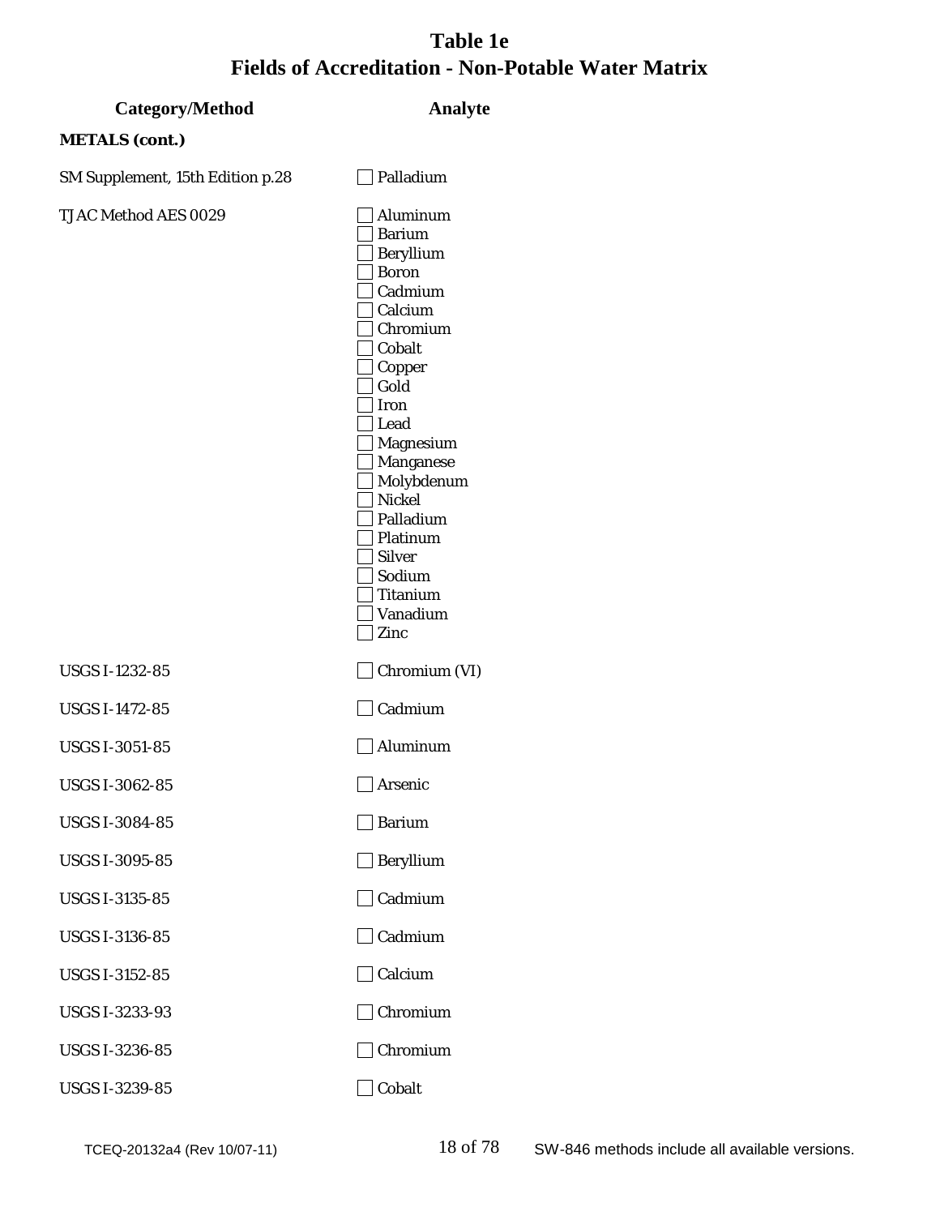# Table 1e
# Fields of Accreditation - Non-Potable Water Matrix

| Category/Method | Analyte |
|---|---|
| **METALS (cont.)** | |
| SM Supplement, 15th Edition p.28 | ☐ Palladium |
| TJAC Method AES 0029 | ☐ Aluminum<br>☐ Barium<br>☐ Beryllium<br>☐ Boron<br>☐ Cadmium<br>☐ Calcium<br>☐ Chromium<br>☐ Cobalt<br>☐ Copper<br>☐ Gold<br>☐ Iron<br>☐ Lead<br>☐ Magnesium<br>☐ Manganese<br>☐ Molybdenum<br>☐ Nickel<br>☐ Palladium<br>☐ Platinum<br>☐ Silver<br>☐ Sodium<br>☐ Titanium<br>☐ Vanadium<br>☐ Zinc |
| USGS I-1232-85 | ☐ Chromium (VI) |
| USGS I-1472-85 | ☐ Cadmium |
| USGS I-3051-85 | ☐ Aluminum |
| USGS I-3062-85 | ☐ Arsenic |
| USGS I-3084-85 | ☐ Barium |
| USGS I-3095-85 | ☐ Beryllium |
| USGS I-3135-85 | ☐ Cadmium |
| USGS I-3136-85 | ☐ Cadmium |
| USGS I-3152-85 | ☐ Calcium |
| USGS I-3233-93 | ☐ Chromium |
| USGS I-3236-85 | ☐ Chromium |
| USGS I-3239-85 | ☐ Cobalt |

SW-846 methods include all available versions.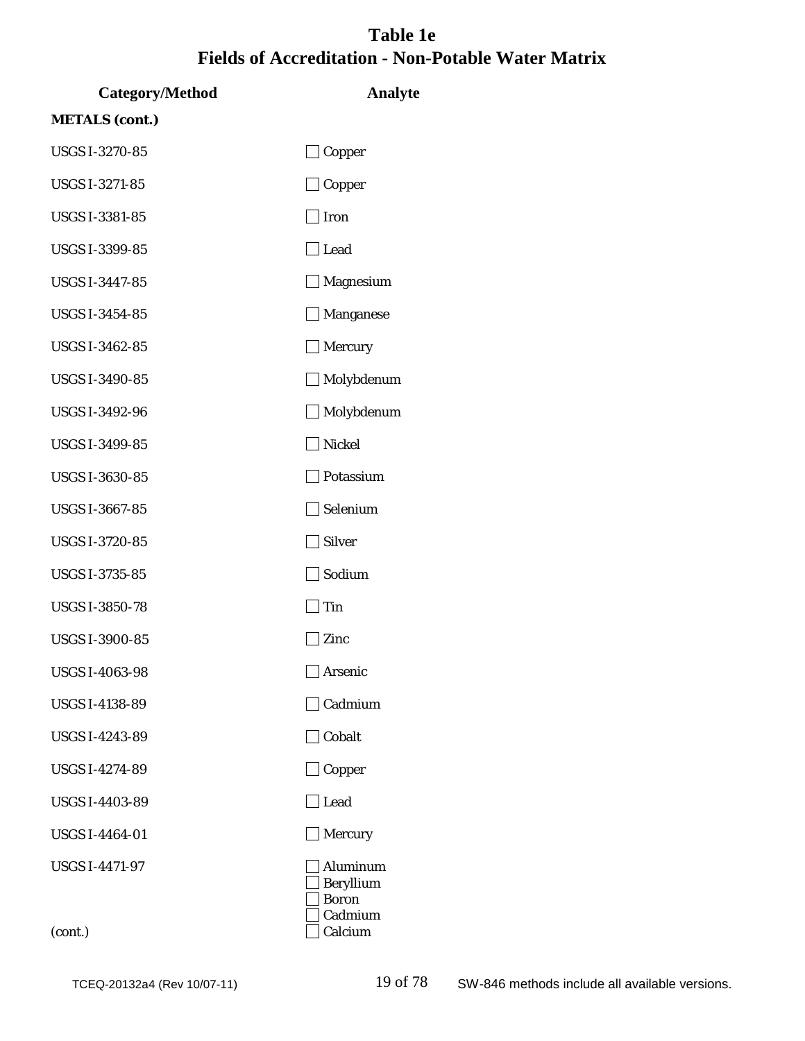# Table 1e
## Fields of Accreditation - Non-Potable Water Matrix

| Category/Method | Analyte |
|---|---|
| **METALS (cont.)** | |
| USGS I-3270-85 | ☐ Copper |
| USGS I-3271-85 | ☐ Copper |
| USGS I-3381-85 | ☐ Iron |
| USGS I-3399-85 | ☐ Lead |
| USGS I-3447-85 | ☐ Magnesium |
| USGS I-3454-85 | ☐ Manganese |
| USGS I-3462-85 | ☐ Mercury |
| USGS I-3490-85 | ☐ Molybdenum |
| USGS I-3492-96 | ☐ Molybdenum |
| USGS I-3499-85 | ☐ Nickel |
| USGS I-3630-85 | ☐ Potassium |
| USGS I-3667-85 | ☐ Selenium |
| USGS I-3720-85 | ☐ Silver |
| USGS I-3735-85 | ☐ Sodium |
| USGS I-3850-78 | ☐ Tin |
| USGS I-3900-85 | ☐ Zinc |
| USGS I-4063-98 | ☐ Arsenic |
| USGS I-4138-89 | ☐ Cadmium |
| USGS I-4243-89 | ☐ Cobalt |
| USGS I-4274-89 | ☐ Copper |
| USGS I-4403-89 | ☐ Lead |
| USGS I-4464-01 | ☐ Mercury |
| USGS I-4471-97 | ☐ Aluminum<br>☐ Beryllium<br>☐ Boron<br>☐ Cadmium<br>☐ Calcium |
| (cont.) | |

SW-846 methods include all available versions.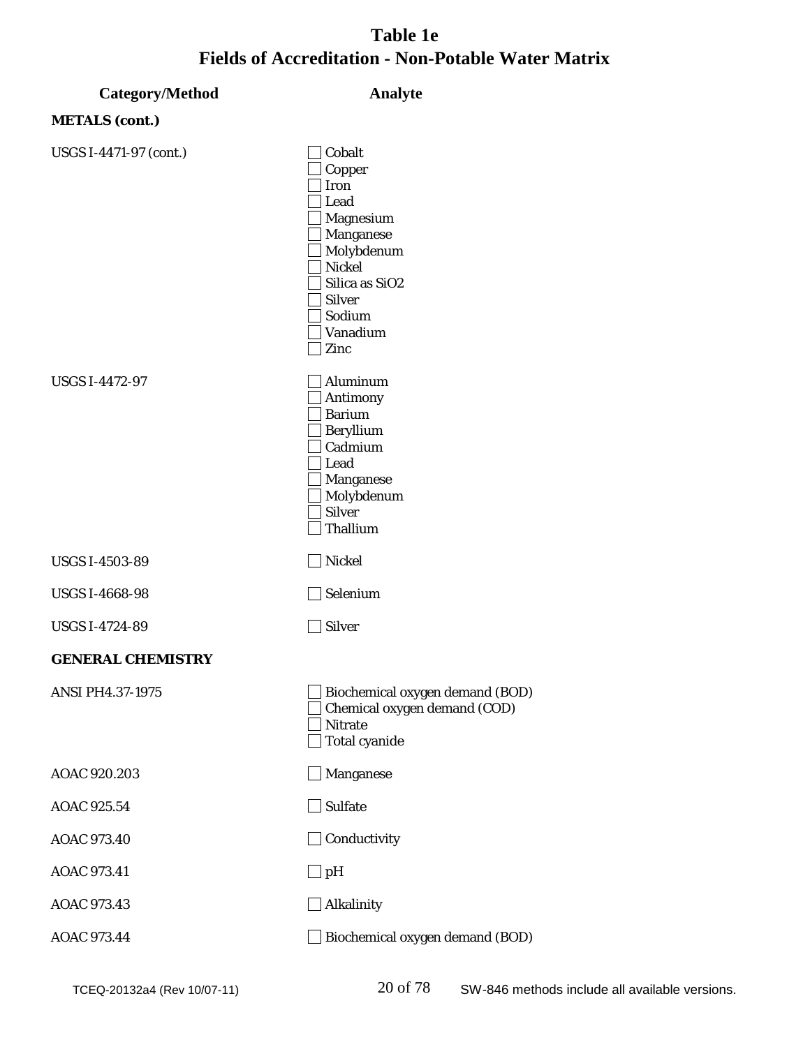# Table 1e
## Fields of Accreditation - Non-Potable Water Matrix

| Category/Method | Analyte |
|---|---|
| **METALS (cont.)** | |
| USGS I-4471-97 (cont.) | ☐ Cobalt<br>☐ Copper<br>☐ Iron<br>☐ Lead<br>☐ Magnesium<br>☐ Manganese<br>☐ Molybdenum<br>☐ Nickel<br>☐ Silica as SiO2<br>☐ Silver<br>☐ Sodium<br>☐ Vanadium<br>☐ Zinc |
| USGS I-4472-97 | ☐ Aluminum<br>☐ Antimony<br>☐ Barium<br>☐ Beryllium<br>☐ Cadmium<br>☐ Lead<br>☐ Manganese<br>☐ Molybdenum<br>☐ Silver<br>☐ Thallium |
| USGS I-4503-89 | ☐ Nickel |
| USGS I-4668-98 | ☐ Selenium |
| USGS I-4724-89 | ☐ Silver |
| **GENERAL CHEMISTRY** | |
| ANSI PH4.37-1975 | ☐ Biochemical oxygen demand (BOD)<br>☐ Chemical oxygen demand (COD)<br>☐ Nitrate<br>☐ Total cyanide |
| AOAC 920.203 | ☐ Manganese |
| AOAC 925.54 | ☐ Sulfate |
| AOAC 973.40 | ☐ Conductivity |
| AOAC 973.41 | ☐ pH |
| AOAC 973.43 | ☐ Alkalinity |
| AOAC 973.44 | ☐ Biochemical oxygen demand (BOD) |

SW-846 methods include all available versions.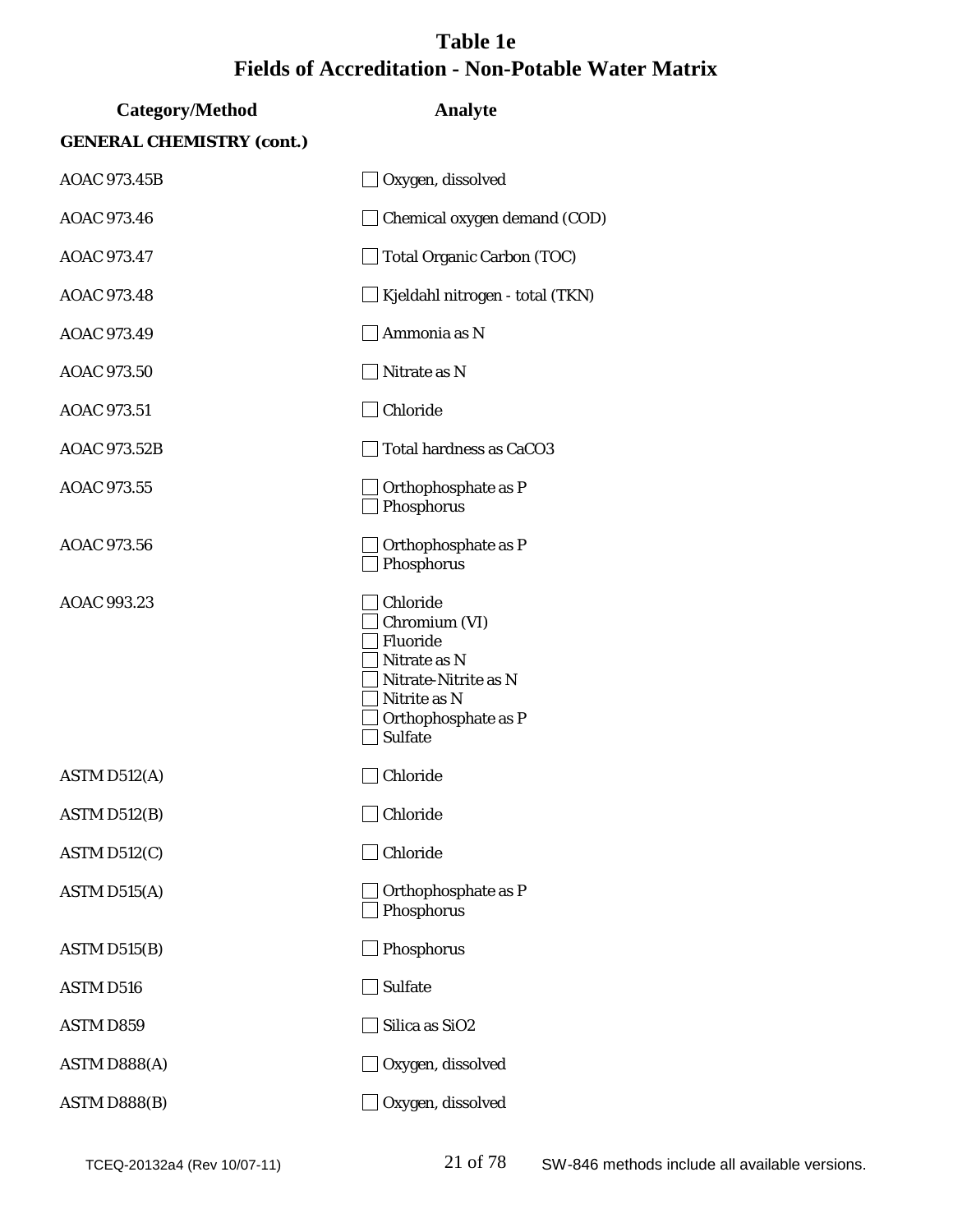# Table 1e
# Fields of Accreditation - Non-Potable Water Matrix

| Category/Method | Analyte |
|---|---|
| **GENERAL CHEMISTRY (cont.)** | |
| AOAC 973.45B | ☐ Oxygen, dissolved |
| AOAC 973.46 | ☐ Chemical oxygen demand (COD) |
| AOAC 973.47 | ☐ Total Organic Carbon (TOC) |
| AOAC 973.48 | ☐ Kjeldahl nitrogen - total (TKN) |
| AOAC 973.49 | ☐ Ammonia as N |
| AOAC 973.50 | ☐ Nitrate as N |
| AOAC 973.51 | ☐ Chloride |
| AOAC 973.52B | ☐ Total hardness as CaCO3 |
| AOAC 973.55 | ☐ Orthophosphate as P<br>☐ Phosphorus |
| AOAC 973.56 | ☐ Orthophosphate as P<br>☐ Phosphorus |
| AOAC 993.23 | ☐ Chloride<br>☐ Chromium (VI)<br>☐ Fluoride<br>☐ Nitrate as N<br>☐ Nitrate-Nitrite as N<br>☐ Nitrite as N<br>☐ Orthophosphate as P<br>☐ Sulfate |
| ASTM D512(A) | ☐ Chloride |
| ASTM D512(B) | ☐ Chloride |
| ASTM D512(C) | ☐ Chloride |
| ASTM D515(A) | ☐ Orthophosphate as P<br>☐ Phosphorus |
| ASTM D515(B) | ☐ Phosphorus |
| ASTM D516 | ☐ Sulfate |
| ASTM D859 | ☐ Silica as SiO2 |
| ASTM D888(A) | ☐ Oxygen, dissolved |
| ASTM D888(B) | ☐ Oxygen, dissolved |

SW-846 methods include all available versions.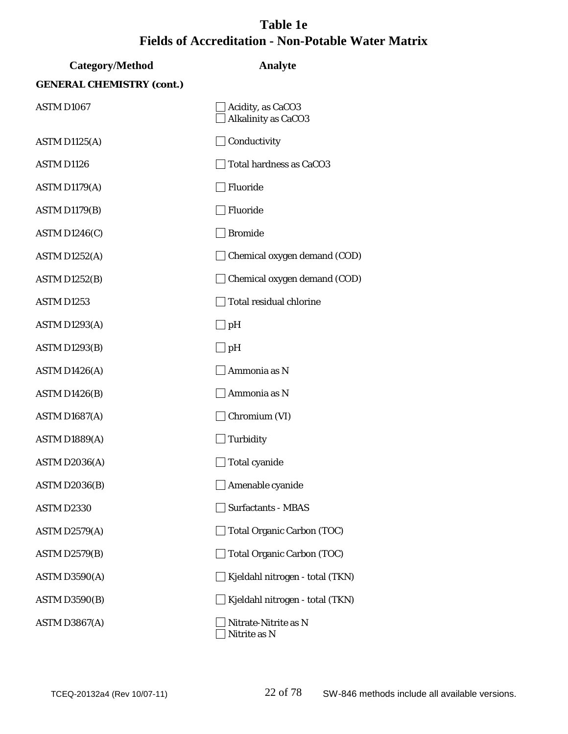# Table 1e
# Fields of Accreditation - Non-Potable Water Matrix

| Category/Method | Analyte |
| --- | --- |
| **GENERAL CHEMISTRY (cont.)** | |
| ASTM D1067 | ☐ Acidity, as CaCO3<br>☐ Alkalinity as CaCO3 |
| ASTM D1125(A) | ☐ Conductivity |
| ASTM D1126 | ☐ Total hardness as CaCO3 |
| ASTM D1179(A) | ☐ Fluoride |
| ASTM D1179(B) | ☐ Fluoride |
| ASTM D1246(C) | ☐ Bromide |
| ASTM D1252(A) | ☐ Chemical oxygen demand (COD) |
| ASTM D1252(B) | ☐ Chemical oxygen demand (COD) |
| ASTM D1253 | ☐ Total residual chlorine |
| ASTM D1293(A) | ☐ pH |
| ASTM D1293(B) | ☐ pH |
| ASTM D1426(A) | ☐ Ammonia as N |
| ASTM D1426(B) | ☐ Ammonia as N |
| ASTM D1687(A) | ☐ Chromium (VI) |
| ASTM D1889(A) | ☐ Turbidity |
| ASTM D2036(A) | ☐ Total cyanide |
| ASTM D2036(B) | ☐ Amenable cyanide |
| ASTM D2330 | ☐ Surfactants - MBAS |
| ASTM D2579(A) | ☐ Total Organic Carbon (TOC) |
| ASTM D2579(B) | ☐ Total Organic Carbon (TOC) |
| ASTM D3590(A) | ☐ Kjeldahl nitrogen - total (TKN) |
| ASTM D3590(B) | ☐ Kjeldahl nitrogen - total (TKN) |
| ASTM D3867(A) | ☐ Nitrate-Nitrite as N<br>☐ Nitrite as N |

SW-846 methods include all available versions.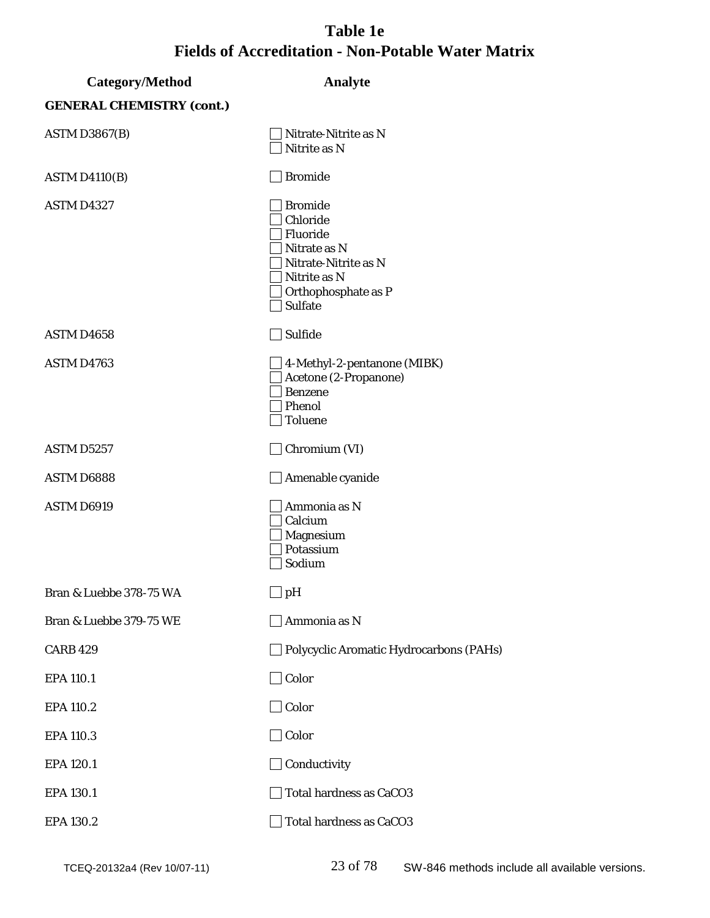# Table 1e
# Fields of Accreditation - Non-Potable Water Matrix

| Category/Method | Analyte |
|---|---|
| **GENERAL CHEMISTRY (cont.)** | |
| ASTM D3867(B) | ☐ Nitrate-Nitrite as N<br>☐ Nitrite as N |
| ASTM D4110(B) | ☐ Bromide |
| ASTM D4327 | ☐ Bromide<br>☐ Chloride<br>☐ Fluoride<br>☐ Nitrate as N<br>☐ Nitrate-Nitrite as N<br>☐ Nitrite as N<br>☐ Orthophosphate as P<br>☐ Sulfate |
| ASTM D4658 | ☐ Sulfide |
| ASTM D4763 | ☐ 4-Methyl-2-pentanone (MIBK)<br>☐ Acetone (2-Propanone)<br>☐ Benzene<br>☐ Phenol<br>☐ Toluene |
| ASTM D5257 | ☐ Chromium (VI) |
| ASTM D6888 | ☐ Amenable cyanide |
| ASTM D6919 | ☐ Ammonia as N<br>☐ Calcium<br>☐ Magnesium<br>☐ Potassium<br>☐ Sodium |
| Bran & Luebbe 378-75 WA | ☐ pH |
| Bran & Luebbe 379-75 WE | ☐ Ammonia as N |
| CARB 429 | ☐ Polycyclic Aromatic Hydrocarbons (PAHs) |
| EPA 110.1 | ☐ Color |
| EPA 110.2 | ☐ Color |
| EPA 110.3 | ☐ Color |
| EPA 120.1 | ☐ Conductivity |
| EPA 130.1 | ☐ Total hardness as CaCO3 |
| EPA 130.2 | ☐ Total hardness as CaCO3 |

SW-846 methods include all available versions.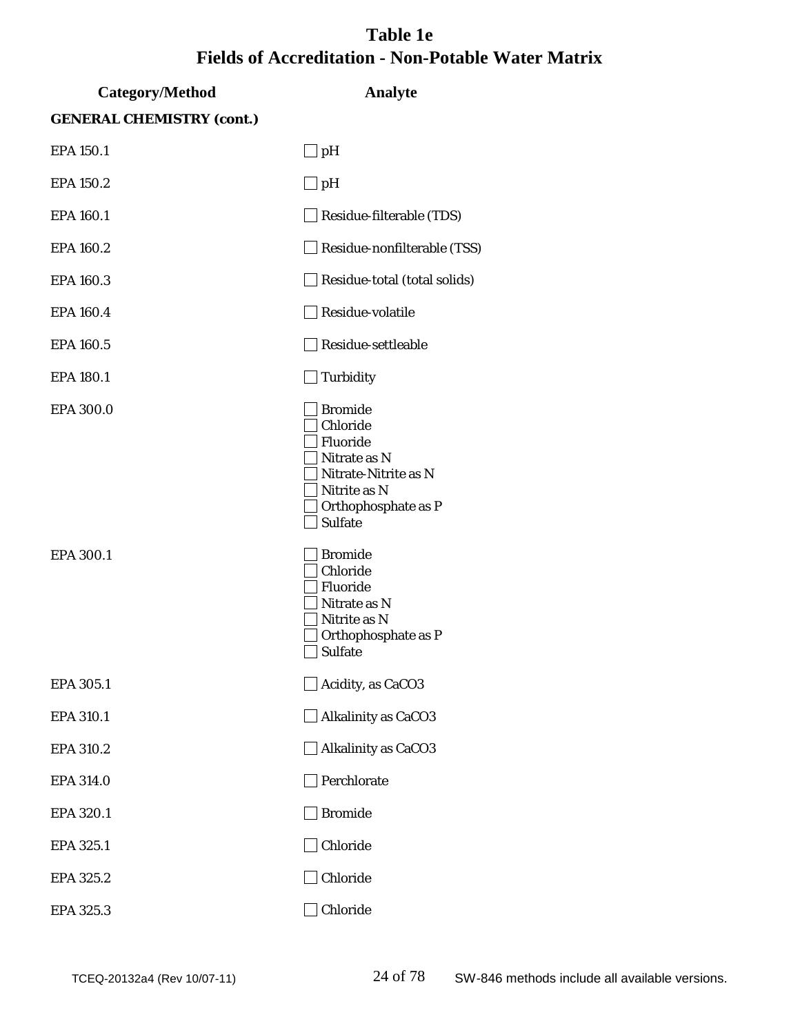# Table 1e
# Fields of Accreditation - Non-Potable Water Matrix

| Category/Method | Analyte |
|---|---|
| **GENERAL CHEMISTRY (cont.)** | |
| EPA 150.1 | ☐ pH |
| EPA 150.2 | ☐ pH |
| EPA 160.1 | ☐ Residue-filterable (TDS) |
| EPA 160.2 | ☐ Residue-nonfilterable (TSS) |
| EPA 160.3 | ☐ Residue-total (total solids) |
| EPA 160.4 | ☐ Residue-volatile |
| EPA 160.5 | ☐ Residue-settleable |
| EPA 180.1 | ☐ Turbidity |
| EPA 300.0 | ☐ Bromide<br>☐ Chloride<br>☐ Fluoride<br>☐ Nitrate as N<br>☐ Nitrate-Nitrite as N<br>☐ Nitrite as N<br>☐ Orthophosphate as P<br>☐ Sulfate |
| EPA 300.1 | ☐ Bromide<br>☐ Chloride<br>☐ Fluoride<br>☐ Nitrate as N<br>☐ Nitrite as N<br>☐ Orthophosphate as P<br>☐ Sulfate |
| EPA 305.1 | ☐ Acidity, as $CaCO_3$ |
| EPA 310.1 | ☐ Alkalinity as $CaCO_3$ |
| EPA 310.2 | ☐ Alkalinity as $CaCO_3$ |
| EPA 314.0 | ☐ Perchlorate |
| EPA 320.1 | ☐ Bromide |
| EPA 325.1 | ☐ Chloride |
| EPA 325.2 | ☐ Chloride |
| EPA 325.3 | ☐ Chloride |

TCEQ-20132a4 (Rev 10/07-11)

SW-846 methods include all available versions.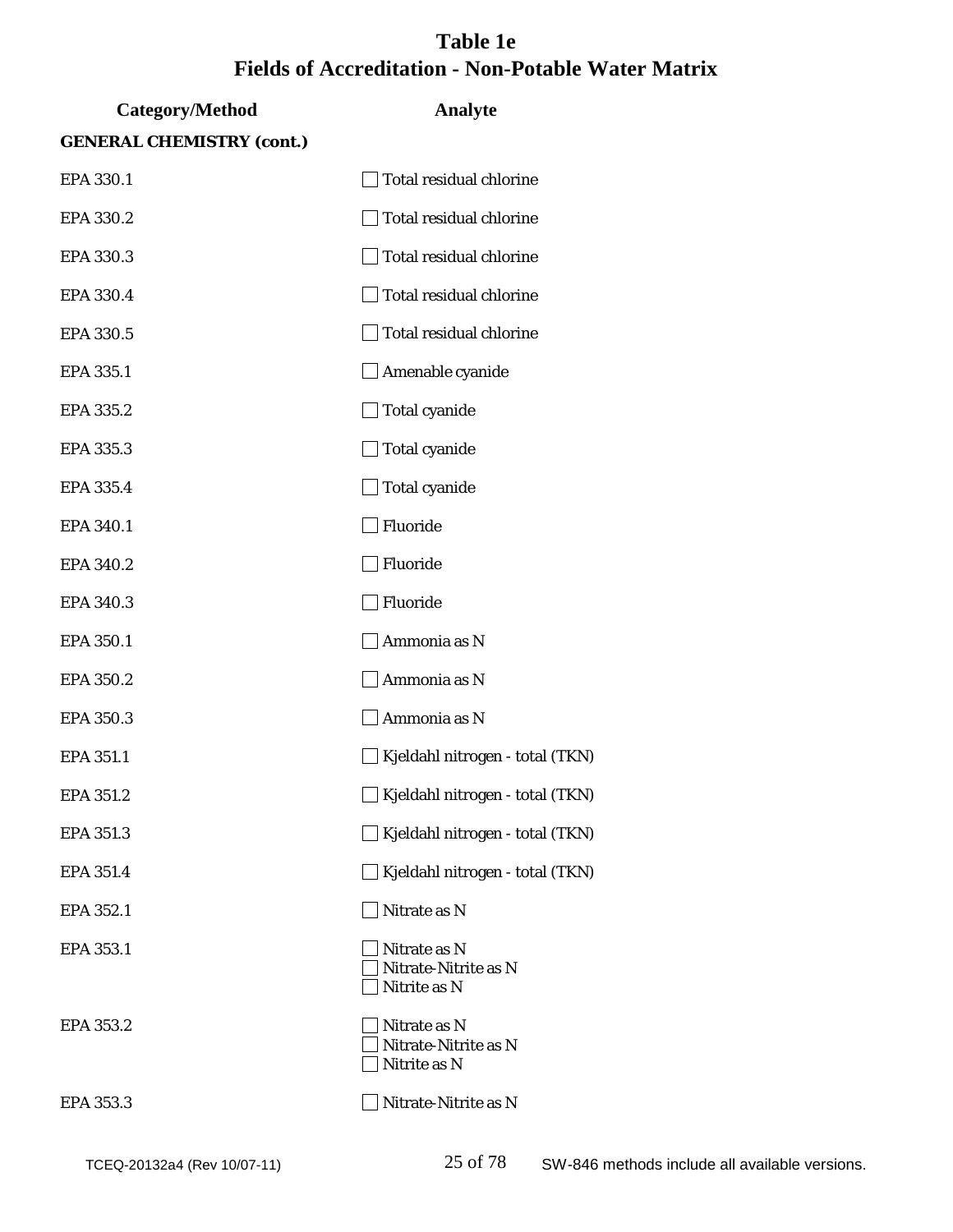# Table 1e
## Fields of Accreditation - Non-Potable Water Matrix

| Category/Method | Analyte |
| --- | --- |
| **GENERAL CHEMISTRY (cont.)** | |
| EPA 330.1 | ☐ Total residual chlorine |
| EPA 330.2 | ☐ Total residual chlorine |
| EPA 330.3 | ☐ Total residual chlorine |
| EPA 330.4 | ☐ Total residual chlorine |
| EPA 330.5 | ☐ Total residual chlorine |
| EPA 335.1 | ☐ Amenable cyanide |
| EPA 335.2 | ☐ Total cyanide |
| EPA 335.3 | ☐ Total cyanide |
| EPA 335.4 | ☐ Total cyanide |
| EPA 340.1 | ☐ Fluoride |
| EPA 340.2 | ☐ Fluoride |
| EPA 340.3 | ☐ Fluoride |
| EPA 350.1 | ☐ Ammonia as N |
| EPA 350.2 | ☐ Ammonia as N |
| EPA 350.3 | ☐ Ammonia as N |
| EPA 351.1 | ☐ Kjeldahl nitrogen - total (TKN) |
| EPA 351.2 | ☐ Kjeldahl nitrogen - total (TKN) |
| EPA 351.3 | ☐ Kjeldahl nitrogen - total (TKN) |
| EPA 351.4 | ☐ Kjeldahl nitrogen - total (TKN) |
| EPA 352.1 | ☐ Nitrate as N |
| EPA 353.1 | ☐ Nitrate as N<br>☐ Nitrate-Nitrite as N<br>☐ Nitrite as N |
| EPA 353.2 | ☐ Nitrate as N<br>☐ Nitrate-Nitrite as N<br>☐ Nitrite as N |
| EPA 353.3 | ☐ Nitrate-Nitrite as N |

SW-846 methods include all available versions.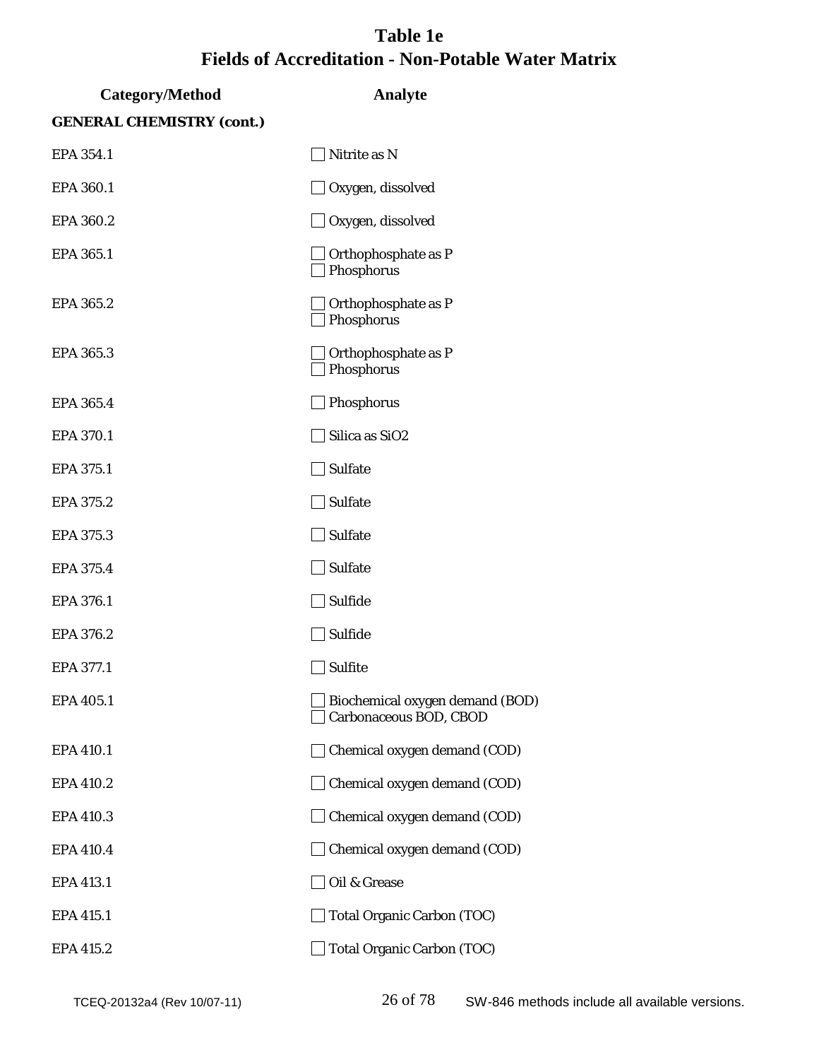# Table 1e
# Fields of Accreditation - Non-Potable Water Matrix

| Category/Method | Analyte |
|---|---|
| **GENERAL CHEMISTRY (cont.)** | |
| EPA 354.1 | ☐ Nitrite as N |
| EPA 360.1 | ☐ Oxygen, dissolved |
| EPA 360.2 | ☐ Oxygen, dissolved |
| EPA 365.1 | ☐ Orthophosphate as P<br>☐ Phosphorus |
| EPA 365.2 | ☐ Orthophosphate as P<br>☐ Phosphorus |
| EPA 365.3 | ☐ Orthophosphate as P<br>☐ Phosphorus |
| EPA 365.4 | ☐ Phosphorus |
| EPA 370.1 | ☐ Silica as $SiO_2$ |
| EPA 375.1 | ☐ Sulfate |
| EPA 375.2 | ☐ Sulfate |
| EPA 375.3 | ☐ Sulfate |
| EPA 375.4 | ☐ Sulfate |
| EPA 376.1 | ☐ Sulfide |
| EPA 376.2 | ☐ Sulfide |
| EPA 377.1 | ☐ Sulfite |
| EPA 405.1 | ☐ Biochemical oxygen demand (BOD)<br>☐ Carbonaceous BOD, CBOD |
| EPA 410.1 | ☐ Chemical oxygen demand (COD) |
| EPA 410.2 | ☐ Chemical oxygen demand (COD) |
| EPA 410.3 | ☐ Chemical oxygen demand (COD) |
| EPA 410.4 | ☐ Chemical oxygen demand (COD) |
| EPA 413.1 | ☐ Oil & Grease |
| EPA 415.1 | ☐ Total Organic Carbon (TOC) |
| EPA 415.2 | ☐ Total Organic Carbon (TOC) |

TCEQ-20132a4 (Rev 10/07-11) SW-846 methods include all available versions.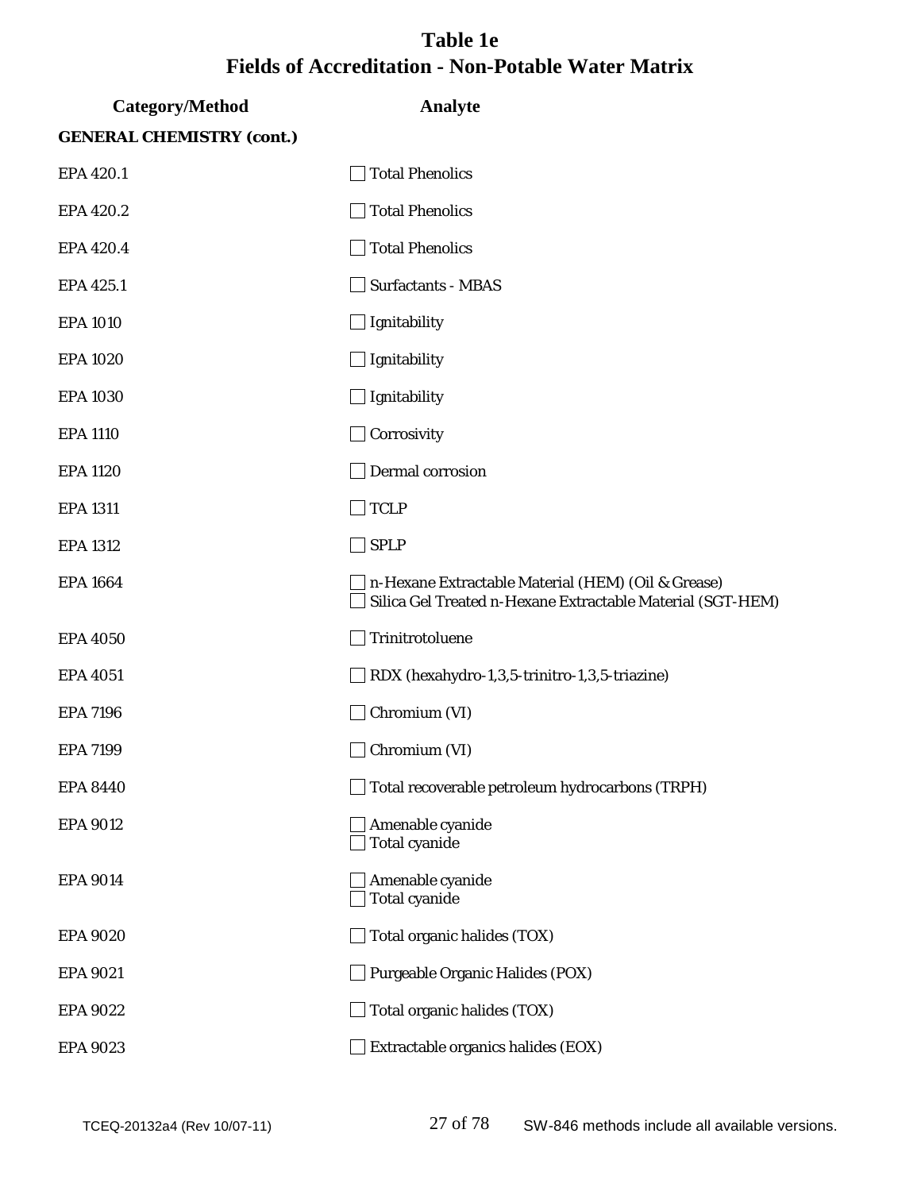# Table 1e
# Fields of Accreditation - Non-Potable Water Matrix

| Category/Method | Analyte |
| --- | --- |
| **GENERAL CHEMISTRY (cont.)** | |
| EPA 420.1 | ☐ Total Phenolics |
| EPA 420.2 | ☐ Total Phenolics |
| EPA 420.4 | ☐ Total Phenolics |
| EPA 425.1 | ☐ Surfactants - MBAS |
| EPA 1010 | ☐ Ignitability |
| EPA 1020 | ☐ Ignitability |
| EPA 1030 | ☐ Ignitability |
| EPA 1110 | ☐ Corrosivity |
| EPA 1120 | ☐ Dermal corrosion |
| EPA 1311 | ☐ TCLP |
| EPA 1312 | ☐ SPLP |
| EPA 1664 | ☐ n-Hexane Extractable Material (HEM) (Oil & Grease)<br>☐ Silica Gel Treated n-Hexane Extractable Material (SGT-HEM) |
| EPA 4050 | ☐ Trinitrotoluene |
| EPA 4051 | ☐ RDX (hexahydro-1,3,5-trinitro-1,3,5-triazine) |
| EPA 7196 | ☐ Chromium (VI) |
| EPA 7199 | ☐ Chromium (VI) |
| EPA 8440 | ☐ Total recoverable petroleum hydrocarbons (TRPH) |
| EPA 9012 | ☐ Amenable cyanide<br>☐ Total cyanide |
| EPA 9014 | ☐ Amenable cyanide<br>☐ Total cyanide |
| EPA 9020 | ☐ Total organic halides (TOX) |
| EPA 9021 | ☐ Purgeable Organic Halides (POX) |
| EPA 9022 | ☐ Total organic halides (TOX) |
| EPA 9023 | ☐ Extractable organics halides (EOX) |

SW-846 methods include all available versions.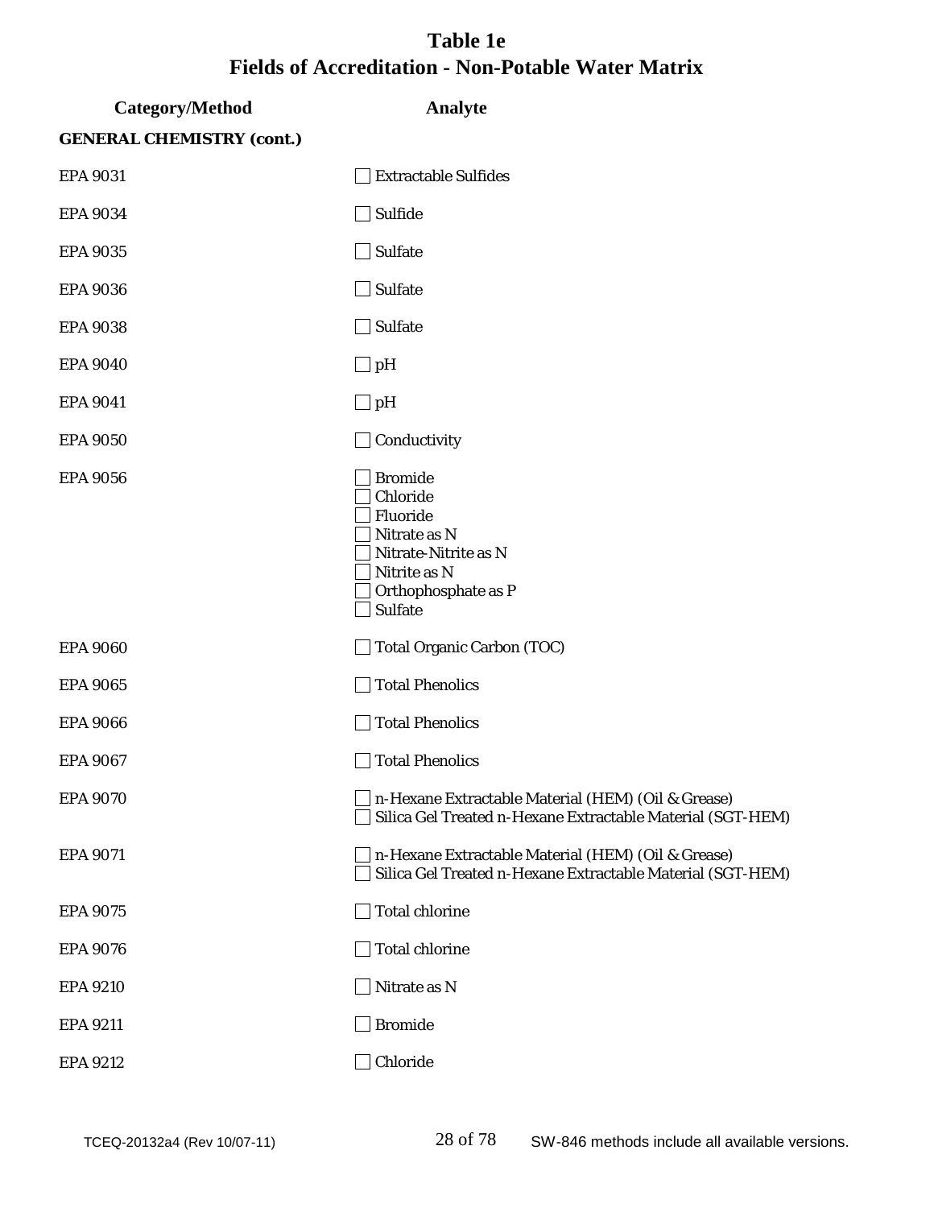# Table 1e
# Fields of Accreditation - Non-Potable Water Matrix

| Category/Method | Analyte |
|---|---|
| **GENERAL CHEMISTRY (cont.)** | |
| EPA 9031 | ☐ Extractable Sulfides |
| EPA 9034 | ☐ Sulfide |
| EPA 9035 | ☐ Sulfate |
| EPA 9036 | ☐ Sulfate |
| EPA 9038 | ☐ Sulfate |
| EPA 9040 | ☐ pH |
| EPA 9041 | ☐ pH |
| EPA 9050 | ☐ Conductivity |
| EPA 9056 | ☐ Bromide<br>☐ Chloride<br>☐ Fluoride<br>☐ Nitrate as N<br>☐ Nitrate-Nitrite as N<br>☐ Nitrite as N<br>☐ Orthophosphate as P<br>☐ Sulfate |
| EPA 9060 | ☐ Total Organic Carbon (TOC) |
| EPA 9065 | ☐ Total Phenolics |
| EPA 9066 | ☐ Total Phenolics |
| EPA 9067 | ☐ Total Phenolics |
| EPA 9070 | ☐ n-Hexane Extractable Material (HEM) (Oil & Grease)<br>☐ Silica Gel Treated n-Hexane Extractable Material (SGT-HEM) |
| EPA 9071 | ☐ n-Hexane Extractable Material (HEM) (Oil & Grease)<br>☐ Silica Gel Treated n-Hexane Extractable Material (SGT-HEM) |
| EPA 9075 | ☐ Total chlorine |
| EPA 9076 | ☐ Total chlorine |
| EPA 9210 | ☐ Nitrate as N |
| EPA 9211 | ☐ Bromide |
| EPA 9212 | ☐ Chloride |

TCEQ-20132a4 (Rev 10/07-11) SW-846 methods include all available versions.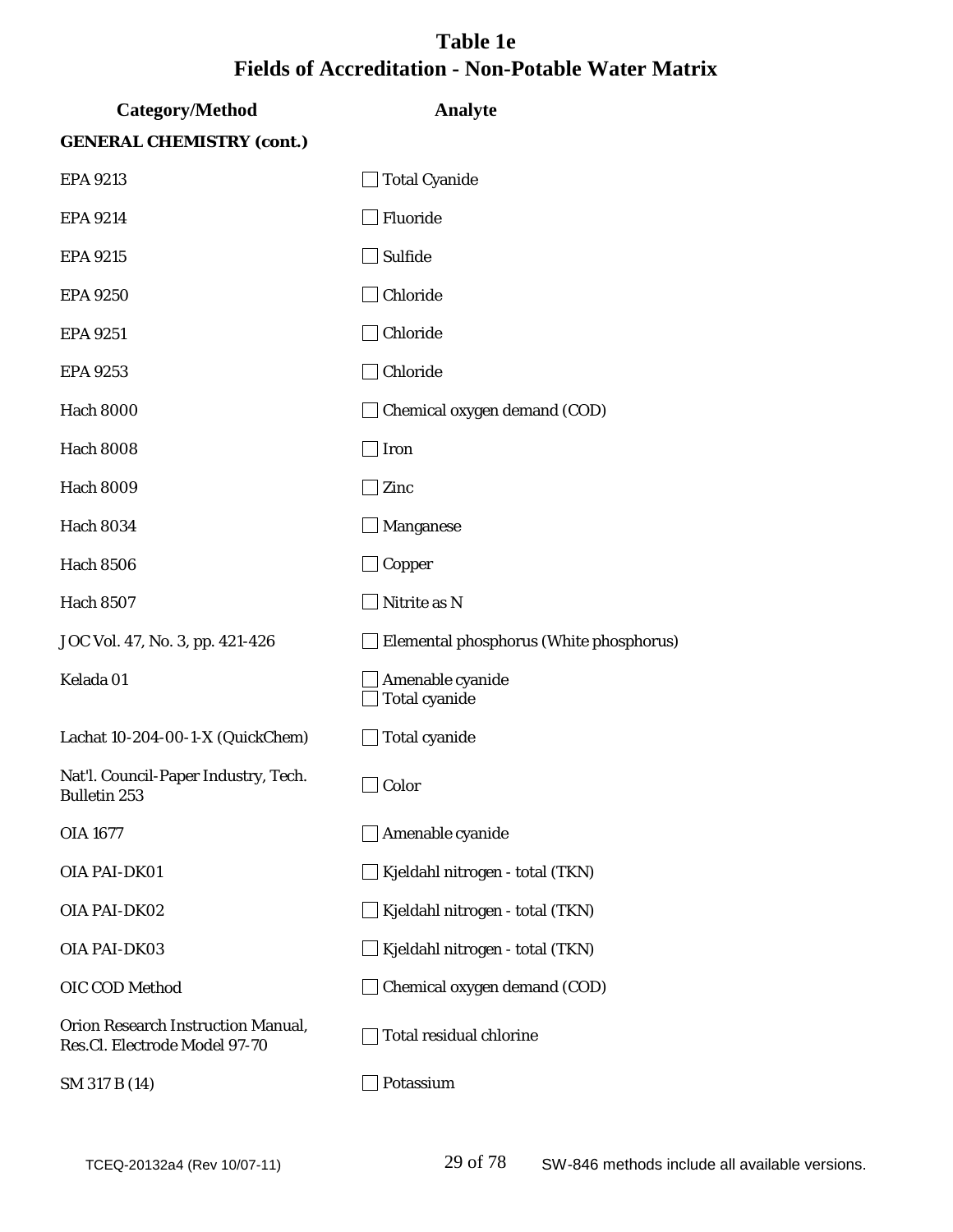# Table 1e
## Fields of Accreditation - Non-Potable Water Matrix

| Category/Method | Analyte |
|---|---|
| **GENERAL CHEMISTRY (cont.)** | |
| EPA 9213 | ☐ Total Cyanide |
| EPA 9214 | ☐ Fluoride |
| EPA 9215 | ☐ Sulfide |
| EPA 9250 | ☐ Chloride |
| EPA 9251 | ☐ Chloride |
| EPA 9253 | ☐ Chloride |
| Hach 8000 | ☐ Chemical oxygen demand (COD) |
| Hach 8008 | ☐ Iron |
| Hach 8009 | ☐ Zinc |
| Hach 8034 | ☐ Manganese |
| Hach 8506 | ☐ Copper |
| Hach 8507 | ☐ Nitrite as N |
| JOC Vol. 47, No. 3, pp. 421-426 | ☐ Elemental phosphorus (White phosphorus) |
| Kelada 01 | ☐ Amenable cyanide<br>☐ Total cyanide |
| Lachat 10-204-00-1-X (QuickChem) | ☐ Total cyanide |
| Nat'l. Council-Paper Industry, Tech. Bulletin 253 | ☐ Color |
| OIA 1677 | ☐ Amenable cyanide |
| OIA PAI-DK01 | ☐ Kjeldahl nitrogen - total (TKN) |
| OIA PAI-DK02 | ☐ Kjeldahl nitrogen - total (TKN) |
| OIA PAI-DK03 | ☐ Kjeldahl nitrogen - total (TKN) |
| OIC COD Method | ☐ Chemical oxygen demand (COD) |
| Orion Research Instruction Manual, Res.Cl. Electrode Model 97-70 | ☐ Total residual chlorine |
| SM 317 B (14) | ☐ Potassium |

SW-846 methods include all available versions.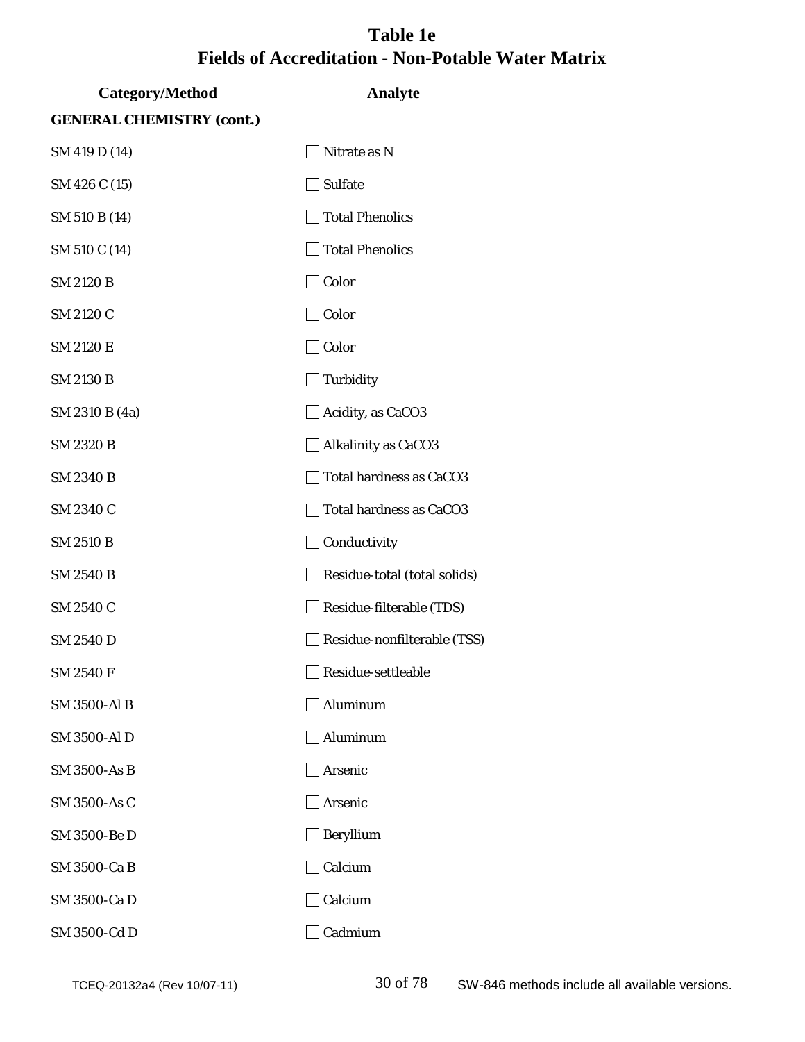# Table 1e
## Fields of Accreditation - Non-Potable Water Matrix

| Category/Method | Analyte |
|---|---|
| **GENERAL CHEMISTRY (cont.)** | |
| SM 419 D (14) | ☐ Nitrate as N |
| SM 426 C (15) | ☐ Sulfate |
| SM 510 B (14) | ☐ Total Phenolics |
| SM 510 C (14) | ☐ Total Phenolics |
| SM 2120 B | ☐ Color |
| SM 2120 C | ☐ Color |
| SM 2120 E | ☐ Color |
| SM 2130 B | ☐ Turbidity |
| SM 2310 B (4a) | ☐ Acidity, as CaCO3 |
| SM 2320 B | ☐ Alkalinity as CaCO3 |
| SM 2340 B | ☐ Total hardness as CaCO3 |
| SM 2340 C | ☐ Total hardness as CaCO3 |
| SM 2510 B | ☐ Conductivity |
| SM 2540 B | ☐ Residue-total (total solids) |
| SM 2540 C | ☐ Residue-filterable (TDS) |
| SM 2540 D | ☐ Residue-nonfilterable (TSS) |
| SM 2540 F | ☐ Residue-settleable |
| SM 3500-Al B | ☐ Aluminum |
| SM 3500-Al D | ☐ Aluminum |
| SM 3500-As B | ☐ Arsenic |
| SM 3500-As C | ☐ Arsenic |
| SM 3500-Be D | ☐ Beryllium |
| SM 3500-Ca B | ☐ Calcium |
| SM 3500-Ca D | ☐ Calcium |
| SM 3500-Cd D | ☐ Cadmium |

TCEQ-20132a4 (Rev 10/07-11) SW-846 methods include all available versions.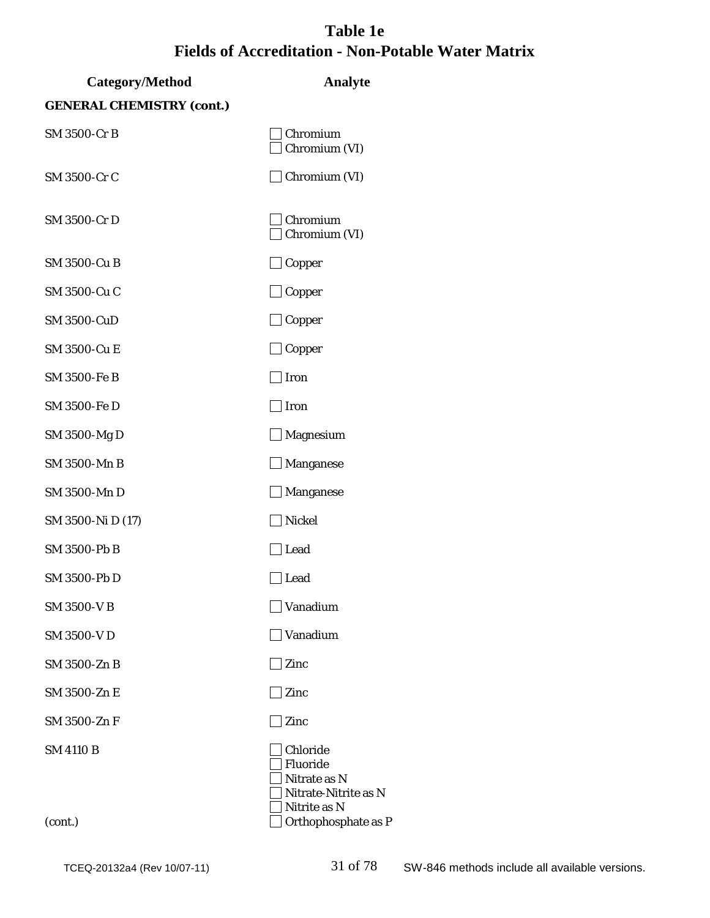# Table 1e
# Fields of Accreditation - Non-Potable Water Matrix

| Category/Method | Analyte |
|---|---|
| **GENERAL CHEMISTRY (cont.)** | |
| SM 3500-Cr B | ☐ Chromium<br>☐ Chromium (VI) |
| SM 3500-Cr C | ☐ Chromium (VI) |
| SM 3500-Cr D | ☐ Chromium<br>☐ Chromium (VI) |
| SM 3500-Cu B | ☐ Copper |
| SM 3500-Cu C | ☐ Copper |
| SM 3500-CuD | ☐ Copper |
| SM 3500-Cu E | ☐ Copper |
| SM 3500-Fe B | ☐ Iron |
| SM 3500-Fe D | ☐ Iron |
| SM 3500-Mg D | ☐ Magnesium |
| SM 3500-Mn B | ☐ Manganese |
| SM 3500-Mn D | ☐ Manganese |
| SM 3500-Ni D (17) | ☐ Nickel |
| SM 3500-Pb B | ☐ Lead |
| SM 3500-Pb D | ☐ Lead |
| SM 3500-V B | ☐ Vanadium |
| SM 3500-V D | ☐ Vanadium |
| SM 3500-Zn B | ☐ Zinc |
| SM 3500-Zn E | ☐ Zinc |
| SM 3500-Zn F | ☐ Zinc |
| SM 4110 B<br><br><br><br><br>(cont.) | ☐ Chloride<br>☐ Fluoride<br>☐ Nitrate as N<br>☐ Nitrate-Nitrite as N<br>☐ Nitrite as N<br>☐ Orthophosphate as P |

SW-846 methods include all available versions.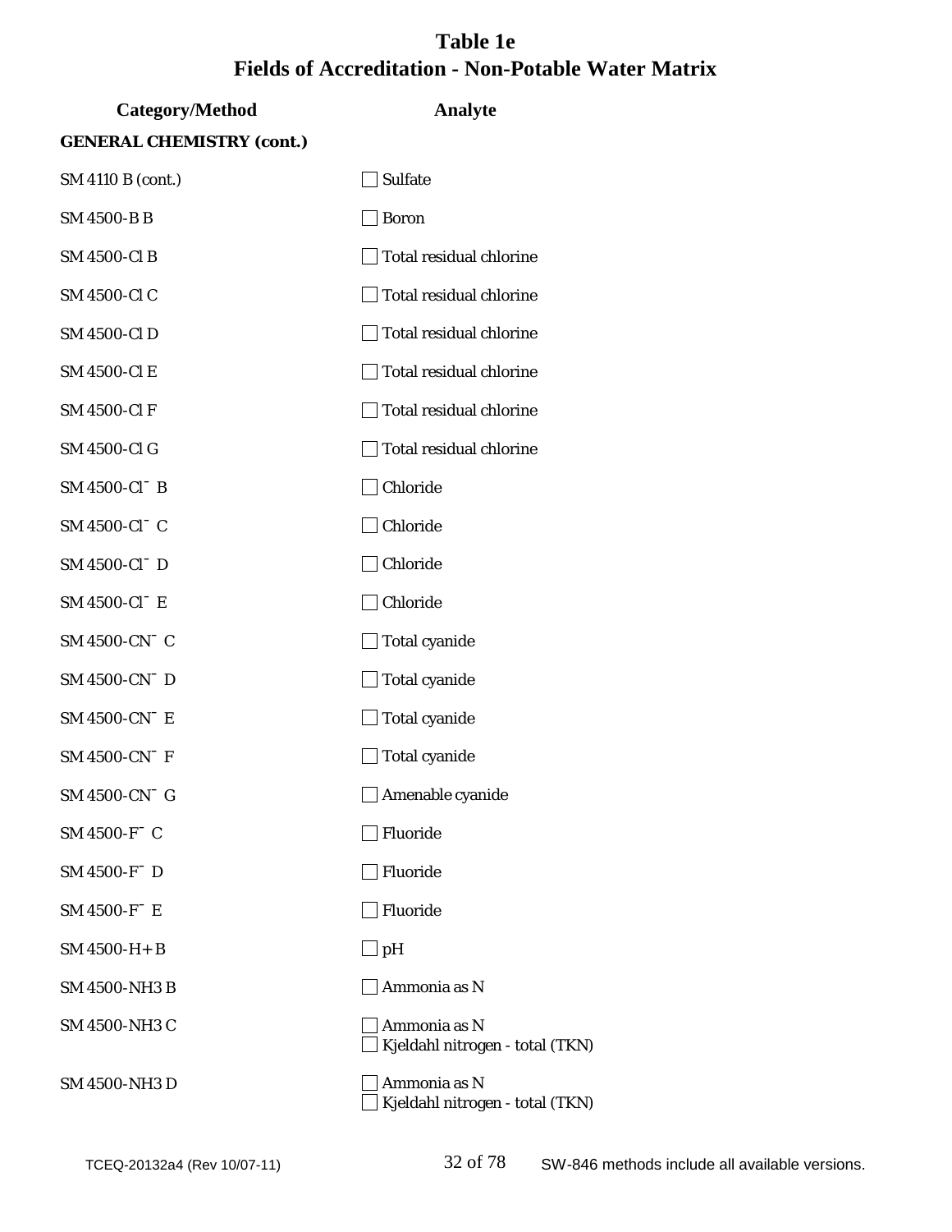# Table 1e
## Fields of Accreditation - Non-Potable Water Matrix

| Category/Method | Analyte |
|---|---|
| **GENERAL CHEMISTRY (cont.)** | |
| SM 4110 B (cont.) | ☐ Sulfate |
| SM 4500-B B | ☐ Boron |
| SM 4500-Cl B | ☐ Total residual chlorine |
| SM 4500-Cl C | ☐ Total residual chlorine |
| SM 4500-Cl D | ☐ Total residual chlorine |
| SM 4500-Cl E | ☐ Total residual chlorine |
| SM 4500-Cl F | ☐ Total residual chlorine |
| SM 4500-Cl G | ☐ Total residual chlorine |
| SM 4500-$Cl^-$ B | ☐ Chloride |
| SM 4500-$Cl^-$ C | ☐ Chloride |
| SM 4500-$Cl^-$ D | ☐ Chloride |
| SM 4500-$Cl^-$ E | ☐ Chloride |
| SM 4500-$CN^-$ C | ☐ Total cyanide |
| SM 4500-$CN^-$ D | ☐ Total cyanide |
| SM 4500-$CN^-$ E | ☐ Total cyanide |
| SM 4500-$CN^-$ F | ☐ Total cyanide |
| SM 4500-$CN^-$ G | ☐ Amenable cyanide |
| SM 4500-$F^-$ C | ☐ Fluoride |
| SM 4500-$F^-$ D | ☐ Fluoride |
| SM 4500-$F^-$ E | ☐ Fluoride |
| SM 4500-H+ B | ☐ pH |
| SM 4500-NH3 B | ☐ Ammonia as N |
| SM 4500-NH3 C | ☐ Ammonia as N<br>☐ Kjeldahl nitrogen - total (TKN) |
| SM 4500-NH3 D | ☐ Ammonia as N<br>☐ Kjeldahl nitrogen - total (TKN) |

SW-846 methods include all available versions.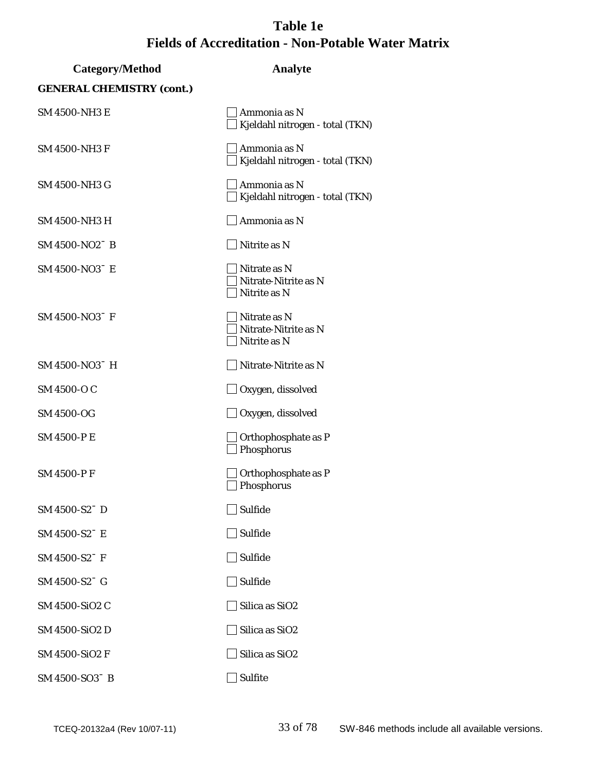# Table 1e
# Fields of Accreditation - Non-Potable Water Matrix

| Category/Method | Analyte |
|---|---|
| **GENERAL CHEMISTRY (cont.)** | |
| SM 4500-NH3 E | ☐ Ammonia as N<br>☐ Kjeldahl nitrogen - total (TKN) |
| SM 4500-NH3 F | ☐ Ammonia as N<br>☐ Kjeldahl nitrogen - total (TKN) |
| SM 4500-NH3 G | ☐ Ammonia as N<br>☐ Kjeldahl nitrogen - total (TKN) |
| SM 4500-NH3 H | ☐ Ammonia as N |
| SM 4500-$NO_2^-$ B | ☐ Nitrite as N |
| SM 4500-$NO_3^-$ E | ☐ Nitrate as N<br>☐ Nitrate-Nitrite as N<br>☐ Nitrite as N |
| SM 4500-$NO_3^-$ F | ☐ Nitrate as N<br>☐ Nitrate-Nitrite as N<br>☐ Nitrite as N |
| SM 4500-$NO_3^-$ H | ☐ Nitrate-Nitrite as N |
| SM 4500-O C | ☐ Oxygen, dissolved |
| SM 4500-OG | ☐ Oxygen, dissolved |
| SM 4500-P E | ☐ Orthophosphate as P<br>☐ Phosphorus |
| SM 4500-P F | ☐ Orthophosphate as P<br>☐ Phosphorus |
| SM 4500-$S2^-$ D | ☐ Sulfide |
| SM 4500-$S2^-$ E | ☐ Sulfide |
| SM 4500-$S2^-$ F | ☐ Sulfide |
| SM 4500-$S2^-$ G | ☐ Sulfide |
| SM 4500-SiO2 C | ☐ Silica as SiO2 |
| SM 4500-SiO2 D | ☐ Silica as SiO2 |
| SM 4500-SiO2 F | ☐ Silica as SiO2 |
| SM 4500-$SO_3^-$ B | ☐ Sulfite |

TCEQ-20132a4 (Rev 10/07-11) SW-846 methods include all available versions.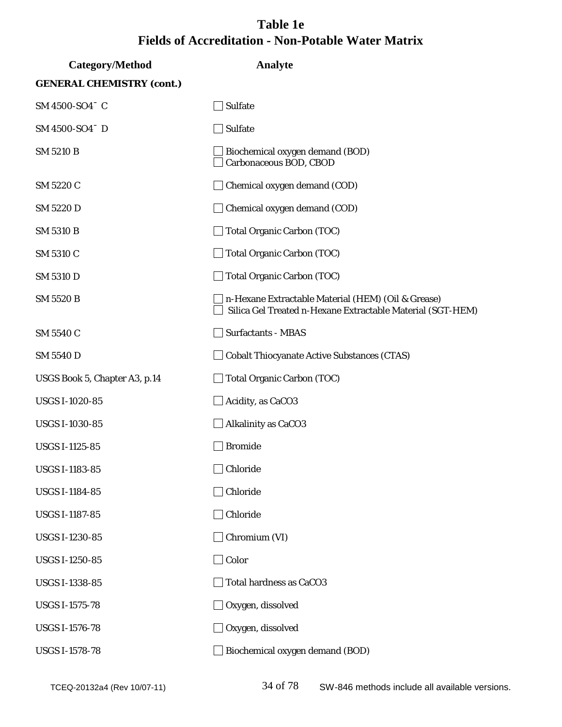# Table 1e
## Fields of Accreditation - Non-Potable Water Matrix

| Category/Method | Analyte |
|---|---|
| **GENERAL CHEMISTRY (cont.)** | |
| SM 4500-$SO_4^-$ C | ☐ Sulfate |
| SM 4500-$SO_4^-$ D | ☐ Sulfate |
| SM 5210 B | ☐ Biochemical oxygen demand (BOD)<br>☐ Carbonaceous BOD, CBOD |
| SM 5220 C | ☐ Chemical oxygen demand (COD) |
| SM 5220 D | ☐ Chemical oxygen demand (COD) |
| SM 5310 B | ☐ Total Organic Carbon (TOC) |
| SM 5310 C | ☐ Total Organic Carbon (TOC) |
| SM 5310 D | ☐ Total Organic Carbon (TOC) |
| SM 5520 B | ☐ n-Hexane Extractable Material (HEM) (Oil & Grease)<br>☐ Silica Gel Treated n-Hexane Extractable Material (SGT-HEM) |
| SM 5540 C | ☐ Surfactants - MBAS |
| SM 5540 D | ☐ Cobalt Thiocyanate Active Substances (CTAS) |
| USGS Book 5, Chapter A3, p.14 | ☐ Total Organic Carbon (TOC) |
| USGS I-1020-85 | ☐ Acidity, as $CaCO_3$ |
| USGS I-1030-85 | ☐ Alkalinity as $CaCO_3$ |
| USGS I-1125-85 | ☐ Bromide |
| USGS I-1183-85 | ☐ Chloride |
| USGS I-1184-85 | ☐ Chloride |
| USGS I-1187-85 | ☐ Chloride |
| USGS I-1230-85 | ☐ Chromium (VI) |
| USGS I-1250-85 | ☐ Color |
| USGS I-1338-85 | ☐ Total hardness as $CaCO_3$ |
| USGS I-1575-78 | ☐ Oxygen, dissolved |
| USGS I-1576-78 | ☐ Oxygen, dissolved |
| USGS I-1578-78 | ☐ Biochemical oxygen demand (BOD) |

SW-846 methods include all available versions.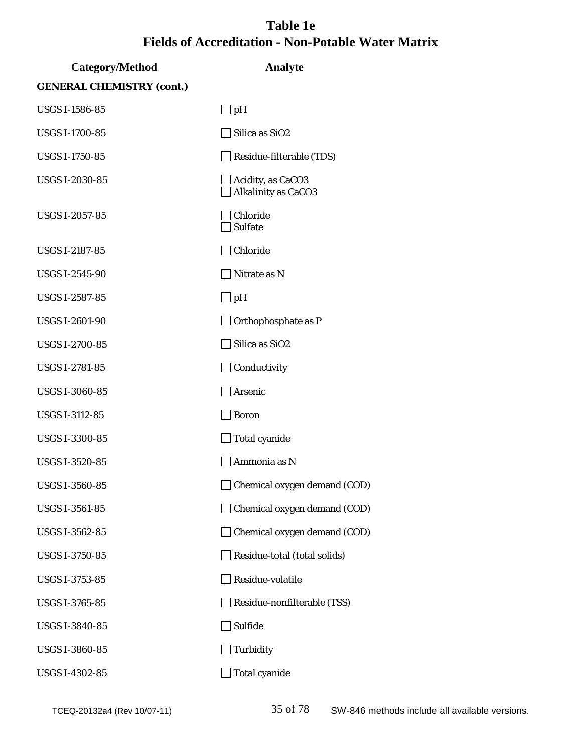# Table 1e
# Fields of Accreditation - Non-Potable Water Matrix

| Category/Method | Analyte |
|---|---|
| **GENERAL CHEMISTRY (cont.)** | |
| USGS I-1586-85 | ☐ pH |
| USGS I-1700-85 | ☐ Silica as SiO2 |
| USGS I-1750-85 | ☐ Residue-filterable (TDS) |
| USGS I-2030-85 | ☐ Acidity, as CaCO3<br>☐ Alkalinity as CaCO3 |
| USGS I-2057-85 | ☐ Chloride<br>☐ Sulfate |
| USGS I-2187-85 | ☐ Chloride |
| USGS I-2545-90 | ☐ Nitrate as N |
| USGS I-2587-85 | ☐ pH |
| USGS I-2601-90 | ☐ Orthophosphate as P |
| USGS I-2700-85 | ☐ Silica as SiO2 |
| USGS I-2781-85 | ☐ Conductivity |
| USGS I-3060-85 | ☐ Arsenic |
| USGS I-3112-85 | ☐ Boron |
| USGS I-3300-85 | ☐ Total cyanide |
| USGS I-3520-85 | ☐ Ammonia as N |
| USGS I-3560-85 | ☐ Chemical oxygen demand (COD) |
| USGS I-3561-85 | ☐ Chemical oxygen demand (COD) |
| USGS I-3562-85 | ☐ Chemical oxygen demand (COD) |
| USGS I-3750-85 | ☐ Residue-total (total solids) |
| USGS I-3753-85 | ☐ Residue-volatile |
| USGS I-3765-85 | ☐ Residue-nonfilterable (TSS) |
| USGS I-3840-85 | ☐ Sulfide |
| USGS I-3860-85 | ☐ Turbidity |
| USGS I-4302-85 | ☐ Total cyanide |

SW-846 methods include all available versions.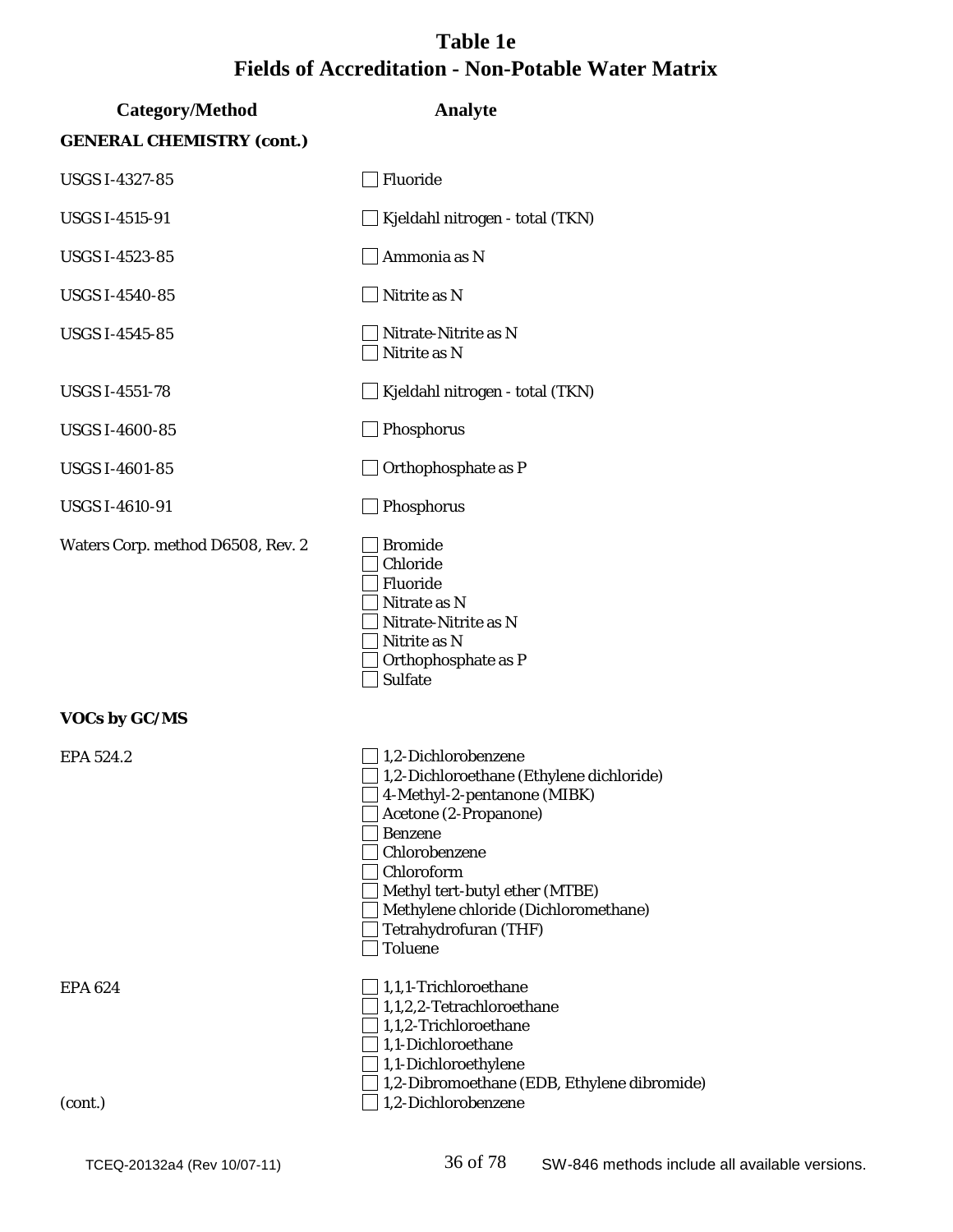# Table 1e
# Fields of Accreditation - Non-Potable Water Matrix

| Category/Method | Analyte |
|---|---|
| **GENERAL CHEMISTRY (cont.)** | |
| USGS I-4327-85 | ☐ Fluoride |
| USGS I-4515-91 | ☐ Kjeldahl nitrogen - total (TKN) |
| USGS I-4523-85 | ☐ Ammonia as N |
| USGS I-4540-85 | ☐ Nitrite as N |
| USGS I-4545-85 | ☐ Nitrate-Nitrite as N<br>☐ Nitrite as N |
| USGS I-4551-78 | ☐ Kjeldahl nitrogen - total (TKN) |
| USGS I-4600-85 | ☐ Phosphorus |
| USGS I-4601-85 | ☐ Orthophosphate as P |
| USGS I-4610-91 | ☐ Phosphorus |
| Waters Corp. method D6508, Rev. 2 | ☐ Bromide<br>☐ Chloride<br>☐ Fluoride<br>☐ Nitrate as N<br>☐ Nitrate-Nitrite as N<br>☐ Nitrite as N<br>☐ Orthophosphate as P<br>☐ Sulfate |
| **VOCs by GC/MS** | |
| EPA 524.2 | ☐ 1,2-Dichlorobenzene<br>☐ 1,2-Dichloroethane (Ethylene dichloride)<br>☐ 4-Methyl-2-pentanone (MIBK)<br>☐ Acetone (2-Propanone)<br>☐ Benzene<br>☐ Chlorobenzene<br>☐ Chloroform<br>☐ Methyl tert-butyl ether (MTBE)<br>☐ Methylene chloride (Dichloromethane)<br>☐ Tetrahydrofuran (THF)<br>☐ Toluene |
| EPA 624<br><br><br><br><br><br>(cont.) | ☐ 1,1,1-Trichloroethane<br>☐ 1,1,2,2-Tetrachloroethane<br>☐ 1,1,2-Trichloroethane<br>☐ 1,1-Dichloroethane<br>☐ 1,1-Dichloroethylene<br>☐ 1,2-Dibromoethane (EDB, Ethylene dibromide)<br>☐ 1,2-Dichlorobenzene |

SW-846 methods include all available versions.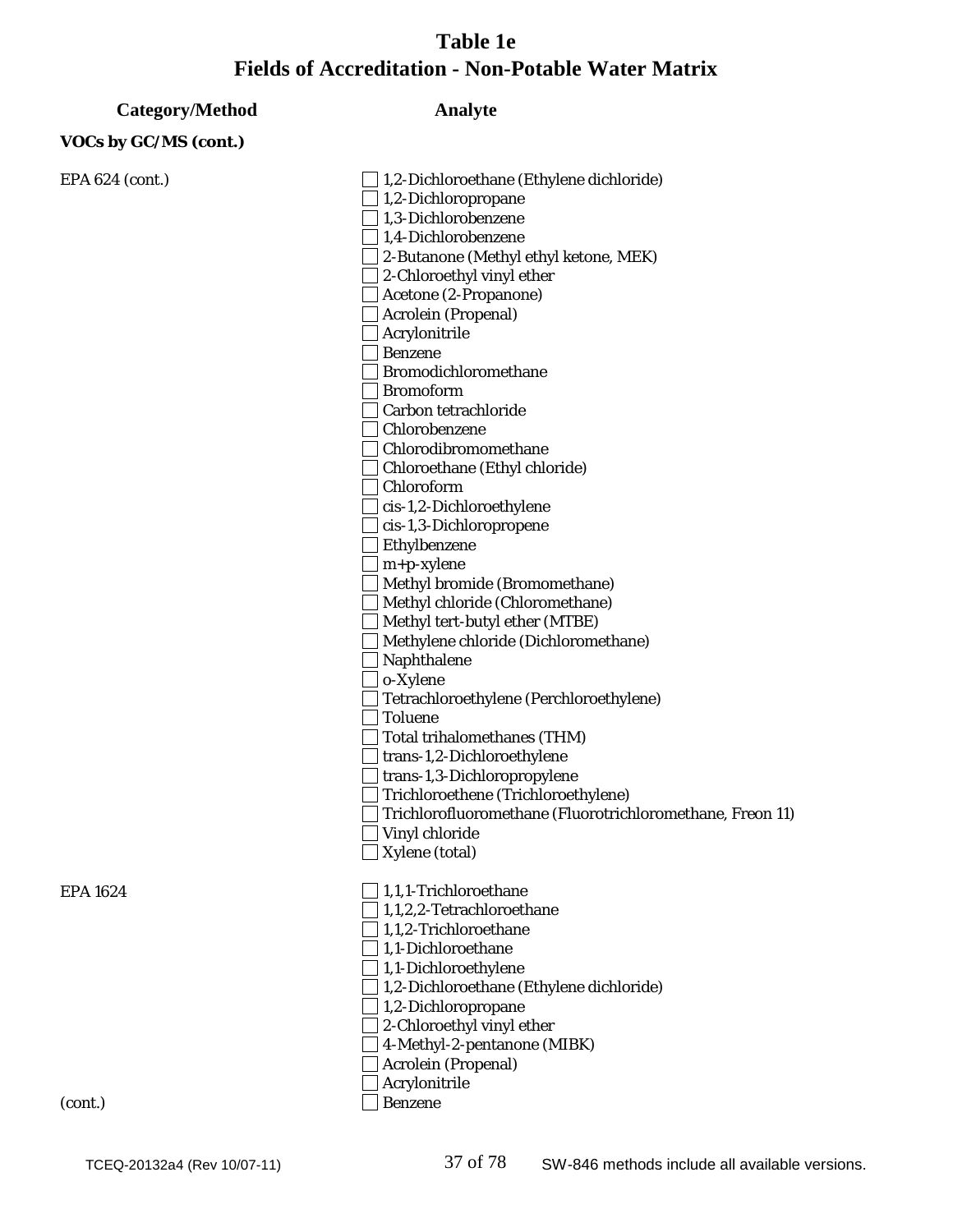# Table 1e
# Fields of Accreditation - Non-Potable Water Matrix

| Category/Method | Analyte |
|---|---|
| **VOCs by GC/MS (cont.)** | |
| EPA 624 (cont.) | ☐ 1,2-Dichloroethane (Ethylene dichloride) |
| | ☐ 1,2-Dichloropropane |
| | ☐ 1,3-Dichlorobenzene |
| | ☐ 1,4-Dichlorobenzene |
| | ☐ 2-Butanone (Methyl ethyl ketone, MEK) |
| | ☐ 2-Chloroethyl vinyl ether |
| | ☐ Acetone (2-Propanone) |
| | ☐ Acrolein (Propenal) |
| | ☐ Acrylonitrile |
| | ☐ Benzene |
| | ☐ Bromodichloromethane |
| | ☐ Bromoform |
| | ☐ Carbon tetrachloride |
| | ☐ Chlorobenzene |
| | ☐ Chlorodibromomethane |
| | ☐ Chloroethane (Ethyl chloride) |
| | ☐ Chloroform |
| | ☐ cis-1,2-Dichloroethylene |
| | ☐ cis-1,3-Dichloropropene |
| | ☐ Ethylbenzene |
| | ☐ m+p-xylene |
| | ☐ Methyl bromide (Bromomethane) |
| | ☐ Methyl chloride (Chloromethane) |
| | ☐ Methyl tert-butyl ether (MTBE) |
| | ☐ Methylene chloride (Dichloromethane) |
| | ☐ Naphthalene |
| | ☐ o-Xylene |
| | ☐ Tetrachloroethylene (Perchloroethylene) |
| | ☐ Toluene |
| | ☐ Total trihalomethanes (THM) |
| | ☐ trans-1,2-Dichloroethylene |
| | ☐ trans-1,3-Dichloropropylene |
| | ☐ Trichloroethene (Trichloroethylene) |
| | ☐ Trichlorofluoromethane (Fluorotrichloromethane, Freon 11) |
| | ☐ Vinyl chloride |
| | ☐ Xylene (total) |
| EPA 1624 | ☐ 1,1,1-Trichloroethane |
| | ☐ 1,1,2,2-Tetrachloroethane |
| | ☐ 1,1,2-Trichloroethane |
| | ☐ 1,1-Dichloroethane |
| | ☐ 1,1-Dichloroethylene |
| | ☐ 1,2-Dichloroethane (Ethylene dichloride) |
| | ☐ 1,2-Dichloropropane |
| | ☐ 2-Chloroethyl vinyl ether |
| | ☐ 4-Methyl-2-pentanone (MIBK) |
| | ☐ Acrolein (Propenal) |
| | ☐ Acrylonitrile |
| (cont.) | ☐ Benzene |

TCEQ-20132a4 (Rev 10/07-11) SW-846 methods include all available versions.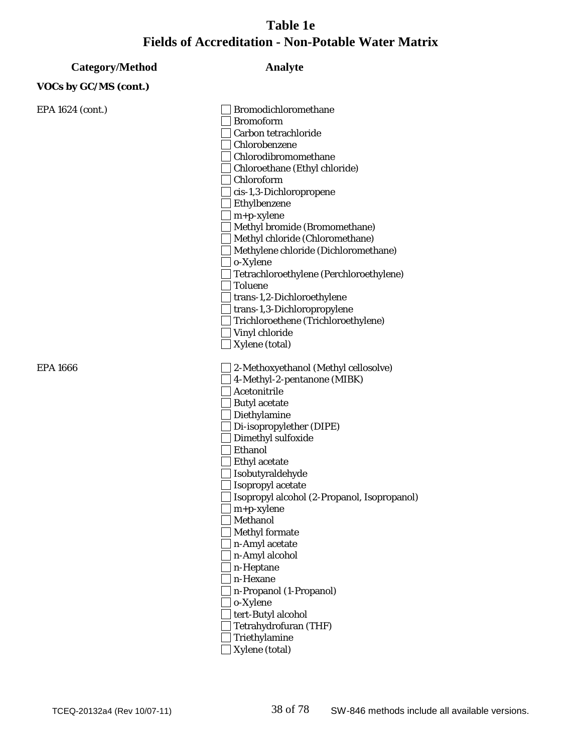# Table 1e
# Fields of Accreditation - Non-Potable Water Matrix

| Category/Method | Analyte |
|---|---|
| **VOCs by GC/MS (cont.)** | |
| EPA 1624 (cont.) | ☐ Bromodichloromethane |
| | ☐ Bromoform |
| | ☐ Carbon tetrachloride |
| | ☐ Chlorobenzene |
| | ☐ Chlorodibromomethane |
| | ☐ Chloroethane (Ethyl chloride) |
| | ☐ Chloroform |
| | ☐ cis-1,3-Dichloropropene |
| | ☐ Ethylbenzene |
| | ☐ m+p-xylene |
| | ☐ Methyl bromide (Bromomethane) |
| | ☐ Methyl chloride (Chloromethane) |
| | ☐ Methylene chloride (Dichloromethane) |
| | ☐ o-Xylene |
| | ☐ Tetrachloroethylene (Perchloroethylene) |
| | ☐ Toluene |
| | ☐ trans-1,2-Dichloroethylene |
| | ☐ trans-1,3-Dichloropropylene |
| | ☐ Trichloroethene (Trichloroethylene) |
| | ☐ Vinyl chloride |
| | ☐ Xylene (total) |
| EPA 1666 | ☐ 2-Methoxyethanol (Methyl cellosolve) |
| | ☐ 4-Methyl-2-pentanone (MIBK) |
| | ☐ Acetonitrile |
| | ☐ Butyl acetate |
| | ☐ Diethylamine |
| | ☐ Di-isopropylether (DIPE) |
| | ☐ Dimethyl sulfoxide |
| | ☐ Ethanol |
| | ☐ Ethyl acetate |
| | ☐ Isobutyraldehyde |
| | ☐ Isopropyl acetate |
| | ☐ Isopropyl alcohol (2-Propanol, Isopropanol) |
| | ☐ m+p-xylene |
| | ☐ Methanol |
| | ☐ Methyl formate |
| | ☐ n-Amyl acetate |
| | ☐ n-Amyl alcohol |
| | ☐ n-Heptane |
| | ☐ n-Hexane |
| | ☐ n-Propanol (1-Propanol) |
| | ☐ o-Xylene |
| | ☐ tert-Butyl alcohol |
| | ☐ Tetrahydrofuran (THF) |
| | ☐ Triethylamine |
| | ☐ Xylene (total) |

SW-846 methods include all available versions.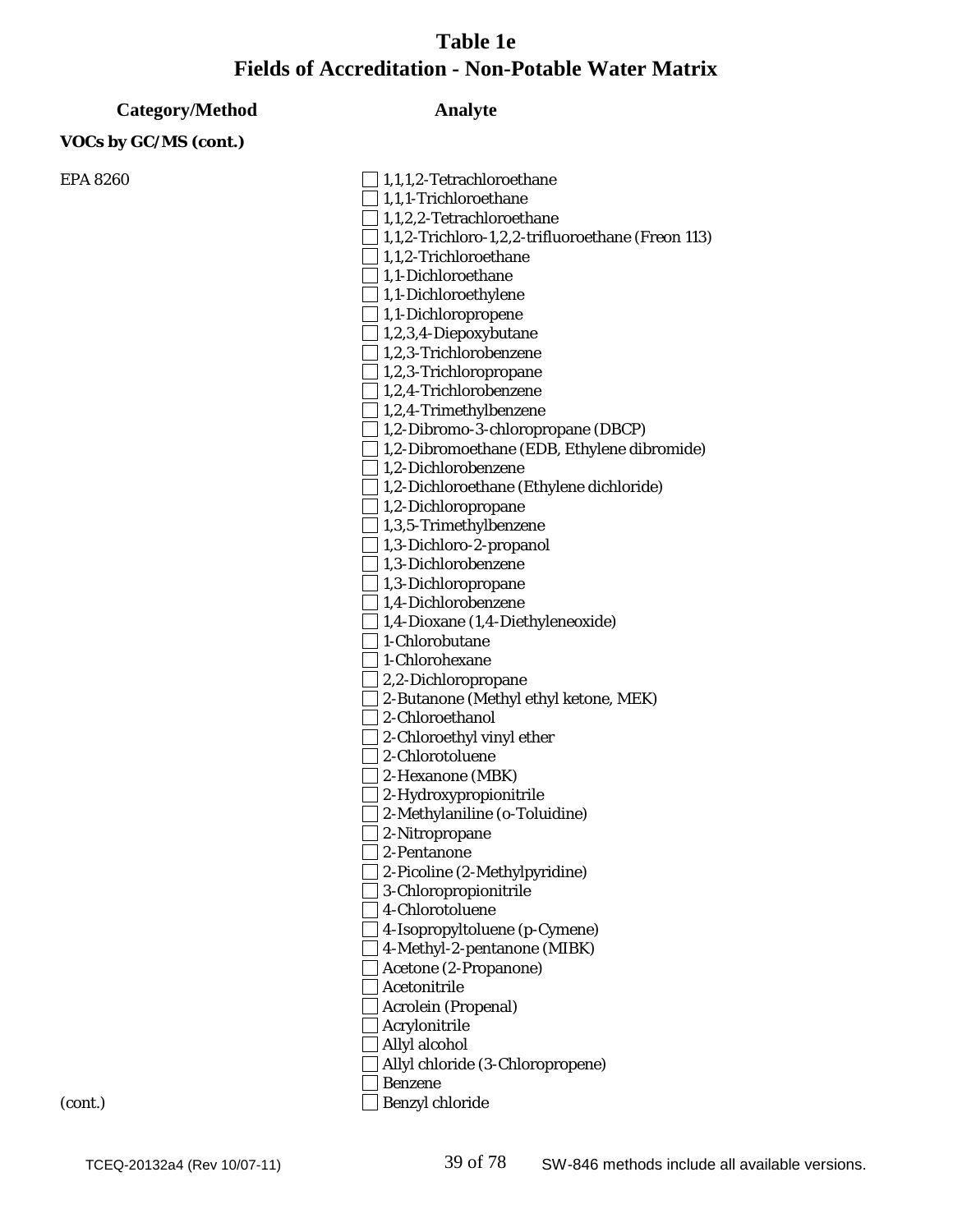# Table 1e
# Fields of Accreditation - Non-Potable Water Matrix

| Category/Method | Analyte |
|---|---|
| **VOCs by GC/MS (cont.)** | |
| EPA 8260 | ☐ 1,1,1,2-Tetrachloroethane |
| | ☐ 1,1,1-Trichloroethane |
| | ☐ 1,1,2,2-Tetrachloroethane |
| | ☐ 1,1,2-Trichloro-1,2,2-trifluoroethane (Freon 113) |
| | ☐ 1,1,2-Trichloroethane |
| | ☐ 1,1-Dichloroethane |
| | ☐ 1,1-Dichloroethylene |
| | ☐ 1,1-Dichloropropene |
| | ☐ 1,2,3,4-Diepoxybutane |
| | ☐ 1,2,3-Trichlorobenzene |
| | ☐ 1,2,3-Trichloropropane |
| | ☐ 1,2,4-Trichlorobenzene |
| | ☐ 1,2,4-Trimethylbenzene |
| | ☐ 1,2-Dibromo-3-chloropropane (DBCP) |
| | ☐ 1,2-Dibromoethane (EDB, Ethylene dibromide) |
| | ☐ 1,2-Dichlorobenzene |
| | ☐ 1,2-Dichloroethane (Ethylene dichloride) |
| | ☐ 1,2-Dichloropropane |
| | ☐ 1,3,5-Trimethylbenzene |
| | ☐ 1,3-Dichloro-2-propanol |
| | ☐ 1,3-Dichlorobenzene |
| | ☐ 1,3-Dichloropropane |
| | ☐ 1,4-Dichlorobenzene |
| | ☐ 1,4-Dioxane (1,4-Diethyleneoxide) |
| | ☐ 1-Chlorobutane |
| | ☐ 1-Chlorohexane |
| | ☐ 2,2-Dichloropropane |
| | ☐ 2-Butanone (Methyl ethyl ketone, MEK) |
| | ☐ 2-Chloroethanol |
| | ☐ 2-Chloroethyl vinyl ether |
| | ☐ 2-Chlorotoluene |
| | ☐ 2-Hexanone (MBK) |
| | ☐ 2-Hydroxypropionitrile |
| | ☐ 2-Methylaniline (o-Toluidine) |
| | ☐ 2-Nitropropane |
| | ☐ 2-Pentanone |
| | ☐ 2-Picoline (2-Methylpyridine) |
| | ☐ 3-Chloropropionitrile |
| | ☐ 4-Chlorotoluene |
| | ☐ 4-Isopropyltoluene (p-Cymene) |
| | ☐ 4-Methyl-2-pentanone (MIBK) |
| | ☐ Acetone (2-Propanone) |
| | ☐ Acetonitrile |
| | ☐ Acrolein (Propenal) |
| | ☐ Acrylonitrile |
| | ☐ Allyl alcohol |
| | ☐ Allyl chloride (3-Chloropropene) |
| | ☐ Benzene |
| (cont.) | ☐ Benzyl chloride |

SW-846 methods include all available versions.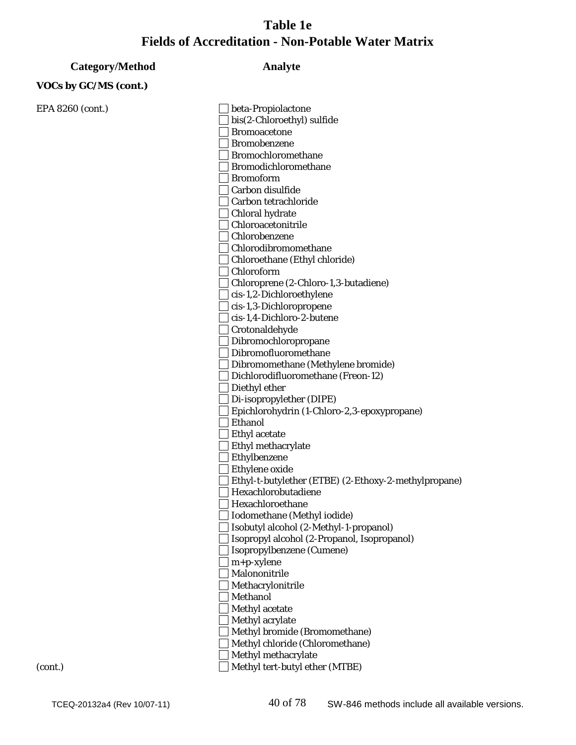# Table 1e
# Fields of Accreditation - Non-Potable Water Matrix

| Category/Method | Analyte |
|---|---|
| **VOCs by GC/MS (cont.)** | |
| EPA 8260 (cont.) | ☐ beta-Propiolactone |
| | ☐ bis(2-Chloroethyl) sulfide |
| | ☐ Bromoacetone |
| | ☐ Bromobenzene |
| | ☐ Bromochloromethane |
| | ☐ Bromodichloromethane |
| | ☐ Bromoform |
| | ☐ Carbon disulfide |
| | ☐ Carbon tetrachloride |
| | ☐ Chloral hydrate |
| | ☐ Chloroacetonitrile |
| | ☐ Chlorobenzene |
| | ☐ Chlorodibromomethane |
| | ☐ Chloroethane (Ethyl chloride) |
| | ☐ Chloroform |
| | ☐ Chloroprene (2-Chloro-1,3-butadiene) |
| | ☐ cis-1,2-Dichloroethylene |
| | ☐ cis-1,3-Dichloropropene |
| | ☐ cis-1,4-Dichloro-2-butene |
| | ☐ Crotonaldehyde |
| | ☐ Dibromochloropropane |
| | ☐ Dibromofluoromethane |
| | ☐ Dibromomethane (Methylene bromide) |
| | ☐ Dichlorodifluoromethane (Freon-12) |
| | ☐ Diethyl ether |
| | ☐ Di-isopropylether (DIPE) |
| | ☐ Epichlorohydrin (1-Chloro-2,3-epoxypropane) |
| | ☐ Ethanol |
| | ☐ Ethyl acetate |
| | ☐ Ethyl methacrylate |
| | ☐ Ethylbenzene |
| | ☐ Ethylene oxide |
| | ☐ Ethyl-t-butylether (ETBE) (2-Ethoxy-2-methylpropane) |
| | ☐ Hexachlorobutadiene |
| | ☐ Hexachloroethane |
| | ☐ Iodomethane (Methyl iodide) |
| | ☐ Isobutyl alcohol (2-Methyl-1-propanol) |
| | ☐ Isopropyl alcohol (2-Propanol, Isopropanol) |
| | ☐ Isopropylbenzene (Cumene) |
| | ☐ m+p-xylene |
| | ☐ Malononitrile |
| | ☐ Methacrylonitrile |
| | ☐ Methanol |
| | ☐ Methyl acetate |
| | ☐ Methyl acrylate |
| | ☐ Methyl bromide (Bromomethane) |
| | ☐ Methyl chloride (Chloromethane) |
| | ☐ Methyl methacrylate |
| (cont.) | ☐ Methyl tert-butyl ether (MTBE) |

SW-846 methods include all available versions.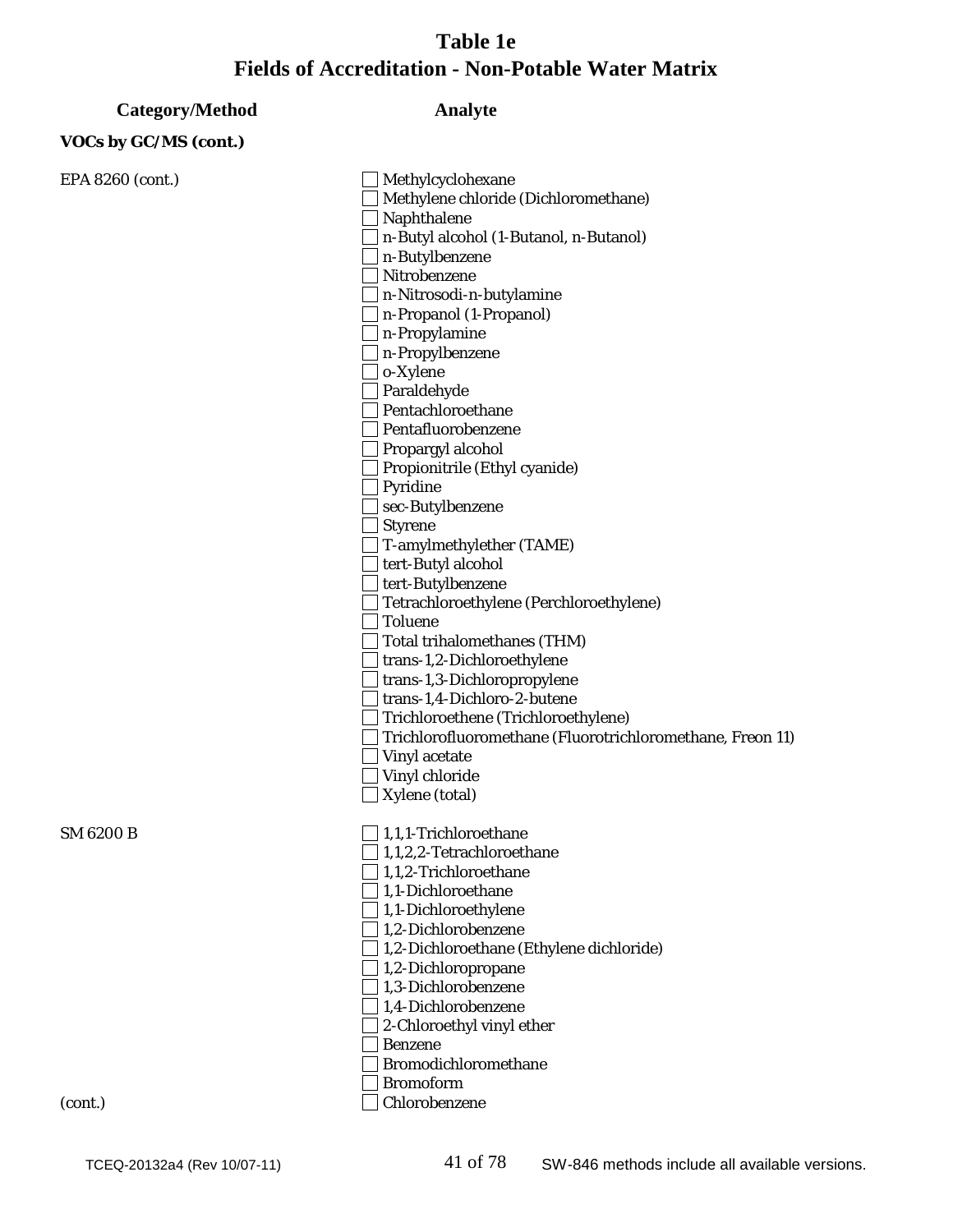# Table 1e
# Fields of Accreditation - Non-Potable Water Matrix

| Category/Method | Analyte |
| --- | --- |
| **VOCs by GC/MS (cont.)** | |
| EPA 8260 (cont.) | ☐ Methylcyclohexane |
| | ☐ Methylene chloride (Dichloromethane) |
| | ☐ Naphthalene |
| | ☐ n-Butyl alcohol (1-Butanol, n-Butanol) |
| | ☐ n-Butylbenzene |
| | ☐ Nitrobenzene |
| | ☐ n-Nitrosodi-n-butylamine |
| | ☐ n-Propanol (1-Propanol) |
| | ☐ n-Propylamine |
| | ☐ n-Propylbenzene |
| | ☐ o-Xylene |
| | ☐ Paraldehyde |
| | ☐ Pentachloroethane |
| | ☐ Pentafluorobenzene |
| | ☐ Propargyl alcohol |
| | ☐ Propionitrile (Ethyl cyanide) |
| | ☐ Pyridine |
| | ☐ sec-Butylbenzene |
| | ☐ Styrene |
| | ☐ T-amylmethylether (TAME) |
| | ☐ tert-Butyl alcohol |
| | ☐ tert-Butylbenzene |
| | ☐ Tetrachloroethylene (Perchloroethylene) |
| | ☐ Toluene |
| | ☐ Total trihalomethanes (THM) |
| | ☐ trans-1,2-Dichloroethylene |
| | ☐ trans-1,3-Dichloropropylene |
| | ☐ trans-1,4-Dichloro-2-butene |
| | ☐ Trichloroethene (Trichloroethylene) |
| | ☐ Trichlorofluoromethane (Fluorotrichloromethane, Freon 11) |
| | ☐ Vinyl acetate |
| | ☐ Vinyl chloride |
| | ☐ Xylene (total) |
| SM 6200 B | ☐ 1,1,1-Trichloroethane |
| | ☐ 1,1,2,2-Tetrachloroethane |
| | ☐ 1,1,2-Trichloroethane |
| | ☐ 1,1-Dichloroethane |
| | ☐ 1,1-Dichloroethylene |
| | ☐ 1,2-Dichlorobenzene |
| | ☐ 1,2-Dichloroethane (Ethylene dichloride) |
| | ☐ 1,2-Dichloropropane |
| | ☐ 1,3-Dichlorobenzene |
| | ☐ 1,4-Dichlorobenzene |
| | ☐ 2-Chloroethyl vinyl ether |
| | ☐ Benzene |
| | ☐ Bromodichloromethane |
| | ☐ Bromoform |
| (cont.) | ☐ Chlorobenzene |

TCEQ-20132a4 (Rev 10/07-11) SW-846 methods include all available versions.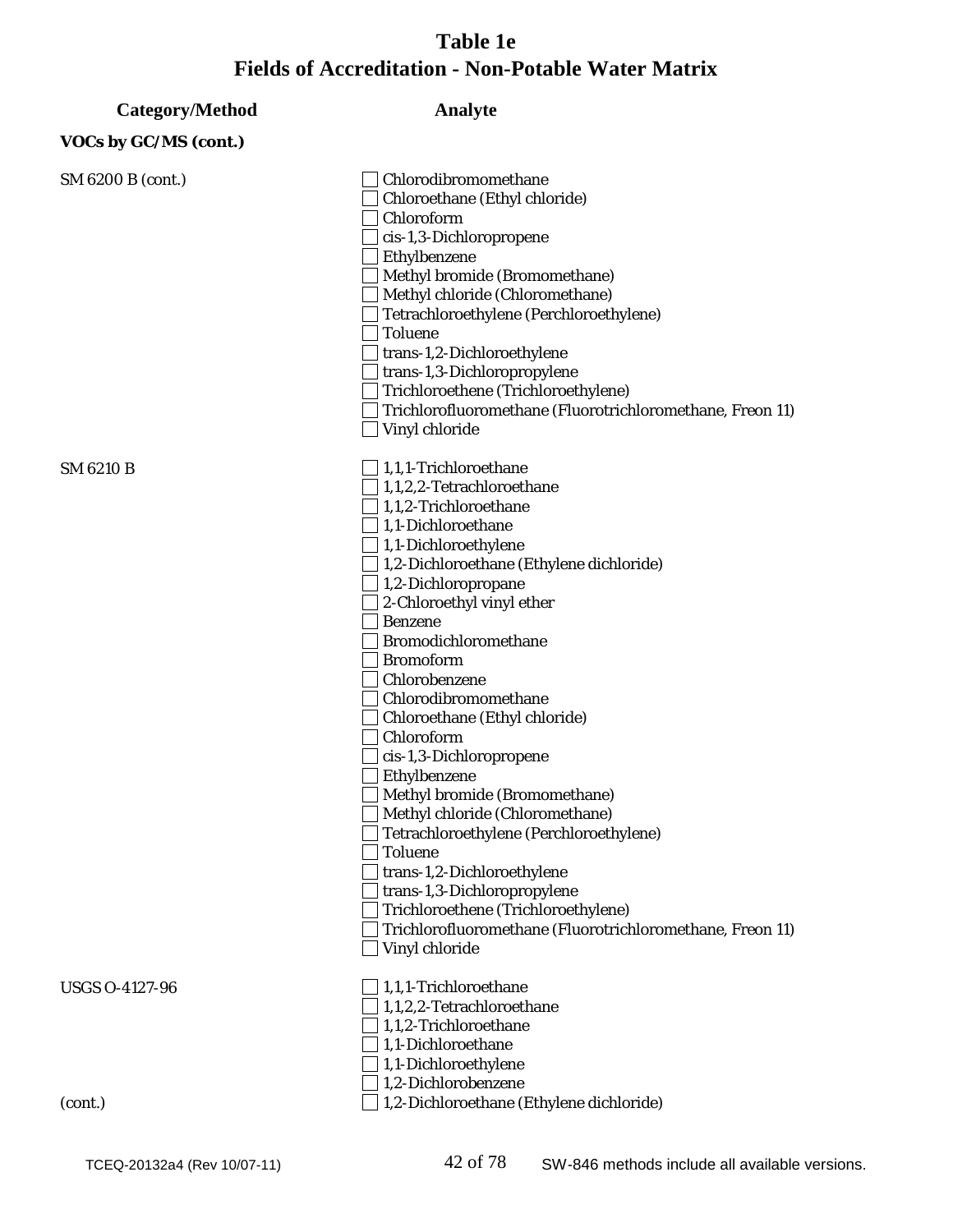# Table 1e
# Fields of Accreditation - Non-Potable Water Matrix

| Category/Method | Analyte |
|---|---|
| **VOCs by GC/MS (cont.)** | |
| SM 6200 B (cont.) | ☐ Chlorodibromomethane |
| | ☐ Chloroethane (Ethyl chloride) |
| | ☐ Chloroform |
| | ☐ cis-1,3-Dichloropropene |
| | ☐ Ethylbenzene |
| | ☐ Methyl bromide (Bromomethane) |
| | ☐ Methyl chloride (Chloromethane) |
| | ☐ Tetrachloroethylene (Perchloroethylene) |
| | ☐ Toluene |
| | ☐ trans-1,2-Dichloroethylene |
| | ☐ trans-1,3-Dichloropropylene |
| | ☐ Trichloroethene (Trichloroethylene) |
| | ☐ Trichlorofluoromethane (Fluorotrichloromethane, Freon 11) |
| | ☐ Vinyl chloride |
| SM 6210 B | ☐ 1,1,1-Trichloroethane |
| | ☐ 1,1,2,2-Tetrachloroethane |
| | ☐ 1,1,2-Trichloroethane |
| | ☐ 1,1-Dichloroethane |
| | ☐ 1,1-Dichloroethylene |
| | ☐ 1,2-Dichloroethane (Ethylene dichloride) |
| | ☐ 1,2-Dichloropropane |
| | ☐ 2-Chloroethyl vinyl ether |
| | ☐ Benzene |
| | ☐ Bromodichloromethane |
| | ☐ Bromoform |
| | ☐ Chlorobenzene |
| | ☐ Chlorodibromomethane |
| | ☐ Chloroethane (Ethyl chloride) |
| | ☐ Chloroform |
| | ☐ cis-1,3-Dichloropropene |
| | ☐ Ethylbenzene |
| | ☐ Methyl bromide (Bromomethane) |
| | ☐ Methyl chloride (Chloromethane) |
| | ☐ Tetrachloroethylene (Perchloroethylene) |
| | ☐ Toluene |
| | ☐ trans-1,2-Dichloroethylene |
| | ☐ trans-1,3-Dichloropropylene |
| | ☐ Trichloroethene (Trichloroethylene) |
| | ☐ Trichlorofluoromethane (Fluorotrichloromethane, Freon 11) |
| | ☐ Vinyl chloride |
| USGS O-4127-96 | ☐ 1,1,1-Trichloroethane |
| | ☐ 1,1,2,2-Tetrachloroethane |
| | ☐ 1,1,2-Trichloroethane |
| | ☐ 1,1-Dichloroethane |
| | ☐ 1,1-Dichloroethylene |
| | ☐ 1,2-Dichlorobenzene |
| (cont.) | ☐ 1,2-Dichloroethane (Ethylene dichloride) |

TCEQ-20132a4 (Rev 10/07-11) SW-846 methods include all available versions.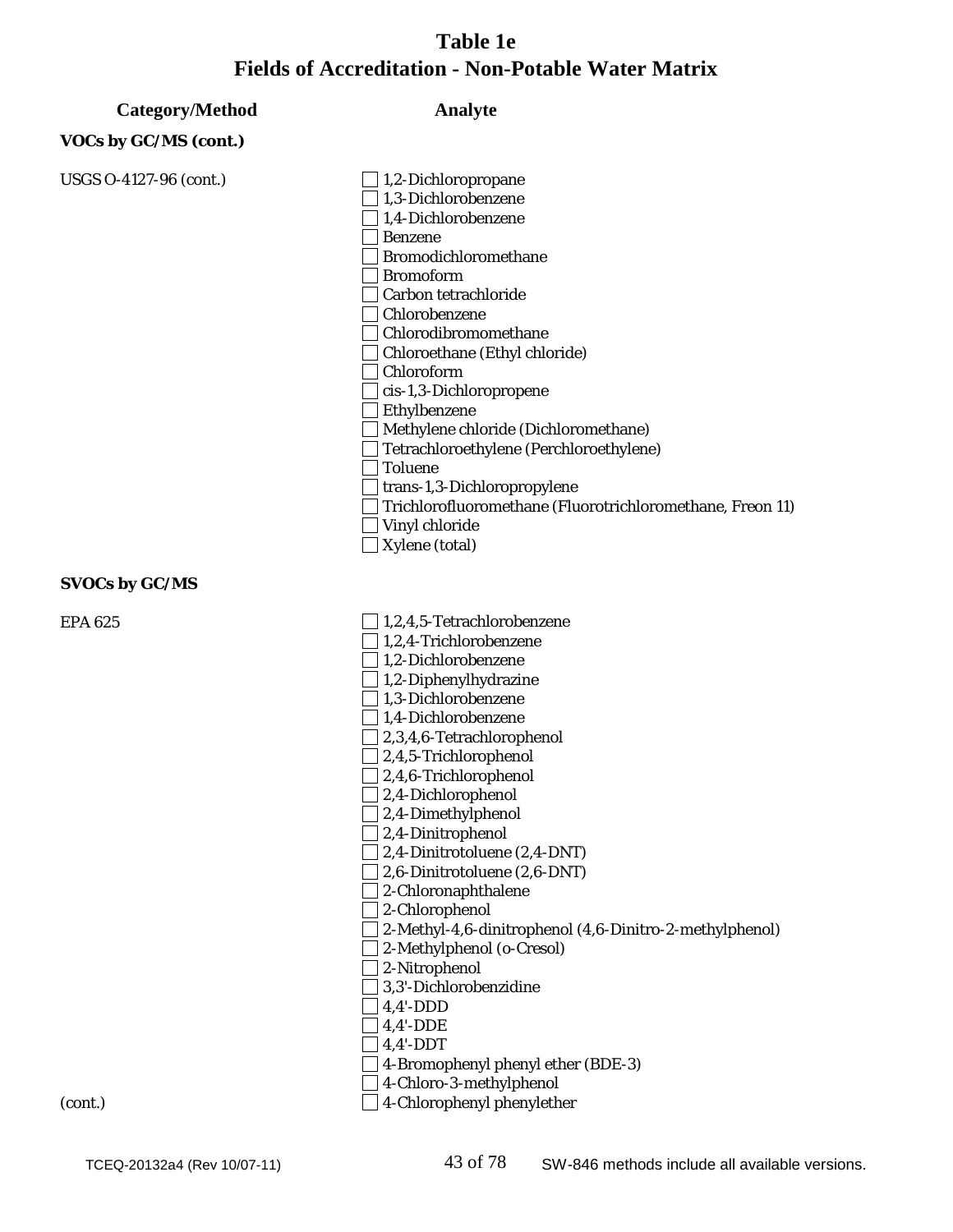# Table 1e
# Fields of Accreditation - Non-Potable Water Matrix

| Category/Method | Analyte |
| --- | --- |
| **VOCs by GC/MS (cont.)** | |
| USGS O-4127-96 (cont.) | ☐ 1,2-Dichloropropane |
| | ☐ 1,3-Dichlorobenzene |
| | ☐ 1,4-Dichlorobenzene |
| | ☐ Benzene |
| | ☐ Bromodichloromethane |
| | ☐ Bromoform |
| | ☐ Carbon tetrachloride |
| | ☐ Chlorobenzene |
| | ☐ Chlorodibromomethane |
| | ☐ Chloroethane (Ethyl chloride) |
| | ☐ Chloroform |
| | ☐ cis-1,3-Dichloropropene |
| | ☐ Ethylbenzene |
| | ☐ Methylene chloride (Dichloromethane) |
| | ☐ Tetrachloroethylene (Perchloroethylene) |
| | ☐ Toluene |
| | ☐ trans-1,3-Dichloropropylene |
| | ☐ Trichlorofluoromethane (Fluorotrichloromethane, Freon 11) |
| | ☐ Vinyl chloride |
| | ☐ Xylene (total) |
| **SVOCs by GC/MS** | |
| EPA 625 | ☐ 1,2,4,5-Tetrachlorobenzene |
| | ☐ 1,2,4-Trichlorobenzene |
| | ☐ 1,2-Dichlorobenzene |
| | ☐ 1,2-Diphenylhydrazine |
| | ☐ 1,3-Dichlorobenzene |
| | ☐ 1,4-Dichlorobenzene |
| | ☐ 2,3,4,6-Tetrachlorophenol |
| | ☐ 2,4,5-Trichlorophenol |
| | ☐ 2,4,6-Trichlorophenol |
| | ☐ 2,4-Dichlorophenol |
| | ☐ 2,4-Dimethylphenol |
| | ☐ 2,4-Dinitrophenol |
| | ☐ 2,4-Dinitrotoluene (2,4-DNT) |
| | ☐ 2,6-Dinitrotoluene (2,6-DNT) |
| | ☐ 2-Chloronaphthalene |
| | ☐ 2-Chlorophenol |
| | ☐ 2-Methyl-4,6-dinitrophenol (4,6-Dinitro-2-methylphenol) |
| | ☐ 2-Methylphenol (o-Cresol) |
| | ☐ 2-Nitrophenol |
| | ☐ 3,3'-Dichlorobenzidine |
| | ☐ 4,4'-DDD |
| | ☐ 4,4'-DDE |
| | ☐ 4,4'-DDT |
| | ☐ 4-Bromophenyl phenyl ether (BDE-3) |
| | ☐ 4-Chloro-3-methylphenol |
| (cont.) | ☐ 4-Chlorophenyl phenylether |

SW-846 methods include all available versions.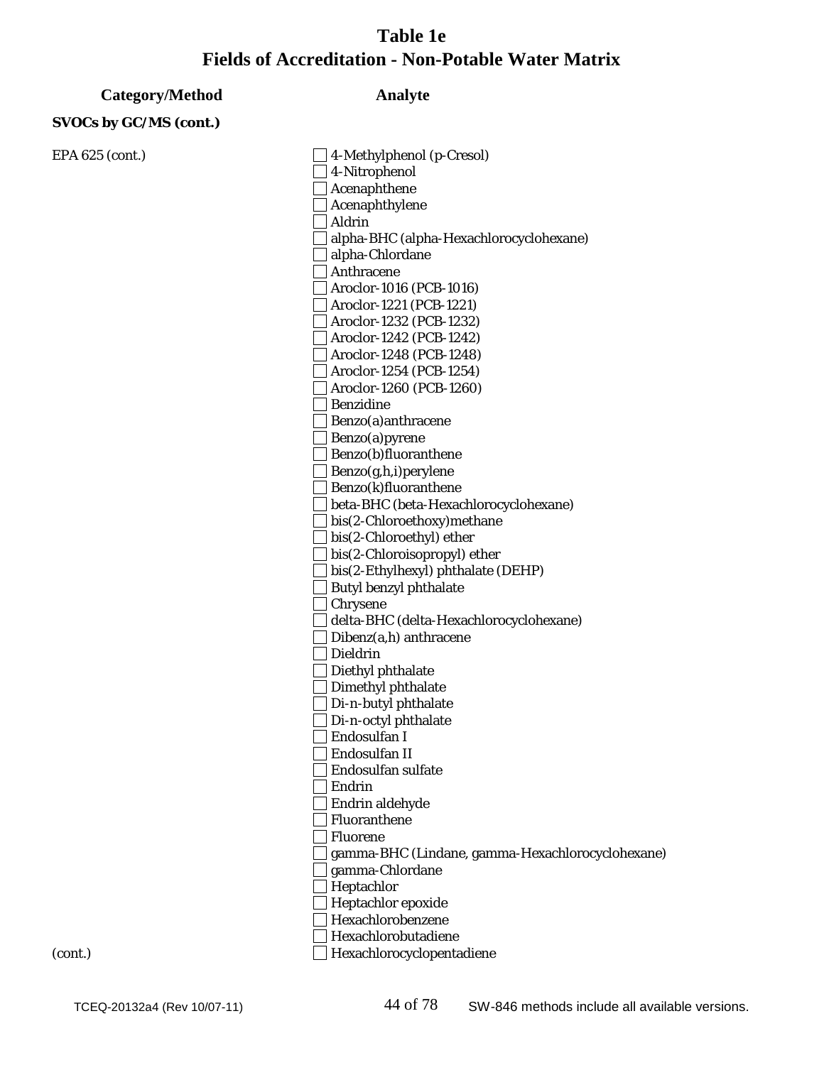# Table 1e
# Fields of Accreditation - Non-Potable Water Matrix

| Category/Method | Analyte |
|---|---|
| **SVOCs by GC/MS (cont.)** | |
| EPA 625 (cont.) | ☐ 4-Methylphenol (p-Cresol) |
| | ☐ 4-Nitrophenol |
| | ☐ Acenaphthene |
| | ☐ Acenaphthylene |
| | ☐ Aldrin |
| | ☐ alpha-BHC (alpha-Hexachlorocyclohexane) |
| | ☐ alpha-Chlordane |
| | ☐ Anthracene |
| | ☐ Aroclor-1016 (PCB-1016) |
| | ☐ Aroclor-1221 (PCB-1221) |
| | ☐ Aroclor-1232 (PCB-1232) |
| | ☐ Aroclor-1242 (PCB-1242) |
| | ☐ Aroclor-1248 (PCB-1248) |
| | ☐ Aroclor-1254 (PCB-1254) |
| | ☐ Aroclor-1260 (PCB-1260) |
| | ☐ Benzidine |
| | ☐ Benzo(a)anthracene |
| | ☐ Benzo(a)pyrene |
| | ☐ Benzo(b)fluoranthene |
| | ☐ Benzo(g,h,i)perylene |
| | ☐ Benzo(k)fluoranthene |
| | ☐ beta-BHC (beta-Hexachlorocyclohexane) |
| | ☐ bis(2-Chloroethoxy)methane |
| | ☐ bis(2-Chloroethyl) ether |
| | ☐ bis(2-Chloroisopropyl) ether |
| | ☐ bis(2-Ethylhexyl) phthalate (DEHP) |
| | ☐ Butyl benzyl phthalate |
| | ☐ Chrysene |
| | ☐ delta-BHC (delta-Hexachlorocyclohexane) |
| | ☐ Dibenz(a,h) anthracene |
| | ☐ Dieldrin |
| | ☐ Diethyl phthalate |
| | ☐ Dimethyl phthalate |
| | ☐ Di-n-butyl phthalate |
| | ☐ Di-n-octyl phthalate |
| | ☐ Endosulfan I |
| | ☐ Endosulfan II |
| | ☐ Endosulfan sulfate |
| | ☐ Endrin |
| | ☐ Endrin aldehyde |
| | ☐ Fluoranthene |
| | ☐ Fluorene |
| | ☐ gamma-BHC (Lindane, gamma-Hexachlorocyclohexane) |
| | ☐ gamma-Chlordane |
| | ☐ Heptachlor |
| | ☐ Heptachlor epoxide |
| | ☐ Hexachlorobenzene |
| | ☐ Hexachlorobutadiene |
| (cont.) | ☐ Hexachlorocyclopentadiene |

SW-846 methods include all available versions.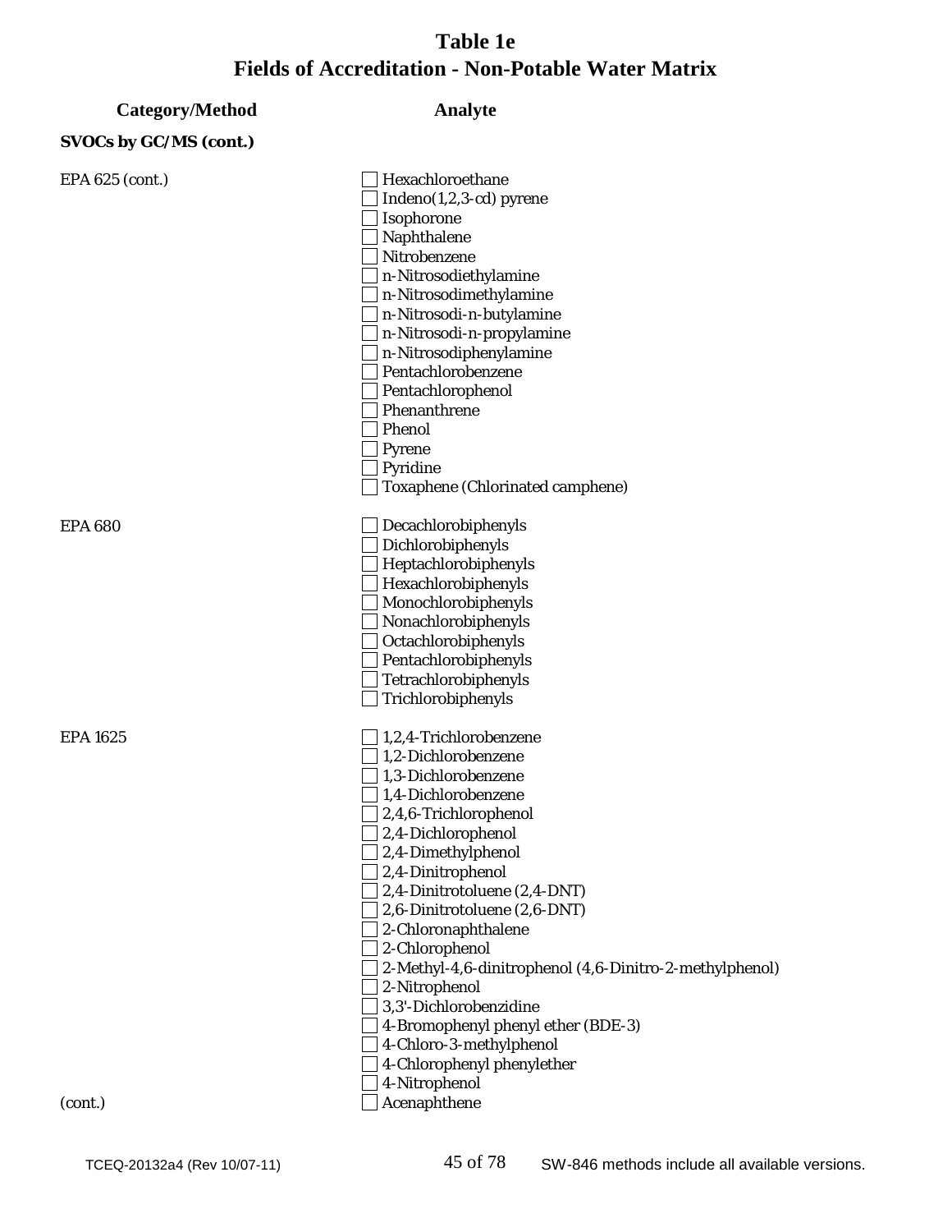# Table 1e
# Fields of Accreditation - Non-Potable Water Matrix

| Category/Method | Analyte |
|---|---|
| **SVOCs by GC/MS (cont.)** | |
| EPA 625 (cont.) | ☐ Hexachloroethane |
| | ☐ Indeno(1,2,3-cd) pyrene |
| | ☐ Isophorone |
| | ☐ Naphthalene |
| | ☐ Nitrobenzene |
| | ☐ n-Nitrosodiethylamine |
| | ☐ n-Nitrosodimethylamine |
| | ☐ n-Nitrosodi-n-butylamine |
| | ☐ n-Nitrosodi-n-propylamine |
| | ☐ n-Nitrosodiphenylamine |
| | ☐ Pentachlorobenzene |
| | ☐ Pentachlorophenol |
| | ☐ Phenanthrene |
| | ☐ Phenol |
| | ☐ Pyrene |
| | ☐ Pyridine |
| | ☐ Toxaphene (Chlorinated camphene) |
| EPA 680 | ☐ Decachlorobiphenyls |
| | ☐ Dichlorobiphenyls |
| | ☐ Heptachlorobiphenyls |
| | ☐ Hexachlorobiphenyls |
| | ☐ Monochlorobiphenyls |
| | ☐ Nonachlorobiphenyls |
| | ☐ Octachlorobiphenyls |
| | ☐ Pentachlorobiphenyls |
| | ☐ Tetrachlorobiphenyls |
| | ☐ Trichlorobiphenyls |
| EPA 1625 | ☐ 1,2,4-Trichlorobenzene |
| | ☐ 1,2-Dichlorobenzene |
| | ☐ 1,3-Dichlorobenzene |
| | ☐ 1,4-Dichlorobenzene |
| | ☐ 2,4,6-Trichlorophenol |
| | ☐ 2,4-Dichlorophenol |
| | ☐ 2,4-Dimethylphenol |
| | ☐ 2,4-Dinitrophenol |
| | ☐ 2,4-Dinitrotoluene (2,4-DNT) |
| | ☐ 2,6-Dinitrotoluene (2,6-DNT) |
| | ☐ 2-Chloronaphthalene |
| | ☐ 2-Chlorophenol |
| | ☐ 2-Methyl-4,6-dinitrophenol (4,6-Dinitro-2-methylphenol) |
| | ☐ 2-Nitrophenol |
| | ☐ 3,3'-Dichlorobenzidine |
| | ☐ 4-Bromophenyl phenyl ether (BDE-3) |
| | ☐ 4-Chloro-3-methylphenol |
| | ☐ 4-Chlorophenyl phenylether |
| | ☐ 4-Nitrophenol |
| (cont.) | ☐ Acenaphthene |

TCEQ-20132a4 (Rev 10/07-11) SW-846 methods include all available versions.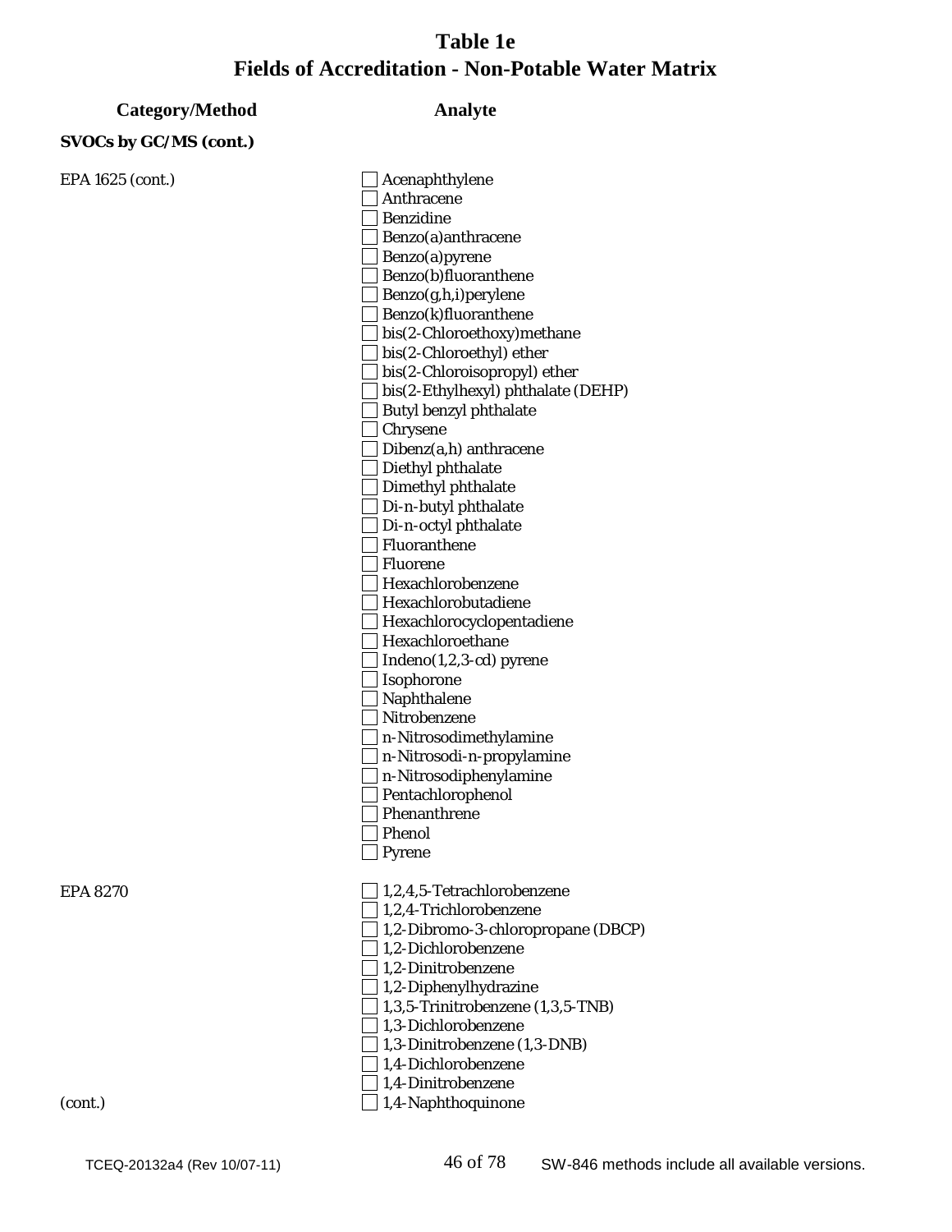# Table 1e
# Fields of Accreditation - Non-Potable Water Matrix

| Category/Method | Analyte |
|---|---|
| **SVOCs by GC/MS (cont.)** | |
| EPA 1625 (cont.) | ☐ Acenaphthylene |
| | ☐ Anthracene |
| | ☐ Benzidine |
| | ☐ Benzo(a)anthracene |
| | ☐ Benzo(a)pyrene |
| | ☐ Benzo(b)fluoranthene |
| | ☐ Benzo(g,h,i)perylene |
| | ☐ Benzo(k)fluoranthene |
| | ☐ bis(2-Chloroethoxy)methane |
| | ☐ bis(2-Chloroethyl) ether |
| | ☐ bis(2-Chloroisopropyl) ether |
| | ☐ bis(2-Ethylhexyl) phthalate (DEHP) |
| | ☐ Butyl benzyl phthalate |
| | ☐ Chrysene |
| | ☐ Dibenz(a,h) anthracene |
| | ☐ Diethyl phthalate |
| | ☐ Dimethyl phthalate |
| | ☐ Di-n-butyl phthalate |
| | ☐ Di-n-octyl phthalate |
| | ☐ Fluoranthene |
| | ☐ Fluorene |
| | ☐ Hexachlorobenzene |
| | ☐ Hexachlorobutadiene |
| | ☐ Hexachlorocyclopentadiene |
| | ☐ Hexachloroethane |
| | ☐ Indeno(1,2,3-cd) pyrene |
| | ☐ Isophorone |
| | ☐ Naphthalene |
| | ☐ Nitrobenzene |
| | ☐ n-Nitrosodimethylamine |
| | ☐ n-Nitrosodi-n-propylamine |
| | ☐ n-Nitrosodiphenylamine |
| | ☐ Pentachlorophenol |
| | ☐ Phenanthrene |
| | ☐ Phenol |
| | ☐ Pyrene |
| EPA 8270 | ☐ 1,2,4,5-Tetrachlorobenzene |
| | ☐ 1,2,4-Trichlorobenzene |
| | ☐ 1,2-Dibromo-3-chloropropane (DBCP) |
| | ☐ 1,2-Dichlorobenzene |
| | ☐ 1,2-Dinitrobenzene |
| | ☐ 1,2-Diphenylhydrazine |
| | ☐ 1,3,5-Trinitrobenzene (1,3,5-TNB) |
| | ☐ 1,3-Dichlorobenzene |
| | ☐ 1,3-Dinitrobenzene (1,3-DNB) |
| | ☐ 1,4-Dichlorobenzene |
| | ☐ 1,4-Dinitrobenzene |
| (cont.) | ☐ 1,4-Naphthoquinone |

SW-846 methods include all available versions.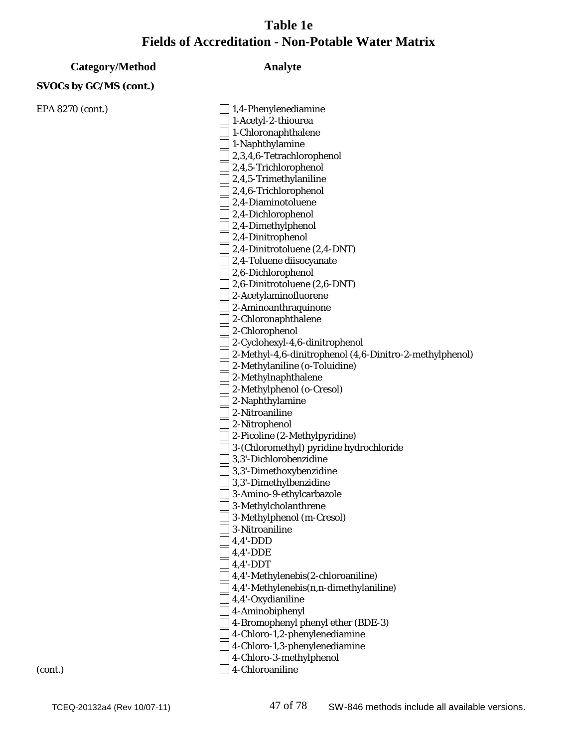# Table 1e
# Fields of Accreditation - Non-Potable Water Matrix

| Category/Method | Analyte |
|---|---|
| **SVOCs by GC/MS (cont.)** | |
| EPA 8270 (cont.) | ☐ 1,4-Phenylenediamine |
| | ☐ 1-Acetyl-2-thiourea |
| | ☐ 1-Chloronaphthalene |
| | ☐ 1-Naphthylamine |
| | ☐ 2,3,4,6-Tetrachlorophenol |
| | ☐ 2,4,5-Trichlorophenol |
| | ☐ 2,4,5-Trimethylaniline |
| | ☐ 2,4,6-Trichlorophenol |
| | ☐ 2,4-Diaminotoluene |
| | ☐ 2,4-Dichlorophenol |
| | ☐ 2,4-Dimethylphenol |
| | ☐ 2,4-Dinitrophenol |
| | ☐ 2,4-Dinitrotoluene (2,4-DNT) |
| | ☐ 2,4-Toluene diisocyanate |
| | ☐ 2,6-Dichlorophenol |
| | ☐ 2,6-Dinitrotoluene (2,6-DNT) |
| | ☐ 2-Acetylaminofluorene |
| | ☐ 2-Aminoanthraquinone |
| | ☐ 2-Chloronaphthalene |
| | ☐ 2-Chlorophenol |
| | ☐ 2-Cyclohexyl-4,6-dinitrophenol |
| | ☐ 2-Methyl-4,6-dinitrophenol (4,6-Dinitro-2-methylphenol) |
| | ☐ 2-Methylaniline (o-Toluidine) |
| | ☐ 2-Methylnaphthalene |
| | ☐ 2-Methylphenol (o-Cresol) |
| | ☐ 2-Naphthylamine |
| | ☐ 2-Nitroaniline |
| | ☐ 2-Nitrophenol |
| | ☐ 2-Picoline (2-Methylpyridine) |
| | ☐ 3-(Chloromethyl) pyridine hydrochloride |
| | ☐ 3,3'-Dichlorobenzidine |
| | ☐ 3,3'-Dimethoxybenzidine |
| | ☐ 3,3'-Dimethylbenzidine |
| | ☐ 3-Amino-9-ethylcarbazole |
| | ☐ 3-Methylcholanthrene |
| | ☐ 3-Methylphenol (m-Cresol) |
| | ☐ 3-Nitroaniline |
| | ☐ 4,4'-DDD |
| | ☐ 4,4'-DDE |
| | ☐ 4,4'-DDT |
| | ☐ 4,4'-Methylenebis(2-chloroaniline) |
| | ☐ 4,4'-Methylenebis(n,n-dimethylaniline) |
| | ☐ 4,4'-Oxydianiline |
| | ☐ 4-Aminobiphenyl |
| | ☐ 4-Bromophenyl phenyl ether (BDE-3) |
| | ☐ 4-Chloro-1,2-phenylenediamine |
| | ☐ 4-Chloro-1,3-phenylenediamine |
| | ☐ 4-Chloro-3-methylphenol |
| (cont.) | ☐ 4-Chloroaniline |

TCEQ-20132a4 (Rev 10/07-11) SW-846 methods include all available versions.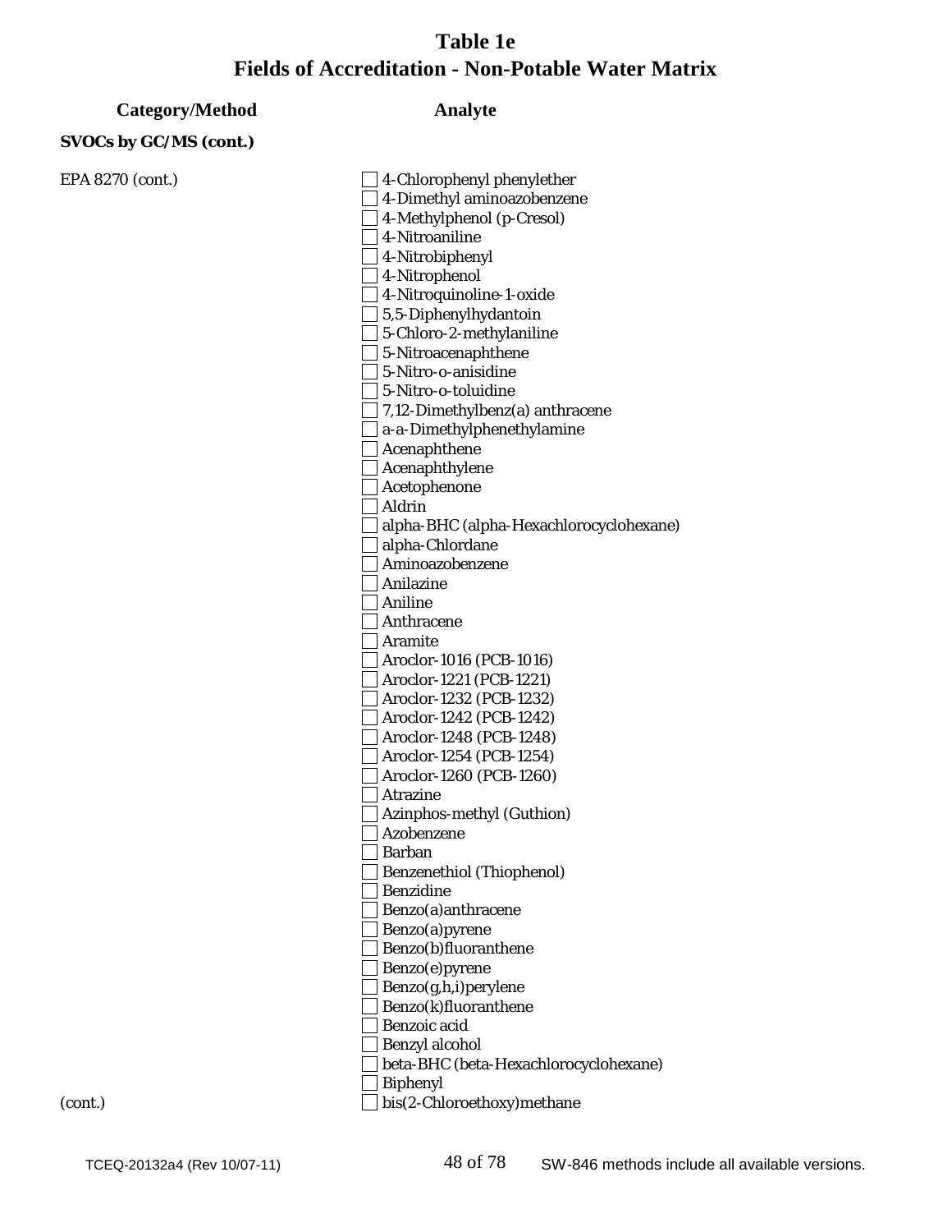# Table 1e
# Fields of Accreditation - Non-Potable Water Matrix

| Category/Method | Analyte |
|---|---|
| **SVOCs by GC/MS (cont.)** | |
| EPA 8270 (cont.) | ☐ 4-Chlorophenyl phenylether |
| | ☐ 4-Dimethyl aminoazobenzene |
| | ☐ 4-Methylphenol (p-Cresol) |
| | ☐ 4-Nitroaniline |
| | ☐ 4-Nitrobiphenyl |
| | ☐ 4-Nitrophenol |
| | ☐ 4-Nitroquinoline-1-oxide |
| | ☐ 5,5-Diphenylhydantoin |
| | ☐ 5-Chloro-2-methylaniline |
| | ☐ 5-Nitroacenaphthene |
| | ☐ 5-Nitro-o-anisidine |
| | ☐ 5-Nitro-o-toluidine |
| | ☐ 7,12-Dimethylbenz(a) anthracene |
| | ☐ a-a-Dimethylphenethylamine |
| | ☐ Acenaphthene |
| | ☐ Acenaphthylene |
| | ☐ Acetophenone |
| | ☐ Aldrin |
| | ☐ alpha-BHC (alpha-Hexachlorocyclohexane) |
| | ☐ alpha-Chlordane |
| | ☐ Aminoazobenzene |
| | ☐ Anilazine |
| | ☐ Aniline |
| | ☐ Anthracene |
| | ☐ Aramite |
| | ☐ Aroclor-1016 (PCB-1016) |
| | ☐ Aroclor-1221 (PCB-1221) |
| | ☐ Aroclor-1232 (PCB-1232) |
| | ☐ Aroclor-1242 (PCB-1242) |
| | ☐ Aroclor-1248 (PCB-1248) |
| | ☐ Aroclor-1254 (PCB-1254) |
| | ☐ Aroclor-1260 (PCB-1260) |
| | ☐ Atrazine |
| | ☐ Azinphos-methyl (Guthion) |
| | ☐ Azobenzene |
| | ☐ Barban |
| | ☐ Benzenethiol (Thiophenol) |
| | ☐ Benzidine |
| | ☐ Benzo(a)anthracene |
| | ☐ Benzo(a)pyrene |
| | ☐ Benzo(b)fluoranthene |
| | ☐ Benzo(e)pyrene |
| | ☐ Benzo(g,h,i)perylene |
| | ☐ Benzo(k)fluoranthene |
| | ☐ Benzoic acid |
| | ☐ Benzyl alcohol |
| | ☐ beta-BHC (beta-Hexachlorocyclohexane) |
| | ☐ Biphenyl |
| (cont.) | ☐ bis(2-Chloroethoxy)methane |

SW-846 methods include all available versions.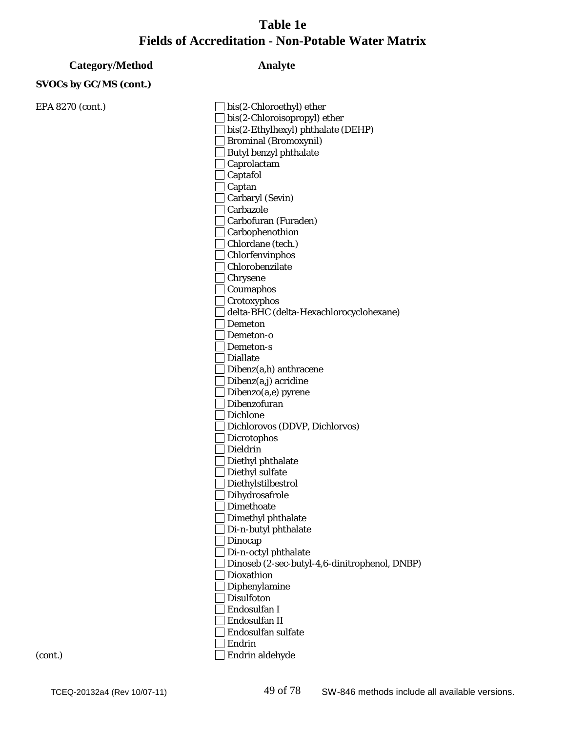# Table 1e
# Fields of Accreditation - Non-Potable Water Matrix

| Category/Method | Analyte |
| --- | --- |
| **SVOCs by GC/MS (cont.)** | |
| EPA 8270 (cont.) | ☐ bis(2-Chloroethyl) ether |
| | ☐ bis(2-Chloroisopropyl) ether |
| | ☐ bis(2-Ethylhexyl) phthalate (DEHP) |
| | ☐ Brominal (Bromoxynil) |
| | ☐ Butyl benzyl phthalate |
| | ☐ Caprolactam |
| | ☐ Captafol |
| | ☐ Captan |
| | ☐ Carbaryl (Sevin) |
| | ☐ Carbazole |
| | ☐ Carbofuran (Furaden) |
| | ☐ Carbophenothion |
| | ☐ Chlordane (tech.) |
| | ☐ Chlorfenvinphos |
| | ☐ Chlorobenzilate |
| | ☐ Chrysene |
| | ☐ Coumaphos |
| | ☐ Crotoxyphos |
| | ☐ delta-BHC (delta-Hexachlorocyclohexane) |
| | ☐ Demeton |
| | ☐ Demeton-o |
| | ☐ Demeton-s |
| | ☐ Diallate |
| | ☐ Dibenz(a,h) anthracene |
| | ☐ Dibenz(a,j) acridine |
| | ☐ Dibenzo(a,e) pyrene |
| | ☐ Dibenzofuran |
| | ☐ Dichlone |
| | ☐ Dichlorovos (DDVP, Dichlorvos) |
| | ☐ Dicrotophos |
| | ☐ Dieldrin |
| | ☐ Diethyl phthalate |
| | ☐ Diethyl sulfate |
| | ☐ Diethylstilbestrol |
| | ☐ Dihydrosafrole |
| | ☐ Dimethoate |
| | ☐ Dimethyl phthalate |
| | ☐ Di-n-butyl phthalate |
| | ☐ Dinocap |
| | ☐ Di-n-octyl phthalate |
| | ☐ Dinoseb (2-sec-butyl-4,6-dinitrophenol, DNBP) |
| | ☐ Dioxathion |
| | ☐ Diphenylamine |
| | ☐ Disulfoton |
| | ☐ Endosulfan I |
| | ☐ Endosulfan II |
| | ☐ Endosulfan sulfate |
| | ☐ Endrin |
| (cont.) | ☐ Endrin aldehyde |

TCEQ-20132a4 (Rev 10/07-11) SW-846 methods include all available versions.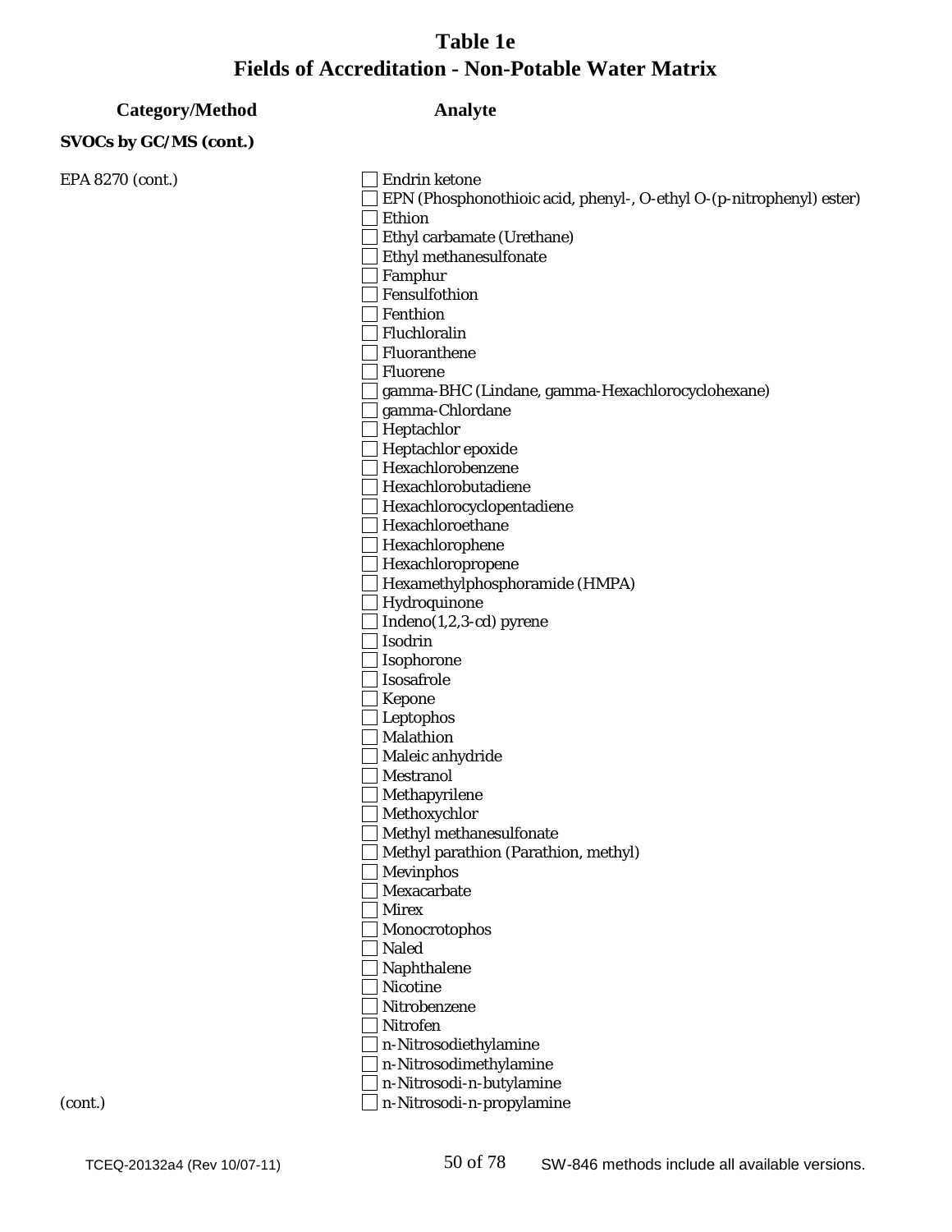# Table 1e
# Fields of Accreditation - Non-Potable Water Matrix

| Category/Method | Analyte |
|---|---|
| **SVOCs by GC/MS (cont.)** | |
| EPA 8270 (cont.) | ☐ Endrin ketone |
| | ☐ EPN (Phosphonothioic acid, phenyl-, O-ethyl O-(p-nitrophenyl) ester) |
| | ☐ Ethion |
| | ☐ Ethyl carbamate (Urethane) |
| | ☐ Ethyl methanesulfonate |
| | ☐ Famphur |
| | ☐ Fensulfothion |
| | ☐ Fenthion |
| | ☐ Fluchloralin |
| | ☐ Fluoranthene |
| | ☐ Fluorene |
| | ☐ gamma-BHC (Lindane, gamma-Hexachlorocyclohexane) |
| | ☐ gamma-Chlordane |
| | ☐ Heptachlor |
| | ☐ Heptachlor epoxide |
| | ☐ Hexachlorobenzene |
| | ☐ Hexachlorobutadiene |
| | ☐ Hexachlorocyclopentadiene |
| | ☐ Hexachloroethane |
| | ☐ Hexachlorophene |
| | ☐ Hexachloropropene |
| | ☐ Hexamethylphosphoramide (HMPA) |
| | ☐ Hydroquinone |
| | ☐ Indeno(1,2,3-cd) pyrene |
| | ☐ Isodrin |
| | ☐ Isophorone |
| | ☐ Isosafrole |
| | ☐ Kepone |
| | ☐ Leptophos |
| | ☐ Malathion |
| | ☐ Maleic anhydride |
| | ☐ Mestranol |
| | ☐ Methapyrilene |
| | ☐ Methoxychlor |
| | ☐ Methyl methanesulfonate |
| | ☐ Methyl parathion (Parathion, methyl) |
| | ☐ Mevinphos |
| | ☐ Mexacarbate |
| | ☐ Mirex |
| | ☐ Monocrotophos |
| | ☐ Naled |
| | ☐ Naphthalene |
| | ☐ Nicotine |
| | ☐ Nitrobenzene |
| | ☐ Nitrofen |
| | ☐ n-Nitrosodiethylamine |
| | ☐ n-Nitrosodimethylamine |
| | ☐ n-Nitrosodi-n-butylamine |
| (cont.) | ☐ n-Nitrosodi-n-propylamine |

TCEQ-20132a4 (Rev 10/07-11) SW-846 methods include all available versions.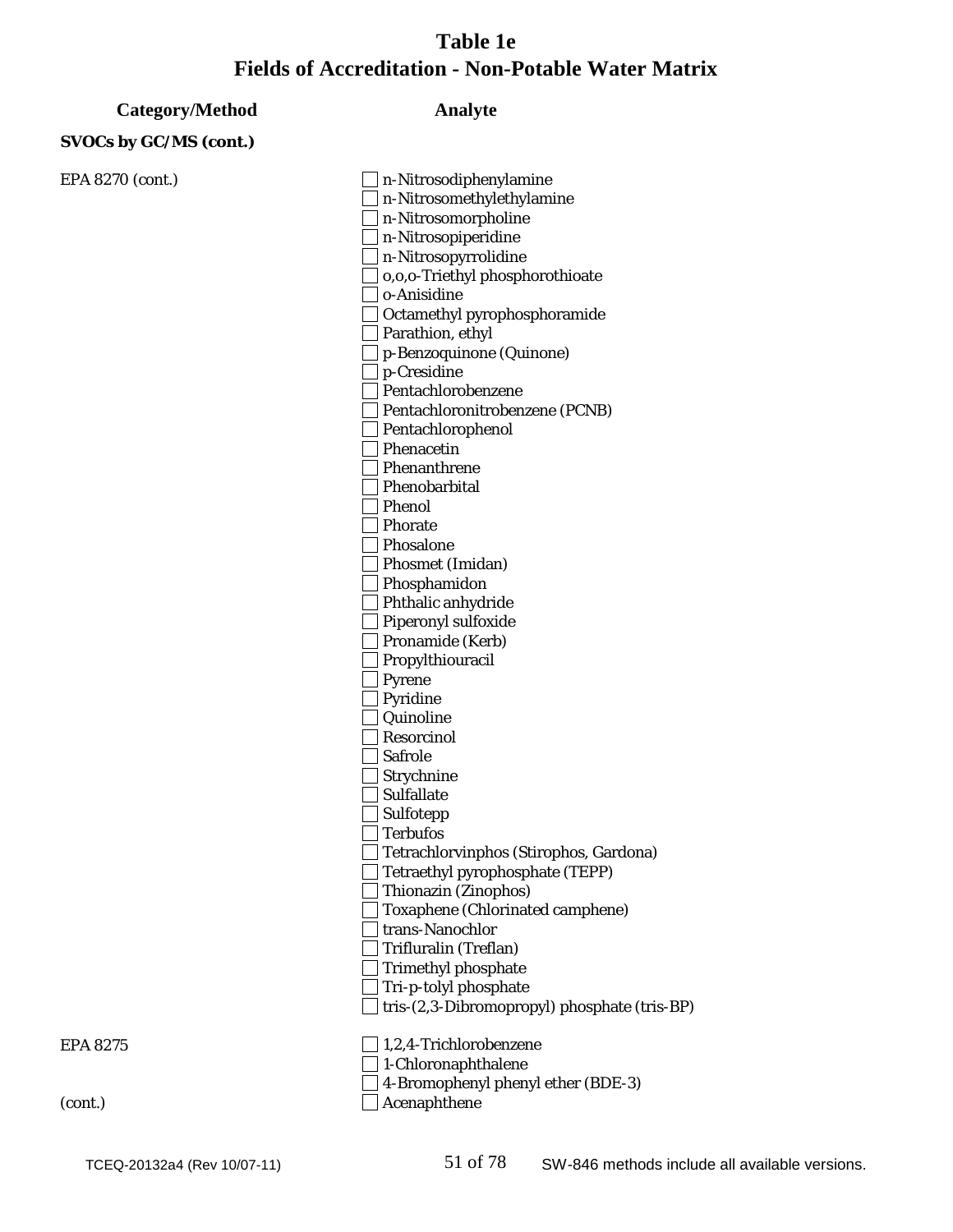# Table 1e
## Fields of Accreditation - Non-Potable Water Matrix

| Category/Method | Analyte |
|---|---|
| **SVOCs by GC/MS (cont.)** | |
| EPA 8270 (cont.) | ☐ n-Nitrosodiphenylamine |
| | ☐ n-Nitrosomethylethylamine |
| | ☐ n-Nitrosomorpholine |
| | ☐ n-Nitrosopiperidine |
| | ☐ n-Nitrosopyrrolidine |
| | ☐ o,o,o-Triethyl phosphorothioate |
| | ☐ o-Anisidine |
| | ☐ Octamethyl pyrophosphoramide |
| | ☐ Parathion, ethyl |
| | ☐ p-Benzoquinone (Quinone) |
| | ☐ p-Cresidine |
| | ☐ Pentachlorobenzene |
| | ☐ Pentachloronitrobenzene (PCNB) |
| | ☐ Pentachlorophenol |
| | ☐ Phenacetin |
| | ☐ Phenanthrene |
| | ☐ Phenobarbital |
| | ☐ Phenol |
| | ☐ Phorate |
| | ☐ Phosalone |
| | ☐ Phosmet (Imidan) |
| | ☐ Phosphamidon |
| | ☐ Phthalic anhydride |
| | ☐ Piperonyl sulfoxide |
| | ☐ Pronamide (Kerb) |
| | ☐ Propylthiouracil |
| | ☐ Pyrene |
| | ☐ Pyridine |
| | ☐ Quinoline |
| | ☐ Resorcinol |
| | ☐ Safrole |
| | ☐ Strychnine |
| | ☐ Sulfallate |
| | ☐ Sulfotepp |
| | ☐ Terbufos |
| | ☐ Tetrachlorvinphos (Stirophos, Gardona) |
| | ☐ Tetraethyl pyrophosphate (TEPP) |
| | ☐ Thionazin (Zinophos) |
| | ☐ Toxaphene (Chlorinated camphene) |
| | ☐ trans-Nanochlor |
| | ☐ Trifluralin (Treflan) |
| | ☐ Trimethyl phosphate |
| | ☐ Tri-p-tolyl phosphate |
| | ☐ tris-(2,3-Dibromopropyl) phosphate (tris-BP) |
| EPA 8275 | ☐ 1,2,4-Trichlorobenzene |
| | ☐ 1-Chloronaphthalene |
| | ☐ 4-Bromophenyl phenyl ether (BDE-3) |
| (cont.) | ☐ Acenaphthene |

SW-846 methods include all available versions.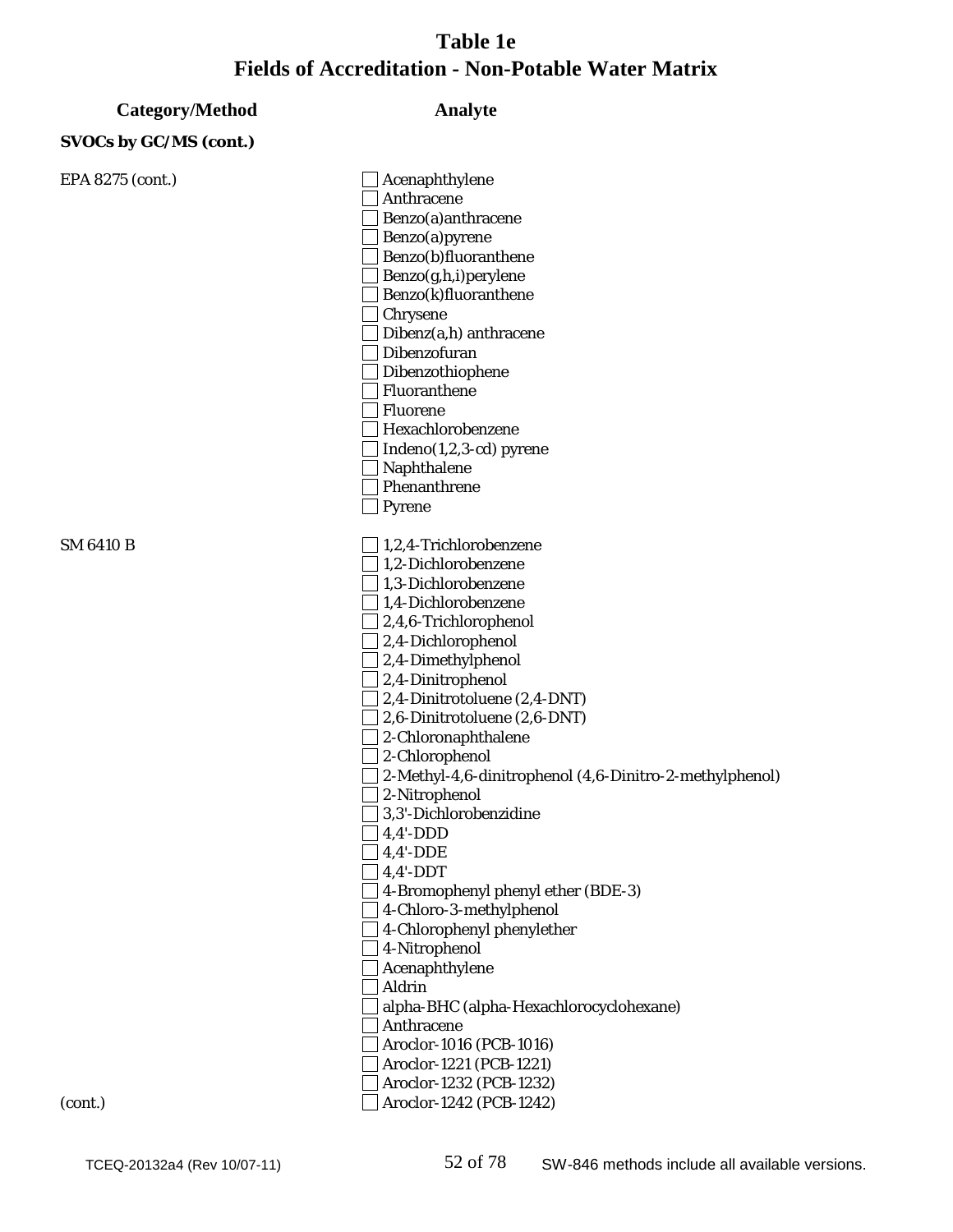# Table 1e
# Fields of Accreditation - Non-Potable Water Matrix

| Category/Method | Analyte |
|---|---|
| **SVOCs by GC/MS (cont.)** | |
| EPA 8275 (cont.) | ☐ Acenaphthylene |
| | ☐ Anthracene |
| | ☐ Benzo(a)anthracene |
| | ☐ Benzo(a)pyrene |
| | ☐ Benzo(b)fluoranthene |
| | ☐ Benzo(g,h,i)perylene |
| | ☐ Benzo(k)fluoranthene |
| | ☐ Chrysene |
| | ☐ Dibenz(a,h) anthracene |
| | ☐ Dibenzofuran |
| | ☐ Dibenzothiophene |
| | ☐ Fluoranthene |
| | ☐ Fluorene |
| | ☐ Hexachlorobenzene |
| | ☐ Indeno(1,2,3-cd) pyrene |
| | ☐ Naphthalene |
| | ☐ Phenanthrene |
| | ☐ Pyrene |
| SM 6410 B | ☐ 1,2,4-Trichlorobenzene |
| | ☐ 1,2-Dichlorobenzene |
| | ☐ 1,3-Dichlorobenzene |
| | ☐ 1,4-Dichlorobenzene |
| | ☐ 2,4,6-Trichlorophenol |
| | ☐ 2,4-Dichlorophenol |
| | ☐ 2,4-Dimethylphenol |
| | ☐ 2,4-Dinitrophenol |
| | ☐ 2,4-Dinitrotoluene (2,4-DNT) |
| | ☐ 2,6-Dinitrotoluene (2,6-DNT) |
| | ☐ 2-Chloronaphthalene |
| | ☐ 2-Chlorophenol |
| | ☐ 2-Methyl-4,6-dinitrophenol (4,6-Dinitro-2-methylphenol) |
| | ☐ 2-Nitrophenol |
| | ☐ 3,3'-Dichlorobenzidine |
| | ☐ 4,4'-DDD |
| | ☐ 4,4'-DDE |
| | ☐ 4,4'-DDT |
| | ☐ 4-Bromophenyl phenyl ether (BDE-3) |
| | ☐ 4-Chloro-3-methylphenol |
| | ☐ 4-Chlorophenyl phenylether |
| | ☐ 4-Nitrophenol |
| | ☐ Acenaphthylene |
| | ☐ Aldrin |
| | ☐ alpha-BHC (alpha-Hexachlorocyclohexane) |
| | ☐ Anthracene |
| | ☐ Aroclor-1016 (PCB-1016) |
| | ☐ Aroclor-1221 (PCB-1221) |
| | ☐ Aroclor-1232 (PCB-1232) |
| (cont.) | ☐ Aroclor-1242 (PCB-1242) |

TCEQ-20132a4 (Rev 10/07-11) SW-846 methods include all available versions.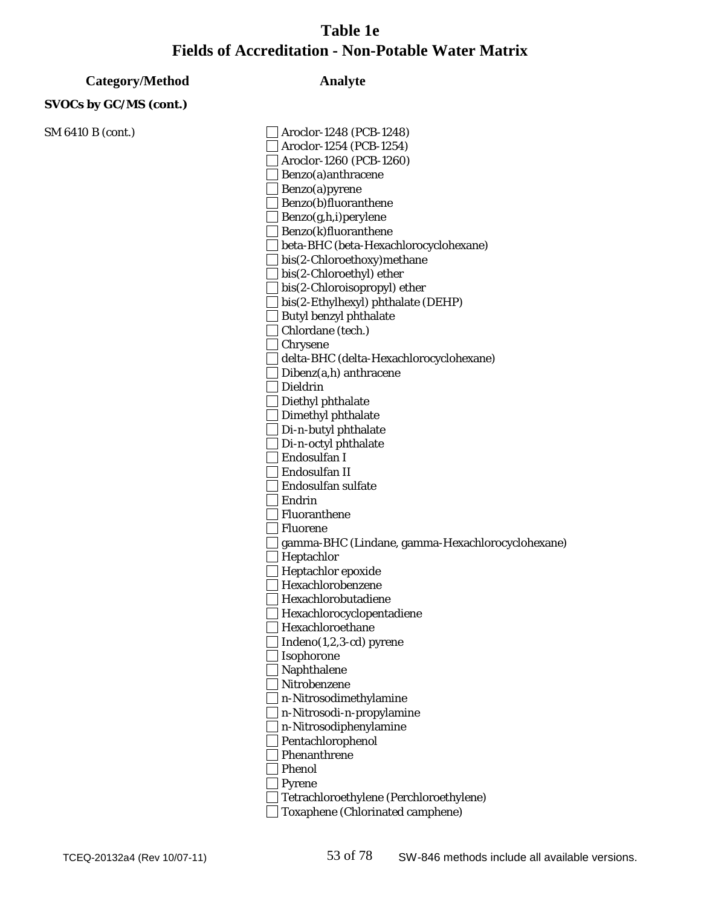# Table 1e
# Fields of Accreditation - Non-Potable Water Matrix

| Category/Method | Analyte |
|---|---|
| **SVOCs by GC/MS (cont.)** | |
| SM 6410 B (cont.) | ☐ Aroclor-1248 (PCB-1248) |
| | ☐ Aroclor-1254 (PCB-1254) |
| | ☐ Aroclor-1260 (PCB-1260) |
| | ☐ Benzo(a)anthracene |
| | ☐ Benzo(a)pyrene |
| | ☐ Benzo(b)fluoranthene |
| | ☐ Benzo(g,h,i)perylene |
| | ☐ Benzo(k)fluoranthene |
| | ☐ beta-BHC (beta-Hexachlorocyclohexane) |
| | ☐ bis(2-Chloroethoxy)methane |
| | ☐ bis(2-Chloroethyl) ether |
| | ☐ bis(2-Chloroisopropyl) ether |
| | ☐ bis(2-Ethylhexyl) phthalate (DEHP) |
| | ☐ Butyl benzyl phthalate |
| | ☐ Chlordane (tech.) |
| | ☐ Chrysene |
| | ☐ delta-BHC (delta-Hexachlorocyclohexane) |
| | ☐ Dibenz(a,h) anthracene |
| | ☐ Dieldrin |
| | ☐ Diethyl phthalate |
| | ☐ Dimethyl phthalate |
| | ☐ Di-n-butyl phthalate |
| | ☐ Di-n-octyl phthalate |
| | ☐ Endosulfan I |
| | ☐ Endosulfan II |
| | ☐ Endosulfan sulfate |
| | ☐ Endrin |
| | ☐ Fluoranthene |
| | ☐ Fluorene |
| | ☐ gamma-BHC (Lindane, gamma-Hexachlorocyclohexane) |
| | ☐ Heptachlor |
| | ☐ Heptachlor epoxide |
| | ☐ Hexachlorobenzene |
| | ☐ Hexachlorobutadiene |
| | ☐ Hexachlorocyclopentadiene |
| | ☐ Hexachloroethane |
| | ☐ Indeno(1,2,3-cd) pyrene |
| | ☐ Isophorone |
| | ☐ Naphthalene |
| | ☐ Nitrobenzene |
| | ☐ n-Nitrosodimethylamine |
| | ☐ n-Nitrosodi-n-propylamine |
| | ☐ n-Nitrosodiphenylamine |
| | ☐ Pentachlorophenol |
| | ☐ Phenanthrene |
| | ☐ Phenol |
| | ☐ Pyrene |
| | ☐ Tetrachloroethylene (Perchloroethylene) |
| | ☐ Toxaphene (Chlorinated camphene) |

SW-846 methods include all available versions.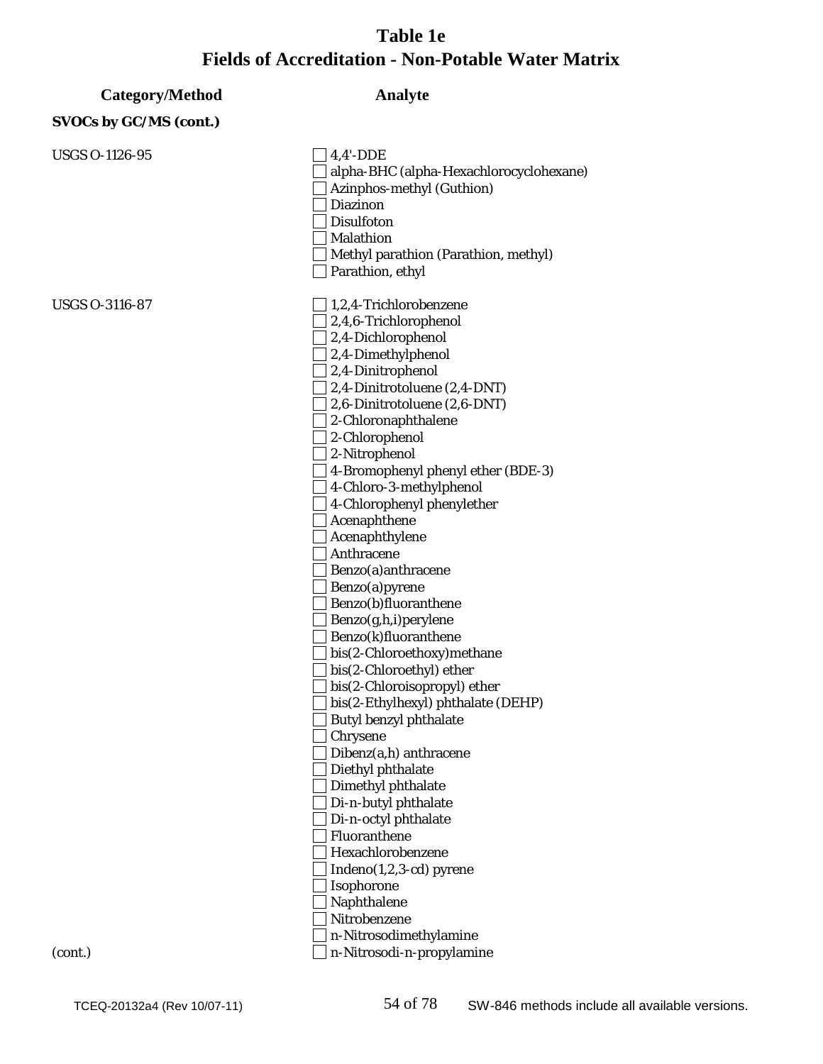# Table 1e
# Fields of Accreditation - Non-Potable Water Matrix

| Category/Method | Analyte |
|---|---|
| **SVOCs by GC/MS (cont.)** | |
| USGS O-1126-95 | ☐ 4,4'-DDE |
| | ☐ alpha-BHC (alpha-Hexachlorocyclohexane) |
| | ☐ Azinphos-methyl (Guthion) |
| | ☐ Diazinon |
| | ☐ Disulfoton |
| | ☐ Malathion |
| | ☐ Methyl parathion (Parathion, methyl) |
| | ☐ Parathion, ethyl |
| USGS O-3116-87 | ☐ 1,2,4-Trichlorobenzene |
| | ☐ 2,4,6-Trichlorophenol |
| | ☐ 2,4-Dichlorophenol |
| | ☐ 2,4-Dimethylphenol |
| | ☐ 2,4-Dinitrophenol |
| | ☐ 2,4-Dinitrotoluene (2,4-DNT) |
| | ☐ 2,6-Dinitrotoluene (2,6-DNT) |
| | ☐ 2-Chloronaphthalene |
| | ☐ 2-Chlorophenol |
| | ☐ 2-Nitrophenol |
| | ☐ 4-Bromophenyl phenyl ether (BDE-3) |
| | ☐ 4-Chloro-3-methylphenol |
| | ☐ 4-Chlorophenyl phenylether |
| | ☐ Acenaphthene |
| | ☐ Acenaphthylene |
| | ☐ Anthracene |
| | ☐ Benzo(a)anthracene |
| | ☐ Benzo(a)pyrene |
| | ☐ Benzo(b)fluoranthene |
| | ☐ Benzo(g,h,i)perylene |
| | ☐ Benzo(k)fluoranthene |
| | ☐ bis(2-Chloroethoxy)methane |
| | ☐ bis(2-Chloroethyl) ether |
| | ☐ bis(2-Chloroisopropyl) ether |
| | ☐ bis(2-Ethylhexyl) phthalate (DEHP) |
| | ☐ Butyl benzyl phthalate |
| | ☐ Chrysene |
| | ☐ Dibenz(a,h) anthracene |
| | ☐ Diethyl phthalate |
| | ☐ Dimethyl phthalate |
| | ☐ Di-n-butyl phthalate |
| | ☐ Di-n-octyl phthalate |
| | ☐ Fluoranthene |
| | ☐ Hexachlorobenzene |
| | ☐ Indeno(1,2,3-cd) pyrene |
| | ☐ Isophorone |
| | ☐ Naphthalene |
| | ☐ Nitrobenzene |
| | ☐ n-Nitrosodimethylamine |
| (cont.) | ☐ n-Nitrosodi-n-propylamine |

SW-846 methods include all available versions.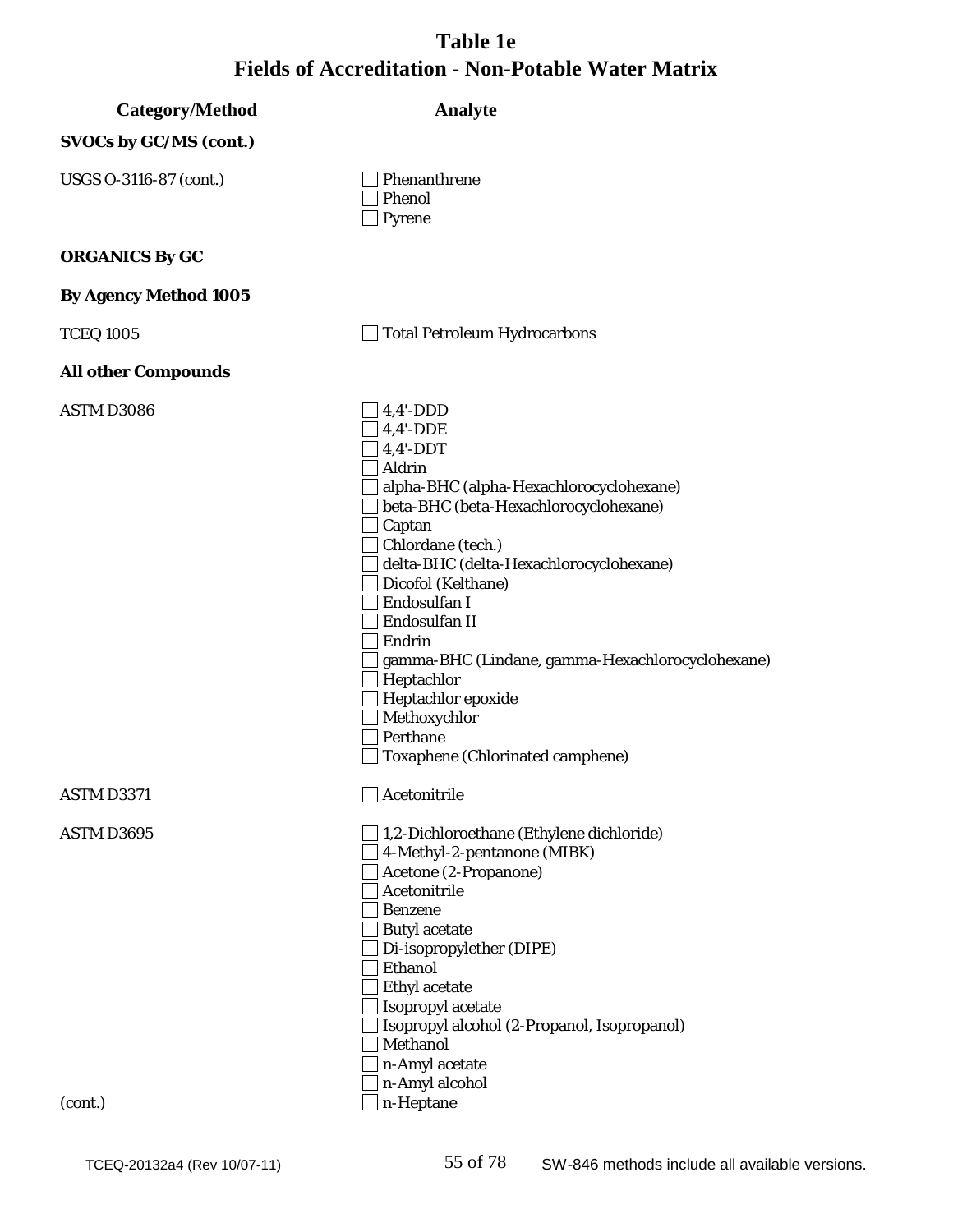# Table 1e
# Fields of Accreditation - Non-Potable Water Matrix

| Category/Method | Analyte |
|---|---|
| **SVOCs by GC/MS (cont.)** | |
| USGS O-3116-87 (cont.) | ☐ Phenanthrene<br>☐ Phenol<br>☐ Pyrene |
| **ORGANICS By GC** | |
| **By Agency Method 1005** | |
| TCEQ 1005 | ☐ Total Petroleum Hydrocarbons |
| **All other Compounds** | |
| ASTM D3086 | ☐ 4,4'-DDD<br>☐ 4,4'-DDE<br>☐ 4,4'-DDT<br>☐ Aldrin<br>☐ alpha-BHC (alpha-Hexachlorocyclohexane)<br>☐ beta-BHC (beta-Hexachlorocyclohexane)<br>☐ Captan<br>☐ Chlordane (tech.)<br>☐ delta-BHC (delta-Hexachlorocyclohexane)<br>☐ Dicofol (Kelthane)<br>☐ Endosulfan I<br>☐ Endosulfan II<br>☐ Endrin<br>☐ gamma-BHC (Lindane, gamma-Hexachlorocyclohexane)<br>☐ Heptachlor<br>☐ Heptachlor epoxide<br>☐ Methoxychlor<br>☐ Perthane<br>☐ Toxaphene (Chlorinated camphene) |
| ASTM D3371 | ☐ Acetonitrile |
| ASTM D3695<br><br><br><br><br><br><br><br><br><br><br><br><br><br>(cont.) | ☐ 1,2-Dichloroethane (Ethylene dichloride)<br>☐ 4-Methyl-2-pentanone (MIBK)<br>☐ Acetone (2-Propanone)<br>☐ Acetonitrile<br>☐ Benzene<br>☐ Butyl acetate<br>☐ Di-isopropylether (DIPE)<br>☐ Ethanol<br>☐ Ethyl acetate<br>☐ Isopropyl acetate<br>☐ Isopropyl alcohol (2-Propanol, Isopropanol)<br>☐ Methanol<br>☐ n-Amyl acetate<br>☐ n-Amyl alcohol<br>☐ n-Heptane |

SW-846 methods include all available versions.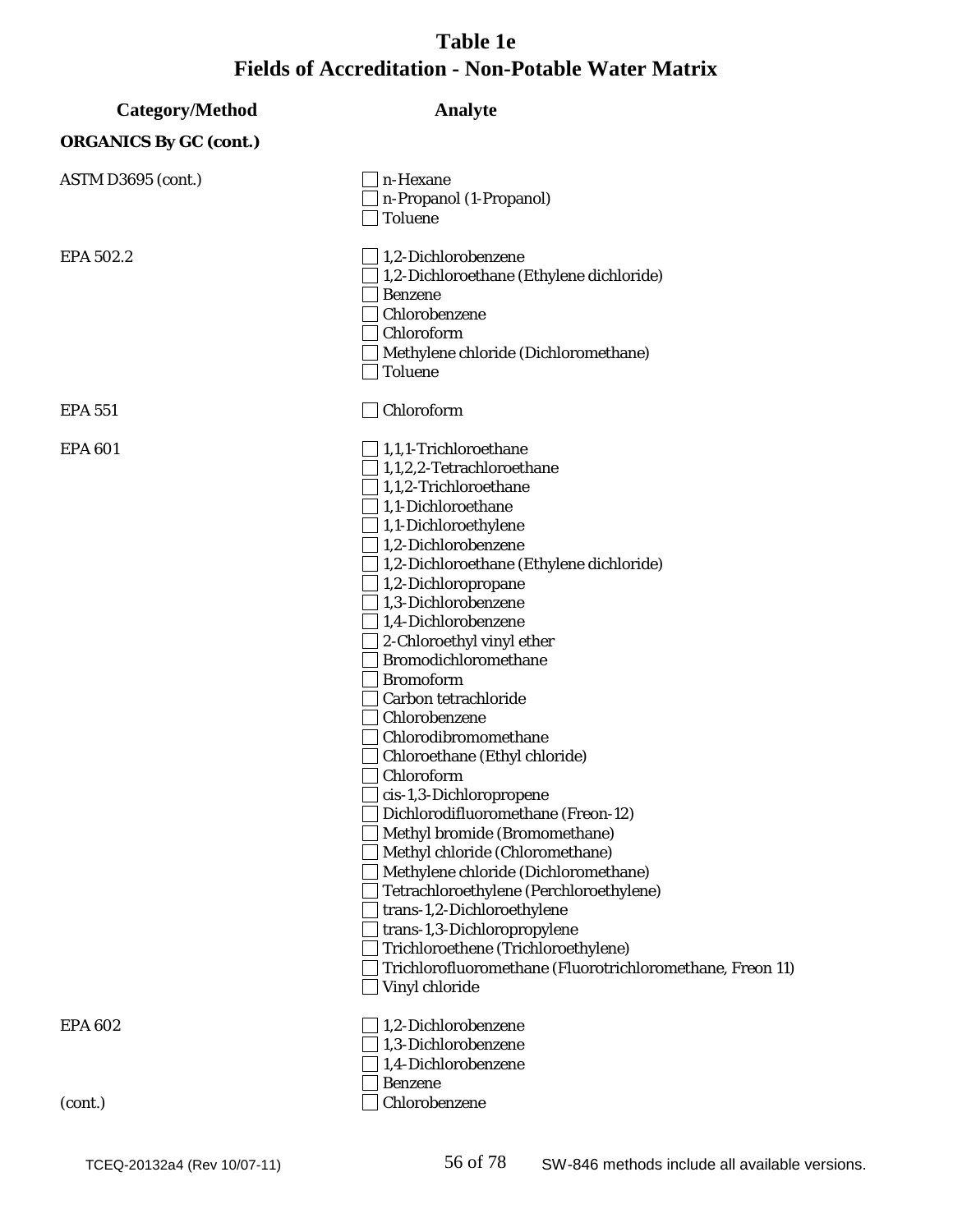# Table 1e
## Fields of Accreditation - Non-Potable Water Matrix

| Category/Method | Analyte |
| --- | --- |
| **ORGANICS By GC (cont.)** | |
| ASTM D3695 (cont.) | ☐ n-Hexane |
| | ☐ n-Propanol (1-Propanol) |
| | ☐ Toluene |
| EPA 502.2 | ☐ 1,2-Dichlorobenzene |
| | ☐ 1,2-Dichloroethane (Ethylene dichloride) |
| | ☐ Benzene |
| | ☐ Chlorobenzene |
| | ☐ Chloroform |
| | ☐ Methylene chloride (Dichloromethane) |
| | ☐ Toluene |
| EPA 551 | ☐ Chloroform |
| EPA 601 | ☐ 1,1,1-Trichloroethane |
| | ☐ 1,1,2,2-Tetrachloroethane |
| | ☐ 1,1,2-Trichloroethane |
| | ☐ 1,1-Dichloroethane |
| | ☐ 1,1-Dichloroethylene |
| | ☐ 1,2-Dichlorobenzene |
| | ☐ 1,2-Dichloroethane (Ethylene dichloride) |
| | ☐ 1,2-Dichloropropane |
| | ☐ 1,3-Dichlorobenzene |
| | ☐ 1,4-Dichlorobenzene |
| | ☐ 2-Chloroethyl vinyl ether |
| | ☐ Bromodichloromethane |
| | ☐ Bromoform |
| | ☐ Carbon tetrachloride |
| | ☐ Chlorobenzene |
| | ☐ Chlorodibromomethane |
| | ☐ Chloroethane (Ethyl chloride) |
| | ☐ Chloroform |
| | ☐ cis-1,3-Dichloropropene |
| | ☐ Dichlorodifluoromethane (Freon-12) |
| | ☐ Methyl bromide (Bromomethane) |
| | ☐ Methyl chloride (Chloromethane) |
| | ☐ Methylene chloride (Dichloromethane) |
| | ☐ Tetrachloroethylene (Perchloroethylene) |
| | ☐ trans-1,2-Dichloroethylene |
| | ☐ trans-1,3-Dichloropropylene |
| | ☐ Trichloroethene (Trichloroethylene) |
| | ☐ Trichlorofluoromethane (Fluorotrichloromethane, Freon 11) |
| | ☐ Vinyl chloride |
| EPA 602 | ☐ 1,2-Dichlorobenzene |
| | ☐ 1,3-Dichlorobenzene |
| | ☐ 1,4-Dichlorobenzene |
| | ☐ Benzene |
| (cont.) | ☐ Chlorobenzene |

SW-846 methods include all available versions.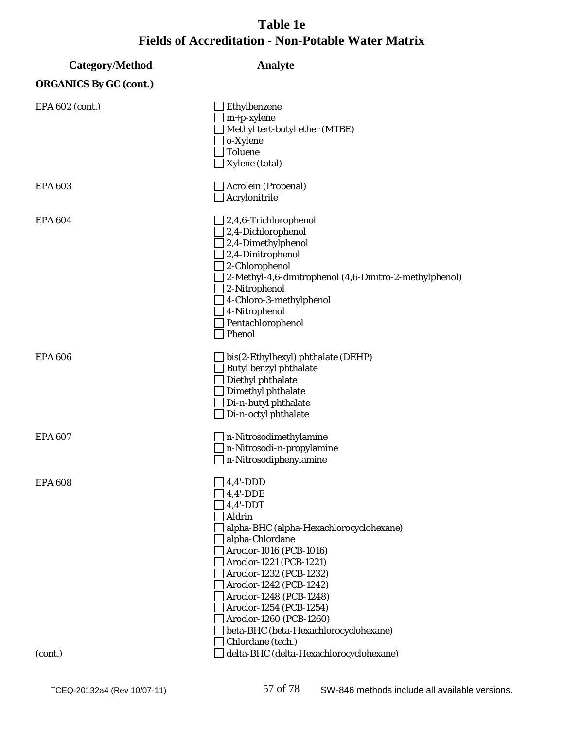# Table 1e
## Fields of Accreditation - Non-Potable Water Matrix

| Category/Method | Analyte |
|---|---|
| **ORGANICS By GC (cont.)** | |
| EPA 602 (cont.) | ☐ Ethylbenzene |
| | ☐ m+p-xylene |
| | ☐ Methyl tert-butyl ether (MTBE) |
| | ☐ o-Xylene |
| | ☐ Toluene |
| | ☐ Xylene (total) |
| EPA 603 | ☐ Acrolein (Propenal) |
| | ☐ Acrylonitrile |
| EPA 604 | ☐ 2,4,6-Trichlorophenol |
| | ☐ 2,4-Dichlorophenol |
| | ☐ 2,4-Dimethylphenol |
| | ☐ 2,4-Dinitrophenol |
| | ☐ 2-Chlorophenol |
| | ☐ 2-Methyl-4,6-dinitrophenol (4,6-Dinitro-2-methylphenol) |
| | ☐ 2-Nitrophenol |
| | ☐ 4-Chloro-3-methylphenol |
| | ☐ 4-Nitrophenol |
| | ☐ Pentachlorophenol |
| | ☐ Phenol |
| EPA 606 | ☐ bis(2-Ethylhexyl) phthalate (DEHP) |
| | ☐ Butyl benzyl phthalate |
| | ☐ Diethyl phthalate |
| | ☐ Dimethyl phthalate |
| | ☐ Di-n-butyl phthalate |
| | ☐ Di-n-octyl phthalate |
| EPA 607 | ☐ n-Nitrosodimethylamine |
| | ☐ n-Nitrosodi-n-propylamine |
| | ☐ n-Nitrosodiphenylamine |
| EPA 608 | ☐ 4,4'-DDD |
| | ☐ 4,4'-DDE |
| | ☐ 4,4'-DDT |
| | ☐ Aldrin |
| | ☐ alpha-BHC (alpha-Hexachlorocyclohexane) |
| | ☐ alpha-Chlordane |
| | ☐ Aroclor-1016 (PCB-1016) |
| | ☐ Aroclor-1221 (PCB-1221) |
| | ☐ Aroclor-1232 (PCB-1232) |
| | ☐ Aroclor-1242 (PCB-1242) |
| | ☐ Aroclor-1248 (PCB-1248) |
| | ☐ Aroclor-1254 (PCB-1254) |
| | ☐ Aroclor-1260 (PCB-1260) |
| | ☐ beta-BHC (beta-Hexachlorocyclohexane) |
| | ☐ Chlordane (tech.) |
| (cont.) | ☐ delta-BHC (delta-Hexachlorocyclohexane) |

SW-846 methods include all available versions.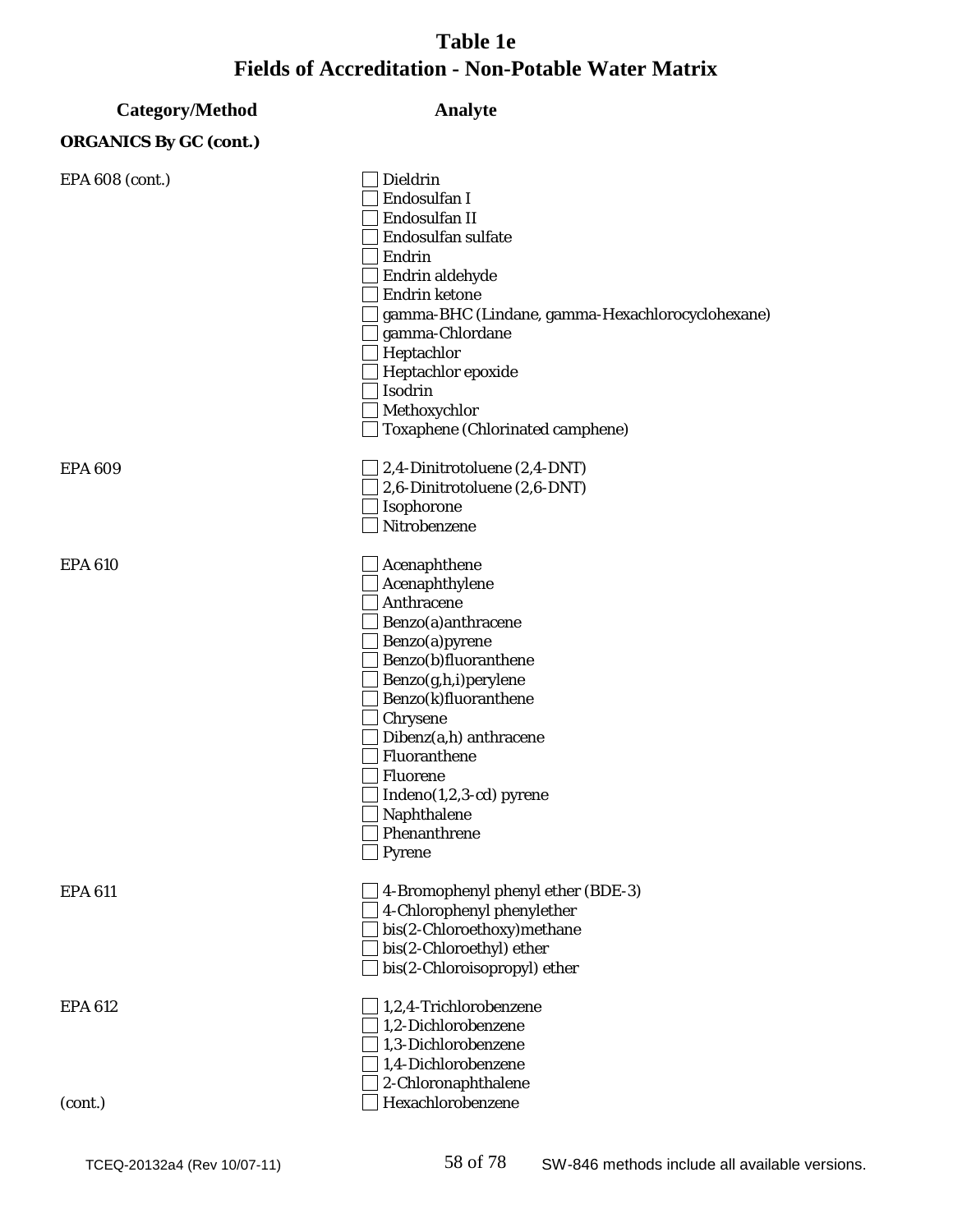# Table 1e
# Fields of Accreditation - Non-Potable Water Matrix

| Category/Method | Analyte |
|---|---|
| **ORGANICS By GC (cont.)** | |
| EPA 608 (cont.) | ☐ Dieldrin |
| | ☐ Endosulfan I |
| | ☐ Endosulfan II |
| | ☐ Endosulfan sulfate |
| | ☐ Endrin |
| | ☐ Endrin aldehyde |
| | ☐ Endrin ketone |
| | ☐ gamma-BHC (Lindane, gamma-Hexachlorocyclohexane) |
| | ☐ gamma-Chlordane |
| | ☐ Heptachlor |
| | ☐ Heptachlor epoxide |
| | ☐ Isodrin |
| | ☐ Methoxychlor |
| | ☐ Toxaphene (Chlorinated camphene) |
| EPA 609 | ☐ 2,4-Dinitrotoluene (2,4-DNT) |
| | ☐ 2,6-Dinitrotoluene (2,6-DNT) |
| | ☐ Isophorone |
| | ☐ Nitrobenzene |
| EPA 610 | ☐ Acenaphthene |
| | ☐ Acenaphthylene |
| | ☐ Anthracene |
| | ☐ Benzo(a)anthracene |
| | ☐ Benzo(a)pyrene |
| | ☐ Benzo(b)fluoranthene |
| | ☐ Benzo(g,h,i)perylene |
| | ☐ Benzo(k)fluoranthene |
| | ☐ Chrysene |
| | ☐ Dibenz(a,h) anthracene |
| | ☐ Fluoranthene |
| | ☐ Fluorene |
| | ☐ Indeno(1,2,3-cd) pyrene |
| | ☐ Naphthalene |
| | ☐ Phenanthrene |
| | ☐ Pyrene |
| EPA 611 | ☐ 4-Bromophenyl phenyl ether (BDE-3) |
| | ☐ 4-Chlorophenyl phenylether |
| | ☐ bis(2-Chloroethoxy)methane |
| | ☐ bis(2-Chloroethyl) ether |
| | ☐ bis(2-Chloroisopropyl) ether |
| EPA 612 | ☐ 1,2,4-Trichlorobenzene |
| | ☐ 1,2-Dichlorobenzene |
| | ☐ 1,3-Dichlorobenzene |
| | ☐ 1,4-Dichlorobenzene |
| | ☐ 2-Chloronaphthalene |
| (cont.) | ☐ Hexachlorobenzene |

SW-846 methods include all available versions.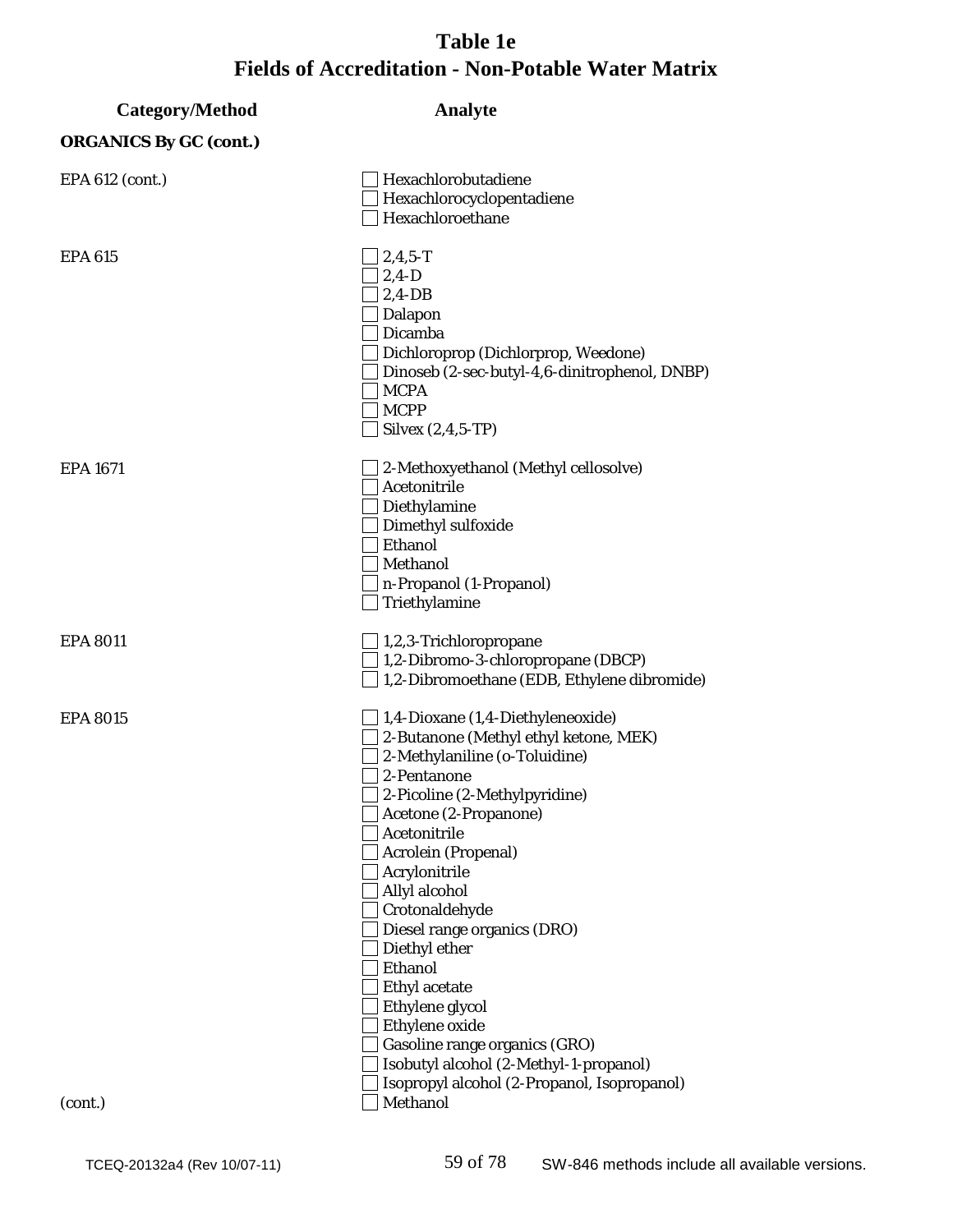# Table 1e
# Fields of Accreditation - Non-Potable Water Matrix

| Category/Method | Analyte |
|---|---|
| **ORGANICS By GC (cont.)** | |
| EPA 612 (cont.) | ☐ Hexachlorobutadiene |
| | ☐ Hexachlorocyclopentadiene |
| | ☐ Hexachloroethane |
| EPA 615 | ☐ 2,4,5-T |
| | ☐ 2,4-D |
| | ☐ 2,4-DB |
| | ☐ Dalapon |
| | ☐ Dicamba |
| | ☐ Dichloroprop (Dichlorprop, Weedone) |
| | ☐ Dinoseb (2-sec-butyl-4,6-dinitrophenol, DNBP) |
| | ☐ MCPA |
| | ☐ MCPP |
| | ☐ Silvex (2,4,5-TP) |
| EPA 1671 | ☐ 2-Methoxyethanol (Methyl cellosolve) |
| | ☐ Acetonitrile |
| | ☐ Diethylamine |
| | ☐ Dimethyl sulfoxide |
| | ☐ Ethanol |
| | ☐ Methanol |
| | ☐ n-Propanol (1-Propanol) |
| | ☐ Triethylamine |
| EPA 8011 | ☐ 1,2,3-Trichloropropane |
| | ☐ 1,2-Dibromo-3-chloropropane (DBCP) |
| | ☐ 1,2-Dibromoethane (EDB, Ethylene dibromide) |
| EPA 8015 | ☐ 1,4-Dioxane (1,4-Diethyleneoxide) |
| | ☐ 2-Butanone (Methyl ethyl ketone, MEK) |
| | ☐ 2-Methylaniline (o-Toluidine) |
| | ☐ 2-Pentanone |
| | ☐ 2-Picoline (2-Methylpyridine) |
| | ☐ Acetone (2-Propanone) |
| | ☐ Acetonitrile |
| | ☐ Acrolein (Propenal) |
| | ☐ Acrylonitrile |
| | ☐ Allyl alcohol |
| | ☐ Crotonaldehyde |
| | ☐ Diesel range organics (DRO) |
| | ☐ Diethyl ether |
| | ☐ Ethanol |
| | ☐ Ethyl acetate |
| | ☐ Ethylene glycol |
| | ☐ Ethylene oxide |
| | ☐ Gasoline range organics (GRO) |
| | ☐ Isobutyl alcohol (2-Methyl-1-propanol) |
| | ☐ Isopropyl alcohol (2-Propanol, Isopropanol) |
| (cont.) | ☐ Methanol |

SW-846 methods include all available versions.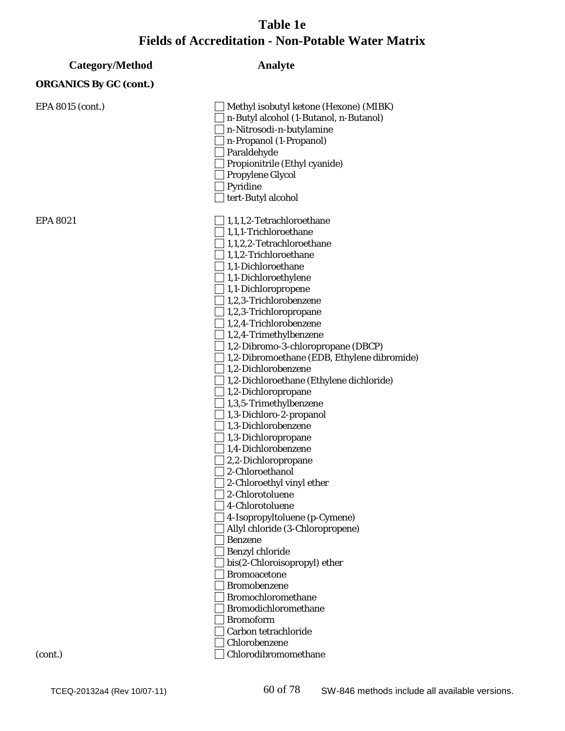# Table 1e
# Fields of Accreditation - Non-Potable Water Matrix

| Category/Method | Analyte |
|---|---|
| **ORGANICS By GC (cont.)** | |
| EPA 8015 (cont.) | ☐ Methyl isobutyl ketone (Hexone) (MIBK) |
| | ☐ n-Butyl alcohol (1-Butanol, n-Butanol) |
| | ☐ n-Nitrosodi-n-butylamine |
| | ☐ n-Propanol (1-Propanol) |
| | ☐ Paraldehyde |
| | ☐ Propionitrile (Ethyl cyanide) |
| | ☐ Propylene Glycol |
| | ☐ Pyridine |
| | ☐ tert-Butyl alcohol |
| EPA 8021 | ☐ 1,1,1,2-Tetrachloroethane |
| | ☐ 1,1,1-Trichloroethane |
| | ☐ 1,1,2,2-Tetrachloroethane |
| | ☐ 1,1,2-Trichloroethane |
| | ☐ 1,1-Dichloroethane |
| | ☐ 1,1-Dichloroethylene |
| | ☐ 1,1-Dichloropropene |
| | ☐ 1,2,3-Trichlorobenzene |
| | ☐ 1,2,3-Trichloropropane |
| | ☐ 1,2,4-Trichlorobenzene |
| | ☐ 1,2,4-Trimethylbenzene |
| | ☐ 1,2-Dibromo-3-chloropropane (DBCP) |
| | ☐ 1,2-Dibromoethane (EDB, Ethylene dibromide) |
| | ☐ 1,2-Dichlorobenzene |
| | ☐ 1,2-Dichloroethane (Ethylene dichloride) |
| | ☐ 1,2-Dichloropropane |
| | ☐ 1,3,5-Trimethylbenzene |
| | ☐ 1,3-Dichloro-2-propanol |
| | ☐ 1,3-Dichlorobenzene |
| | ☐ 1,3-Dichloropropane |
| | ☐ 1,4-Dichlorobenzene |
| | ☐ 2,2-Dichloropropane |
| | ☐ 2-Chloroethanol |
| | ☐ 2-Chloroethyl vinyl ether |
| | ☐ 2-Chlorotoluene |
| | ☐ 4-Chlorotoluene |
| | ☐ 4-Isopropyltoluene (p-Cymene) |
| | ☐ Allyl chloride (3-Chloropropene) |
| | ☐ Benzene |
| | ☐ Benzyl chloride |
| | ☐ bis(2-Chloroisopropyl) ether |
| | ☐ Bromoacetone |
| | ☐ Bromobenzene |
| | ☐ Bromochloromethane |
| | ☐ Bromodichloromethane |
| | ☐ Bromoform |
| | ☐ Carbon tetrachloride |
| | ☐ Chlorobenzene |
| (cont.) | ☐ Chlorodibromomethane |

SW-846 methods include all available versions.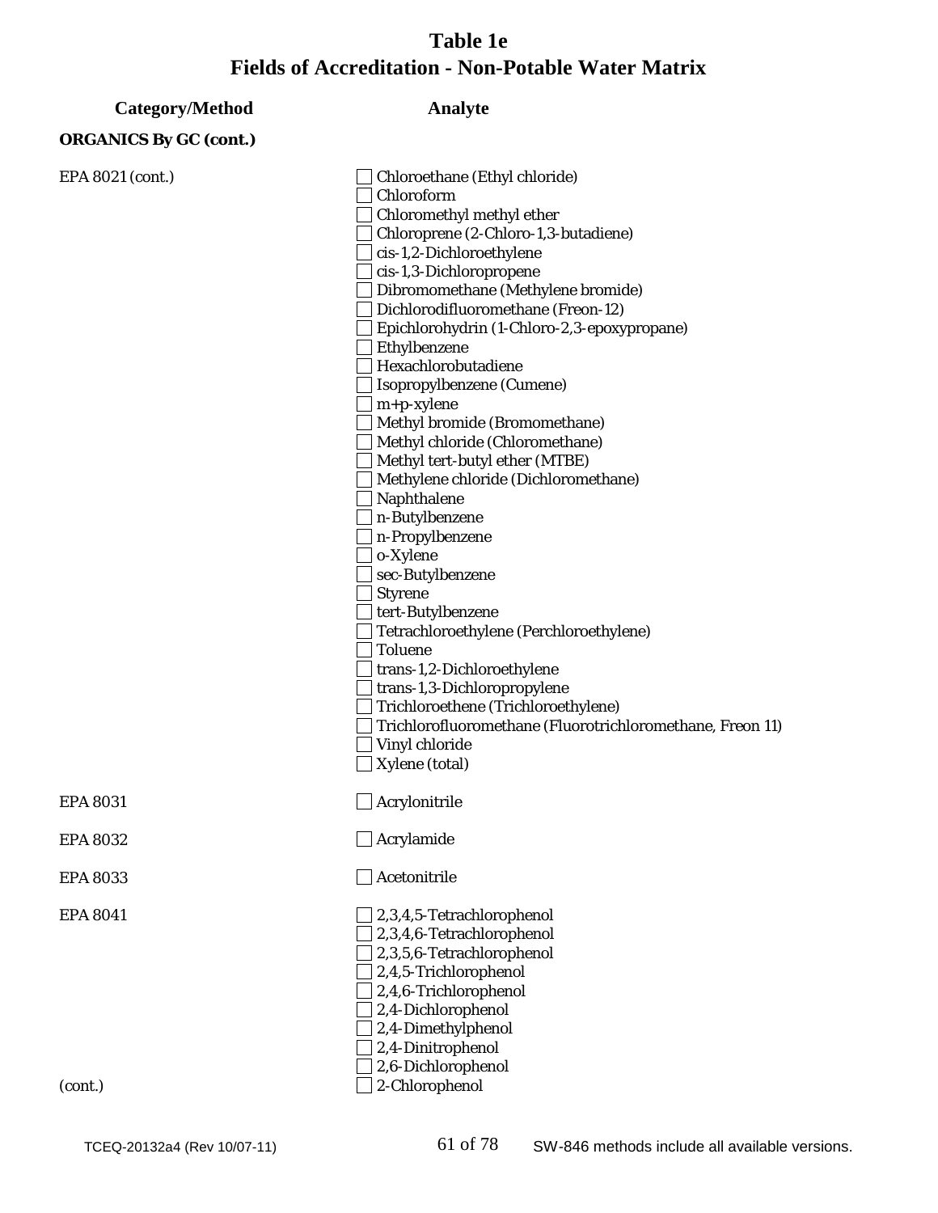# Table 1e
# Fields of Accreditation - Non-Potable Water Matrix

| Category/Method | Analyte |
|---|---|
| **ORGANICS By GC (cont.)** | |
| EPA 8021 (cont.) | ☐ Chloroethane (Ethyl chloride) |
| | ☐ Chloroform |
| | ☐ Chloromethyl methyl ether |
| | ☐ Chloroprene (2-Chloro-1,3-butadiene) |
| | ☐ cis-1,2-Dichloroethylene |
| | ☐ cis-1,3-Dichloropropene |
| | ☐ Dibromomethane (Methylene bromide) |
| | ☐ Dichlorodifluoromethane (Freon-12) |
| | ☐ Epichlorohydrin (1-Chloro-2,3-epoxypropane) |
| | ☐ Ethylbenzene |
| | ☐ Hexachlorobutadiene |
| | ☐ Isopropylbenzene (Cumene) |
| | ☐ m+p-xylene |
| | ☐ Methyl bromide (Bromomethane) |
| | ☐ Methyl chloride (Chloromethane) |
| | ☐ Methyl tert-butyl ether (MTBE) |
| | ☐ Methylene chloride (Dichloromethane) |
| | ☐ Naphthalene |
| | ☐ n-Butylbenzene |
| | ☐ n-Propylbenzene |
| | ☐ o-Xylene |
| | ☐ sec-Butylbenzene |
| | ☐ Styrene |
| | ☐ tert-Butylbenzene |
| | ☐ Tetrachloroethylene (Perchloroethylene) |
| | ☐ Toluene |
| | ☐ trans-1,2-Dichloroethylene |
| | ☐ trans-1,3-Dichloropropylene |
| | ☐ Trichloroethene (Trichloroethylene) |
| | ☐ Trichlorofluoromethane (Fluorotrichloromethane, Freon 11) |
| | ☐ Vinyl chloride |
| | ☐ Xylene (total) |
| EPA 8031 | ☐ Acrylonitrile |
| EPA 8032 | ☐ Acrylamide |
| EPA 8033 | ☐ Acetonitrile |
| EPA 8041 | ☐ 2,3,4,5-Tetrachlorophenol |
| | ☐ 2,3,4,6-Tetrachlorophenol |
| | ☐ 2,3,5,6-Tetrachlorophenol |
| | ☐ 2,4,5-Trichlorophenol |
| | ☐ 2,4,6-Trichlorophenol |
| | ☐ 2,4-Dichlorophenol |
| | ☐ 2,4-Dimethylphenol |
| | ☐ 2,4-Dinitrophenol |
| | ☐ 2,6-Dichlorophenol |
| (cont.) | ☐ 2-Chlorophenol |

SW-846 methods include all available versions.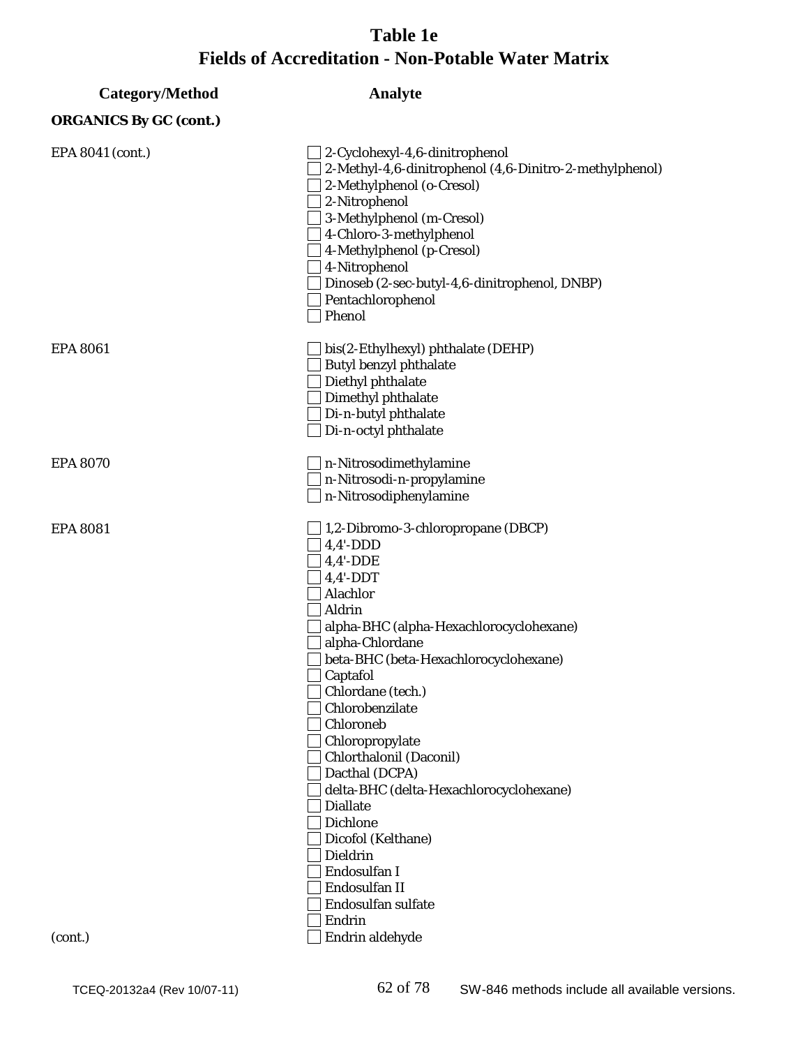# Table 1e
# Fields of Accreditation - Non-Potable Water Matrix

| Category/Method | Analyte |
|---|---|
| **ORGANICS By GC (cont.)** | |
| EPA 8041 (cont.) | ☐ 2-Cyclohexyl-4,6-dinitrophenol |
| | ☐ 2-Methyl-4,6-dinitrophenol (4,6-Dinitro-2-methylphenol) |
| | ☐ 2-Methylphenol (o-Cresol) |
| | ☐ 2-Nitrophenol |
| | ☐ 3-Methylphenol (m-Cresol) |
| | ☐ 4-Chloro-3-methylphenol |
| | ☐ 4-Methylphenol (p-Cresol) |
| | ☐ 4-Nitrophenol |
| | ☐ Dinoseb (2-sec-butyl-4,6-dinitrophenol, DNBP) |
| | ☐ Pentachlorophenol |
| | ☐ Phenol |
| EPA 8061 | ☐ bis(2-Ethylhexyl) phthalate (DEHP) |
| | ☐ Butyl benzyl phthalate |
| | ☐ Diethyl phthalate |
| | ☐ Dimethyl phthalate |
| | ☐ Di-n-butyl phthalate |
| | ☐ Di-n-octyl phthalate |
| EPA 8070 | ☐ n-Nitrosodimethylamine |
| | ☐ n-Nitrosodi-n-propylamine |
| | ☐ n-Nitrosodiphenylamine |
| EPA 8081 | ☐ 1,2-Dibromo-3-chloropropane (DBCP) |
| | ☐ 4,4'-DDD |
| | ☐ 4,4'-DDE |
| | ☐ 4,4'-DDT |
| | ☐ Alachlor |
| | ☐ Aldrin |
| | ☐ alpha-BHC (alpha-Hexachlorocyclohexane) |
| | ☐ alpha-Chlordane |
| | ☐ beta-BHC (beta-Hexachlorocyclohexane) |
| | ☐ Captafol |
| | ☐ Chlordane (tech.) |
| | ☐ Chlorobenzilate |
| | ☐ Chloroneb |
| | ☐ Chloropropylate |
| | ☐ Chlorthalonil (Daconil) |
| | ☐ Dacthal (DCPA) |
| | ☐ delta-BHC (delta-Hexachlorocyclohexane) |
| | ☐ Diallate |
| | ☐ Dichlone |
| | ☐ Dicofol (Kelthane) |
| | ☐ Dieldrin |
| | ☐ Endosulfan I |
| | ☐ Endosulfan II |
| | ☐ Endosulfan sulfate |
| | ☐ Endrin |
| (cont.) | ☐ Endrin aldehyde |

TCEQ-20132a4 (Rev 10/07-11) SW-846 methods include all available versions.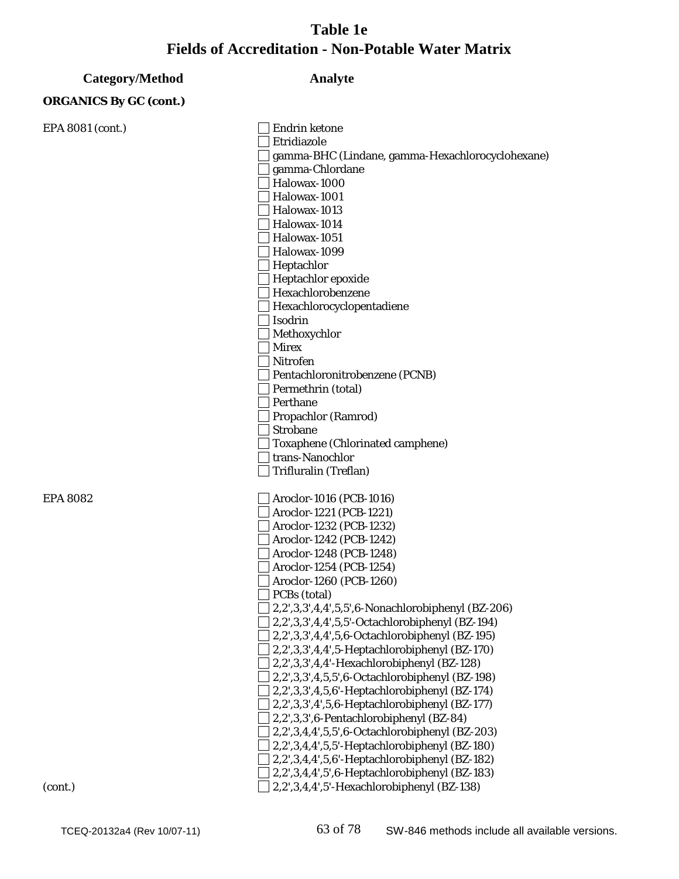# Table 1e
# Fields of Accreditation - Non-Potable Water Matrix

| Category/Method | Analyte |
|---|---|
| **ORGANICS By GC (cont.)** | |
| EPA 8081 (cont.) | ☐ Endrin ketone |
| | ☐ Etridiazole |
| | ☐ gamma-BHC (Lindane, gamma-Hexachlorocyclohexane) |
| | ☐ gamma-Chlordane |
| | ☐ Halowax-1000 |
| | ☐ Halowax-1001 |
| | ☐ Halowax-1013 |
| | ☐ Halowax-1014 |
| | ☐ Halowax-1051 |
| | ☐ Halowax-1099 |
| | ☐ Heptachlor |
| | ☐ Heptachlor epoxide |
| | ☐ Hexachlorobenzene |
| | ☐ Hexachlorocyclopentadiene |
| | ☐ Isodrin |
| | ☐ Methoxychlor |
| | ☐ Mirex |
| | ☐ Nitrofen |
| | ☐ Pentachloronitrobenzene (PCNB) |
| | ☐ Permethrin (total) |
| | ☐ Perthane |
| | ☐ Propachlor (Ramrod) |
| | ☐ Strobane |
| | ☐ Toxaphene (Chlorinated camphene) |
| | ☐ trans-Nanochlor |
| | ☐ Trifluralin (Treflan) |
| EPA 8082 | ☐ Aroclor-1016 (PCB-1016) |
| | ☐ Aroclor-1221 (PCB-1221) |
| | ☐ Aroclor-1232 (PCB-1232) |
| | ☐ Aroclor-1242 (PCB-1242) |
| | ☐ Aroclor-1248 (PCB-1248) |
| | ☐ Aroclor-1254 (PCB-1254) |
| | ☐ Aroclor-1260 (PCB-1260) |
| | ☐ PCBs (total) |
| | ☐ 2,2',3,3',4,4',5,5',6-Nonachlorobiphenyl (BZ-206) |
| | ☐ 2,2',3,3',4,4',5,5'-Octachlorobiphenyl (BZ-194) |
| | ☐ 2,2',3,3',4,4',5,6-Octachlorobiphenyl (BZ-195) |
| | ☐ 2,2',3,3',4,4',5-Heptachlorobiphenyl (BZ-170) |
| | ☐ 2,2',3,3',4,4'-Hexachlorobiphenyl (BZ-128) |
| | ☐ 2,2',3,3',4,5,5',6-Octachlorobiphenyl (BZ-198) |
| | ☐ 2,2',3,3',4,5,6'-Heptachlorobiphenyl (BZ-174) |
| | ☐ 2,2',3,3',4',5,6-Heptachlorobiphenyl (BZ-177) |
| | ☐ 2,2',3,3',6-Pentachlorobiphenyl (BZ-84) |
| | ☐ 2,2',3,4,4',5,5',6-Octachlorobiphenyl (BZ-203) |
| | ☐ 2,2',3,4,4',5,5'-Heptachlorobiphenyl (BZ-180) |
| | ☐ 2,2',3,4,4',5,6'-Heptachlorobiphenyl (BZ-182) |
| | ☐ 2,2',3,4,4',5',6-Heptachlorobiphenyl (BZ-183) |
| (cont.) | ☐ 2,2',3,4,4',5'-Hexachlorobiphenyl (BZ-138) |

SW-846 methods include all available versions.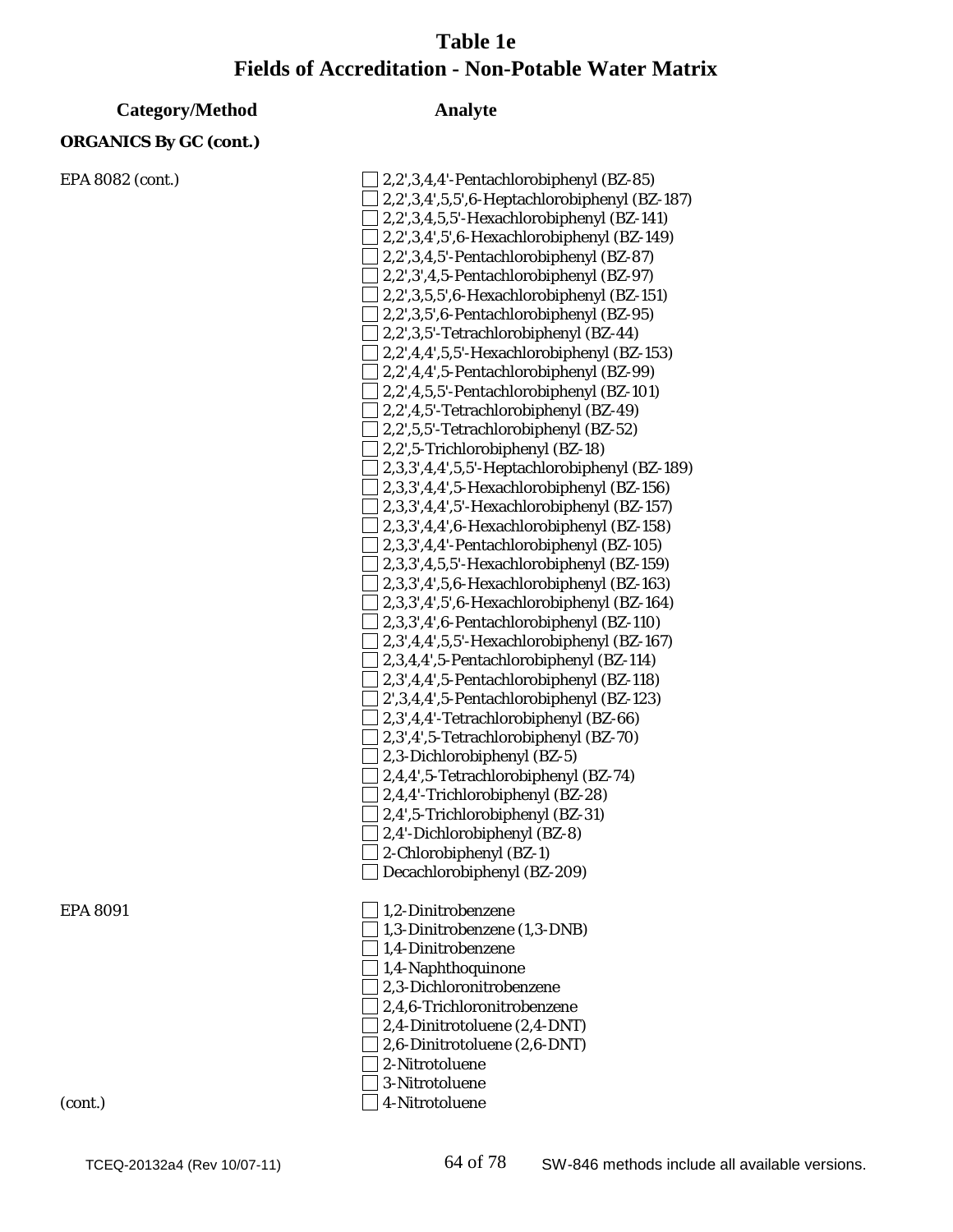# Table 1e
# Fields of Accreditation - Non-Potable Water Matrix

| Category/Method | Analyte |
|---|---|
| **ORGANICS By GC (cont.)** | |
| EPA 8082 (cont.) | ☐ 2,2',3,4,4'-Pentachlorobiphenyl (BZ-85) |
| | ☐ 2,2',3,4',5,5',6-Heptachlorobiphenyl (BZ-187) |
| | ☐ 2,2',3,4,5,5'-Hexachlorobiphenyl (BZ-141) |
| | ☐ 2,2',3,4',5',6-Hexachlorobiphenyl (BZ-149) |
| | ☐ 2,2',3,4,5'-Pentachlorobiphenyl (BZ-87) |
| | ☐ 2,2',3',4,5-Pentachlorobiphenyl (BZ-97) |
| | ☐ 2,2',3,5,5',6-Hexachlorobiphenyl (BZ-151) |
| | ☐ 2,2',3,5',6-Pentachlorobiphenyl (BZ-95) |
| | ☐ 2,2',3,5'-Tetrachlorobiphenyl (BZ-44) |
| | ☐ 2,2',4,4',5,5'-Hexachlorobiphenyl (BZ-153) |
| | ☐ 2,2',4,4',5-Pentachlorobiphenyl (BZ-99) |
| | ☐ 2,2',4,5,5'-Pentachlorobiphenyl (BZ-101) |
| | ☐ 2,2',4,5'-Tetrachlorobiphenyl (BZ-49) |
| | ☐ 2,2',5,5'-Tetrachlorobiphenyl (BZ-52) |
| | ☐ 2,2',5-Trichlorobiphenyl (BZ-18) |
| | ☐ 2,3,3',4,4',5,5'-Heptachlorobiphenyl (BZ-189) |
| | ☐ 2,3,3',4,4',5-Hexachlorobiphenyl (BZ-156) |
| | ☐ 2,3,3',4,4',5'-Hexachlorobiphenyl (BZ-157) |
| | ☐ 2,3,3',4,4',6-Hexachlorobiphenyl (BZ-158) |
| | ☐ 2,3,3',4,4'-Pentachlorobiphenyl (BZ-105) |
| | ☐ 2,3,3',4,5,5'-Hexachlorobiphenyl (BZ-159) |
| | ☐ 2,3,3',4',5,6-Hexachlorobiphenyl (BZ-163) |
| | ☐ 2,3,3',4',5',6-Hexachlorobiphenyl (BZ-164) |
| | ☐ 2,3,3',4',6-Pentachlorobiphenyl (BZ-110) |
| | ☐ 2,3',4,4',5,5'-Hexachlorobiphenyl (BZ-167) |
| | ☐ 2,3,4,4',5-Pentachlorobiphenyl (BZ-114) |
| | ☐ 2,3',4,4',5-Pentachlorobiphenyl (BZ-118) |
| | ☐ 2',3,4,4',5-Pentachlorobiphenyl (BZ-123) |
| | ☐ 2,3',4,4'-Tetrachlorobiphenyl (BZ-66) |
| | ☐ 2,3',4',5-Tetrachlorobiphenyl (BZ-70) |
| | ☐ 2,3-Dichlorobiphenyl (BZ-5) |
| | ☐ 2,4,4',5-Tetrachlorobiphenyl (BZ-74) |
| | ☐ 2,4,4'-Trichlorobiphenyl (BZ-28) |
| | ☐ 2,4',5-Trichlorobiphenyl (BZ-31) |
| | ☐ 2,4'-Dichlorobiphenyl (BZ-8) |
| | ☐ 2-Chlorobiphenyl (BZ-1) |
| | ☐ Decachlorobiphenyl (BZ-209) |
| EPA 8091 | ☐ 1,2-Dinitrobenzene |
| | ☐ 1,3-Dinitrobenzene (1,3-DNB) |
| | ☐ 1,4-Dinitrobenzene |
| | ☐ 1,4-Naphthoquinone |
| | ☐ 2,3-Dichloronitrobenzene |
| | ☐ 2,4,6-Trichloronitrobenzene |
| | ☐ 2,4-Dinitrotoluene (2,4-DNT) |
| | ☐ 2,6-Dinitrotoluene (2,6-DNT) |
| | ☐ 2-Nitrotoluene |
| | ☐ 3-Nitrotoluene |
| (cont.) | ☐ 4-Nitrotoluene |

TCEQ-20132a4 (Rev 10/07-11) SW-846 methods include all available versions.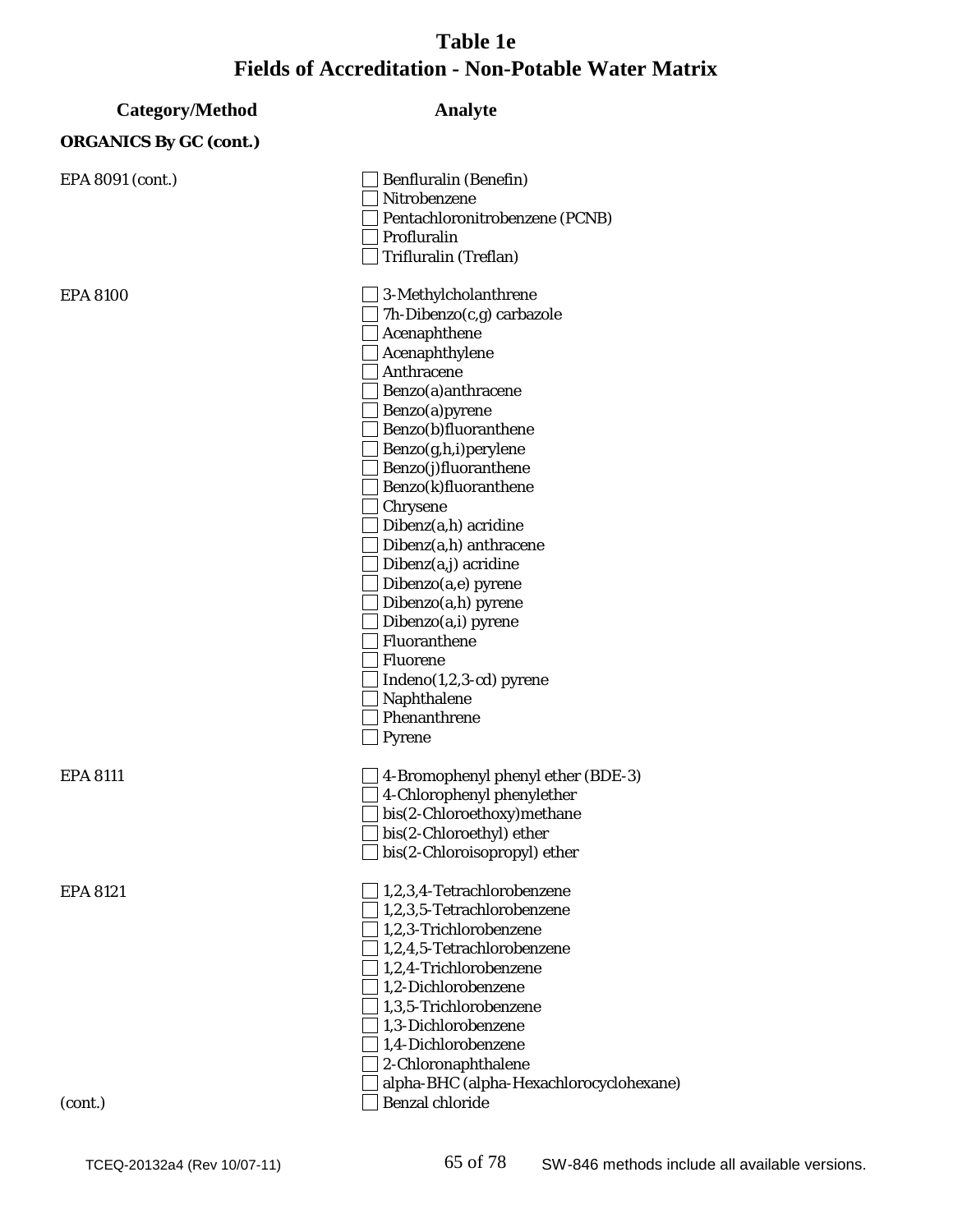# Table 1e
## Fields of Accreditation - Non-Potable Water Matrix

| Category/Method | Analyte |
| --- | --- |
| **ORGANICS By GC (cont.)** | |
| EPA 8091 (cont.) | ☐ Benfluralin (Benefin) |
| | ☐ Nitrobenzene |
| | ☐ Pentachloronitrobenzene (PCNB) |
| | ☐ Profluralin |
| | ☐ Trifluralin (Treflan) |
| EPA 8100 | ☐ 3-Methylcholanthrene |
| | ☐ 7h-Dibenzo(c,g) carbazole |
| | ☐ Acenaphthene |
| | ☐ Acenaphthylene |
| | ☐ Anthracene |
| | ☐ Benzo(a)anthracene |
| | ☐ Benzo(a)pyrene |
| | ☐ Benzo(b)fluoranthene |
| | ☐ Benzo(g,h,i)perylene |
| | ☐ Benzo(j)fluoranthene |
| | ☐ Benzo(k)fluoranthene |
| | ☐ Chrysene |
| | ☐ Dibenz(a,h) acridine |
| | ☐ Dibenz(a,h) anthracene |
| | ☐ Dibenz(a,j) acridine |
| | ☐ Dibenzo(a,e) pyrene |
| | ☐ Dibenzo(a,h) pyrene |
| | ☐ Dibenzo(a,i) pyrene |
| | ☐ Fluoranthene |
| | ☐ Fluorene |
| | ☐ Indeno(1,2,3-cd) pyrene |
| | ☐ Naphthalene |
| | ☐ Phenanthrene |
| | ☐ Pyrene |
| EPA 8111 | ☐ 4-Bromophenyl phenyl ether (BDE-3) |
| | ☐ 4-Chlorophenyl phenylether |
| | ☐ bis(2-Chloroethoxy)methane |
| | ☐ bis(2-Chloroethyl) ether |
| | ☐ bis(2-Chloroisopropyl) ether |
| EPA 8121 | ☐ 1,2,3,4-Tetrachlorobenzene |
| | ☐ 1,2,3,5-Tetrachlorobenzene |
| | ☐ 1,2,3-Trichlorobenzene |
| | ☐ 1,2,4,5-Tetrachlorobenzene |
| | ☐ 1,2,4-Trichlorobenzene |
| | ☐ 1,2-Dichlorobenzene |
| | ☐ 1,3,5-Trichlorobenzene |
| | ☐ 1,3-Dichlorobenzene |
| | ☐ 1,4-Dichlorobenzene |
| | ☐ 2-Chloronaphthalene |
| | ☐ alpha-BHC (alpha-Hexachlorocyclohexane) |
| (cont.) | ☐ Benzal chloride |

TCEQ-20132a4 (Rev 10/07-11) SW-846 methods include all available versions.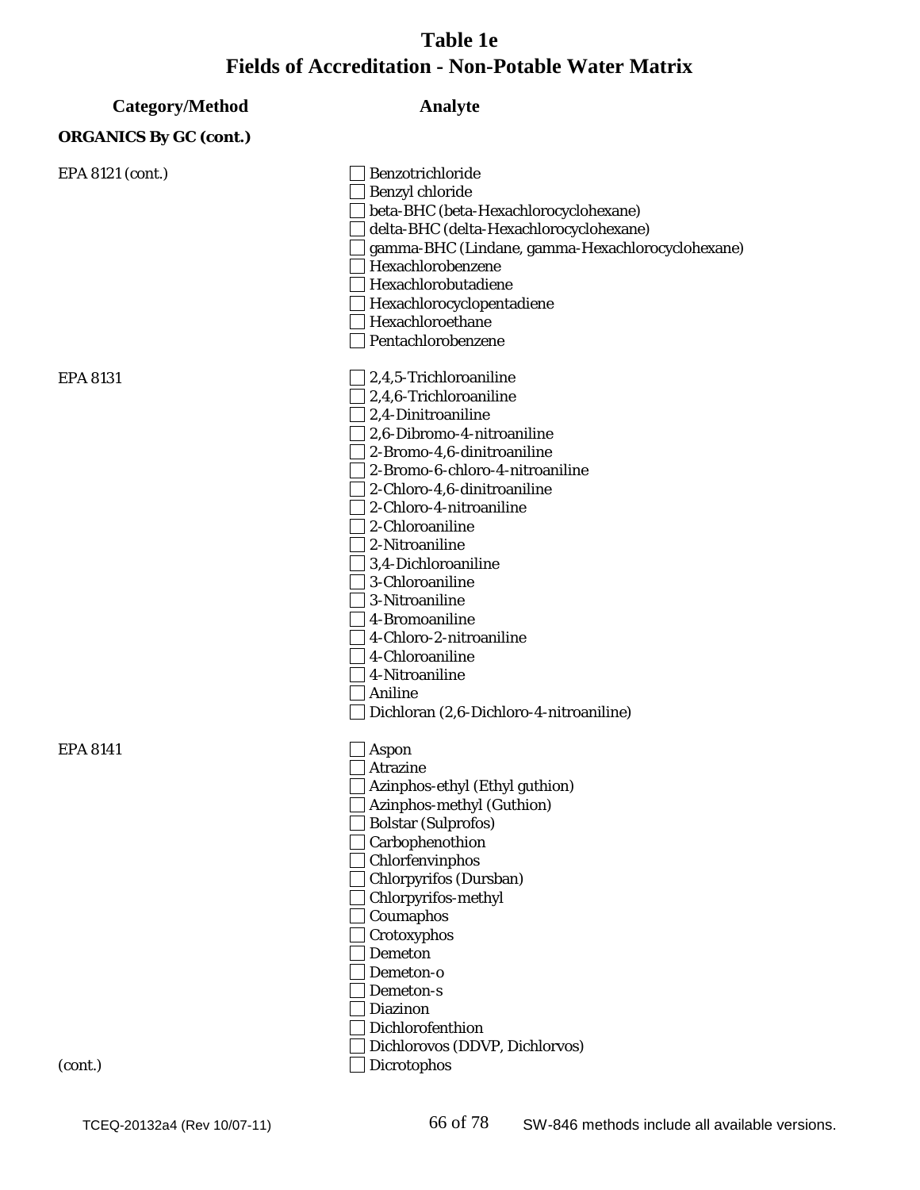# Table 1e
# Fields of Accreditation - Non-Potable Water Matrix

| Category/Method | Analyte |
|---|---|
| **ORGANICS By GC (cont.)** | |
| EPA 8121 (cont.) | ☐ Benzotrichloride |
| | ☐ Benzyl chloride |
| | ☐ beta-BHC (beta-Hexachlorocyclohexane) |
| | ☐ delta-BHC (delta-Hexachlorocyclohexane) |
| | ☐ gamma-BHC (Lindane, gamma-Hexachlorocyclohexane) |
| | ☐ Hexachlorobenzene |
| | ☐ Hexachlorobutadiene |
| | ☐ Hexachlorocyclopentadiene |
| | ☐ Hexachloroethane |
| | ☐ Pentachlorobenzene |
| EPA 8131 | ☐ 2,4,5-Trichloroaniline |
| | ☐ 2,4,6-Trichloroaniline |
| | ☐ 2,4-Dinitroaniline |
| | ☐ 2,6-Dibromo-4-nitroaniline |
| | ☐ 2-Bromo-4,6-dinitroaniline |
| | ☐ 2-Bromo-6-chloro-4-nitroaniline |
| | ☐ 2-Chloro-4,6-dinitroaniline |
| | ☐ 2-Chloro-4-nitroaniline |
| | ☐ 2-Chloroaniline |
| | ☐ 2-Nitroaniline |
| | ☐ 3,4-Dichloroaniline |
| | ☐ 3-Chloroaniline |
| | ☐ 3-Nitroaniline |
| | ☐ 4-Bromoaniline |
| | ☐ 4-Chloro-2-nitroaniline |
| | ☐ 4-Chloroaniline |
| | ☐ 4-Nitroaniline |
| | ☐ Aniline |
| | ☐ Dichloran (2,6-Dichloro-4-nitroaniline) |
| EPA 8141 | ☐ Aspon |
| | ☐ Atrazine |
| | ☐ Azinphos-ethyl (Ethyl guthion) |
| | ☐ Azinphos-methyl (Guthion) |
| | ☐ Bolstar (Sulprofos) |
| | ☐ Carbophenothion |
| | ☐ Chlorfenvinphos |
| | ☐ Chlorpyrifos (Dursban) |
| | ☐ Chlorpyrifos-methyl |
| | ☐ Coumaphos |
| | ☐ Crotoxyphos |
| | ☐ Demeton |
| | ☐ Demeton-o |
| | ☐ Demeton-s |
| | ☐ Diazinon |
| | ☐ Dichlorofenthion |
| | ☐ Dichlorovos (DDVP, Dichlorvos) |
| (cont.) | ☐ Dicrotophos |

SW-846 methods include all available versions.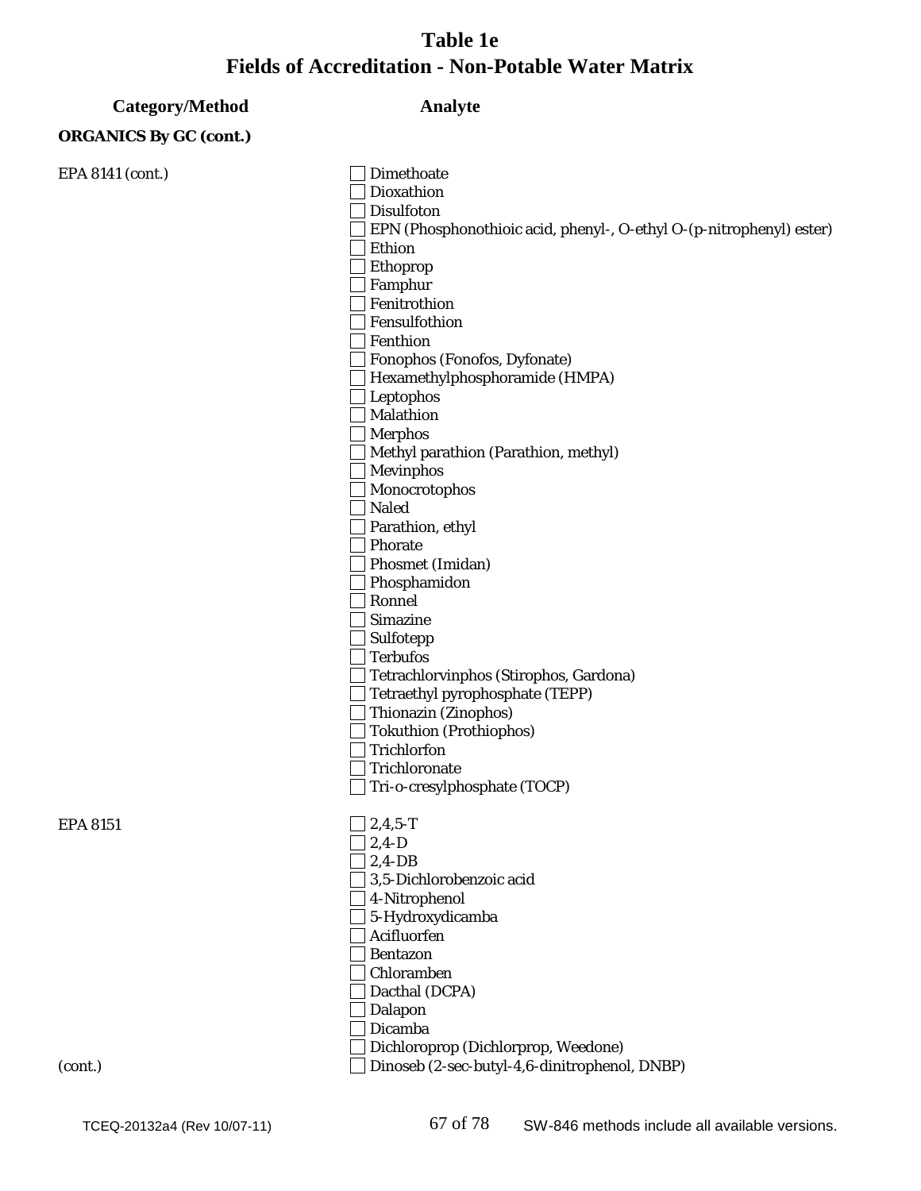# Table 1e
# Fields of Accreditation - Non-Potable Water Matrix

| Category/Method | Analyte |
|---|---|
| **ORGANICS By GC (cont.)** | |
| EPA 8141 (cont.) | ☐ Dimethoate |
| | ☐ Dioxathion |
| | ☐ Disulfoton |
| | ☐ EPN (Phosphonothioic acid, phenyl-, O-ethyl O-(p-nitrophenyl) ester) |
| | ☐ Ethion |
| | ☐ Ethoprop |
| | ☐ Famphur |
| | ☐ Fenitrothion |
| | ☐ Fensulfothion |
| | ☐ Fenthion |
| | ☐ Fonophos (Fonofos, Dyfonate) |
| | ☐ Hexamethylphosphoramide (HMPA) |
| | ☐ Leptophos |
| | ☐ Malathion |
| | ☐ Merphos |
| | ☐ Methyl parathion (Parathion, methyl) |
| | ☐ Mevinphos |
| | ☐ Monocrotophos |
| | ☐ Naled |
| | ☐ Parathion, ethyl |
| | ☐ Phorate |
| | ☐ Phosmet (Imidan) |
| | ☐ Phosphamidon |
| | ☐ Ronnel |
| | ☐ Simazine |
| | ☐ Sulfotepp |
| | ☐ Terbufos |
| | ☐ Tetrachlorvinphos (Stirophos, Gardona) |
| | ☐ Tetraethyl pyrophosphate (TEPP) |
| | ☐ Thionazin (Zinophos) |
| | ☐ Tokuthion (Prothiophos) |
| | ☐ Trichlorfon |
| | ☐ Trichloronate |
| | ☐ Tri-o-cresylphosphate (TOCP) |
| EPA 8151 | ☐ 2,4,5-T |
| | ☐ 2,4-D |
| | ☐ 2,4-DB |
| | ☐ 3,5-Dichlorobenzoic acid |
| | ☐ 4-Nitrophenol |
| | ☐ 5-Hydroxydicamba |
| | ☐ Acifluorfen |
| | ☐ Bentazon |
| | ☐ Chloramben |
| | ☐ Dacthal (DCPA) |
| | ☐ Dalapon |
| | ☐ Dicamba |
| | ☐ Dichloroprop (Dichlorprop, Weedone) |
| (cont.) | ☐ Dinoseb (2-sec-butyl-4,6-dinitrophenol, DNBP) |

SW-846 methods include all available versions.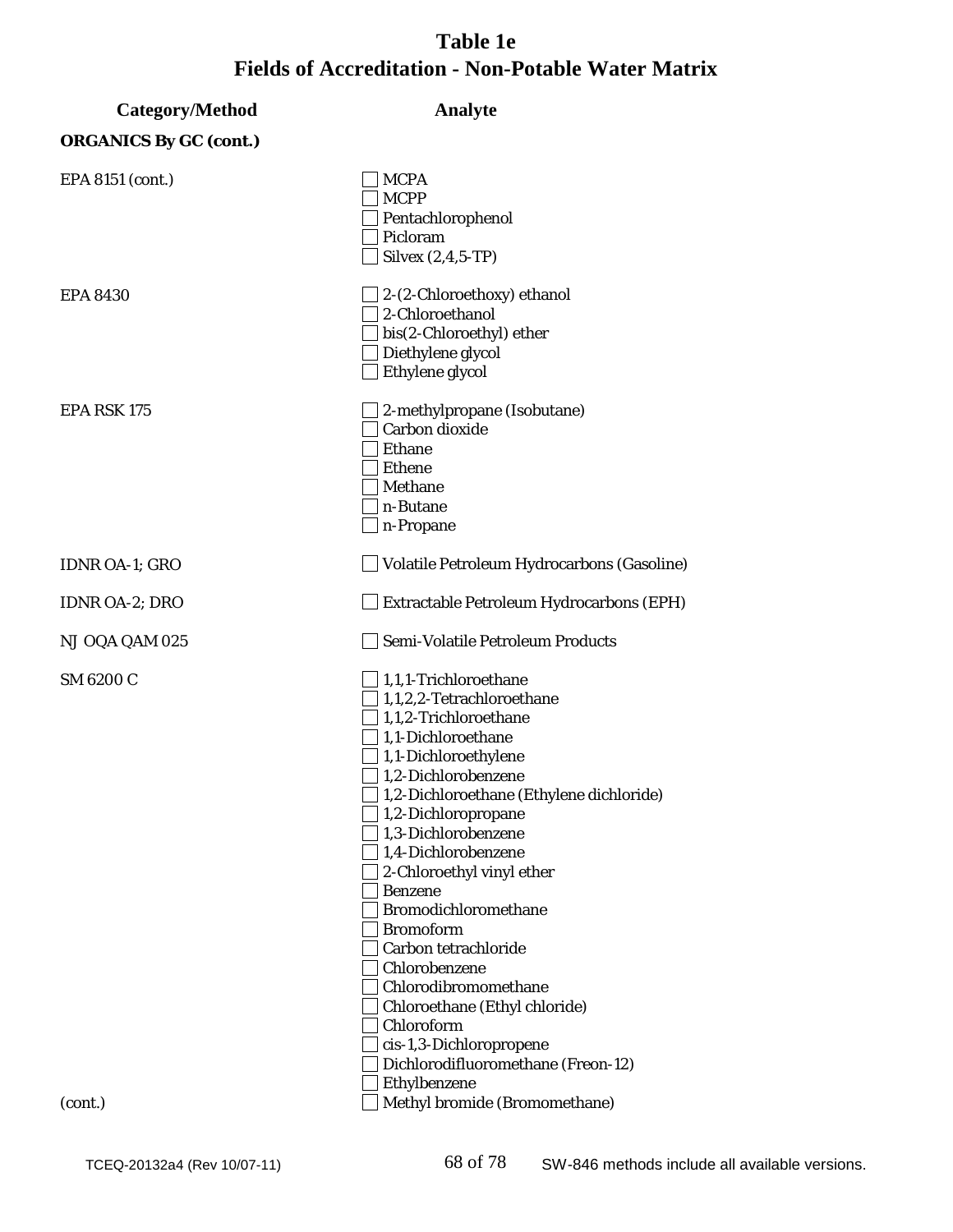# Table 1e
# Fields of Accreditation - Non-Potable Water Matrix

| Category/Method | Analyte |
|---|---|
| **ORGANICS By GC (cont.)** | |
| EPA 8151 (cont.) | ☐ MCPA<br>☐ MCPP<br>☐ Pentachlorophenol<br>☐ Picloram<br>☐ Silvex (2,4,5-TP) |
| EPA 8430 | ☐ 2-(2-Chloroethoxy) ethanol<br>☐ 2-Chloroethanol<br>☐ bis(2-Chloroethyl) ether<br>☐ Diethylene glycol<br>☐ Ethylene glycol |
| EPA RSK 175 | ☐ 2-methylpropane (Isobutane)<br>☐ Carbon dioxide<br>☐ Ethane<br>☐ Ethene<br>☐ Methane<br>☐ n-Butane<br>☐ n-Propane |
| IDNR OA-1; GRO | ☐ Volatile Petroleum Hydrocarbons (Gasoline) |
| IDNR OA-2; DRO | ☐ Extractable Petroleum Hydrocarbons (EPH) |
| NJ OQA QAM 025 | ☐ Semi-Volatile Petroleum Products |
| SM 6200 C<br><br>(cont.) | ☐ 1,1,1-Trichloroethane<br>☐ 1,1,2,2-Tetrachloroethane<br>☐ 1,1,2-Trichloroethane<br>☐ 1,1-Dichloroethane<br>☐ 1,1-Dichloroethylene<br>☐ 1,2-Dichlorobenzene<br>☐ 1,2-Dichloroethane (Ethylene dichloride)<br>☐ 1,2-Dichloropropane<br>☐ 1,3-Dichlorobenzene<br>☐ 1,4-Dichlorobenzene<br>☐ 2-Chloroethyl vinyl ether<br>☐ Benzene<br>☐ Bromodichloromethane<br>☐ Bromoform<br>☐ Carbon tetrachloride<br>☐ Chlorobenzene<br>☐ Chlorodibromomethane<br>☐ Chloroethane (Ethyl chloride)<br>☐ Chloroform<br>☐ cis-1,3-Dichloropropene<br>☐ Dichlorodifluoromethane (Freon-12)<br>☐ Ethylbenzene<br>☐ Methyl bromide (Bromomethane) |

TCEQ-20132a4 (Rev 10/07-11) SW-846 methods include all available versions.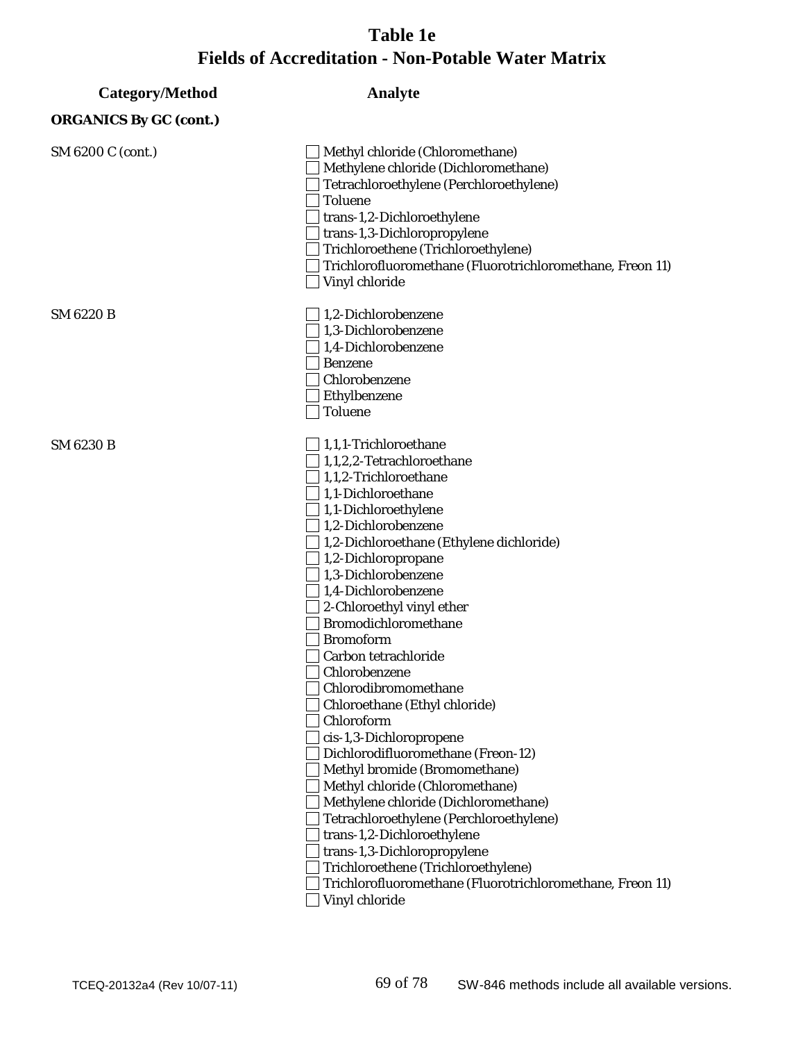# Table 1e
## Fields of Accreditation - Non-Potable Water Matrix

| Category/Method | Analyte |
|---|---|
| **ORGANICS By GC (cont.)** | |
| SM 6200 C (cont.) | ☐ Methyl chloride (Chloromethane) |
| | ☐ Methylene chloride (Dichloromethane) |
| | ☐ Tetrachloroethylene (Perchloroethylene) |
| | ☐ Toluene |
| | ☐ trans-1,2-Dichloroethylene |
| | ☐ trans-1,3-Dichloropropylene |
| | ☐ Trichloroethene (Trichloroethylene) |
| | ☐ Trichlorofluoromethane (Fluorotrichloromethane, Freon 11) |
| | ☐ Vinyl chloride |
| SM 6220 B | ☐ 1,2-Dichlorobenzene |
| | ☐ 1,3-Dichlorobenzene |
| | ☐ 1,4-Dichlorobenzene |
| | ☐ Benzene |
| | ☐ Chlorobenzene |
| | ☐ Ethylbenzene |
| | ☐ Toluene |
| SM 6230 B | ☐ 1,1,1-Trichloroethane |
| | ☐ 1,1,2,2-Tetrachloroethane |
| | ☐ 1,1,2-Trichloroethane |
| | ☐ 1,1-Dichloroethane |
| | ☐ 1,1-Dichloroethylene |
| | ☐ 1,2-Dichlorobenzene |
| | ☐ 1,2-Dichloroethane (Ethylene dichloride) |
| | ☐ 1,2-Dichloropropane |
| | ☐ 1,3-Dichlorobenzene |
| | ☐ 1,4-Dichlorobenzene |
| | ☐ 2-Chloroethyl vinyl ether |
| | ☐ Bromodichloromethane |
| | ☐ Bromoform |
| | ☐ Carbon tetrachloride |
| | ☐ Chlorobenzene |
| | ☐ Chlorodibromomethane |
| | ☐ Chloroethane (Ethyl chloride) |
| | ☐ Chloroform |
| | ☐ cis-1,3-Dichloropropene |
| | ☐ Dichlorodifluoromethane (Freon-12) |
| | ☐ Methyl bromide (Bromomethane) |
| | ☐ Methyl chloride (Chloromethane) |
| | ☐ Methylene chloride (Dichloromethane) |
| | ☐ Tetrachloroethylene (Perchloroethylene) |
| | ☐ trans-1,2-Dichloroethylene |
| | ☐ trans-1,3-Dichloropropylene |
| | ☐ Trichloroethene (Trichloroethylene) |
| | ☐ Trichlorofluoromethane (Fluorotrichloromethane, Freon 11) |
| | ☐ Vinyl chloride |

SW-846 methods include all available versions.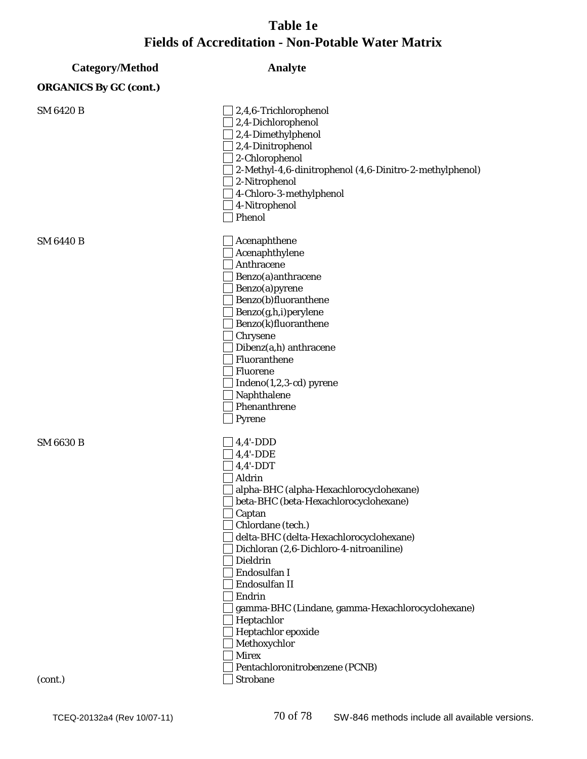# Table 1e
# Fields of Accreditation - Non-Potable Water Matrix

| Category/Method | Analyte |
|---|---|
| **ORGANICS By GC (cont.)** | |
| SM 6420 B | ☐ 2,4,6-Trichlorophenol |
| | ☐ 2,4-Dichlorophenol |
| | ☐ 2,4-Dimethylphenol |
| | ☐ 2,4-Dinitrophenol |
| | ☐ 2-Chlorophenol |
| | ☐ 2-Methyl-4,6-dinitrophenol (4,6-Dinitro-2-methylphenol) |
| | ☐ 2-Nitrophenol |
| | ☐ 4-Chloro-3-methylphenol |
| | ☐ 4-Nitrophenol |
| | ☐ Phenol |
| SM 6440 B | ☐ Acenaphthene |
| | ☐ Acenaphthylene |
| | ☐ Anthracene |
| | ☐ Benzo(a)anthracene |
| | ☐ Benzo(a)pyrene |
| | ☐ Benzo(b)fluoranthene |
| | ☐ Benzo(g,h,i)perylene |
| | ☐ Benzo(k)fluoranthene |
| | ☐ Chrysene |
| | ☐ Dibenz(a,h) anthracene |
| | ☐ Fluoranthene |
| | ☐ Fluorene |
| | ☐ Indeno(1,2,3-cd) pyrene |
| | ☐ Naphthalene |
| | ☐ Phenanthrene |
| | ☐ Pyrene |
| SM 6630 B | ☐ 4,4'-DDD |
| | ☐ 4,4'-DDE |
| | ☐ 4,4'-DDT |
| | ☐ Aldrin |
| | ☐ alpha-BHC (alpha-Hexachlorocyclohexane) |
| | ☐ beta-BHC (beta-Hexachlorocyclohexane) |
| | ☐ Captan |
| | ☐ Chlordane (tech.) |
| | ☐ delta-BHC (delta-Hexachlorocyclohexane) |
| | ☐ Dichloran (2,6-Dichloro-4-nitroaniline) |
| | ☐ Dieldrin |
| | ☐ Endosulfan I |
| | ☐ Endosulfan II |
| | ☐ Endrin |
| | ☐ gamma-BHC (Lindane, gamma-Hexachlorocyclohexane) |
| | ☐ Heptachlor |
| | ☐ Heptachlor epoxide |
| | ☐ Methoxychlor |
| | ☐ Mirex |
| | ☐ Pentachloronitrobenzene (PCNB) |
| (cont.) | ☐ Strobane |

TCEQ-20132a4 (Rev 10/07-11) SW-846 methods include all available versions.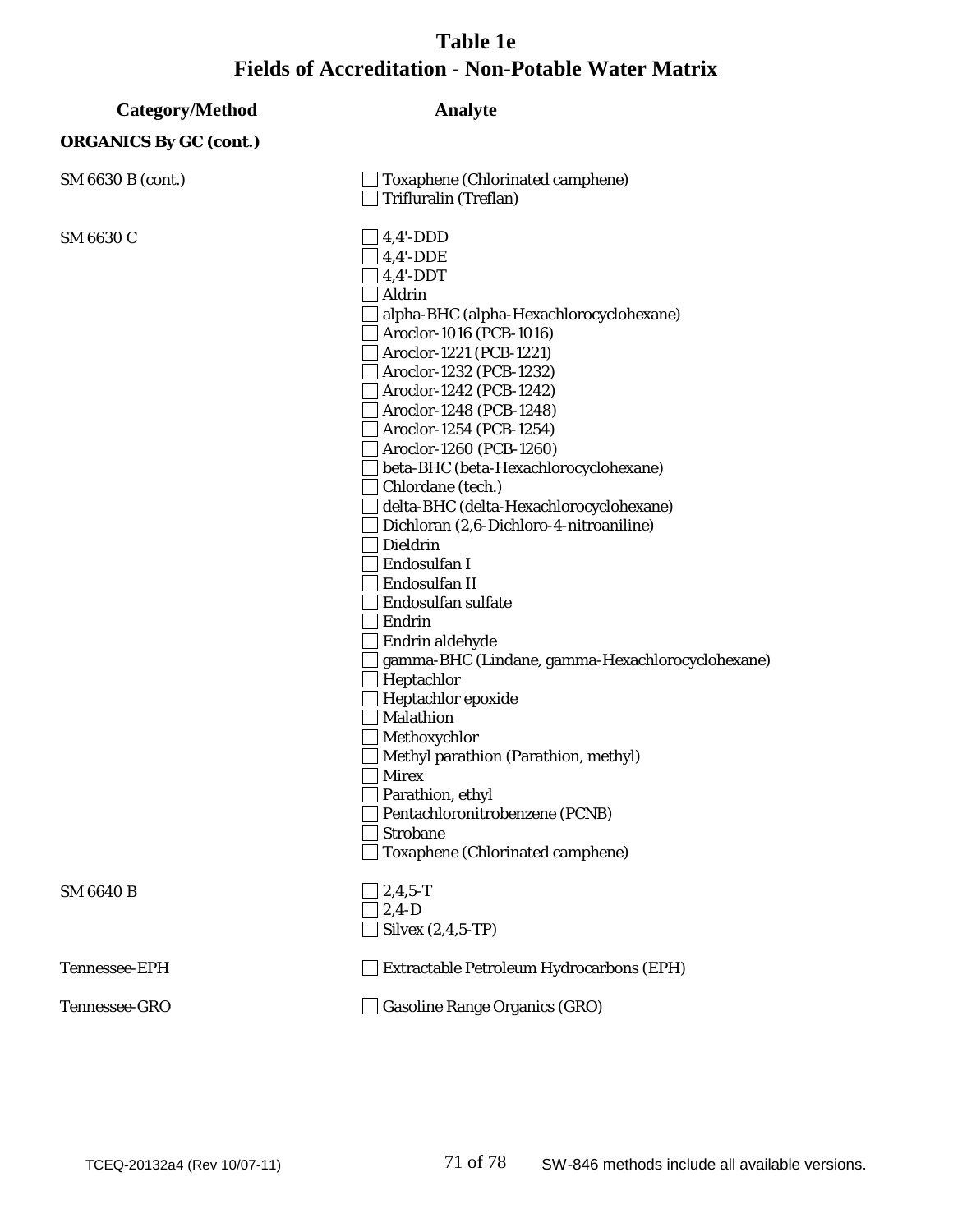# Table 1e
# Fields of Accreditation - Non-Potable Water Matrix

| Category/Method | Analyte |
|---|---|
| **ORGANICS By GC (cont.)** | |
| SM 6630 B (cont.) | ☐ Toxaphene (Chlorinated camphene) |
| | ☐ Trifluralin (Treflan) |
| SM 6630 C | ☐ 4,4'-DDD |
| | ☐ 4,4'-DDE |
| | ☐ 4,4'-DDT |
| | ☐ Aldrin |
| | ☐ alpha-BHC (alpha-Hexachlorocyclohexane) |
| | ☐ Aroclor-1016 (PCB-1016) |
| | ☐ Aroclor-1221 (PCB-1221) |
| | ☐ Aroclor-1232 (PCB-1232) |
| | ☐ Aroclor-1242 (PCB-1242) |
| | ☐ Aroclor-1248 (PCB-1248) |
| | ☐ Aroclor-1254 (PCB-1254) |
| | ☐ Aroclor-1260 (PCB-1260) |
| | ☐ beta-BHC (beta-Hexachlorocyclohexane) |
| | ☐ Chlordane (tech.) |
| | ☐ delta-BHC (delta-Hexachlorocyclohexane) |
| | ☐ Dichloran (2,6-Dichloro-4-nitroaniline) |
| | ☐ Dieldrin |
| | ☐ Endosulfan I |
| | ☐ Endosulfan II |
| | ☐ Endosulfan sulfate |
| | ☐ Endrin |
| | ☐ Endrin aldehyde |
| | ☐ gamma-BHC (Lindane, gamma-Hexachlorocyclohexane) |
| | ☐ Heptachlor |
| | ☐ Heptachlor epoxide |
| | ☐ Malathion |
| | ☐ Methoxychlor |
| | ☐ Methyl parathion (Parathion, methyl) |
| | ☐ Mirex |
| | ☐ Parathion, ethyl |
| | ☐ Pentachloronitrobenzene (PCNB) |
| | ☐ Strobane |
| | ☐ Toxaphene (Chlorinated camphene) |
| SM 6640 B | ☐ 2,4,5-T |
| | ☐ 2,4-D |
| | ☐ Silvex (2,4,5-TP) |
| Tennessee-EPH | ☐ Extractable Petroleum Hydrocarbons (EPH) |
| Tennessee-GRO | ☐ Gasoline Range Organics (GRO) |

SW-846 methods include all available versions.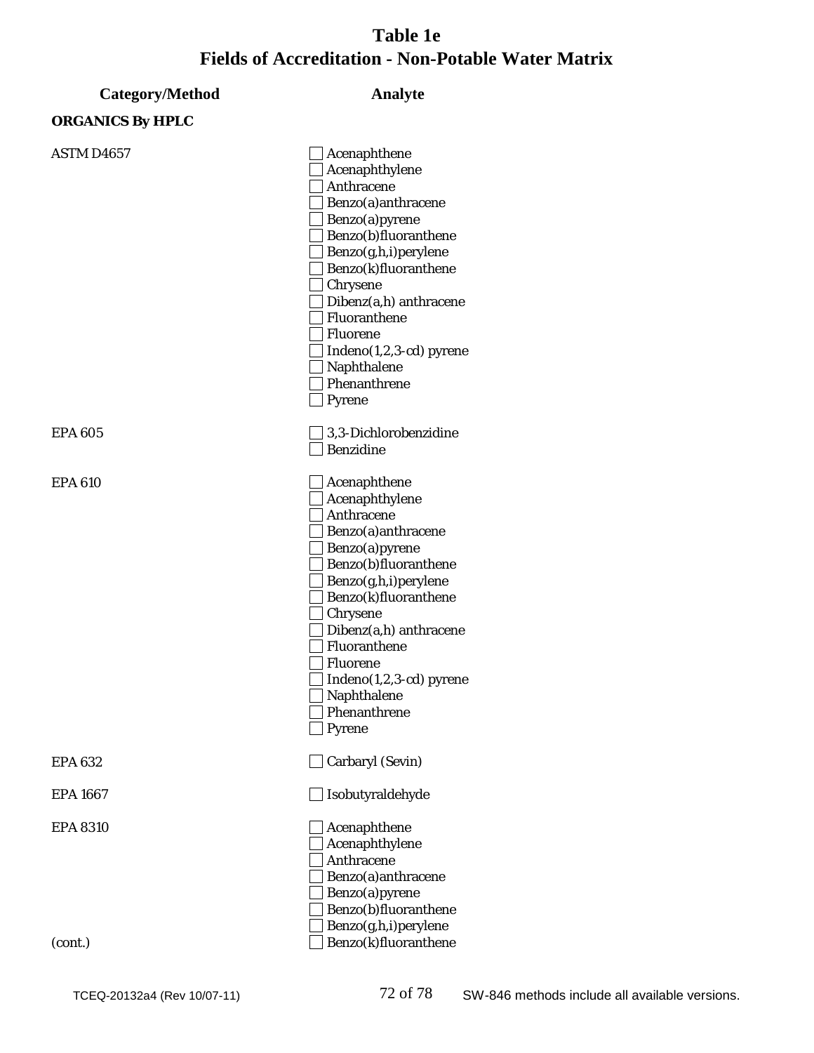# Table 1e
# Fields of Accreditation - Non-Potable Water Matrix

| Category/Method | Analyte |
|---|---|
| **ORGANICS By HPLC** | |
| ASTM D4657 | ☐ Acenaphthene |
| | ☐ Acenaphthylene |
| | ☐ Anthracene |
| | ☐ Benzo(a)anthracene |
| | ☐ Benzo(a)pyrene |
| | ☐ Benzo(b)fluoranthene |
| | ☐ Benzo(g,h,i)perylene |
| | ☐ Benzo(k)fluoranthene |
| | ☐ Chrysene |
| | ☐ Dibenz(a,h) anthracene |
| | ☐ Fluoranthene |
| | ☐ Fluorene |
| | ☐ Indeno(1,2,3-cd) pyrene |
| | ☐ Naphthalene |
| | ☐ Phenanthrene |
| | ☐ Pyrene |
| EPA 605 | ☐ 3,3-Dichlorobenzidine |
| | ☐ Benzidine |
| EPA 610 | ☐ Acenaphthene |
| | ☐ Acenaphthylene |
| | ☐ Anthracene |
| | ☐ Benzo(a)anthracene |
| | ☐ Benzo(a)pyrene |
| | ☐ Benzo(b)fluoranthene |
| | ☐ Benzo(g,h,i)perylene |
| | ☐ Benzo(k)fluoranthene |
| | ☐ Chrysene |
| | ☐ Dibenz(a,h) anthracene |
| | ☐ Fluoranthene |
| | ☐ Fluorene |
| | ☐ Indeno(1,2,3-cd) pyrene |
| | ☐ Naphthalene |
| | ☐ Phenanthrene |
| | ☐ Pyrene |
| EPA 632 | ☐ Carbaryl (Sevin) |
| EPA 1667 | ☐ Isobutyraldehyde |
| EPA 8310 | ☐ Acenaphthene |
| | ☐ Acenaphthylene |
| | ☐ Anthracene |
| | ☐ Benzo(a)anthracene |
| | ☐ Benzo(a)pyrene |
| | ☐ Benzo(b)fluoranthene |
| | ☐ Benzo(g,h,i)perylene |
| (cont.) | ☐ Benzo(k)fluoranthene |

SW-846 methods include all available versions.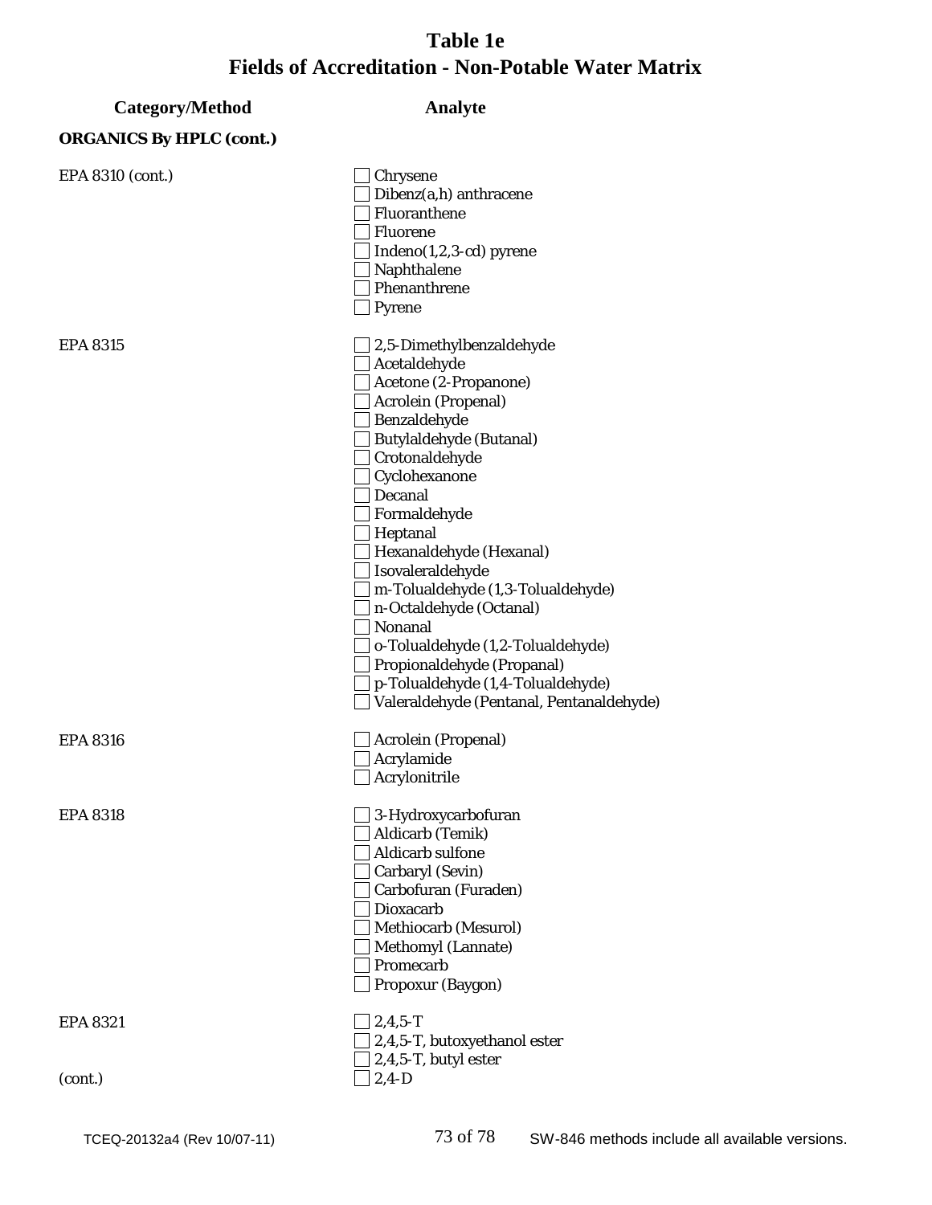# Table 1e
# Fields of Accreditation - Non-Potable Water Matrix

| Category/Method | Analyte |
|---|---|
| **ORGANICS By HPLC (cont.)** | |
| EPA 8310 (cont.) | ☐ Chrysene |
| | ☐ Dibenz(a,h) anthracene |
| | ☐ Fluoranthene |
| | ☐ Fluorene |
| | ☐ Indeno(1,2,3-cd) pyrene |
| | ☐ Naphthalene |
| | ☐ Phenanthrene |
| | ☐ Pyrene |
| EPA 8315 | ☐ 2,5-Dimethylbenzaldehyde |
| | ☐ Acetaldehyde |
| | ☐ Acetone (2-Propanone) |
| | ☐ Acrolein (Propenal) |
| | ☐ Benzaldehyde |
| | ☐ Butylaldehyde (Butanal) |
| | ☐ Crotonaldehyde |
| | ☐ Cyclohexanone |
| | ☐ Decanal |
| | ☐ Formaldehyde |
| | ☐ Heptanal |
| | ☐ Hexanaldehyde (Hexanal) |
| | ☐ Isovaleraldehyde |
| | ☐ m-Tolualdehyde (1,3-Tolualdehyde) |
| | ☐ n-Octaldehyde (Octanal) |
| | ☐ Nonanal |
| | ☐ o-Tolualdehyde (1,2-Tolualdehyde) |
| | ☐ Propionaldehyde (Propanal) |
| | ☐ p-Tolualdehyde (1,4-Tolualdehyde) |
| | ☐ Valeraldehyde (Pentanal, Pentanaldehyde) |
| EPA 8316 | ☐ Acrolein (Propenal) |
| | ☐ Acrylamide |
| | ☐ Acrylonitrile |
| EPA 8318 | ☐ 3-Hydroxycarbofuran |
| | ☐ Aldicarb (Temik) |
| | ☐ Aldicarb sulfone |
| | ☐ Carbaryl (Sevin) |
| | ☐ Carbofuran (Furaden) |
| | ☐ Dioxacarb |
| | ☐ Methiocarb (Mesurol) |
| | ☐ Methomyl (Lannate) |
| | ☐ Promecarb |
| | ☐ Propoxur (Baygon) |
| EPA 8321 | ☐ 2,4,5-T |
| | ☐ 2,4,5-T, butoxyethanol ester |
| | ☐ 2,4,5-T, butyl ester |
| (cont.) | ☐ 2,4-D |

TCEQ-20132a4 (Rev 10/07-11)

SW-846 methods include all available versions.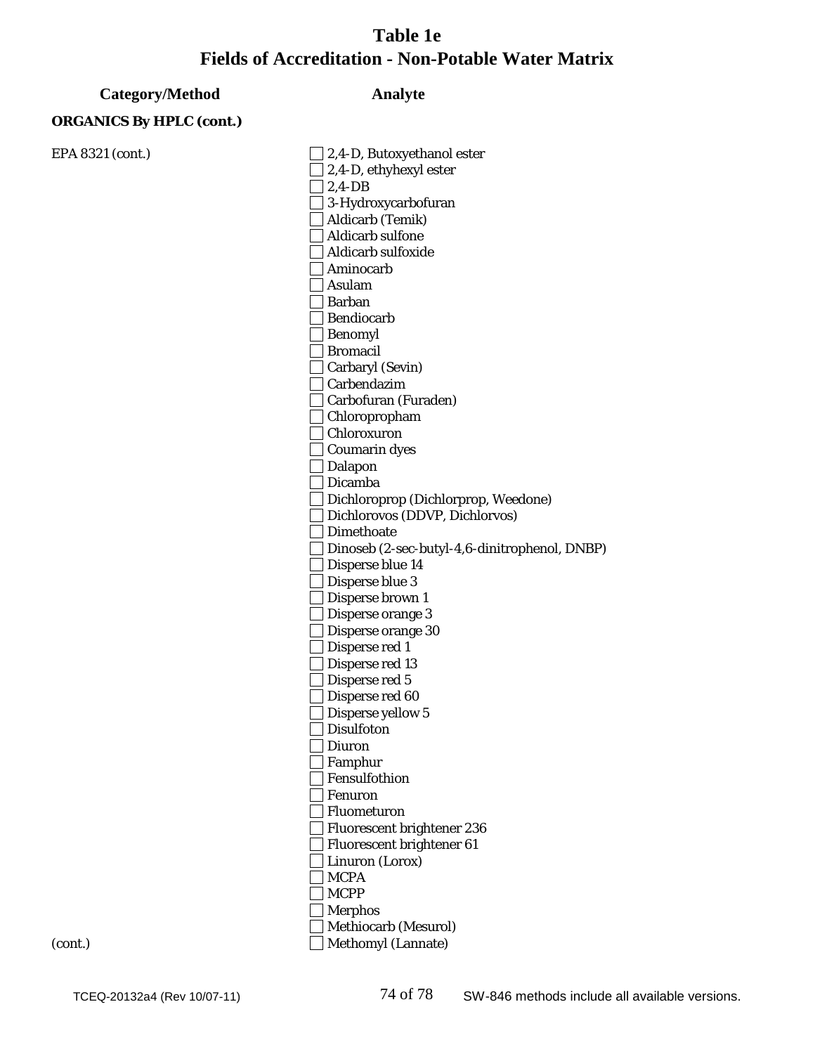# Table 1e
# Fields of Accreditation - Non-Potable Water Matrix

| Category/Method | Analyte |
|---|---|
| **ORGANICS By HPLC (cont.)** | |
| EPA 8321 (cont.) | ☐ 2,4-D, Butoxyethanol ester |
| | ☐ 2,4-D, ethyhexyl ester |
| | ☐ 2,4-DB |
| | ☐ 3-Hydroxycarbofuran |
| | ☐ Aldicarb (Temik) |
| | ☐ Aldicarb sulfone |
| | ☐ Aldicarb sulfoxide |
| | ☐ Aminocarb |
| | ☐ Asulam |
| | ☐ Barban |
| | ☐ Bendiocarb |
| | ☐ Benomyl |
| | ☐ Bromacil |
| | ☐ Carbaryl (Sevin) |
| | ☐ Carbendazim |
| | ☐ Carbofuran (Furaden) |
| | ☐ Chloropropham |
| | ☐ Chloroxuron |
| | ☐ Coumarin dyes |
| | ☐ Dalapon |
| | ☐ Dicamba |
| | ☐ Dichloroprop (Dichlorprop, Weedone) |
| | ☐ Dichlorovos (DDVP, Dichlorvos) |
| | ☐ Dimethoate |
| | ☐ Dinoseb (2-sec-butyl-4,6-dinitrophenol, DNBP) |
| | ☐ Disperse blue 14 |
| | ☐ Disperse blue 3 |
| | ☐ Disperse brown 1 |
| | ☐ Disperse orange 3 |
| | ☐ Disperse orange 30 |
| | ☐ Disperse red 1 |
| | ☐ Disperse red 13 |
| | ☐ Disperse red 5 |
| | ☐ Disperse red 60 |
| | ☐ Disperse yellow 5 |
| | ☐ Disulfoton |
| | ☐ Diuron |
| | ☐ Famphur |
| | ☐ Fensulfothion |
| | ☐ Fenuron |
| | ☐ Fluometuron |
| | ☐ Fluorescent brightener 236 |
| | ☐ Fluorescent brightener 61 |
| | ☐ Linuron (Lorox) |
| | ☐ MCPA |
| | ☐ MCPP |
| | ☐ Merphos |
| | ☐ Methiocarb (Mesurol) |
| (cont.) | ☐ Methomyl (Lannate) |

SW-846 methods include all available versions.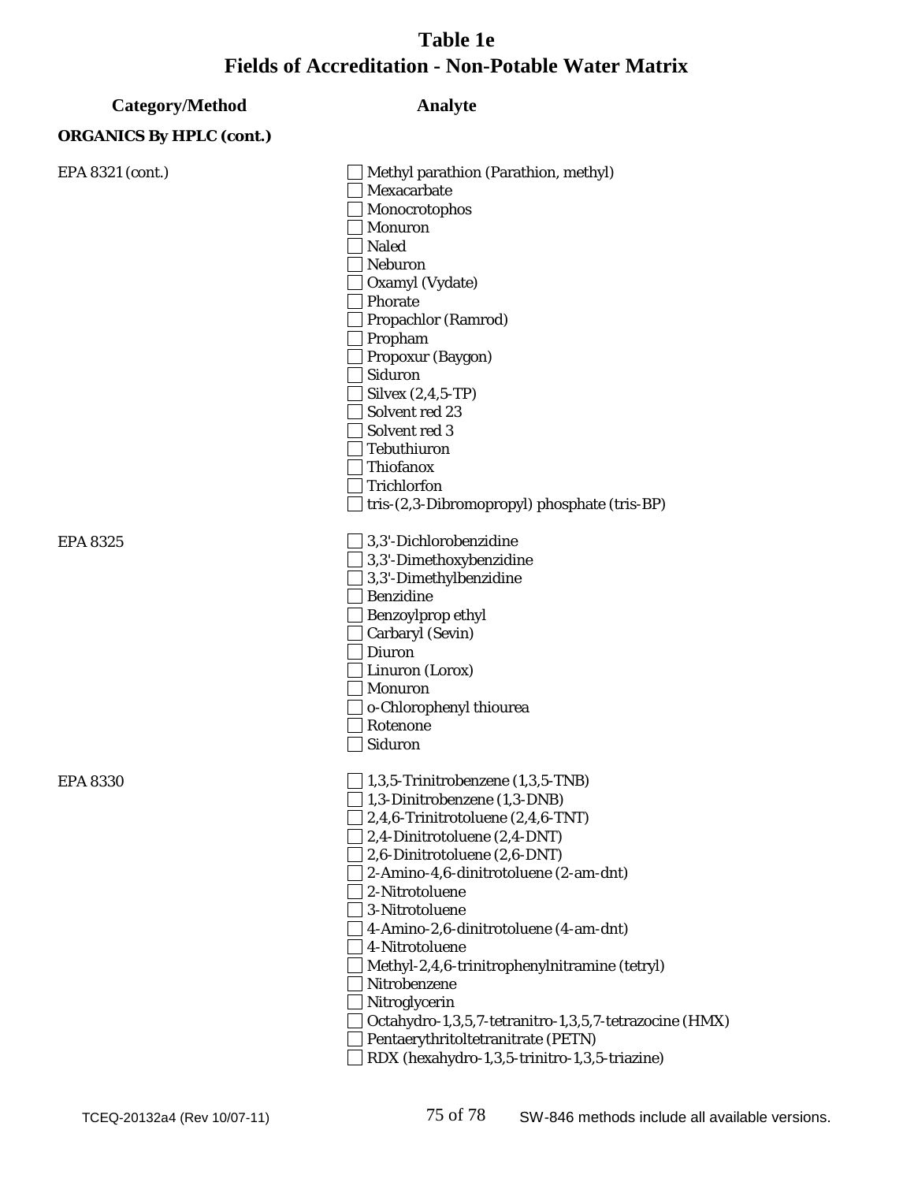# Table 1e
# Fields of Accreditation - Non-Potable Water Matrix

| Category/Method | Analyte |
|---|---|
| **ORGANICS By HPLC (cont.)** | |
| EPA 8321 (cont.) | ☐ Methyl parathion (Parathion, methyl) |
| | ☐ Mexacarbate |
| | ☐ Monocrotophos |
| | ☐ Monuron |
| | ☐ Naled |
| | ☐ Neburon |
| | ☐ Oxamyl (Vydate) |
| | ☐ Phorate |
| | ☐ Propachlor (Ramrod) |
| | ☐ Propham |
| | ☐ Propoxur (Baygon) |
| | ☐ Siduron |
| | ☐ Silvex (2,4,5-TP) |
| | ☐ Solvent red 23 |
| | ☐ Solvent red 3 |
| | ☐ Tebuthiuron |
| | ☐ Thiofanox |
| | ☐ Trichlorfon |
| | ☐ tris-(2,3-Dibromopropyl) phosphate (tris-BP) |
| EPA 8325 | ☐ 3,3'-Dichlorobenzidine |
| | ☐ 3,3'-Dimethoxybenzidine |
| | ☐ 3,3'-Dimethylbenzidine |
| | ☐ Benzidine |
| | ☐ Benzoylprop ethyl |
| | ☐ Carbaryl (Sevin) |
| | ☐ Diuron |
| | ☐ Linuron (Lorox) |
| | ☐ Monuron |
| | ☐ o-Chlorophenyl thiourea |
| | ☐ Rotenone |
| | ☐ Siduron |
| EPA 8330 | ☐ 1,3,5-Trinitrobenzene (1,3,5-TNB) |
| | ☐ 1,3-Dinitrobenzene (1,3-DNB) |
| | ☐ 2,4,6-Trinitrotoluene (2,4,6-TNT) |
| | ☐ 2,4-Dinitrotoluene (2,4-DNT) |
| | ☐ 2,6-Dinitrotoluene (2,6-DNT) |
| | ☐ 2-Amino-4,6-dinitrotoluene (2-am-dnt) |
| | ☐ 2-Nitrotoluene |
| | ☐ 3-Nitrotoluene |
| | ☐ 4-Amino-2,6-dinitrotoluene (4-am-dnt) |
| | ☐ 4-Nitrotoluene |
| | ☐ Methyl-2,4,6-trinitrophenylnitramine (tetryl) |
| | ☐ Nitrobenzene |
| | ☐ Nitroglycerin |
| | ☐ Octahydro-1,3,5,7-tetranitro-1,3,5,7-tetrazocine (HMX) |
| | ☐ Pentaerythritoltetranitrate (PETN) |
| | ☐ RDX (hexahydro-1,3,5-trinitro-1,3,5-triazine) |

SW-846 methods include all available versions.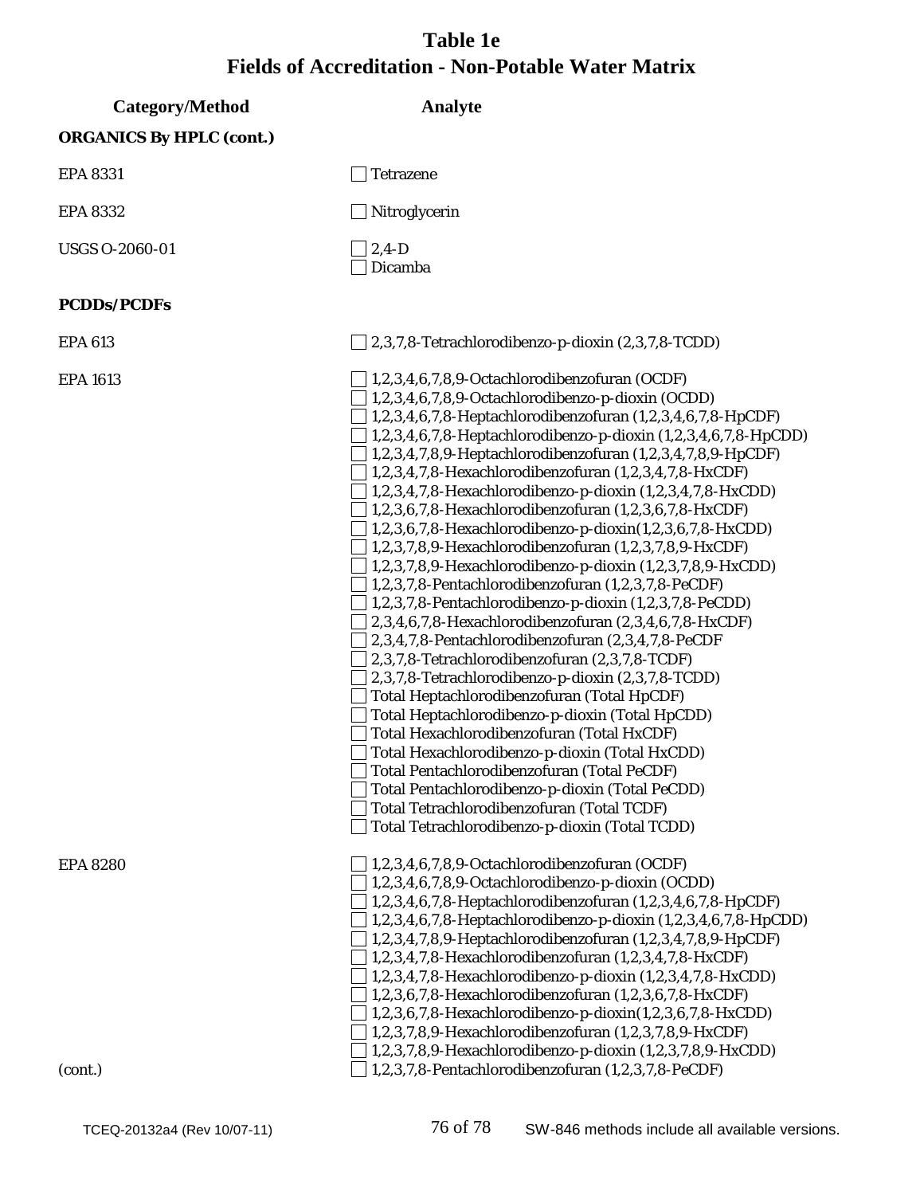# Table 1e
# Fields of Accreditation - Non-Potable Water Matrix

| Category/Method | Analyte |
|---|---|
| **ORGANICS By HPLC (cont.)** | |
| EPA 8331 | ☐ Tetrazene |
| EPA 8332 | ☐ Nitroglycerin |
| USGS O-2060-01 | ☐ 2,4-D<br>☐ Dicamba |
| **PCDDs/PCDFs** | |
| EPA 613 | ☐ 2,3,7,8-Tetrachlorodibenzo-p-dioxin (2,3,7,8-TCDD) |
| EPA 1613 | ☐ 1,2,3,4,6,7,8,9-Octachlorodibenzofuran (OCDF)<br>☐ 1,2,3,4,6,7,8,9-Octachlorodibenzo-p-dioxin (OCDD)<br>☐ 1,2,3,4,6,7,8-Heptachlorodibenzofuran (1,2,3,4,6,7,8-HpCDF)<br>☐ 1,2,3,4,6,7,8-Heptachlorodibenzo-p-dioxin (1,2,3,4,6,7,8-HpCDD)<br>☐ 1,2,3,4,7,8,9-Heptachlorodibenzofuran (1,2,3,4,7,8,9-HpCDF)<br>☐ 1,2,3,4,7,8-Hexachlorodibenzofuran (1,2,3,4,7,8-HxCDF)<br>☐ 1,2,3,4,7,8-Hexachlorodibenzo-p-dioxin (1,2,3,4,7,8-HxCDD)<br>☐ 1,2,3,6,7,8-Hexachlorodibenzofuran (1,2,3,6,7,8-HxCDF)<br>☐ 1,2,3,6,7,8-Hexachlorodibenzo-p-dioxin(1,2,3,6,7,8-HxCDD)<br>☐ 1,2,3,7,8,9-Hexachlorodibenzofuran (1,2,3,7,8,9-HxCDF)<br>☐ 1,2,3,7,8,9-Hexachlorodibenzo-p-dioxin (1,2,3,7,8,9-HxCDD)<br>☐ 1,2,3,7,8-Pentachlorodibenzofuran (1,2,3,7,8-PeCDF)<br>☐ 1,2,3,7,8-Pentachlorodibenzo-p-dioxin (1,2,3,7,8-PeCDD)<br>☐ 2,3,4,6,7,8-Hexachlorodibenzofuran (2,3,4,6,7,8-HxCDF)<br>☐ 2,3,4,7,8-Pentachlorodibenzofuran (2,3,4,7,8-PeCDF<br>☐ 2,3,7,8-Tetrachlorodibenzofuran (2,3,7,8-TCDF)<br>☐ 2,3,7,8-Tetrachlorodibenzo-p-dioxin (2,3,7,8-TCDD)<br>☐ Total Heptachlorodibenzofuran (Total HpCDF)<br>☐ Total Heptachlorodibenzo-p-dioxin (Total HpCDD)<br>☐ Total Hexachlorodibenzofuran (Total HxCDF)<br>☐ Total Hexachlorodibenzo-p-dioxin (Total HxCDD)<br>☐ Total Pentachlorodibenzofuran (Total PeCDF)<br>☐ Total Pentachlorodibenzo-p-dioxin (Total PeCDD)<br>☐ Total Tetrachlorodibenzofuran (Total TCDF)<br>☐ Total Tetrachlorodibenzo-p-dioxin (Total TCDD) |
| EPA 8280<br><br><br><br><br><br><br><br><br><br><br>(cont.) | ☐ 1,2,3,4,6,7,8,9-Octachlorodibenzofuran (OCDF)<br>☐ 1,2,3,4,6,7,8,9-Octachlorodibenzo-p-dioxin (OCDD)<br>☐ 1,2,3,4,6,7,8-Heptachlorodibenzofuran (1,2,3,4,6,7,8-HpCDF)<br>☐ 1,2,3,4,6,7,8-Heptachlorodibenzo-p-dioxin (1,2,3,4,6,7,8-HpCDD)<br>☐ 1,2,3,4,7,8,9-Heptachlorodibenzofuran (1,2,3,4,7,8,9-HpCDF)<br>☐ 1,2,3,4,7,8-Hexachlorodibenzofuran (1,2,3,4,7,8-HxCDF)<br>☐ 1,2,3,4,7,8-Hexachlorodibenzo-p-dioxin (1,2,3,4,7,8-HxCDD)<br>☐ 1,2,3,6,7,8-Hexachlorodibenzofuran (1,2,3,6,7,8-HxCDF)<br>☐ 1,2,3,6,7,8-Hexachlorodibenzo-p-dioxin(1,2,3,6,7,8-HxCDD)<br>☐ 1,2,3,7,8,9-Hexachlorodibenzofuran (1,2,3,7,8,9-HxCDF)<br>☐ 1,2,3,7,8,9-Hexachlorodibenzo-p-dioxin (1,2,3,7,8,9-HxCDD)<br>☐ 1,2,3,7,8-Pentachlorodibenzofuran (1,2,3,7,8-PeCDF) |

TCEQ-20132a4 (Rev 10/07-11) SW-846 methods include all available versions.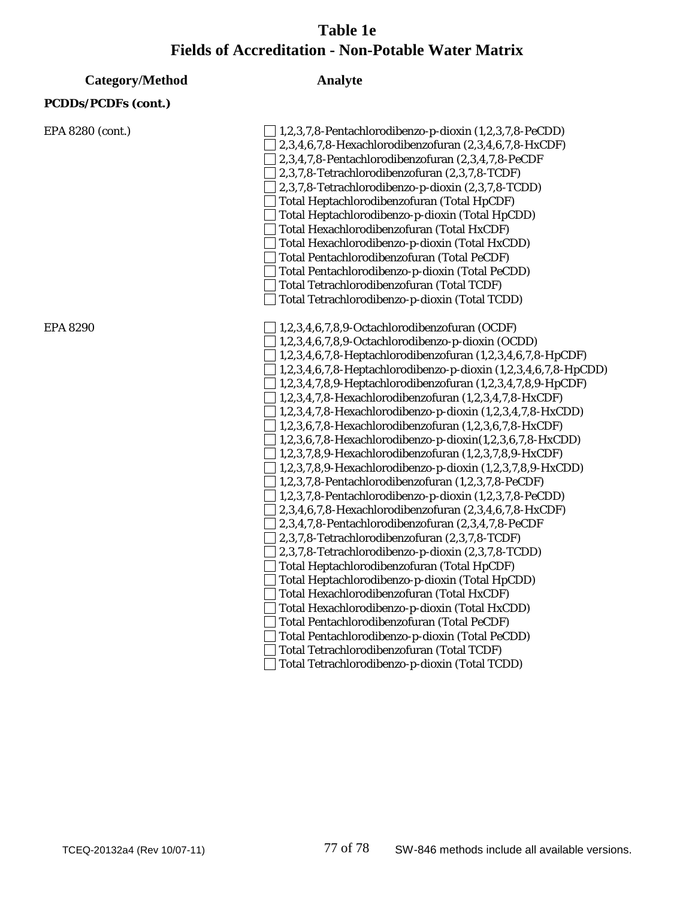# Table 1e
# Fields of Accreditation - Non-Potable Water Matrix

| Category/Method | Analyte |
|---|---|
| **PCDDs/PCDFs (cont.)** | |
| EPA 8280 (cont.) | ☐ 1,2,3,7,8-Pentachlorodibenzo-p-dioxin (1,2,3,7,8-PeCDD) |
| | ☐ 2,3,4,6,7,8-Hexachlorodibenzofuran (2,3,4,6,7,8-HxCDF) |
| | ☐ 2,3,4,7,8-Pentachlorodibenzofuran (2,3,4,7,8-PeCDF |
| | ☐ 2,3,7,8-Tetrachlorodibenzofuran (2,3,7,8-TCDF) |
| | ☐ 2,3,7,8-Tetrachlorodibenzo-p-dioxin (2,3,7,8-TCDD) |
| | ☐ Total Heptachlorodibenzofuran (Total HpCDF) |
| | ☐ Total Heptachlorodibenzo-p-dioxin (Total HpCDD) |
| | ☐ Total Hexachlorodibenzofuran (Total HxCDF) |
| | ☐ Total Hexachlorodibenzo-p-dioxin (Total HxCDD) |
| | ☐ Total Pentachlorodibenzofuran (Total PeCDF) |
| | ☐ Total Pentachlorodibenzo-p-dioxin (Total PeCDD) |
| | ☐ Total Tetrachlorodibenzofuran (Total TCDF) |
| | ☐ Total Tetrachlorodibenzo-p-dioxin (Total TCDD) |
| EPA 8290 | ☐ 1,2,3,4,6,7,8,9-Octachlorodibenzofuran (OCDF) |
| | ☐ 1,2,3,4,6,7,8,9-Octachlorodibenzo-p-dioxin (OCDD) |
| | ☐ 1,2,3,4,6,7,8-Heptachlorodibenzofuran (1,2,3,4,6,7,8-HpCDF) |
| | ☐ 1,2,3,4,6,7,8-Heptachlorodibenzo-p-dioxin (1,2,3,4,6,7,8-HpCDD) |
| | ☐ 1,2,3,4,7,8,9-Heptachlorodibenzofuran (1,2,3,4,7,8,9-HpCDF) |
| | ☐ 1,2,3,4,7,8-Hexachlorodibenzofuran (1,2,3,4,7,8-HxCDF) |
| | ☐ 1,2,3,4,7,8-Hexachlorodibenzo-p-dioxin (1,2,3,4,7,8-HxCDD) |
| | ☐ 1,2,3,6,7,8-Hexachlorodibenzofuran (1,2,3,6,7,8-HxCDF) |
| | ☐ 1,2,3,6,7,8-Hexachlorodibenzo-p-dioxin(1,2,3,6,7,8-HxCDD) |
| | ☐ 1,2,3,7,8,9-Hexachlorodibenzofuran (1,2,3,7,8,9-HxCDF) |
| | ☐ 1,2,3,7,8,9-Hexachlorodibenzo-p-dioxin (1,2,3,7,8,9-HxCDD) |
| | ☐ 1,2,3,7,8-Pentachlorodibenzofuran (1,2,3,7,8-PeCDF) |
| | ☐ 1,2,3,7,8-Pentachlorodibenzo-p-dioxin (1,2,3,7,8-PeCDD) |
| | ☐ 2,3,4,6,7,8-Hexachlorodibenzofuran (2,3,4,6,7,8-HxCDF) |
| | ☐ 2,3,4,7,8-Pentachlorodibenzofuran (2,3,4,7,8-PeCDF |
| | ☐ 2,3,7,8-Tetrachlorodibenzofuran (2,3,7,8-TCDF) |
| | ☐ 2,3,7,8-Tetrachlorodibenzo-p-dioxin (2,3,7,8-TCDD) |
| | ☐ Total Heptachlorodibenzofuran (Total HpCDF) |
| | ☐ Total Heptachlorodibenzo-p-dioxin (Total HpCDD) |
| | ☐ Total Hexachlorodibenzofuran (Total HxCDF) |
| | ☐ Total Hexachlorodibenzo-p-dioxin (Total HxCDD) |
| | ☐ Total Pentachlorodibenzofuran (Total PeCDF) |
| | ☐ Total Pentachlorodibenzo-p-dioxin (Total PeCDD) |
| | ☐ Total Tetrachlorodibenzofuran (Total TCDF) |
| | ☐ Total Tetrachlorodibenzo-p-dioxin (Total TCDD) |

SW-846 methods include all available versions.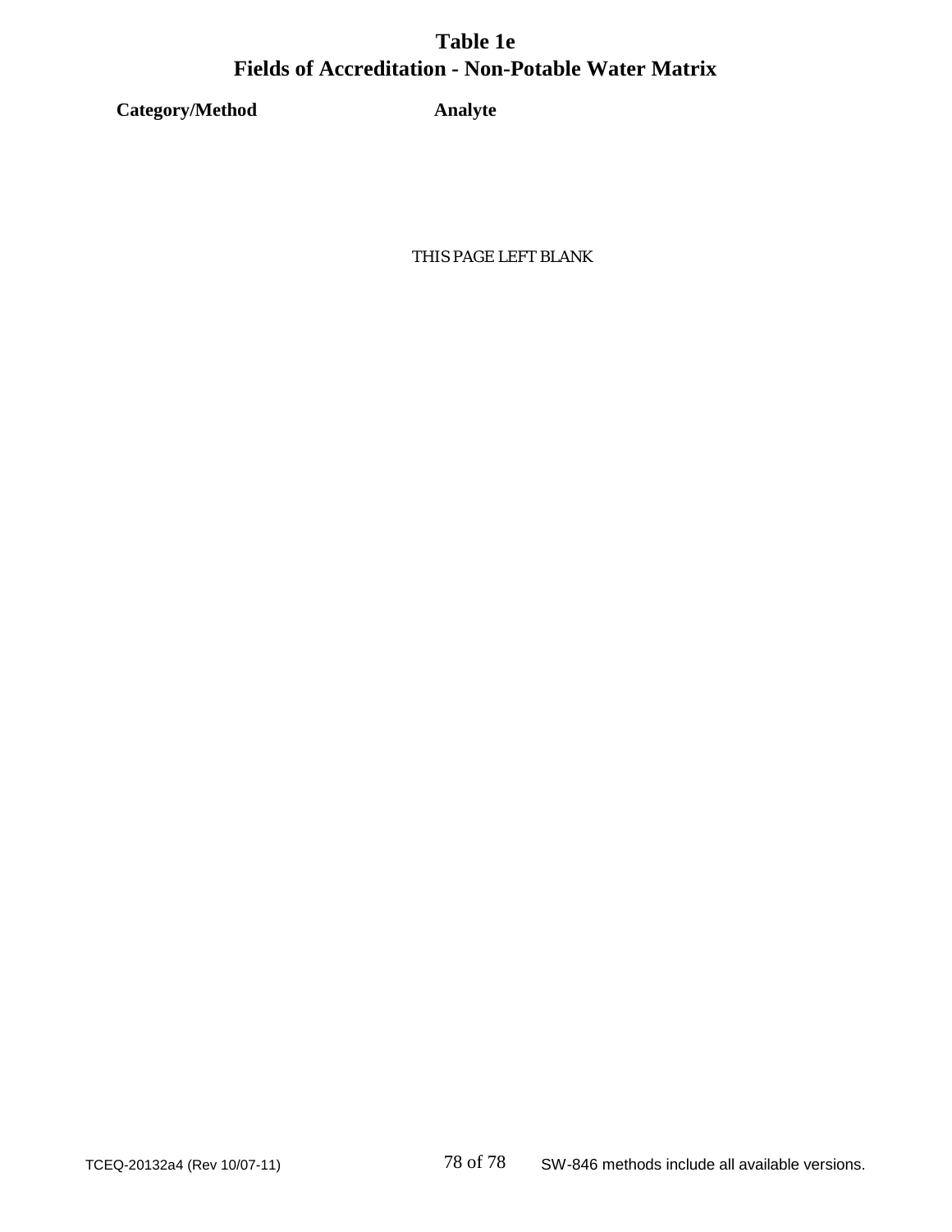# Table 1e
# Fields of Accreditation - Non-Potable Water Matrix

| Category/Method | Analyte |
| --- | --- |

THIS PAGE LEFT BLANK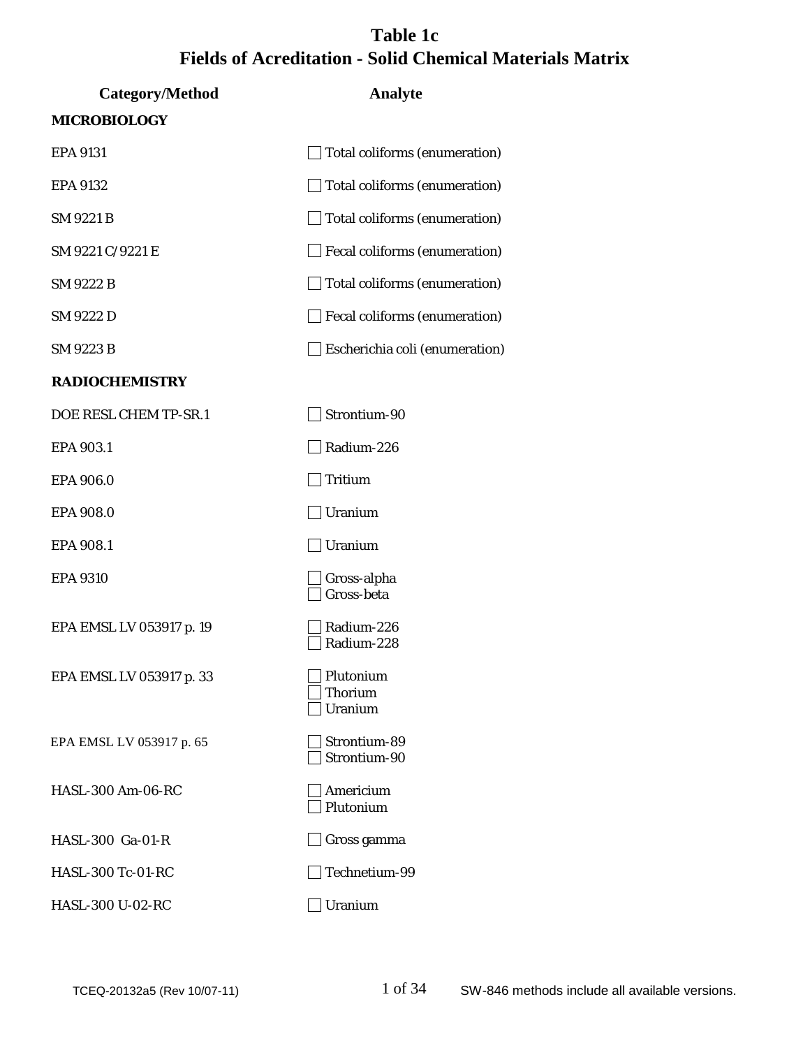# Table 1c
# Fields of Acreditation - Solid Chemical Materials Matrix

| Category/Method | Analyte |
|---|---|
| **MICROBIOLOGY** | |
| EPA 9131 | ☐ Total coliforms (enumeration) |
| EPA 9132 | ☐ Total coliforms (enumeration) |
| SM 9221 B | ☐ Total coliforms (enumeration) |
| SM 9221 C/9221 E | ☐ Fecal coliforms (enumeration) |
| SM 9222 B | ☐ Total coliforms (enumeration) |
| SM 9222 D | ☐ Fecal coliforms (enumeration) |
| SM 9223 B | ☐ Escherichia coli (enumeration) |
| **RADIOCHEMISTRY** | |
| DOE RESL CHEM TP-SR.1 | ☐ Strontium-90 |
| EPA 903.1 | ☐ Radium-226 |
| EPA 906.0 | ☐ Tritium |
| EPA 908.0 | ☐ Uranium |
| EPA 908.1 | ☐ Uranium |
| EPA 9310 | ☐ Gross-alpha<br>☐ Gross-beta |
| EPA EMSL LV 053917 p. 19 | ☐ Radium-226<br>☐ Radium-228 |
| EPA EMSL LV 053917 p. 33 | ☐ Plutonium<br>☐ Thorium<br>☐ Uranium |
| EPA EMSL LV 053917 p. 65 | ☐ Strontium-89<br>☐ Strontium-90 |
| HASL-300 Am-06-RC | ☐ Americium<br>☐ Plutonium |
| HASL-300 Ga-01-R | ☐ Gross gamma |
| HASL-300 Tc-01-RC | ☐ Technetium-99 |
| HASL-300 U-02-RC | ☐ Uranium |

SW-846 methods include all available versions.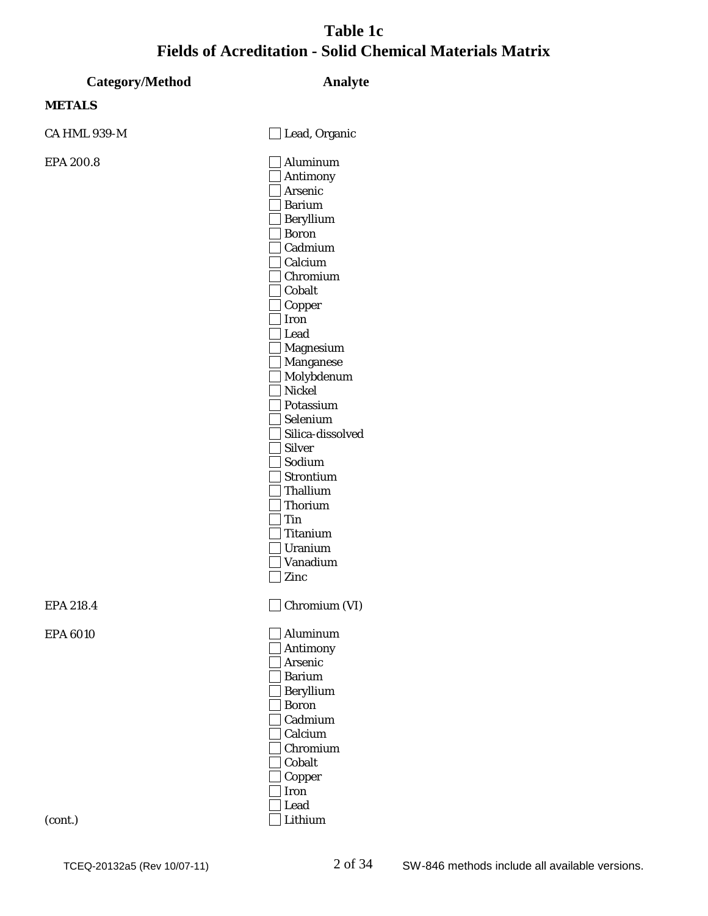# Table 1c
# Fields of Acreditation - Solid Chemical Materials Matrix

| Category/Method | Analyte |
|---|---|
| **METALS** | |
| CA HML 939-M | ☐ Lead, Organic |
| EPA 200.8 | ☐ Aluminum |
| | ☐ Antimony |
| | ☐ Arsenic |
| | ☐ Barium |
| | ☐ Beryllium |
| | ☐ Boron |
| | ☐ Cadmium |
| | ☐ Calcium |
| | ☐ Chromium |
| | ☐ Cobalt |
| | ☐ Copper |
| | ☐ Iron |
| | ☐ Lead |
| | ☐ Magnesium |
| | ☐ Manganese |
| | ☐ Molybdenum |
| | ☐ Nickel |
| | ☐ Potassium |
| | ☐ Selenium |
| | ☐ Silica-dissolved |
| | ☐ Silver |
| | ☐ Sodium |
| | ☐ Strontium |
| | ☐ Thallium |
| | ☐ Thorium |
| | ☐ Tin |
| | ☐ Titanium |
| | ☐ Uranium |
| | ☐ Vanadium |
| | ☐ Zinc |
| EPA 218.4 | ☐ Chromium (VI) |
| EPA 6010 | ☐ Aluminum |
| | ☐ Antimony |
| | ☐ Arsenic |
| | ☐ Barium |
| | ☐ Beryllium |
| | ☐ Boron |
| | ☐ Cadmium |
| | ☐ Calcium |
| | ☐ Chromium |
| | ☐ Cobalt |
| | ☐ Copper |
| | ☐ Iron |
| | ☐ Lead |
| (cont.) | ☐ Lithium |

TCEQ-20132a5 (Rev 10/07-11) SW-846 methods include all available versions.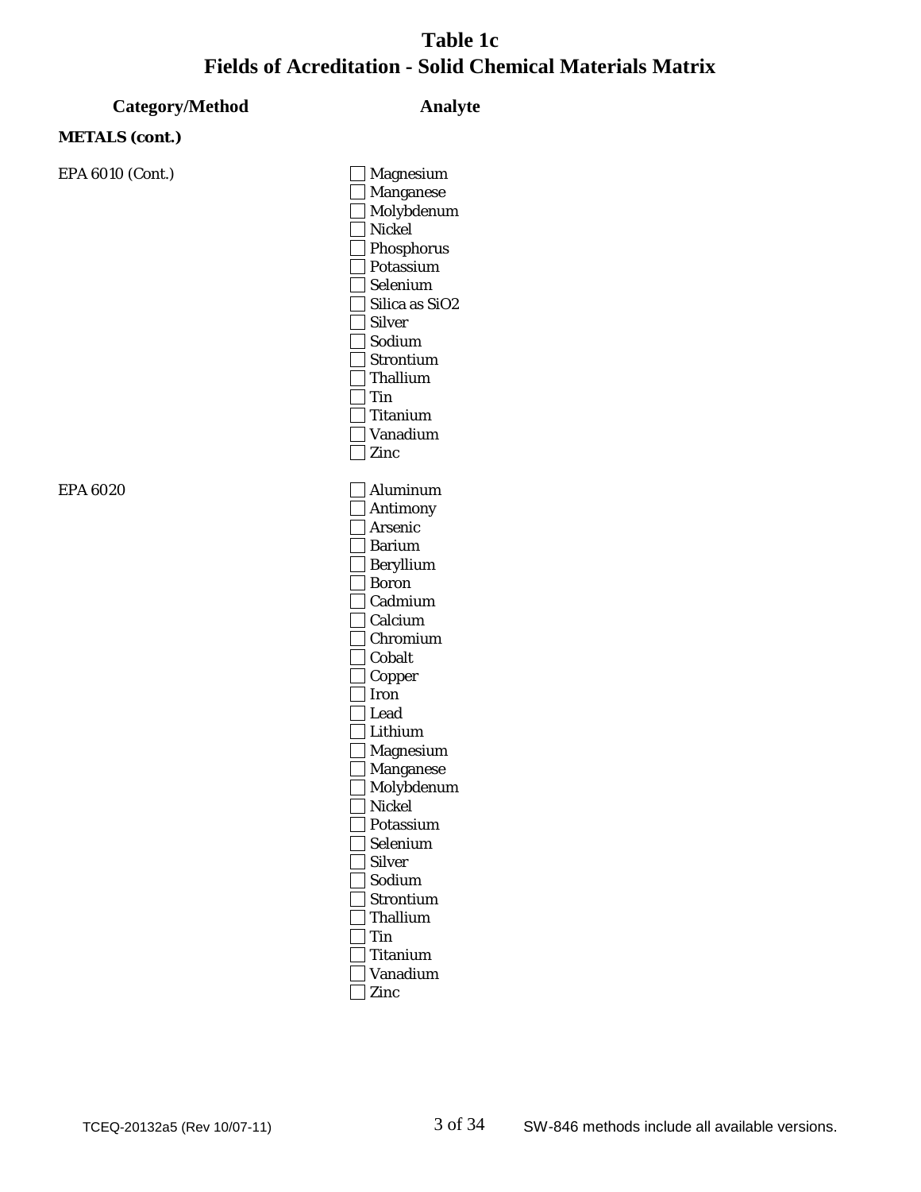# Table 1c
# Fields of Acreditation - Solid Chemical Materials Matrix

| Category/Method | Analyte |
|---|---|
| **METALS (cont.)** | |
| EPA 6010 (Cont.) | ☐ Magnesium |
| | ☐ Manganese |
| | ☐ Molybdenum |
| | ☐ Nickel |
| | ☐ Phosphorus |
| | ☐ Potassium |
| | ☐ Selenium |
| | ☐ Silica as SiO2 |
| | ☐ Silver |
| | ☐ Sodium |
| | ☐ Strontium |
| | ☐ Thallium |
| | ☐ Tin |
| | ☐ Titanium |
| | ☐ Vanadium |
| | ☐ Zinc |
| EPA 6020 | ☐ Aluminum |
| | ☐ Antimony |
| | ☐ Arsenic |
| | ☐ Barium |
| | ☐ Beryllium |
| | ☐ Boron |
| | ☐ Cadmium |
| | ☐ Calcium |
| | ☐ Chromium |
| | ☐ Cobalt |
| | ☐ Copper |
| | ☐ Iron |
| | ☐ Lead |
| | ☐ Lithium |
| | ☐ Magnesium |
| | ☐ Manganese |
| | ☐ Molybdenum |
| | ☐ Nickel |
| | ☐ Potassium |
| | ☐ Selenium |
| | ☐ Silver |
| | ☐ Sodium |
| | ☐ Strontium |
| | ☐ Thallium |
| | ☐ Tin |
| | ☐ Titanium |
| | ☐ Vanadium |
| | ☐ Zinc |

SW-846 methods include all available versions.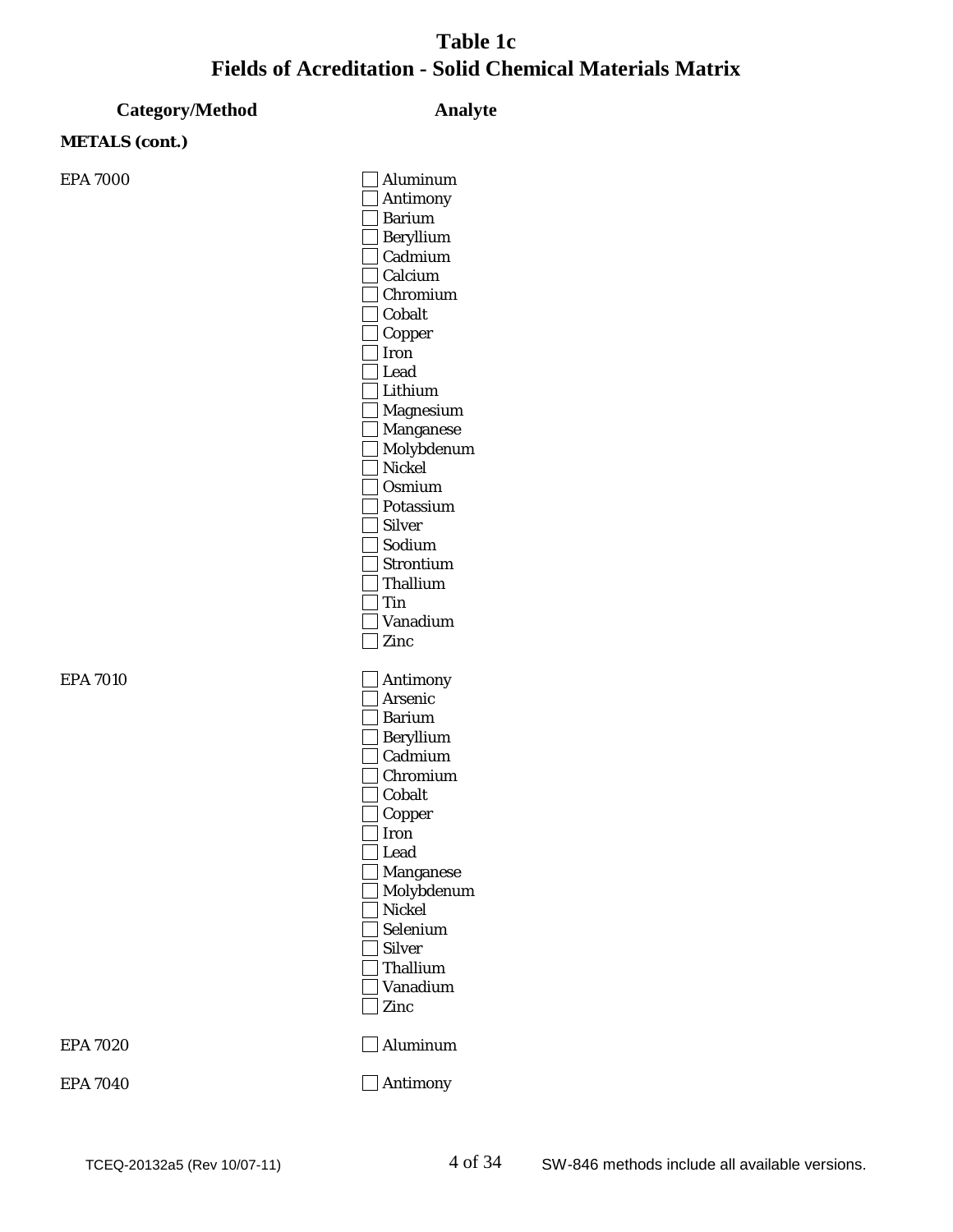# Table 1c
# Fields of Acreditation - Solid Chemical Materials Matrix

| Category/Method | Analyte |
|---|---|
| **METALS (cont.)** | |
| EPA 7000 | ☐ Aluminum |
| | ☐ Antimony |
| | ☐ Barium |
| | ☐ Beryllium |
| | ☐ Cadmium |
| | ☐ Calcium |
| | ☐ Chromium |
| | ☐ Cobalt |
| | ☐ Copper |
| | ☐ Iron |
| | ☐ Lead |
| | ☐ Lithium |
| | ☐ Magnesium |
| | ☐ Manganese |
| | ☐ Molybdenum |
| | ☐ Nickel |
| | ☐ Osmium |
| | ☐ Potassium |
| | ☐ Silver |
| | ☐ Sodium |
| | ☐ Strontium |
| | ☐ Thallium |
| | ☐ Tin |
| | ☐ Vanadium |
| | ☐ Zinc |
| EPA 7010 | ☐ Antimony |
| | ☐ Arsenic |
| | ☐ Barium |
| | ☐ Beryllium |
| | ☐ Cadmium |
| | ☐ Chromium |
| | ☐ Cobalt |
| | ☐ Copper |
| | ☐ Iron |
| | ☐ Lead |
| | ☐ Manganese |
| | ☐ Molybdenum |
| | ☐ Nickel |
| | ☐ Selenium |
| | ☐ Silver |
| | ☐ Thallium |
| | ☐ Vanadium |
| | ☐ Zinc |
| EPA 7020 | ☐ Aluminum |
| EPA 7040 | ☐ Antimony |

TCEQ-20132a5 (Rev 10/07-11)

SW-846 methods include all available versions.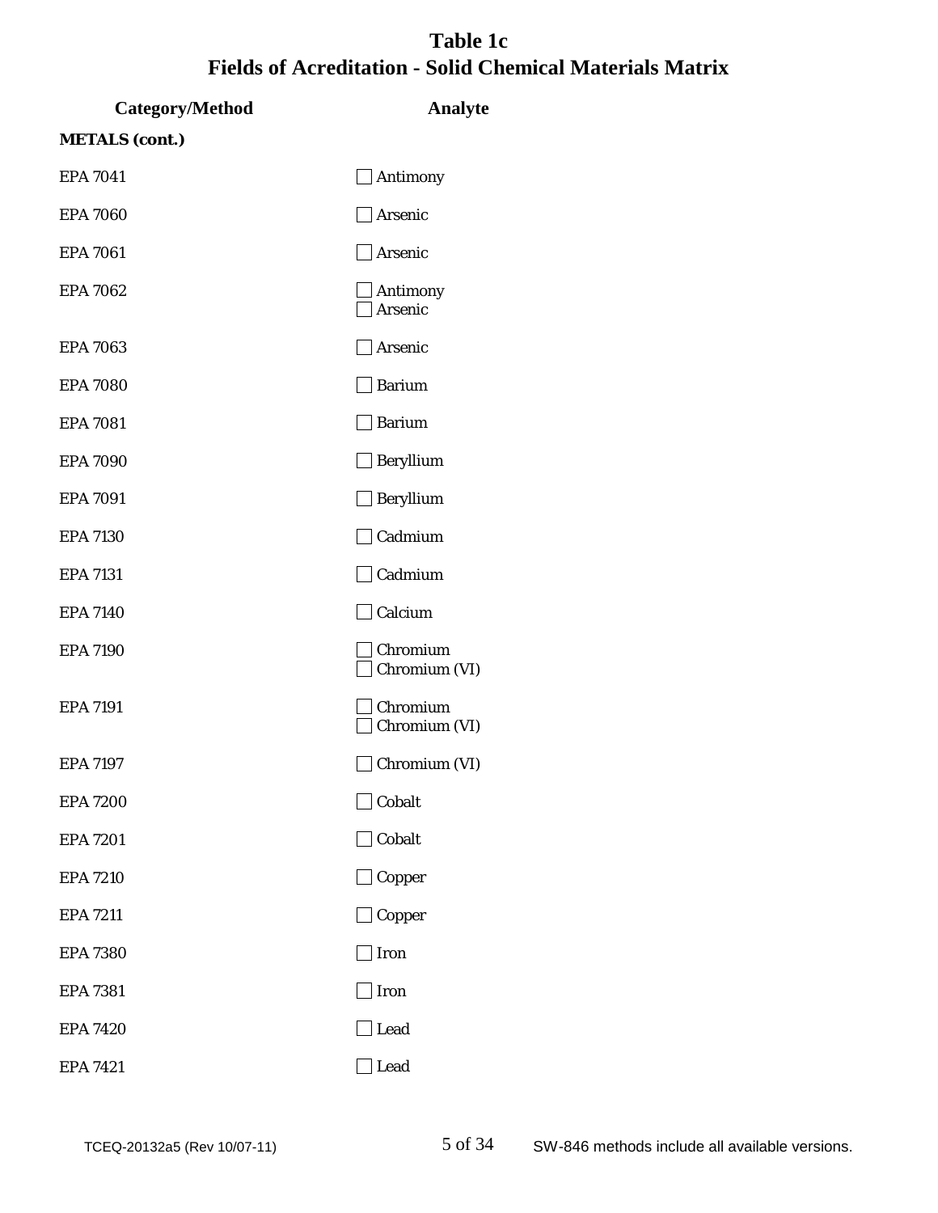# Table 1c
## Fields of Acreditation - Solid Chemical Materials Matrix

| Category/Method | Analyte |
|---|---|
| **METALS (cont.)** | |
| EPA 7041 | ☐ Antimony |
| EPA 7060 | ☐ Arsenic |
| EPA 7061 | ☐ Arsenic |
| EPA 7062 | ☐ Antimony<br>☐ Arsenic |
| EPA 7063 | ☐ Arsenic |
| EPA 7080 | ☐ Barium |
| EPA 7081 | ☐ Barium |
| EPA 7090 | ☐ Beryllium |
| EPA 7091 | ☐ Beryllium |
| EPA 7130 | ☐ Cadmium |
| EPA 7131 | ☐ Cadmium |
| EPA 7140 | ☐ Calcium |
| EPA 7190 | ☐ Chromium<br>☐ Chromium (VI) |
| EPA 7191 | ☐ Chromium<br>☐ Chromium (VI) |
| EPA 7197 | ☐ Chromium (VI) |
| EPA 7200 | ☐ Cobalt |
| EPA 7201 | ☐ Cobalt |
| EPA 7210 | ☐ Copper |
| EPA 7211 | ☐ Copper |
| EPA 7380 | ☐ Iron |
| EPA 7381 | ☐ Iron |
| EPA 7420 | ☐ Lead |
| EPA 7421 | ☐ Lead |

TCEQ-20132a5 (Rev 10/07-11)

SW-846 methods include all available versions.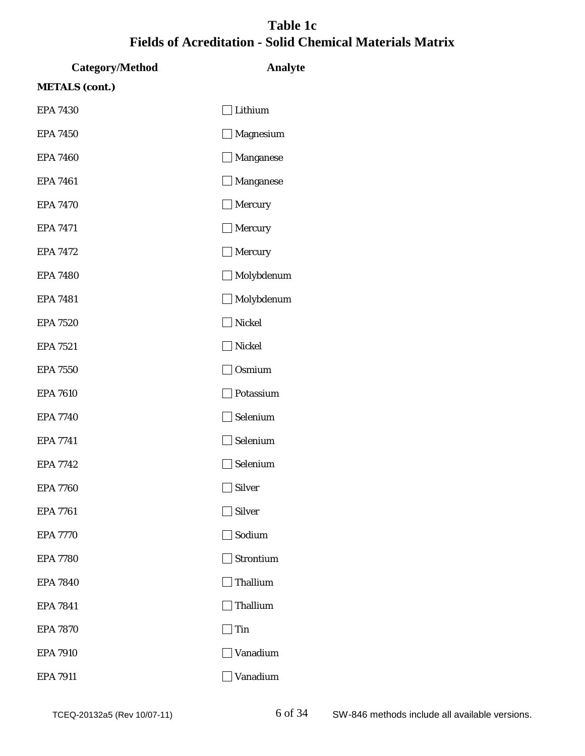# Table 1c
# Fields of Acreditation - Solid Chemical Materials Matrix

| Category/Method | Analyte |
|---|---|
| **METALS (cont.)** | |
| EPA 7430 | ☐ Lithium |
| EPA 7450 | ☐ Magnesium |
| EPA 7460 | ☐ Manganese |
| EPA 7461 | ☐ Manganese |
| EPA 7470 | ☐ Mercury |
| EPA 7471 | ☐ Mercury |
| EPA 7472 | ☐ Mercury |
| EPA 7480 | ☐ Molybdenum |
| EPA 7481 | ☐ Molybdenum |
| EPA 7520 | ☐ Nickel |
| EPA 7521 | ☐ Nickel |
| EPA 7550 | ☐ Osmium |
| EPA 7610 | ☐ Potassium |
| EPA 7740 | ☐ Selenium |
| EPA 7741 | ☐ Selenium |
| EPA 7742 | ☐ Selenium |
| EPA 7760 | ☐ Silver |
| EPA 7761 | ☐ Silver |
| EPA 7770 | ☐ Sodium |
| EPA 7780 | ☐ Strontium |
| EPA 7840 | ☐ Thallium |
| EPA 7841 | ☐ Thallium |
| EPA 7870 | ☐ Tin |
| EPA 7910 | ☐ Vanadium |
| EPA 7911 | ☐ Vanadium |

TCEQ-20132a5 (Rev 10/07-11) SW-846 methods include all available versions.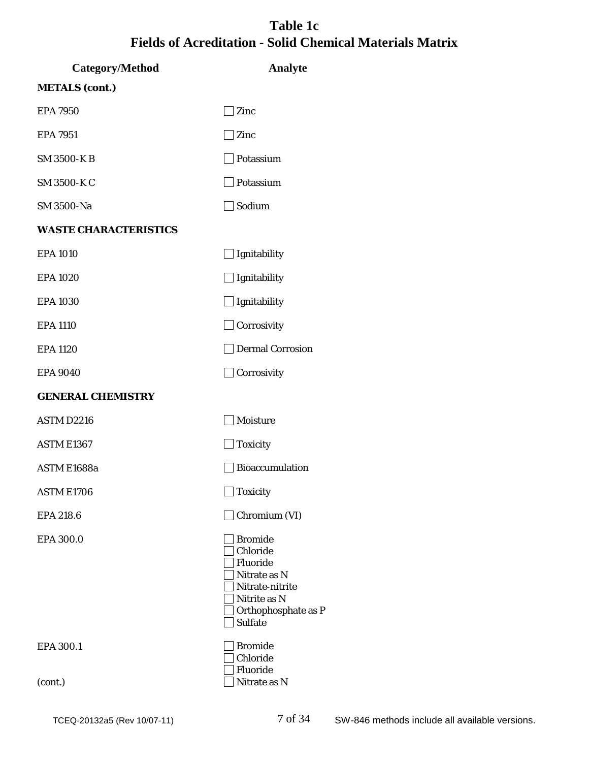# Table 1c
# Fields of Acreditation - Solid Chemical Materials Matrix

| Category/Method | Analyte |
|---|---|
| **METALS (cont.)** | |
| EPA 7950 | ☐ Zinc |
| EPA 7951 | ☐ Zinc |
| SM 3500-K B | ☐ Potassium |
| SM 3500-K C | ☐ Potassium |
| SM 3500-Na | ☐ Sodium |
| **WASTE CHARACTERISTICS** | |
| EPA 1010 | ☐ Ignitability |
| EPA 1020 | ☐ Ignitability |
| EPA 1030 | ☐ Ignitability |
| EPA 1110 | ☐ Corrosivity |
| EPA 1120 | ☐ Dermal Corrosion |
| EPA 9040 | ☐ Corrosivity |
| **GENERAL CHEMISTRY** | |
| ASTM D2216 | ☐ Moisture |
| ASTM E1367 | ☐ Toxicity |
| ASTM E1688a | ☐ Bioaccumulation |
| ASTM E1706 | ☐ Toxicity |
| EPA 218.6 | ☐ Chromium (VI) |
| EPA 300.0 | ☐ Bromide<br>☐ Chloride<br>☐ Fluoride<br>☐ Nitrate as N<br>☐ Nitrate-nitrite<br>☐ Nitrite as N<br>☐ Orthophosphate as P<br>☐ Sulfate |
| EPA 300.1<br><br><br>(cont.) | ☐ Bromide<br>☐ Chloride<br>☐ Fluoride<br>☐ Nitrate as N |

TCEQ-20132a5 (Rev 10/07-11)

SW-846 methods include all available versions.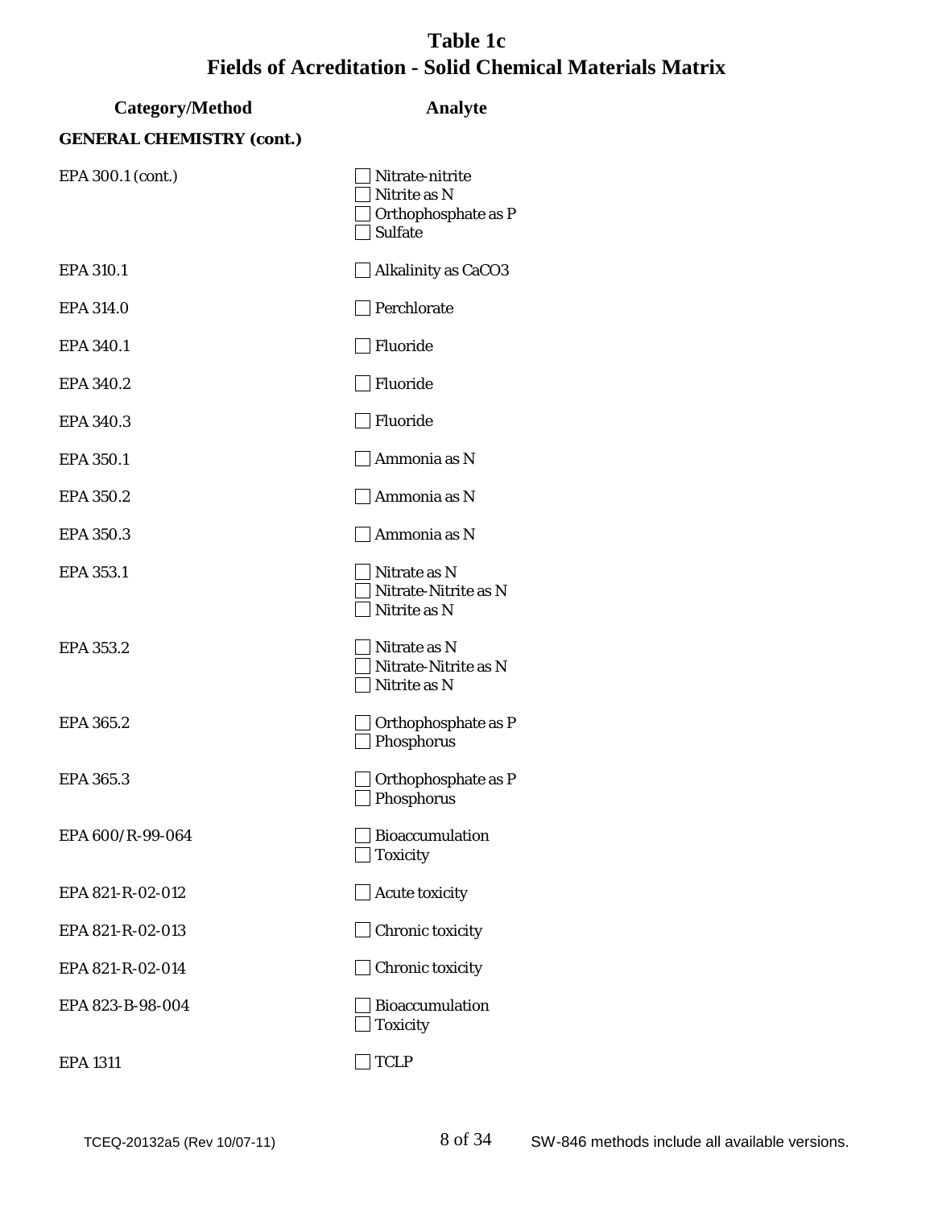# Table 1c
# Fields of Acreditation - Solid Chemical Materials Matrix

| Category/Method | Analyte |
|---|---|
| **GENERAL CHEMISTRY (cont.)** | |
| EPA 300.1 (cont.) | ☐ Nitrate-nitrite<br>☐ Nitrite as N<br>☐ Orthophosphate as P<br>☐ Sulfate |
| EPA 310.1 | ☐ Alkalinity as CaCO3 |
| EPA 314.0 | ☐ Perchlorate |
| EPA 340.1 | ☐ Fluoride |
| EPA 340.2 | ☐ Fluoride |
| EPA 340.3 | ☐ Fluoride |
| EPA 350.1 | ☐ Ammonia as N |
| EPA 350.2 | ☐ Ammonia as N |
| EPA 350.3 | ☐ Ammonia as N |
| EPA 353.1 | ☐ Nitrate as N<br>☐ Nitrate-Nitrite as N<br>☐ Nitrite as N |
| EPA 353.2 | ☐ Nitrate as N<br>☐ Nitrate-Nitrite as N<br>☐ Nitrite as N |
| EPA 365.2 | ☐ Orthophosphate as P<br>☐ Phosphorus |
| EPA 365.3 | ☐ Orthophosphate as P<br>☐ Phosphorus |
| EPA 600/R-99-064 | ☐ Bioaccumulation<br>☐ Toxicity |
| EPA 821-R-02-012 | ☐ Acute toxicity |
| EPA 821-R-02-013 | ☐ Chronic toxicity |
| EPA 821-R-02-014 | ☐ Chronic toxicity |
| EPA 823-B-98-004 | ☐ Bioaccumulation<br>☐ Toxicity |
| EPA 1311 | ☐ TCLP |

TCEQ-20132a5 (Rev 10/07-11)

SW-846 methods include all available versions.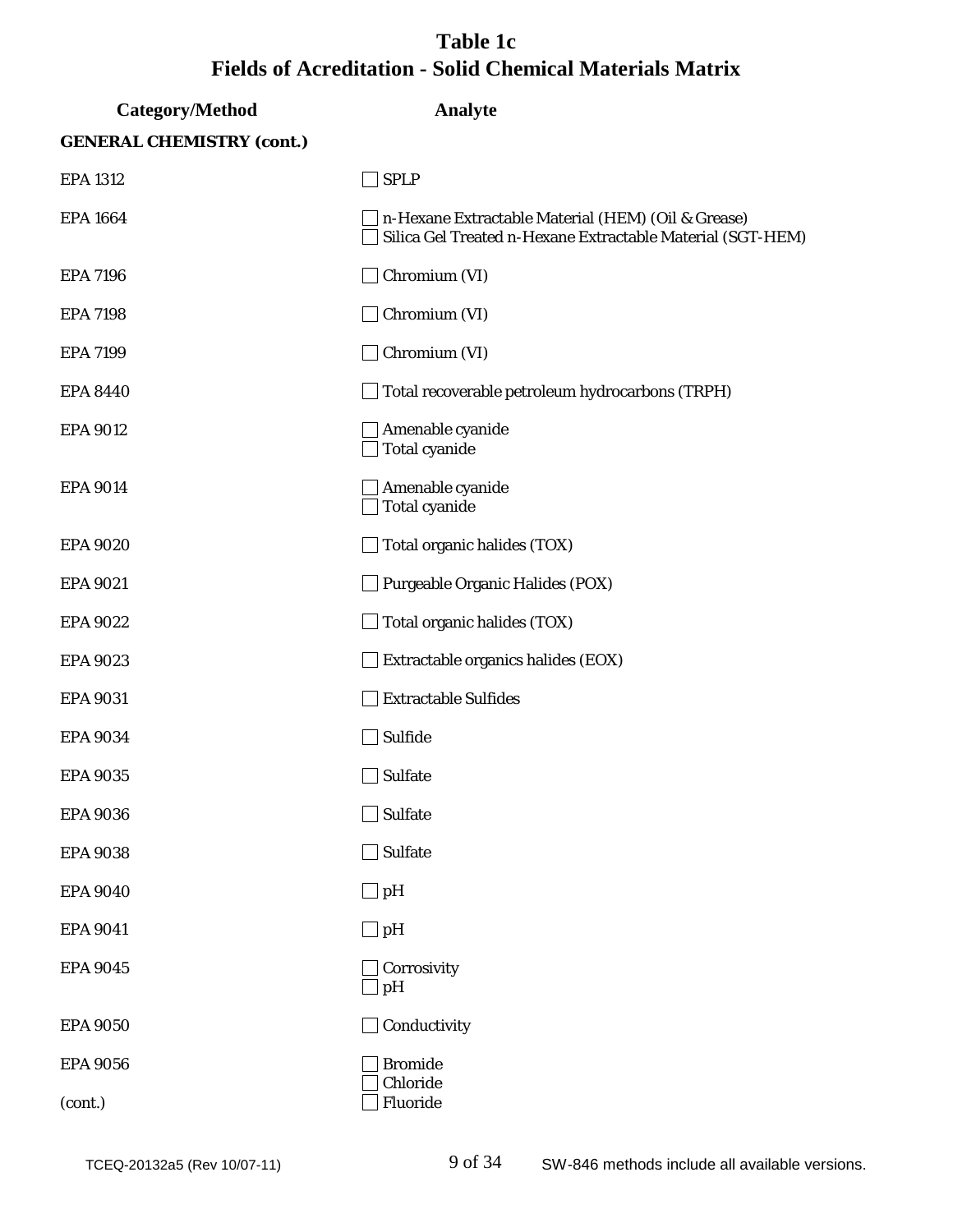# Table 1c
## Fields of Acreditation - Solid Chemical Materials Matrix

| Category/Method | Analyte |
|---|---|
| **GENERAL CHEMISTRY (cont.)** | |
| EPA 1312 | ☐ SPLP |
| EPA 1664 | ☐ n-Hexane Extractable Material (HEM) (Oil & Grease)<br>☐ Silica Gel Treated n-Hexane Extractable Material (SGT-HEM) |
| EPA 7196 | ☐ Chromium (VI) |
| EPA 7198 | ☐ Chromium (VI) |
| EPA 7199 | ☐ Chromium (VI) |
| EPA 8440 | ☐ Total recoverable petroleum hydrocarbons (TRPH) |
| EPA 9012 | ☐ Amenable cyanide<br>☐ Total cyanide |
| EPA 9014 | ☐ Amenable cyanide<br>☐ Total cyanide |
| EPA 9020 | ☐ Total organic halides (TOX) |
| EPA 9021 | ☐ Purgeable Organic Halides (POX) |
| EPA 9022 | ☐ Total organic halides (TOX) |
| EPA 9023 | ☐ Extractable organics halides (EOX) |
| EPA 9031 | ☐ Extractable Sulfides |
| EPA 9034 | ☐ Sulfide |
| EPA 9035 | ☐ Sulfate |
| EPA 9036 | ☐ Sulfate |
| EPA 9038 | ☐ Sulfate |
| EPA 9040 | ☐ pH |
| EPA 9041 | ☐ pH |
| EPA 9045 | ☐ Corrosivity<br>☐ pH |
| EPA 9050 | ☐ Conductivity |
| EPA 9056<br>(cont.) | ☐ Bromide<br>☐ Chloride<br>☐ Fluoride |

SW-846 methods include all available versions.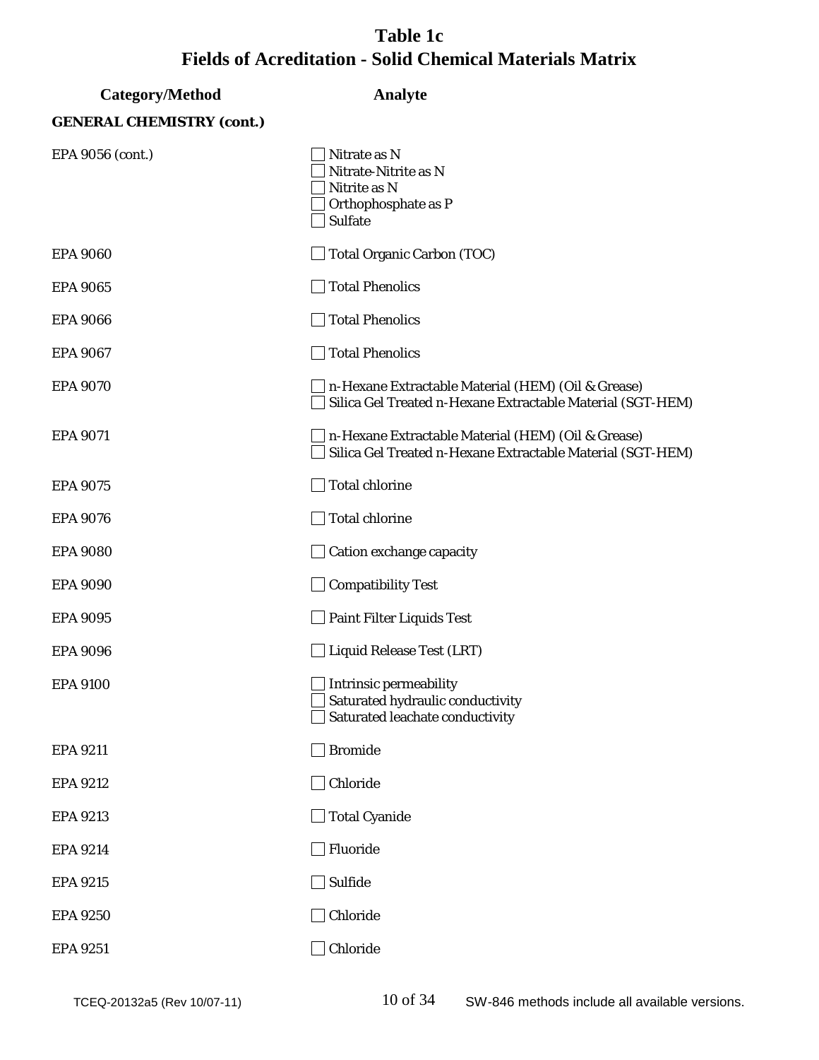# Table 1c
# Fields of Acreditation - Solid Chemical Materials Matrix

| Category/Method | Analyte |
|---|---|
| **GENERAL CHEMISTRY (cont.)** | |
| EPA 9056 (cont.) | ☐ Nitrate as N<br>☐ Nitrate-Nitrite as N<br>☐ Nitrite as N<br>☐ Orthophosphate as P<br>☐ Sulfate |
| EPA 9060 | ☐ Total Organic Carbon (TOC) |
| EPA 9065 | ☐ Total Phenolics |
| EPA 9066 | ☐ Total Phenolics |
| EPA 9067 | ☐ Total Phenolics |
| EPA 9070 | ☐ n-Hexane Extractable Material (HEM) (Oil & Grease)<br>☐ Silica Gel Treated n-Hexane Extractable Material (SGT-HEM) |
| EPA 9071 | ☐ n-Hexane Extractable Material (HEM) (Oil & Grease)<br>☐ Silica Gel Treated n-Hexane Extractable Material (SGT-HEM) |
| EPA 9075 | ☐ Total chlorine |
| EPA 9076 | ☐ Total chlorine |
| EPA 9080 | ☐ Cation exchange capacity |
| EPA 9090 | ☐ Compatibility Test |
| EPA 9095 | ☐ Paint Filter Liquids Test |
| EPA 9096 | ☐ Liquid Release Test (LRT) |
| EPA 9100 | ☐ Intrinsic permeability<br>☐ Saturated hydraulic conductivity<br>☐ Saturated leachate conductivity |
| EPA 9211 | ☐ Bromide |
| EPA 9212 | ☐ Chloride |
| EPA 9213 | ☐ Total Cyanide |
| EPA 9214 | ☐ Fluoride |
| EPA 9215 | ☐ Sulfide |
| EPA 9250 | ☐ Chloride |
| EPA 9251 | ☐ Chloride |

TCEQ-20132a5 (Rev 10/07-11) SW-846 methods include all available versions.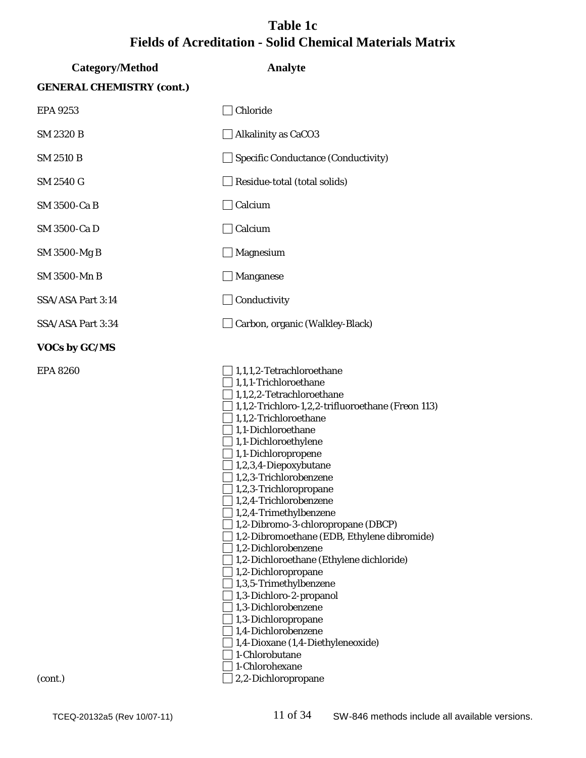# Table 1c
# Fields of Acreditation - Solid Chemical Materials Matrix

| Category/Method | Analyte |
|---|---|
| **GENERAL CHEMISTRY (cont.)** | |
| EPA 9253 | ☐ Chloride |
| SM 2320 B | ☐ Alkalinity as CaCO3 |
| SM 2510 B | ☐ Specific Conductance (Conductivity) |
| SM 2540 G | ☐ Residue-total (total solids) |
| SM 3500-Ca B | ☐ Calcium |
| SM 3500-Ca D | ☐ Calcium |
| SM 3500-Mg B | ☐ Magnesium |
| SM 3500-Mn B | ☐ Manganese |
| SSA/ASA Part 3:14 | ☐ Conductivity |
| SSA/ASA Part 3:34 | ☐ Carbon, organic (Walkley-Black) |
| **VOCs by GC/MS** | |
| EPA 8260 | ☐ 1,1,1,2-Tetrachloroethane<br>☐ 1,1,1-Trichloroethane<br>☐ 1,1,2,2-Tetrachloroethane<br>☐ 1,1,2-Trichloro-1,2,2-trifluoroethane (Freon 113)<br>☐ 1,1,2-Trichloroethane<br>☐ 1,1-Dichloroethane<br>☐ 1,1-Dichloroethylene<br>☐ 1,1-Dichloropropene<br>☐ 1,2,3,4-Diepoxybutane<br>☐ 1,2,3-Trichlorobenzene<br>☐ 1,2,3-Trichloropropane<br>☐ 1,2,4-Trichlorobenzene<br>☐ 1,2,4-Trimethylbenzene<br>☐ 1,2-Dibromo-3-chloropropane (DBCP)<br>☐ 1,2-Dibromoethane (EDB, Ethylene dibromide)<br>☐ 1,2-Dichlorobenzene<br>☐ 1,2-Dichloroethane (Ethylene dichloride)<br>☐ 1,2-Dichloropropane<br>☐ 1,3,5-Trimethylbenzene<br>☐ 1,3-Dichloro-2-propanol<br>☐ 1,3-Dichlorobenzene<br>☐ 1,3-Dichloropropane<br>☐ 1,4-Dichlorobenzene<br>☐ 1,4-Dioxane (1,4-Diethyleneoxide)<br>☐ 1-Chlorobutane<br>☐ 1-Chlorohexane<br>☐ 2,2-Dichloropropane |
| (cont.) | |

TCEQ-20132a5 (Rev 10/07-11) SW-846 methods include all available versions.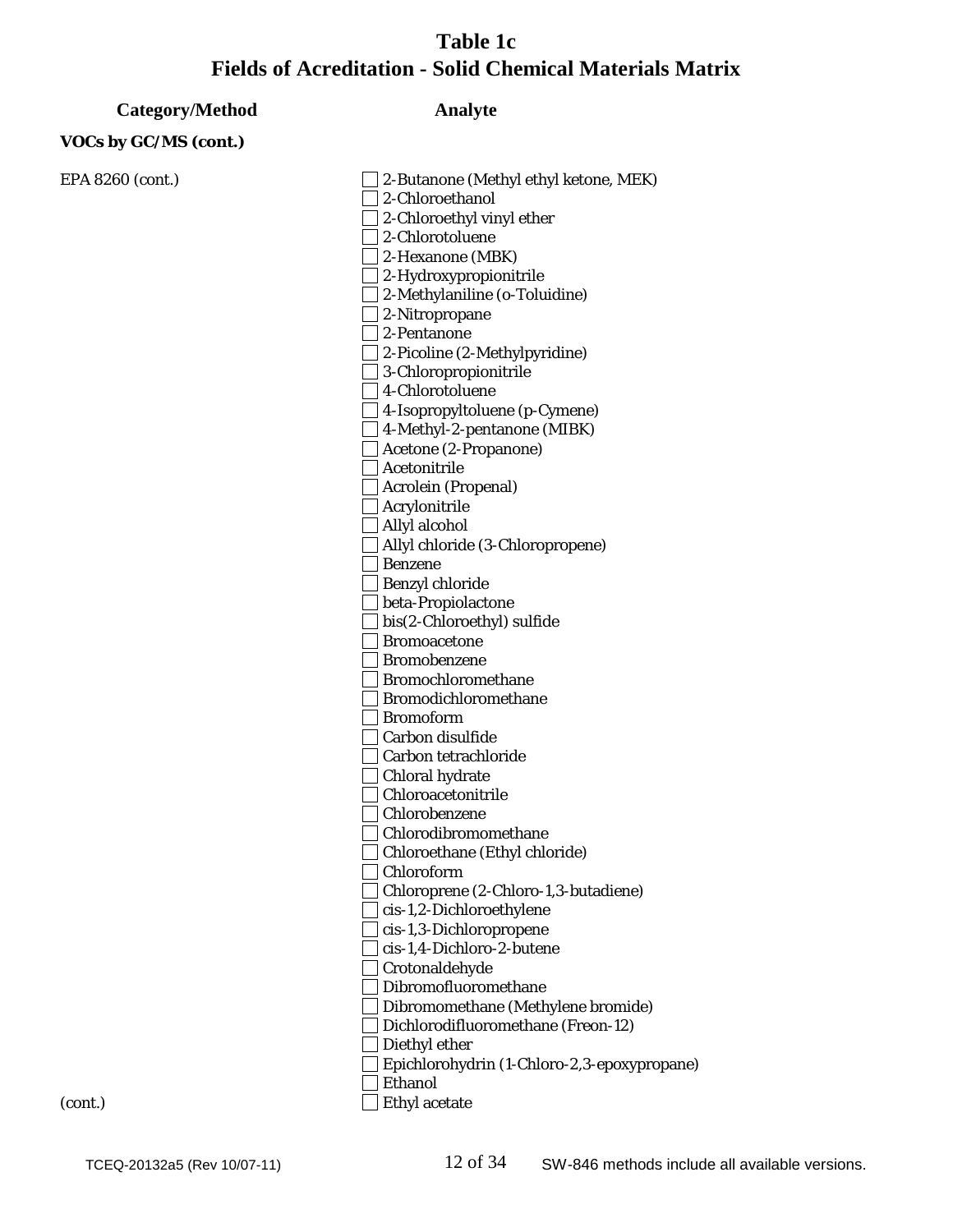# Table 1c
# Fields of Acreditation - Solid Chemical Materials Matrix

| Category/Method | Analyte |
|---|---|
| **VOCs by GC/MS (cont.)** | |
| EPA 8260 (cont.) | ☐ 2-Butanone (Methyl ethyl ketone, MEK) |
| | ☐ 2-Chloroethanol |
| | ☐ 2-Chloroethyl vinyl ether |
| | ☐ 2-Chlorotoluene |
| | ☐ 2-Hexanone (MBK) |
| | ☐ 2-Hydroxypropionitrile |
| | ☐ 2-Methylaniline (o-Toluidine) |
| | ☐ 2-Nitropropane |
| | ☐ 2-Pentanone |
| | ☐ 2-Picoline (2-Methylpyridine) |
| | ☐ 3-Chloropropionitrile |
| | ☐ 4-Chlorotoluene |
| | ☐ 4-Isopropyltoluene (p-Cymene) |
| | ☐ 4-Methyl-2-pentanone (MIBK) |
| | ☐ Acetone (2-Propanone) |
| | ☐ Acetonitrile |
| | ☐ Acrolein (Propenal) |
| | ☐ Acrylonitrile |
| | ☐ Allyl alcohol |
| | ☐ Allyl chloride (3-Chloropropene) |
| | ☐ Benzene |
| | ☐ Benzyl chloride |
| | ☐ beta-Propiolactone |
| | ☐ bis(2-Chloroethyl) sulfide |
| | ☐ Bromoacetone |
| | ☐ Bromobenzene |
| | ☐ Bromochloromethane |
| | ☐ Bromodichloromethane |
| | ☐ Bromoform |
| | ☐ Carbon disulfide |
| | ☐ Carbon tetrachloride |
| | ☐ Chloral hydrate |
| | ☐ Chloroacetonitrile |
| | ☐ Chlorobenzene |
| | ☐ Chlorodibromomethane |
| | ☐ Chloroethane (Ethyl chloride) |
| | ☐ Chloroform |
| | ☐ Chloroprene (2-Chloro-1,3-butadiene) |
| | ☐ cis-1,2-Dichloroethylene |
| | ☐ cis-1,3-Dichloropropene |
| | ☐ cis-1,4-Dichloro-2-butene |
| | ☐ Crotonaldehyde |
| | ☐ Dibromofluoromethane |
| | ☐ Dibromomethane (Methylene bromide) |
| | ☐ Dichlorodifluoromethane (Freon-12) |
| | ☐ Diethyl ether |
| | ☐ Epichlorohydrin (1-Chloro-2,3-epoxypropane) |
| | ☐ Ethanol |
| (cont.) | ☐ Ethyl acetate |

SW-846 methods include all available versions.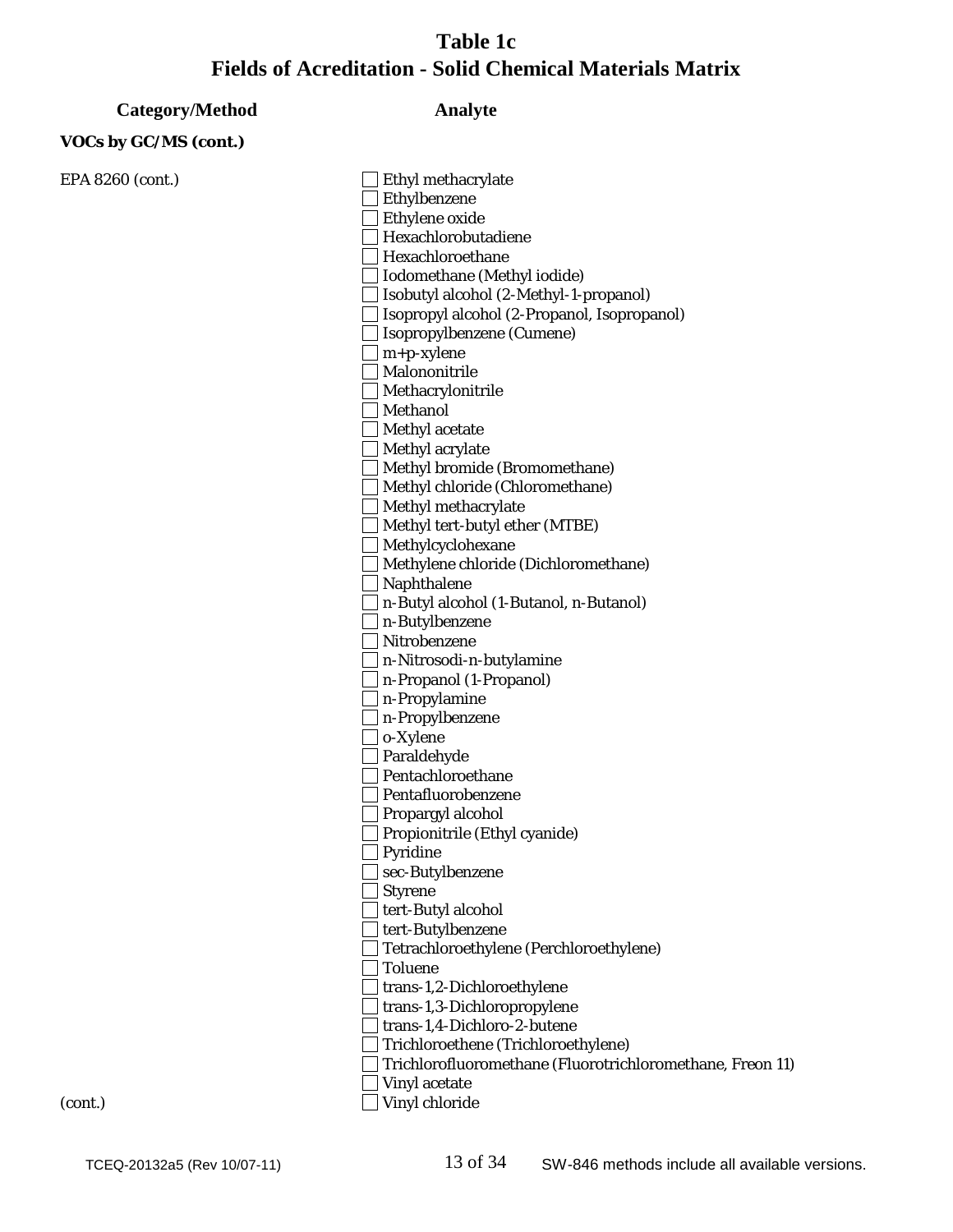# Table 1c
# Fields of Acreditation - Solid Chemical Materials Matrix

| Category/Method | Analyte |
|---|---|
| **VOCs by GC/MS (cont.)** | |
| EPA 8260 (cont.) | ☐ Ethyl methacrylate |
| | ☐ Ethylbenzene |
| | ☐ Ethylene oxide |
| | ☐ Hexachlorobutadiene |
| | ☐ Hexachloroethane |
| | ☐ Iodomethane (Methyl iodide) |
| | ☐ Isobutyl alcohol (2-Methyl-1-propanol) |
| | ☐ Isopropyl alcohol (2-Propanol, Isopropanol) |
| | ☐ Isopropylbenzene (Cumene) |
| | ☐ m+p-xylene |
| | ☐ Malononitrile |
| | ☐ Methacrylonitrile |
| | ☐ Methanol |
| | ☐ Methyl acetate |
| | ☐ Methyl acrylate |
| | ☐ Methyl bromide (Bromomethane) |
| | ☐ Methyl chloride (Chloromethane) |
| | ☐ Methyl methacrylate |
| | ☐ Methyl tert-butyl ether (MTBE) |
| | ☐ Methylcyclohexane |
| | ☐ Methylene chloride (Dichloromethane) |
| | ☐ Naphthalene |
| | ☐ n-Butyl alcohol (1-Butanol, n-Butanol) |
| | ☐ n-Butylbenzene |
| | ☐ Nitrobenzene |
| | ☐ n-Nitrosodi-n-butylamine |
| | ☐ n-Propanol (1-Propanol) |
| | ☐ n-Propylamine |
| | ☐ n-Propylbenzene |
| | ☐ o-Xylene |
| | ☐ Paraldehyde |
| | ☐ Pentachloroethane |
| | ☐ Pentafluorobenzene |
| | ☐ Propargyl alcohol |
| | ☐ Propionitrile (Ethyl cyanide) |
| | ☐ Pyridine |
| | ☐ sec-Butylbenzene |
| | ☐ Styrene |
| | ☐ tert-Butyl alcohol |
| | ☐ tert-Butylbenzene |
| | ☐ Tetrachloroethylene (Perchloroethylene) |
| | ☐ Toluene |
| | ☐ trans-1,2-Dichloroethylene |
| | ☐ trans-1,3-Dichloropropylene |
| | ☐ trans-1,4-Dichloro-2-butene |
| | ☐ Trichloroethene (Trichloroethylene) |
| | ☐ Trichlorofluoromethane (Fluorotrichloromethane, Freon 11) |
| | ☐ Vinyl acetate |
| (cont.) | ☐ Vinyl chloride |

TCEQ-20132a5 (Rev 10/07-11)

SW-846 methods include all available versions.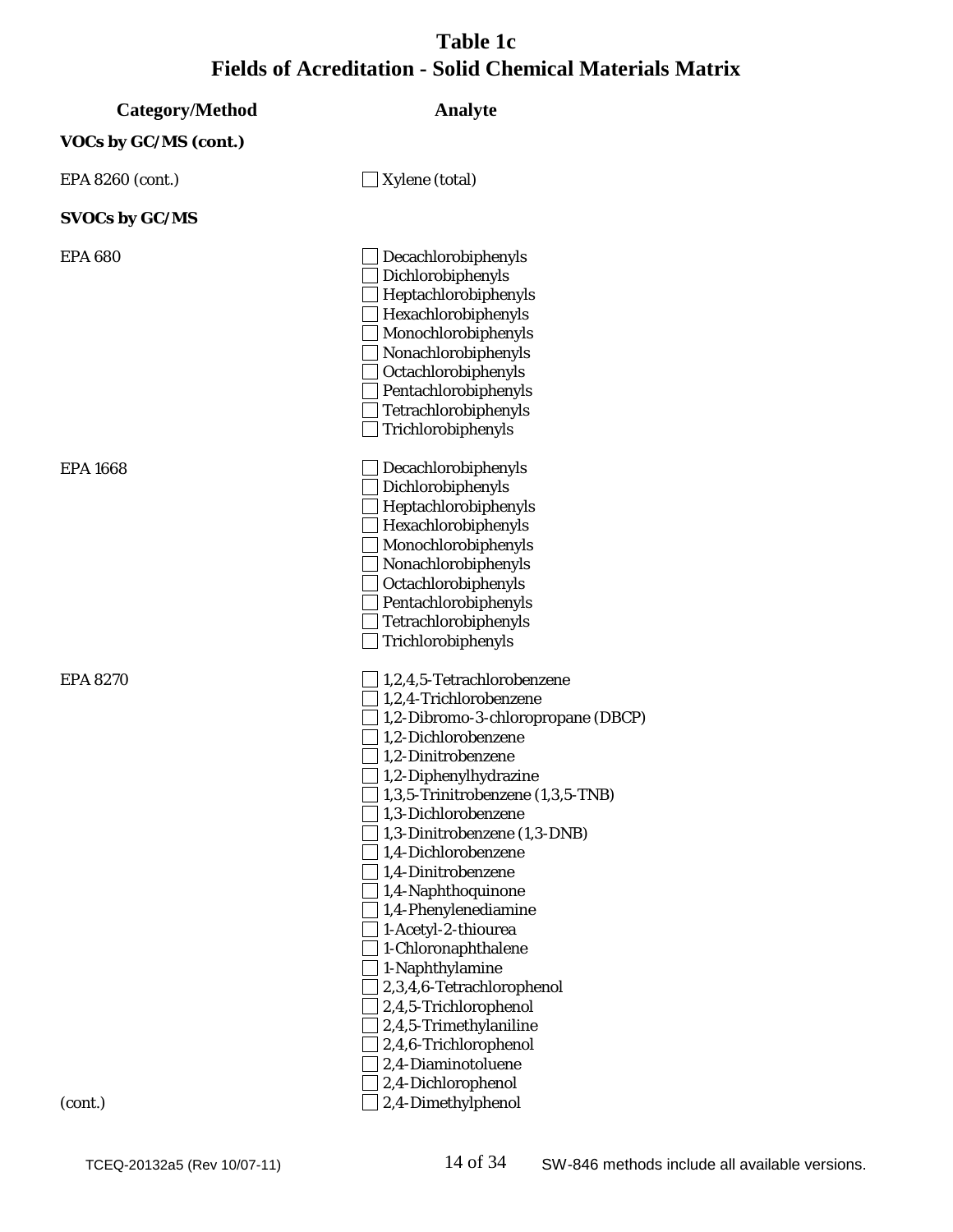# Table 1c
# Fields of Acreditation - Solid Chemical Materials Matrix

| Category/Method | Analyte |
|---|---|
| **VOCs by GC/MS (cont.)** | |
| EPA 8260 (cont.) | ☐ Xylene (total) |
| **SVOCs by GC/MS** | |
| EPA 680 | ☐ Decachlorobiphenyls |
| | ☐ Dichlorobiphenyls |
| | ☐ Heptachlorobiphenyls |
| | ☐ Hexachlorobiphenyls |
| | ☐ Monochlorobiphenyls |
| | ☐ Nonachlorobiphenyls |
| | ☐ Octachlorobiphenyls |
| | ☐ Pentachlorobiphenyls |
| | ☐ Tetrachlorobiphenyls |
| | ☐ Trichlorobiphenyls |
| EPA 1668 | ☐ Decachlorobiphenyls |
| | ☐ Dichlorobiphenyls |
| | ☐ Heptachlorobiphenyls |
| | ☐ Hexachlorobiphenyls |
| | ☐ Monochlorobiphenyls |
| | ☐ Nonachlorobiphenyls |
| | ☐ Octachlorobiphenyls |
| | ☐ Pentachlorobiphenyls |
| | ☐ Tetrachlorobiphenyls |
| | ☐ Trichlorobiphenyls |
| EPA 8270 | ☐ 1,2,4,5-Tetrachlorobenzene |
| | ☐ 1,2,4-Trichlorobenzene |
| | ☐ 1,2-Dibromo-3-chloropropane (DBCP) |
| | ☐ 1,2-Dichlorobenzene |
| | ☐ 1,2-Dinitrobenzene |
| | ☐ 1,2-Diphenylhydrazine |
| | ☐ 1,3,5-Trinitrobenzene (1,3,5-TNB) |
| | ☐ 1,3-Dichlorobenzene |
| | ☐ 1,3-Dinitrobenzene (1,3-DNB) |
| | ☐ 1,4-Dichlorobenzene |
| | ☐ 1,4-Dinitrobenzene |
| | ☐ 1,4-Naphthoquinone |
| | ☐ 1,4-Phenylenediamine |
| | ☐ 1-Acetyl-2-thiourea |
| | ☐ 1-Chloronaphthalene |
| | ☐ 1-Naphthylamine |
| | ☐ 2,3,4,6-Tetrachlorophenol |
| | ☐ 2,4,5-Trichlorophenol |
| | ☐ 2,4,5-Trimethylaniline |
| | ☐ 2,4,6-Trichlorophenol |
| | ☐ 2,4-Diaminotoluene |
| | ☐ 2,4-Dichlorophenol |
| (cont.) | ☐ 2,4-Dimethylphenol |

TCEQ-20132a5 (Rev 10/07-11)

SW-846 methods include all available versions.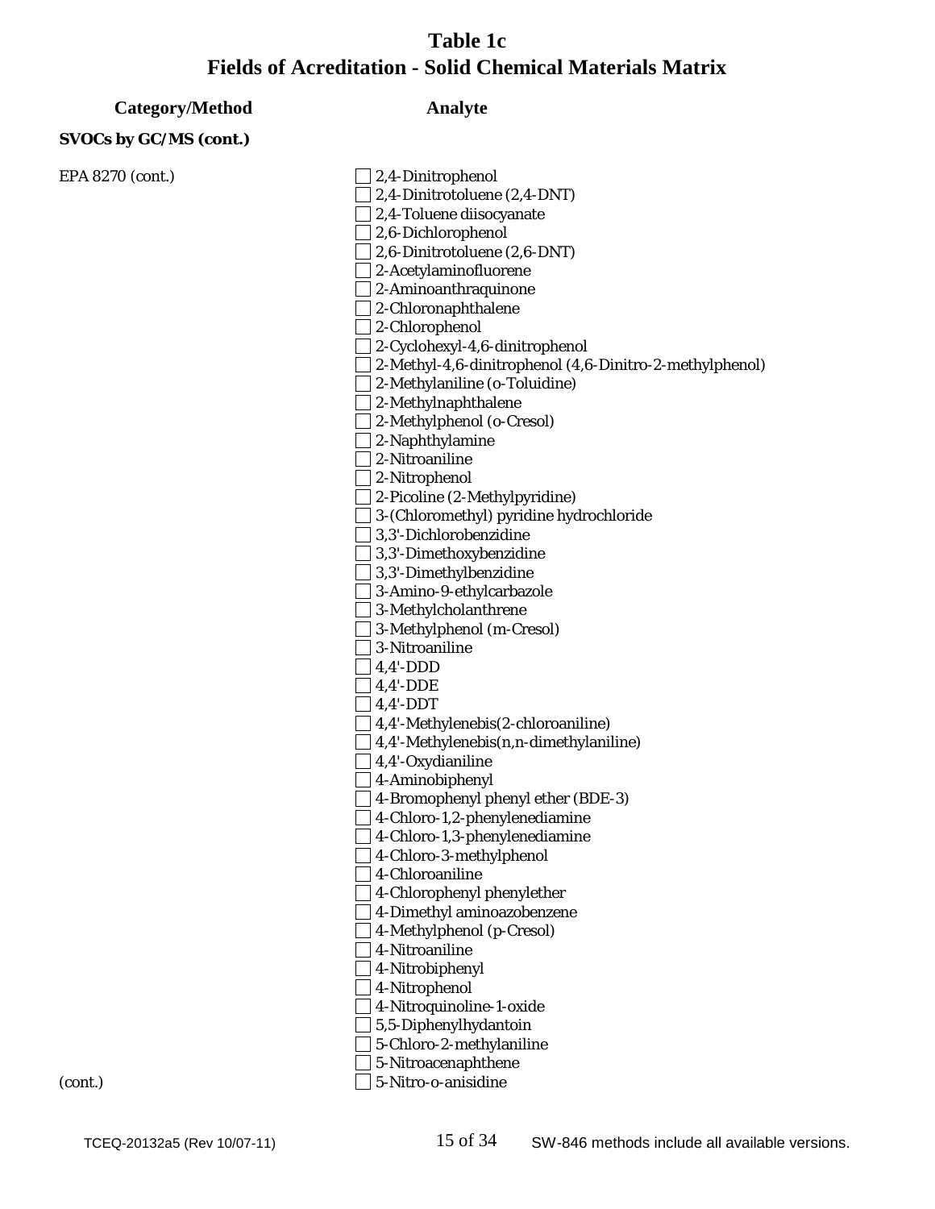# Table 1c
# Fields of Acreditation - Solid Chemical Materials Matrix

| Category/Method | Analyte |
|---|---|
| **SVOCs by GC/MS (cont.)** | |
| EPA 8270 (cont.) | ☐ 2,4-Dinitrophenol |
| | ☐ 2,4-Dinitrotoluene (2,4-DNT) |
| | ☐ 2,4-Toluene diisocyanate |
| | ☐ 2,6-Dichlorophenol |
| | ☐ 2,6-Dinitrotoluene (2,6-DNT) |
| | ☐ 2-Acetylaminofluorene |
| | ☐ 2-Aminoanthraquinone |
| | ☐ 2-Chloronaphthalene |
| | ☐ 2-Chlorophenol |
| | ☐ 2-Cyclohexyl-4,6-dinitrophenol |
| | ☐ 2-Methyl-4,6-dinitrophenol (4,6-Dinitro-2-methylphenol) |
| | ☐ 2-Methylaniline (o-Toluidine) |
| | ☐ 2-Methylnaphthalene |
| | ☐ 2-Methylphenol (o-Cresol) |
| | ☐ 2-Naphthylamine |
| | ☐ 2-Nitroaniline |
| | ☐ 2-Nitrophenol |
| | ☐ 2-Picoline (2-Methylpyridine) |
| | ☐ 3-(Chloromethyl) pyridine hydrochloride |
| | ☐ 3,3'-Dichlorobenzidine |
| | ☐ 3,3'-Dimethoxybenzidine |
| | ☐ 3,3'-Dimethylbenzidine |
| | ☐ 3-Amino-9-ethylcarbazole |
| | ☐ 3-Methylcholanthrene |
| | ☐ 3-Methylphenol (m-Cresol) |
| | ☐ 3-Nitroaniline |
| | ☐ 4,4'-DDD |
| | ☐ 4,4'-DDE |
| | ☐ 4,4'-DDT |
| | ☐ 4,4'-Methylenebis(2-chloroaniline) |
| | ☐ 4,4'-Methylenebis(n,n-dimethylaniline) |
| | ☐ 4,4'-Oxydianiline |
| | ☐ 4-Aminobiphenyl |
| | ☐ 4-Bromophenyl phenyl ether (BDE-3) |
| | ☐ 4-Chloro-1,2-phenylenediamine |
| | ☐ 4-Chloro-1,3-phenylenediamine |
| | ☐ 4-Chloro-3-methylphenol |
| | ☐ 4-Chloroaniline |
| | ☐ 4-Chlorophenyl phenylether |
| | ☐ 4-Dimethyl aminoazobenzene |
| | ☐ 4-Methylphenol (p-Cresol) |
| | ☐ 4-Nitroaniline |
| | ☐ 4-Nitrobiphenyl |
| | ☐ 4-Nitrophenol |
| | ☐ 4-Nitroquinoline-1-oxide |
| | ☐ 5,5-Diphenylhydantoin |
| | ☐ 5-Chloro-2-methylaniline |
| | ☐ 5-Nitroacenaphthene |
| (cont.) | ☐ 5-Nitro-o-anisidine |

TCEQ-20132a5 (Rev 10/07-11) SW-846 methods include all available versions.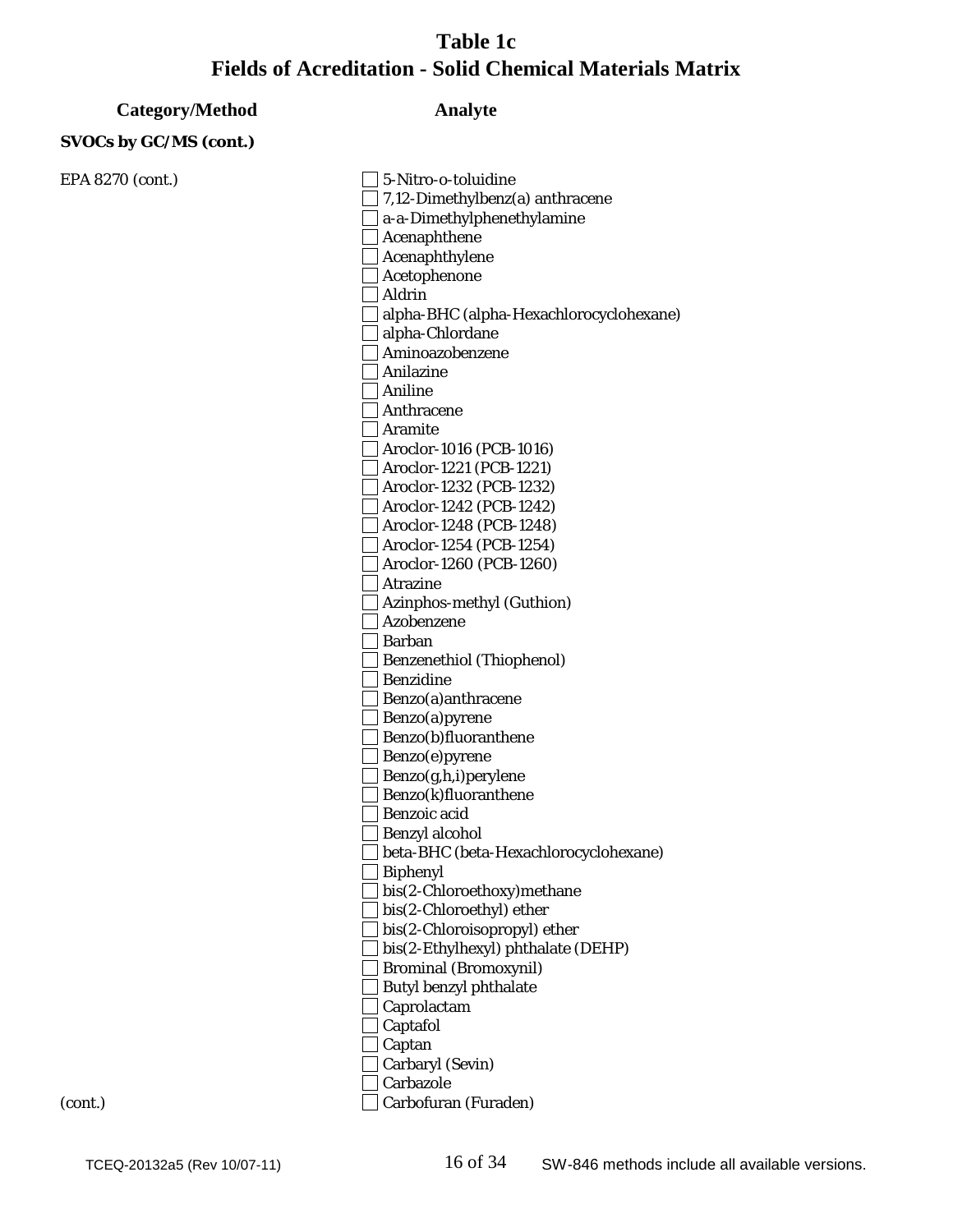# Table 1c
# Fields of Acreditation - Solid Chemical Materials Matrix

| Category/Method | Analyte |
|---|---|
| **SVOCs by GC/MS (cont.)** | |
| EPA 8270 (cont.) | ☐ 5-Nitro-o-toluidine |
| | ☐ 7,12-Dimethylbenz(a) anthracene |
| | ☐ a-a-Dimethylphenethylamine |
| | ☐ Acenaphthene |
| | ☐ Acenaphthylene |
| | ☐ Acetophenone |
| | ☐ Aldrin |
| | ☐ alpha-BHC (alpha-Hexachlorocyclohexane) |
| | ☐ alpha-Chlordane |
| | ☐ Aminoazobenzene |
| | ☐ Anilazine |
| | ☐ Aniline |
| | ☐ Anthracene |
| | ☐ Aramite |
| | ☐ Aroclor-1016 (PCB-1016) |
| | ☐ Aroclor-1221 (PCB-1221) |
| | ☐ Aroclor-1232 (PCB-1232) |
| | ☐ Aroclor-1242 (PCB-1242) |
| | ☐ Aroclor-1248 (PCB-1248) |
| | ☐ Aroclor-1254 (PCB-1254) |
| | ☐ Aroclor-1260 (PCB-1260) |
| | ☐ Atrazine |
| | ☐ Azinphos-methyl (Guthion) |
| | ☐ Azobenzene |
| | ☐ Barban |
| | ☐ Benzenethiol (Thiophenol) |
| | ☐ Benzidine |
| | ☐ Benzo(a)anthracene |
| | ☐ Benzo(a)pyrene |
| | ☐ Benzo(b)fluoranthene |
| | ☐ Benzo(e)pyrene |
| | ☐ Benzo(g,h,i)perylene |
| | ☐ Benzo(k)fluoranthene |
| | ☐ Benzoic acid |
| | ☐ Benzyl alcohol |
| | ☐ beta-BHC (beta-Hexachlorocyclohexane) |
| | ☐ Biphenyl |
| | ☐ bis(2-Chloroethoxy)methane |
| | ☐ bis(2-Chloroethyl) ether |
| | ☐ bis(2-Chloroisopropyl) ether |
| | ☐ bis(2-Ethylhexyl) phthalate (DEHP) |
| | ☐ Brominal (Bromoxynil) |
| | ☐ Butyl benzyl phthalate |
| | ☐ Caprolactam |
| | ☐ Captafol |
| | ☐ Captan |
| | ☐ Carbaryl (Sevin) |
| | ☐ Carbazole |
| (cont.) | ☐ Carbofuran (Furaden) |

SW-846 methods include all available versions.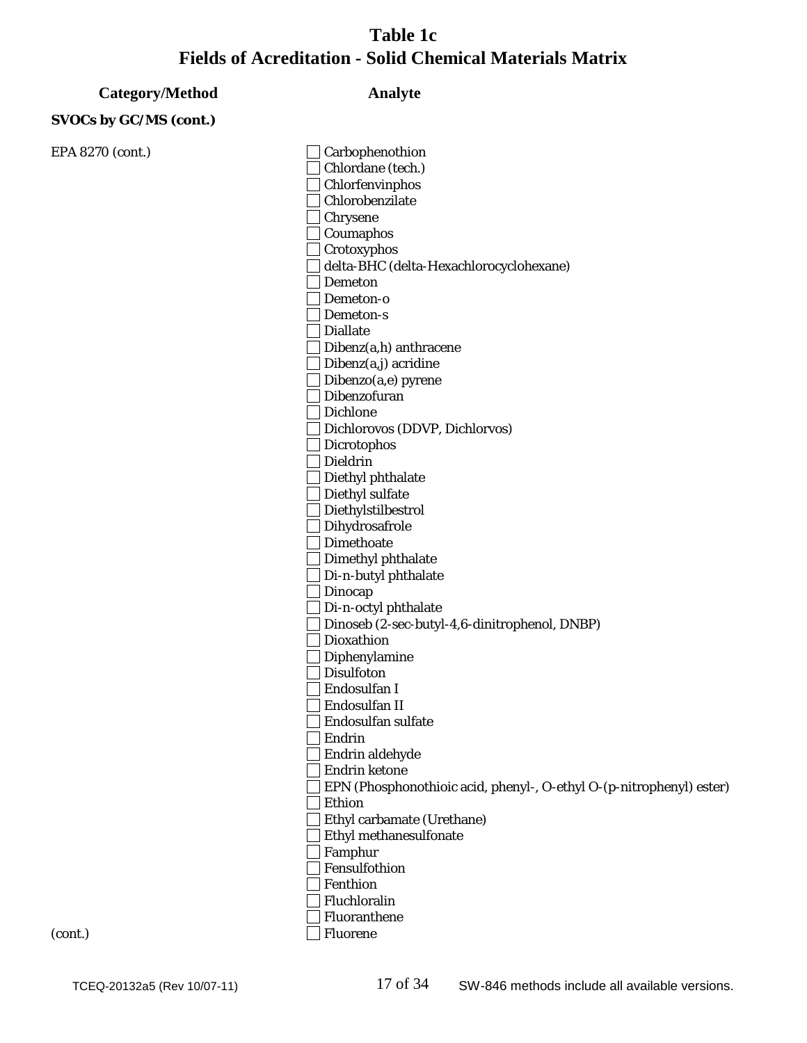# Table 1c
# Fields of Acreditation - Solid Chemical Materials Matrix

| Category/Method | Analyte |
|---|---|
| **SVOCs by GC/MS (cont.)** | |
| EPA 8270 (cont.) | ☐ Carbophenothion |
| | ☐ Chlordane (tech.) |
| | ☐ Chlorfenvinphos |
| | ☐ Chlorobenzilate |
| | ☐ Chrysene |
| | ☐ Coumaphos |
| | ☐ Crotoxyphos |
| | ☐ delta-BHC (delta-Hexachlorocyclohexane) |
| | ☐ Demeton |
| | ☐ Demeton-o |
| | ☐ Demeton-s |
| | ☐ Diallate |
| | ☐ Dibenz(a,h) anthracene |
| | ☐ Dibenz(a,j) acridine |
| | ☐ Dibenzo(a,e) pyrene |
| | ☐ Dibenzofuran |
| | ☐ Dichlone |
| | ☐ Dichlorovos (DDVP, Dichlorvos) |
| | ☐ Dicrotophos |
| | ☐ Dieldrin |
| | ☐ Diethyl phthalate |
| | ☐ Diethyl sulfate |
| | ☐ Diethylstilbestrol |
| | ☐ Dihydrosafrole |
| | ☐ Dimethoate |
| | ☐ Dimethyl phthalate |
| | ☐ Di-n-butyl phthalate |
| | ☐ Dinocap |
| | ☐ Di-n-octyl phthalate |
| | ☐ Dinoseb (2-sec-butyl-4,6-dinitrophenol, DNBP) |
| | ☐ Dioxathion |
| | ☐ Diphenylamine |
| | ☐ Disulfoton |
| | ☐ Endosulfan I |
| | ☐ Endosulfan II |
| | ☐ Endosulfan sulfate |
| | ☐ Endrin |
| | ☐ Endrin aldehyde |
| | ☐ Endrin ketone |
| | ☐ EPN (Phosphonothioic acid, phenyl-, O-ethyl O-(p-nitrophenyl) ester) |
| | ☐ Ethion |
| | ☐ Ethyl carbamate (Urethane) |
| | ☐ Ethyl methanesulfonate |
| | ☐ Famphur |
| | ☐ Fensulfothion |
| | ☐ Fenthion |
| | ☐ Fluchloralin |
| | ☐ Fluoranthene |
| (cont.) | ☐ Fluorene |

TCEQ-20132a5 (Rev 10/07-11) SW-846 methods include all available versions.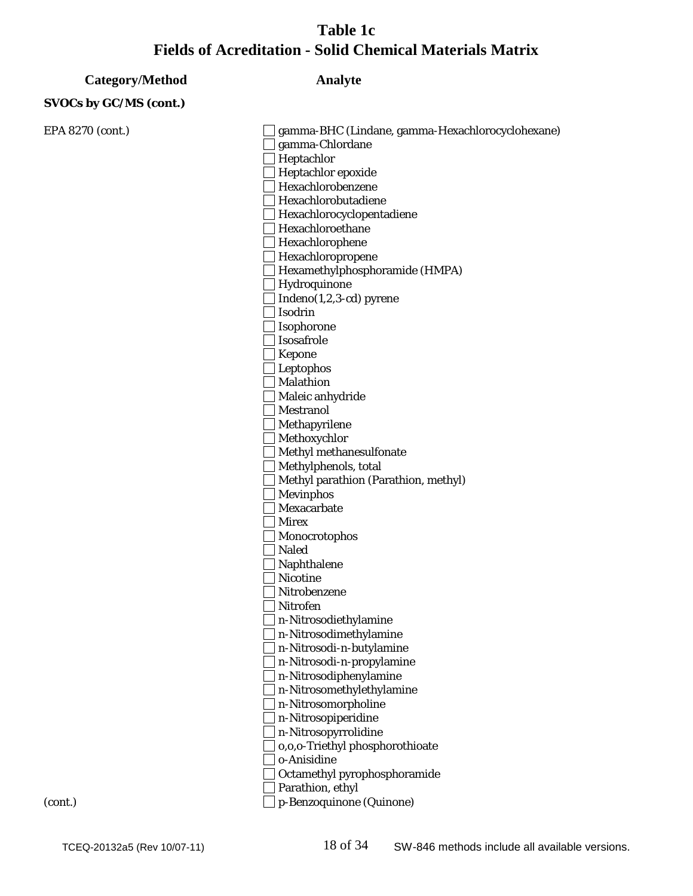# Table 1c
# Fields of Acreditation - Solid Chemical Materials Matrix

| Category/Method | Analyte |
| --- | --- |
| **SVOCs by GC/MS (cont.)** | |
| EPA 8270 (cont.) | ☐ gamma-BHC (Lindane, gamma-Hexachlorocyclohexane) |
| | ☐ gamma-Chlordane |
| | ☐ Heptachlor |
| | ☐ Heptachlor epoxide |
| | ☐ Hexachlorobenzene |
| | ☐ Hexachlorobutadiene |
| | ☐ Hexachlorocyclopentadiene |
| | ☐ Hexachloroethane |
| | ☐ Hexachlorophene |
| | ☐ Hexachloropropene |
| | ☐ Hexamethylphosphoramide (HMPA) |
| | ☐ Hydroquinone |
| | ☐ Indeno(1,2,3-cd) pyrene |
| | ☐ Isodrin |
| | ☐ Isophorone |
| | ☐ Isosafrole |
| | ☐ Kepone |
| | ☐ Leptophos |
| | ☐ Malathion |
| | ☐ Maleic anhydride |
| | ☐ Mestranol |
| | ☐ Methapyrilene |
| | ☐ Methoxychlor |
| | ☐ Methyl methanesulfonate |
| | ☐ Methylphenols, total |
| | ☐ Methyl parathion (Parathion, methyl) |
| | ☐ Mevinphos |
| | ☐ Mexacarbate |
| | ☐ Mirex |
| | ☐ Monocrotophos |
| | ☐ Naled |
| | ☐ Naphthalene |
| | ☐ Nicotine |
| | ☐ Nitrobenzene |
| | ☐ Nitrofen |
| | ☐ n-Nitrosodiethylamine |
| | ☐ n-Nitrosodimethylamine |
| | ☐ n-Nitrosodi-n-butylamine |
| | ☐ n-Nitrosodi-n-propylamine |
| | ☐ n-Nitrosodiphenylamine |
| | ☐ n-Nitrosomethylethylamine |
| | ☐ n-Nitrosomorpholine |
| | ☐ n-Nitrosopiperidine |
| | ☐ n-Nitrosopyrrolidine |
| | ☐ o,o,o-Triethyl phosphorothioate |
| | ☐ o-Anisidine |
| | ☐ Octamethyl pyrophosphoramide |
| | ☐ Parathion, ethyl |
| (cont.) | ☐ p-Benzoquinone (Quinone) |

TCEQ-20132a5 (Rev 10/07-11) SW-846 methods include all available versions.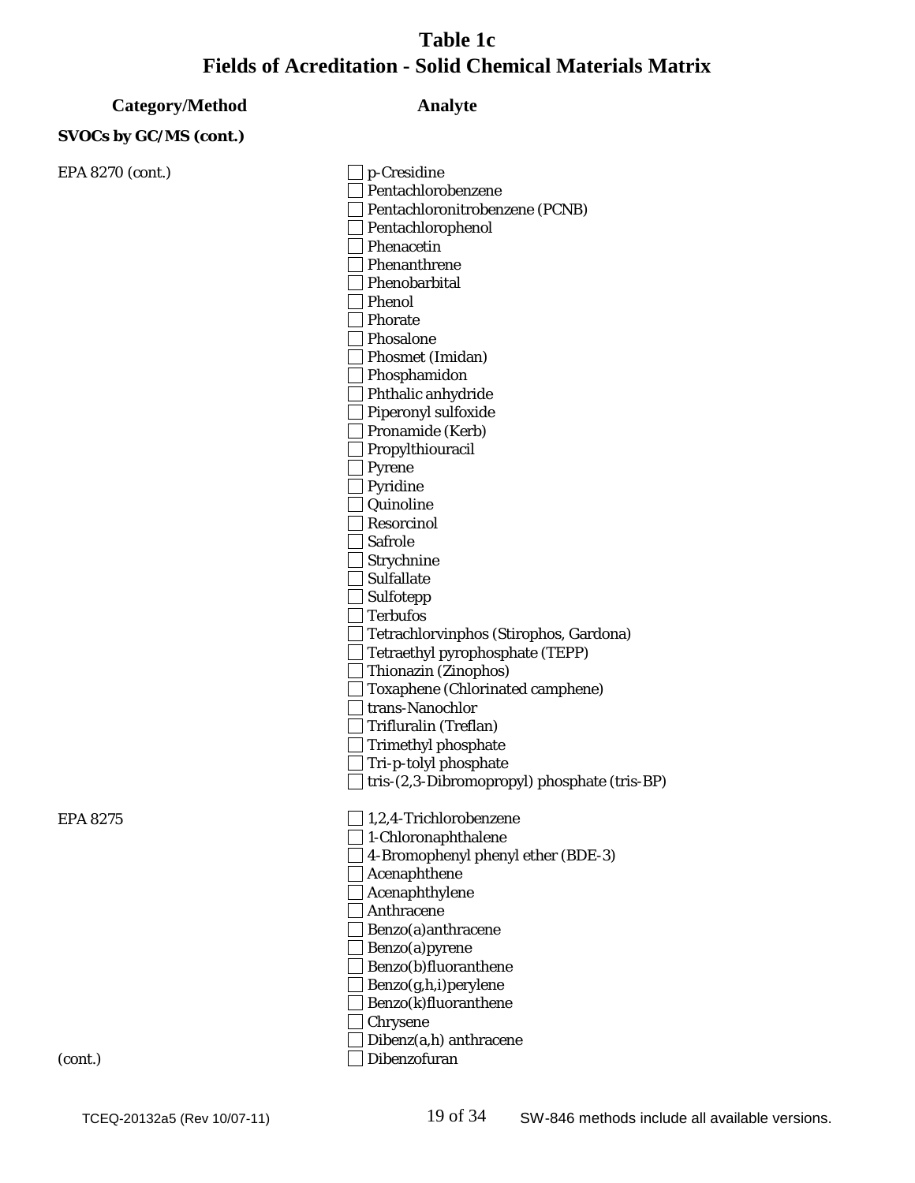# Table 1c
# Fields of Acreditation - Solid Chemical Materials Matrix

| Category/Method | Analyte |
|---|---|
| **SVOCs by GC/MS (cont.)** | |
| EPA 8270 (cont.) | ☐ p-Cresidine |
| | ☐ Pentachlorobenzene |
| | ☐ Pentachloronitrobenzene (PCNB) |
| | ☐ Pentachlorophenol |
| | ☐ Phenacetin |
| | ☐ Phenanthrene |
| | ☐ Phenobarbital |
| | ☐ Phenol |
| | ☐ Phorate |
| | ☐ Phosalone |
| | ☐ Phosmet (Imidan) |
| | ☐ Phosphamidon |
| | ☐ Phthalic anhydride |
| | ☐ Piperonyl sulfoxide |
| | ☐ Pronamide (Kerb) |
| | ☐ Propylthiouracil |
| | ☐ Pyrene |
| | ☐ Pyridine |
| | ☐ Quinoline |
| | ☐ Resorcinol |
| | ☐ Safrole |
| | ☐ Strychnine |
| | ☐ Sulfallate |
| | ☐ Sulfotepp |
| | ☐ Terbufos |
| | ☐ Tetrachlorvinphos (Stirophos, Gardona) |
| | ☐ Tetraethyl pyrophosphate (TEPP) |
| | ☐ Thionazin (Zinophos) |
| | ☐ Toxaphene (Chlorinated camphene) |
| | ☐ trans-Nanochlor |
| | ☐ Trifluralin (Treflan) |
| | ☐ Trimethyl phosphate |
| | ☐ Tri-p-tolyl phosphate |
| | ☐ tris-(2,3-Dibromopropyl) phosphate (tris-BP) |
| EPA 8275 | ☐ 1,2,4-Trichlorobenzene |
| | ☐ 1-Chloronaphthalene |
| | ☐ 4-Bromophenyl phenyl ether (BDE-3) |
| | ☐ Acenaphthene |
| | ☐ Acenaphthylene |
| | ☐ Anthracene |
| | ☐ Benzo(a)anthracene |
| | ☐ Benzo(a)pyrene |
| | ☐ Benzo(b)fluoranthene |
| | ☐ Benzo(g,h,i)perylene |
| | ☐ Benzo(k)fluoranthene |
| | ☐ Chrysene |
| | ☐ Dibenz(a,h) anthracene |
| (cont.) | ☐ Dibenzofuran |

TCEQ-20132a5 (Rev 10/07-11) SW-846 methods include all available versions.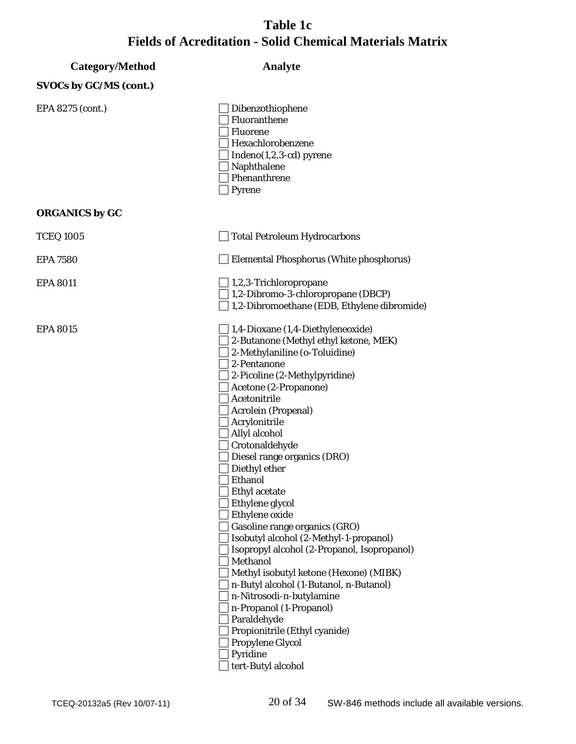# Table 1c
# Fields of Acreditation - Solid Chemical Materials Matrix

| Category/Method | Analyte |
|---|---|
| **SVOCs by GC/MS (cont.)** | |
| EPA 8275 (cont.) | ☐ Dibenzothiophene<br>☐ Fluoranthene<br>☐ Fluorene<br>☐ Hexachlorobenzene<br>☐ Indeno(1,2,3-cd) pyrene<br>☐ Naphthalene<br>☐ Phenanthrene<br>☐ Pyrene |
| **ORGANICS by GC** | |
| TCEQ 1005 | ☐ Total Petroleum Hydrocarbons |
| EPA 7580 | ☐ Elemental Phosphorus (White phosphorus) |
| EPA 8011 | ☐ 1,2,3-Trichloropropane<br>☐ 1,2-Dibromo-3-chloropropane (DBCP)<br>☐ 1,2-Dibromoethane (EDB, Ethylene dibromide) |
| EPA 8015 | ☐ 1,4-Dioxane (1,4-Diethyleneoxide)<br>☐ 2-Butanone (Methyl ethyl ketone, MEK)<br>☐ 2-Methylaniline (o-Toluidine)<br>☐ 2-Pentanone<br>☐ 2-Picoline (2-Methylpyridine)<br>☐ Acetone (2-Propanone)<br>☐ Acetonitrile<br>☐ Acrolein (Propenal)<br>☐ Acrylonitrile<br>☐ Allyl alcohol<br>☐ Crotonaldehyde<br>☐ Diesel range organics (DRO)<br>☐ Diethyl ether<br>☐ Ethanol<br>☐ Ethyl acetate<br>☐ Ethylene glycol<br>☐ Ethylene oxide<br>☐ Gasoline range organics (GRO)<br>☐ Isobutyl alcohol (2-Methyl-1-propanol)<br>☐ Isopropyl alcohol (2-Propanol, Isopropanol)<br>☐ Methanol<br>☐ Methyl isobutyl ketone (Hexone) (MIBK)<br>☐ n-Butyl alcohol (1-Butanol, n-Butanol)<br>☐ n-Nitrosodi-n-butylamine<br>☐ n-Propanol (1-Propanol)<br>☐ Paraldehyde<br>☐ Propionitrile (Ethyl cyanide)<br>☐ Propylene Glycol<br>☐ Pyridine<br>☐ tert-Butyl alcohol |

TCEQ-20132a5 (Rev 10/07-11) SW-846 methods include all available versions.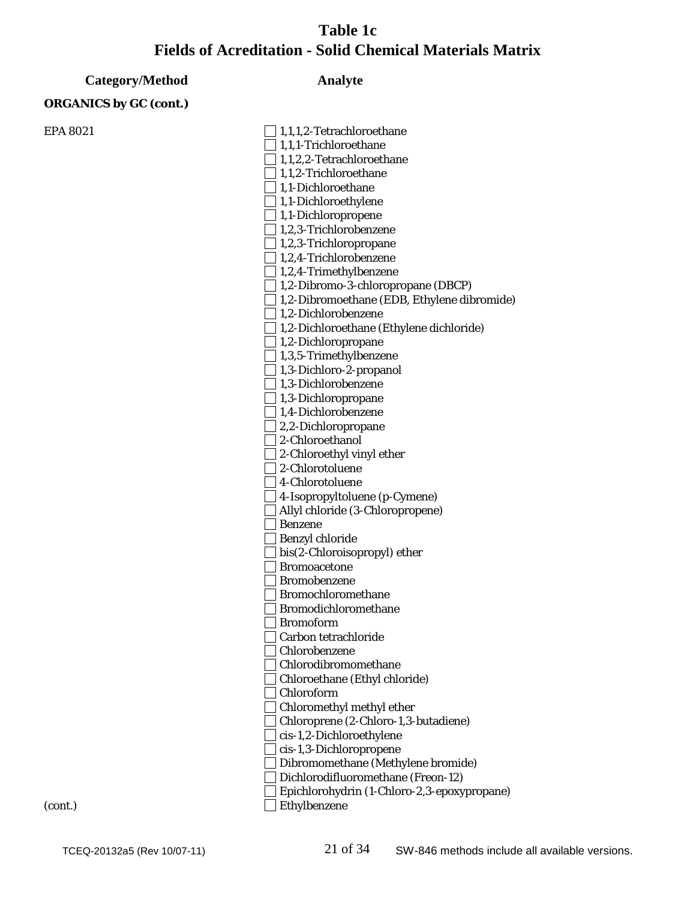# Table 1c
## Fields of Acreditation - Solid Chemical Materials Matrix

| Category/Method | Analyte |
|---|---|
| **ORGANICS by GC (cont.)** | |
| EPA 8021 | ☐ 1,1,1,2-Tetrachloroethane |
| | ☐ 1,1,1-Trichloroethane |
| | ☐ 1,1,2,2-Tetrachloroethane |
| | ☐ 1,1,2-Trichloroethane |
| | ☐ 1,1-Dichloroethane |
| | ☐ 1,1-Dichloroethylene |
| | ☐ 1,1-Dichloropropene |
| | ☐ 1,2,3-Trichlorobenzene |
| | ☐ 1,2,3-Trichloropropane |
| | ☐ 1,2,4-Trichlorobenzene |
| | ☐ 1,2,4-Trimethylbenzene |
| | ☐ 1,2-Dibromo-3-chloropropane (DBCP) |
| | ☐ 1,2-Dibromoethane (EDB, Ethylene dibromide) |
| | ☐ 1,2-Dichlorobenzene |
| | ☐ 1,2-Dichloroethane (Ethylene dichloride) |
| | ☐ 1,2-Dichloropropane |
| | ☐ 1,3,5-Trimethylbenzene |
| | ☐ 1,3-Dichloro-2-propanol |
| | ☐ 1,3-Dichlorobenzene |
| | ☐ 1,3-Dichloropropane |
| | ☐ 1,4-Dichlorobenzene |
| | ☐ 2,2-Dichloropropane |
| | ☐ 2-Chloroethanol |
| | ☐ 2-Chloroethyl vinyl ether |
| | ☐ 2-Chlorotoluene |
| | ☐ 4-Chlorotoluene |
| | ☐ 4-Isopropyltoluene (p-Cymene) |
| | ☐ Allyl chloride (3-Chloropropene) |
| | ☐ Benzene |
| | ☐ Benzyl chloride |
| | ☐ bis(2-Chloroisopropyl) ether |
| | ☐ Bromoacetone |
| | ☐ Bromobenzene |
| | ☐ Bromochloromethane |
| | ☐ Bromodichloromethane |
| | ☐ Bromoform |
| | ☐ Carbon tetrachloride |
| | ☐ Chlorobenzene |
| | ☐ Chlorodibromomethane |
| | ☐ Chloroethane (Ethyl chloride) |
| | ☐ Chloroform |
| | ☐ Chloromethyl methyl ether |
| | ☐ Chloroprene (2-Chloro-1,3-butadiene) |
| | ☐ cis-1,2-Dichloroethylene |
| | ☐ cis-1,3-Dichloropropene |
| | ☐ Dibromomethane (Methylene bromide) |
| | ☐ Dichlorodifluoromethane (Freon-12) |
| | ☐ Epichlorohydrin (1-Chloro-2,3-epoxypropane) |
| (cont.) | ☐ Ethylbenzene |

TCEQ-20132a5 (Rev 10/07-11) — SW-846 methods include all available versions.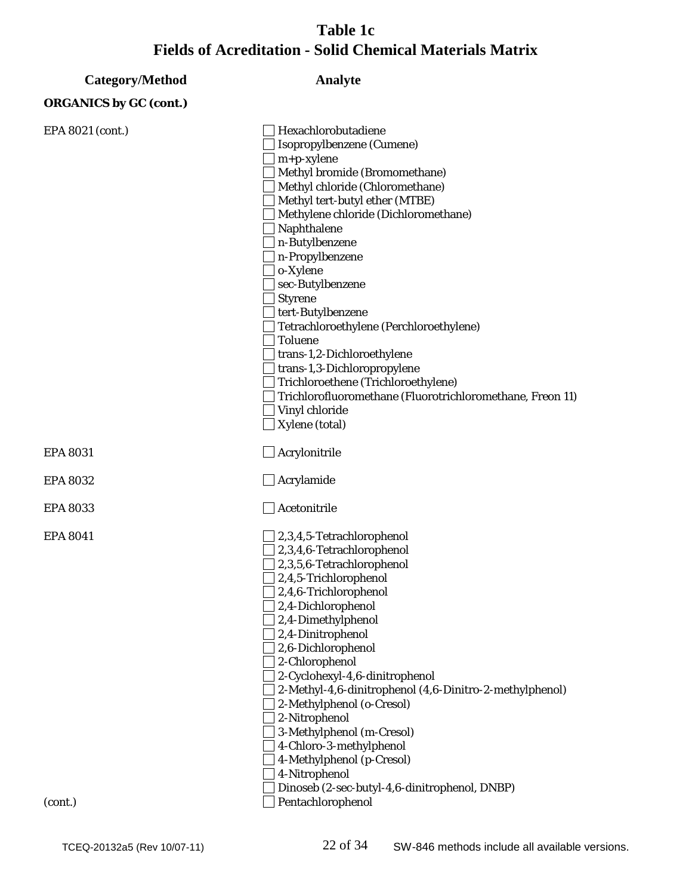# Table 1c
# Fields of Acreditation - Solid Chemical Materials Matrix

| Category/Method | Analyte |
|---|---|
| **ORGANICS by GC (cont.)** | |
| EPA 8021 (cont.) | ☐ Hexachlorobutadiene |
| | ☐ Isopropylbenzene (Cumene) |
| | ☐ m+p-xylene |
| | ☐ Methyl bromide (Bromomethane) |
| | ☐ Methyl chloride (Chloromethane) |
| | ☐ Methyl tert-butyl ether (MTBE) |
| | ☐ Methylene chloride (Dichloromethane) |
| | ☐ Naphthalene |
| | ☐ n-Butylbenzene |
| | ☐ n-Propylbenzene |
| | ☐ o-Xylene |
| | ☐ sec-Butylbenzene |
| | ☐ Styrene |
| | ☐ tert-Butylbenzene |
| | ☐ Tetrachloroethylene (Perchloroethylene) |
| | ☐ Toluene |
| | ☐ trans-1,2-Dichloroethylene |
| | ☐ trans-1,3-Dichloropropylene |
| | ☐ Trichloroethene (Trichloroethylene) |
| | ☐ Trichlorofluoromethane (Fluorotrichloromethane, Freon 11) |
| | ☐ Vinyl chloride |
| | ☐ Xylene (total) |
| EPA 8031 | ☐ Acrylonitrile |
| EPA 8032 | ☐ Acrylamide |
| EPA 8033 | ☐ Acetonitrile |
| EPA 8041 | ☐ 2,3,4,5-Tetrachlorophenol |
| | ☐ 2,3,4,6-Tetrachlorophenol |
| | ☐ 2,3,5,6-Tetrachlorophenol |
| | ☐ 2,4,5-Trichlorophenol |
| | ☐ 2,4,6-Trichlorophenol |
| | ☐ 2,4-Dichlorophenol |
| | ☐ 2,4-Dimethylphenol |
| | ☐ 2,4-Dinitrophenol |
| | ☐ 2,6-Dichlorophenol |
| | ☐ 2-Chlorophenol |
| | ☐ 2-Cyclohexyl-4,6-dinitrophenol |
| | ☐ 2-Methyl-4,6-dinitrophenol (4,6-Dinitro-2-methylphenol) |
| | ☐ 2-Methylphenol (o-Cresol) |
| | ☐ 2-Nitrophenol |
| | ☐ 3-Methylphenol (m-Cresol) |
| | ☐ 4-Chloro-3-methylphenol |
| | ☐ 4-Methylphenol (p-Cresol) |
| | ☐ 4-Nitrophenol |
| | ☐ Dinoseb (2-sec-butyl-4,6-dinitrophenol, DNBP) |
| (cont.) | ☐ Pentachlorophenol |

TCEQ-20132a5 (Rev 10/07-11) SW-846 methods include all available versions.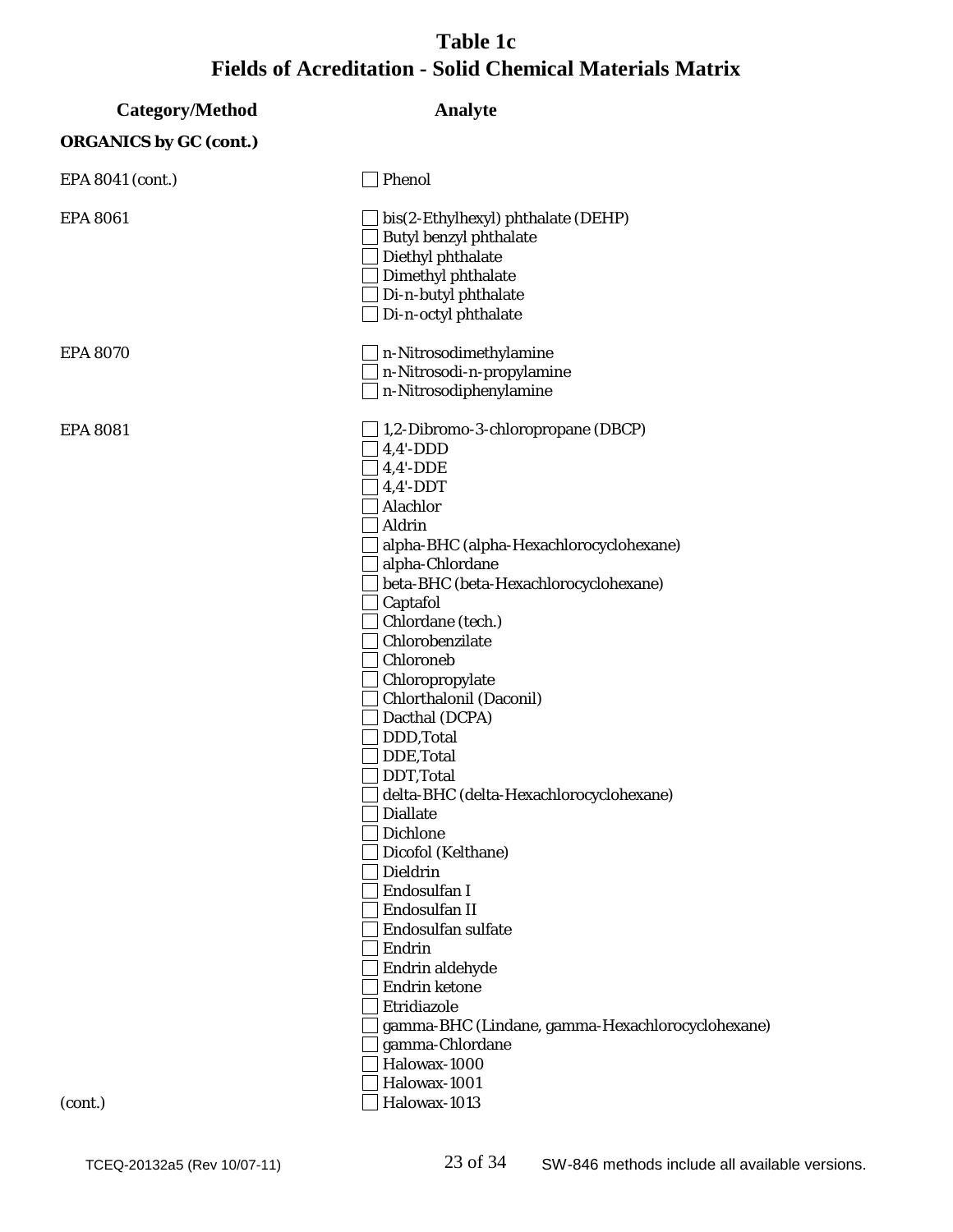# Table 1c
# Fields of Acreditation - Solid Chemical Materials Matrix

| Category/Method | Analyte |
|---|---|
| **ORGANICS by GC (cont.)** | |
| EPA 8041 (cont.) | ☐ Phenol |
| EPA 8061 | ☐ bis(2-Ethylhexyl) phthalate (DEHP) |
| | ☐ Butyl benzyl phthalate |
| | ☐ Diethyl phthalate |
| | ☐ Dimethyl phthalate |
| | ☐ Di-n-butyl phthalate |
| | ☐ Di-n-octyl phthalate |
| EPA 8070 | ☐ n-Nitrosodimethylamine |
| | ☐ n-Nitrosodi-n-propylamine |
| | ☐ n-Nitrosodiphenylamine |
| EPA 8081 | ☐ 1,2-Dibromo-3-chloropropane (DBCP) |
| | ☐ 4,4'-DDD |
| | ☐ 4,4'-DDE |
| | ☐ 4,4'-DDT |
| | ☐ Alachlor |
| | ☐ Aldrin |
| | ☐ alpha-BHC (alpha-Hexachlorocyclohexane) |
| | ☐ alpha-Chlordane |
| | ☐ beta-BHC (beta-Hexachlorocyclohexane) |
| | ☐ Captafol |
| | ☐ Chlordane (tech.) |
| | ☐ Chlorobenzilate |
| | ☐ Chloroneb |
| | ☐ Chloropropylate |
| | ☐ Chlorthalonil (Daconil) |
| | ☐ Dacthal (DCPA) |
| | ☐ DDD,Total |
| | ☐ DDE,Total |
| | ☐ DDT,Total |
| | ☐ delta-BHC (delta-Hexachlorocyclohexane) |
| | ☐ Diallate |
| | ☐ Dichlone |
| | ☐ Dicofol (Kelthane) |
| | ☐ Dieldrin |
| | ☐ Endosulfan I |
| | ☐ Endosulfan II |
| | ☐ Endosulfan sulfate |
| | ☐ Endrin |
| | ☐ Endrin aldehyde |
| | ☐ Endrin ketone |
| | ☐ Etridiazole |
| | ☐ gamma-BHC (Lindane, gamma-Hexachlorocyclohexane) |
| | ☐ gamma-Chlordane |
| | ☐ Halowax-1000 |
| | ☐ Halowax-1001 |
| (cont.) | ☐ Halowax-1013 |

SW-846 methods include all available versions.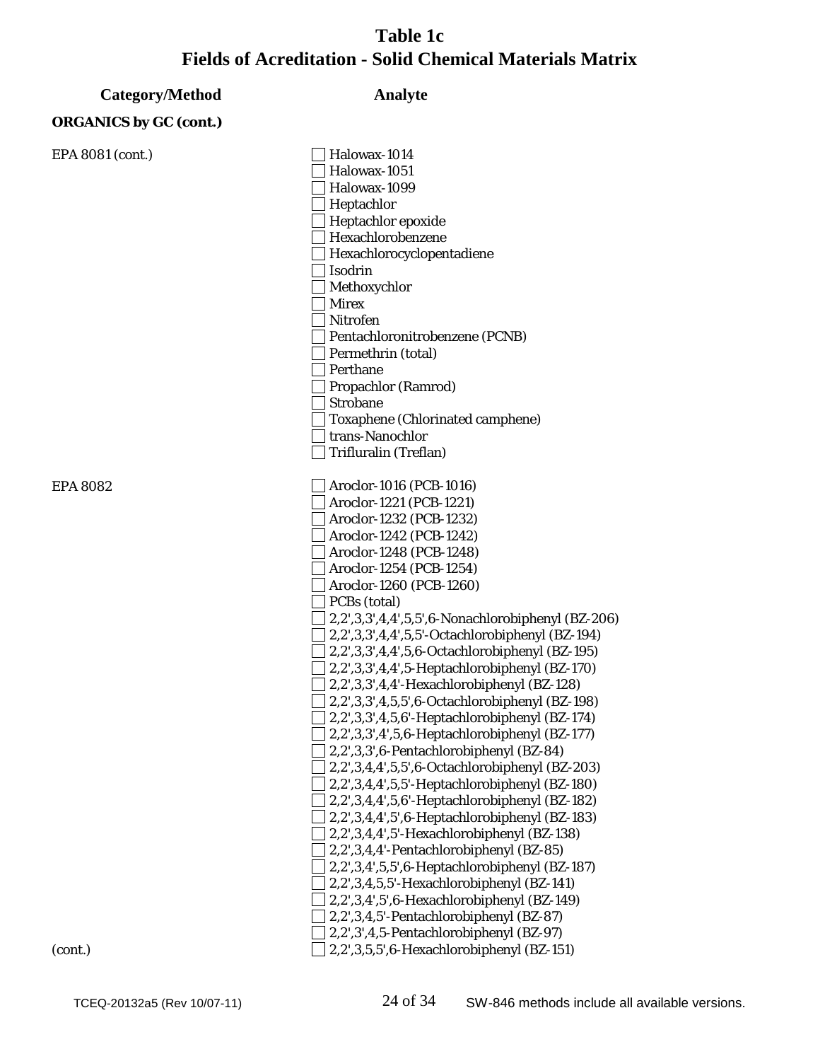# Table 1c
# Fields of Acreditation - Solid Chemical Materials Matrix

| Category/Method | Analyte |
|---|---|
| **ORGANICS by GC (cont.)** | |
| EPA 8081 (cont.) | ☐ Halowax-1014 |
| | ☐ Halowax-1051 |
| | ☐ Halowax-1099 |
| | ☐ Heptachlor |
| | ☐ Heptachlor epoxide |
| | ☐ Hexachlorobenzene |
| | ☐ Hexachlorocyclopentadiene |
| | ☐ Isodrin |
| | ☐ Methoxychlor |
| | ☐ Mirex |
| | ☐ Nitrofen |
| | ☐ Pentachloronitrobenzene (PCNB) |
| | ☐ Permethrin (total) |
| | ☐ Perthane |
| | ☐ Propachlor (Ramrod) |
| | ☐ Strobane |
| | ☐ Toxaphene (Chlorinated camphene) |
| | ☐ trans-Nanochlor |
| | ☐ Trifluralin (Treflan) |
| EPA 8082 | ☐ Aroclor-1016 (PCB-1016) |
| | ☐ Aroclor-1221 (PCB-1221) |
| | ☐ Aroclor-1232 (PCB-1232) |
| | ☐ Aroclor-1242 (PCB-1242) |
| | ☐ Aroclor-1248 (PCB-1248) |
| | ☐ Aroclor-1254 (PCB-1254) |
| | ☐ Aroclor-1260 (PCB-1260) |
| | ☐ PCBs (total) |
| | ☐ 2,2',3,3',4,4',5,5',6-Nonachlorobiphenyl (BZ-206) |
| | ☐ 2,2',3,3',4,4',5,5'-Octachlorobiphenyl (BZ-194) |
| | ☐ 2,2',3,3',4,4',5,6-Octachlorobiphenyl (BZ-195) |
| | ☐ 2,2',3,3',4,4',5-Heptachlorobiphenyl (BZ-170) |
| | ☐ 2,2',3,3',4,4'-Hexachlorobiphenyl (BZ-128) |
| | ☐ 2,2',3,3',4,5,5',6-Octachlorobiphenyl (BZ-198) |
| | ☐ 2,2',3,3',4,5,6'-Heptachlorobiphenyl (BZ-174) |
| | ☐ 2,2',3,3',4',5,6-Heptachlorobiphenyl (BZ-177) |
| | ☐ 2,2',3,3',6-Pentachlorobiphenyl (BZ-84) |
| | ☐ 2,2',3,4,4',5,5',6-Octachlorobiphenyl (BZ-203) |
| | ☐ 2,2',3,4,4',5,5'-Heptachlorobiphenyl (BZ-180) |
| | ☐ 2,2',3,4,4',5,6'-Heptachlorobiphenyl (BZ-182) |
| | ☐ 2,2',3,4,4',5',6-Heptachlorobiphenyl (BZ-183) |
| | ☐ 2,2',3,4,4',5'-Hexachlorobiphenyl (BZ-138) |
| | ☐ 2,2',3,4,4'-Pentachlorobiphenyl (BZ-85) |
| | ☐ 2,2',3,4',5,5',6-Heptachlorobiphenyl (BZ-187) |
| | ☐ 2,2',3,4,5,5'-Hexachlorobiphenyl (BZ-141) |
| | ☐ 2,2',3,4',5',6-Hexachlorobiphenyl (BZ-149) |
| | ☐ 2,2',3,4,5'-Pentachlorobiphenyl (BZ-87) |
| | ☐ 2,2',3',4,5-Pentachlorobiphenyl (BZ-97) |
| (cont.) | ☐ 2,2',3,5,5',6-Hexachlorobiphenyl (BZ-151) |

TCEQ-20132a5 (Rev 10/07-11) SW-846 methods include all available versions.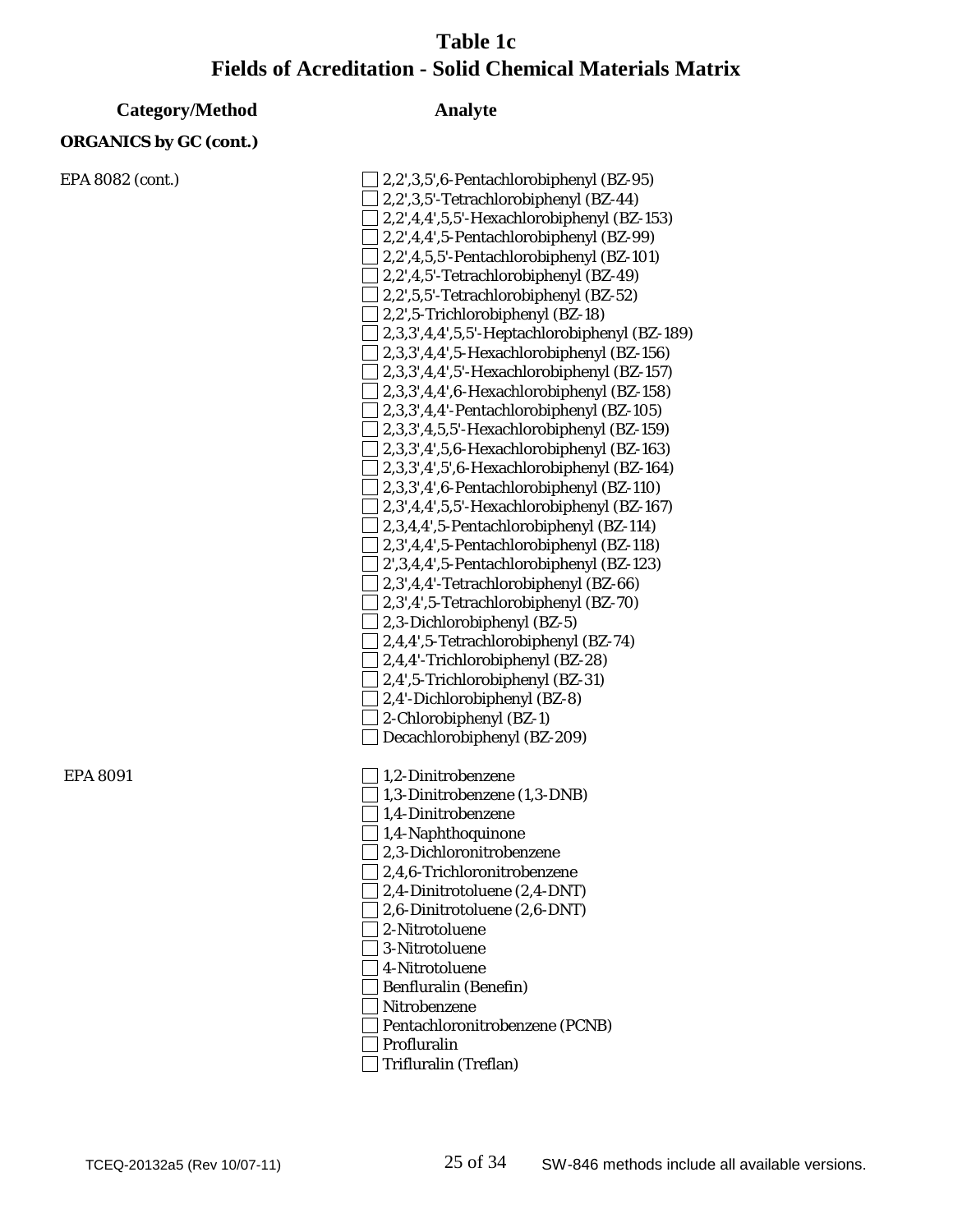# Table 1c
# Fields of Acreditation - Solid Chemical Materials Matrix

| Category/Method | Analyte |
|---|---|
| **ORGANICS by GC (cont.)** | |
| EPA 8082 (cont.) | ☐ 2,2',3,5',6-Pentachlorobiphenyl (BZ-95) |
| | ☐ 2,2',3,5'-Tetrachlorobiphenyl (BZ-44) |
| | ☐ 2,2',4,4',5,5'-Hexachlorobiphenyl (BZ-153) |
| | ☐ 2,2',4,4',5-Pentachlorobiphenyl (BZ-99) |
| | ☐ 2,2',4,5,5'-Pentachlorobiphenyl (BZ-101) |
| | ☐ 2,2',4,5'-Tetrachlorobiphenyl (BZ-49) |
| | ☐ 2,2',5,5'-Tetrachlorobiphenyl (BZ-52) |
| | ☐ 2,2',5-Trichlorobiphenyl (BZ-18) |
| | ☐ 2,3,3',4,4',5,5'-Heptachlorobiphenyl (BZ-189) |
| | ☐ 2,3,3',4,4',5-Hexachlorobiphenyl (BZ-156) |
| | ☐ 2,3,3',4,4',5'-Hexachlorobiphenyl (BZ-157) |
| | ☐ 2,3,3',4,4',6-Hexachlorobiphenyl (BZ-158) |
| | ☐ 2,3,3',4,4'-Pentachlorobiphenyl (BZ-105) |
| | ☐ 2,3,3',4,5,5'-Hexachlorobiphenyl (BZ-159) |
| | ☐ 2,3,3',4',5,6-Hexachlorobiphenyl (BZ-163) |
| | ☐ 2,3,3',4',5',6-Hexachlorobiphenyl (BZ-164) |
| | ☐ 2,3,3',4',6-Pentachlorobiphenyl (BZ-110) |
| | ☐ 2,3',4,4',5,5'-Hexachlorobiphenyl (BZ-167) |
| | ☐ 2,3,4,4',5-Pentachlorobiphenyl (BZ-114) |
| | ☐ 2,3',4,4',5-Pentachlorobiphenyl (BZ-118) |
| | ☐ 2',3,4,4',5-Pentachlorobiphenyl (BZ-123) |
| | ☐ 2,3',4,4'-Tetrachlorobiphenyl (BZ-66) |
| | ☐ 2,3',4',5-Tetrachlorobiphenyl (BZ-70) |
| | ☐ 2,3-Dichlorobiphenyl (BZ-5) |
| | ☐ 2,4,4',5-Tetrachlorobiphenyl (BZ-74) |
| | ☐ 2,4,4'-Trichlorobiphenyl (BZ-28) |
| | ☐ 2,4',5-Trichlorobiphenyl (BZ-31) |
| | ☐ 2,4'-Dichlorobiphenyl (BZ-8) |
| | ☐ 2-Chlorobiphenyl (BZ-1) |
| | ☐ Decachlorobiphenyl (BZ-209) |
| EPA 8091 | ☐ 1,2-Dinitrobenzene |
| | ☐ 1,3-Dinitrobenzene (1,3-DNB) |
| | ☐ 1,4-Dinitrobenzene |
| | ☐ 1,4-Naphthoquinone |
| | ☐ 2,3-Dichloronitrobenzene |
| | ☐ 2,4,6-Trichloronitrobenzene |
| | ☐ 2,4-Dinitrotoluene (2,4-DNT) |
| | ☐ 2,6-Dinitrotoluene (2,6-DNT) |
| | ☐ 2-Nitrotoluene |
| | ☐ 3-Nitrotoluene |
| | ☐ 4-Nitrotoluene |
| | ☐ Benfluralin (Benefin) |
| | ☐ Nitrobenzene |
| | ☐ Pentachloronitrobenzene (PCNB) |
| | ☐ Profluralin |
| | ☐ Trifluralin (Treflan) |

SW-846 methods include all available versions.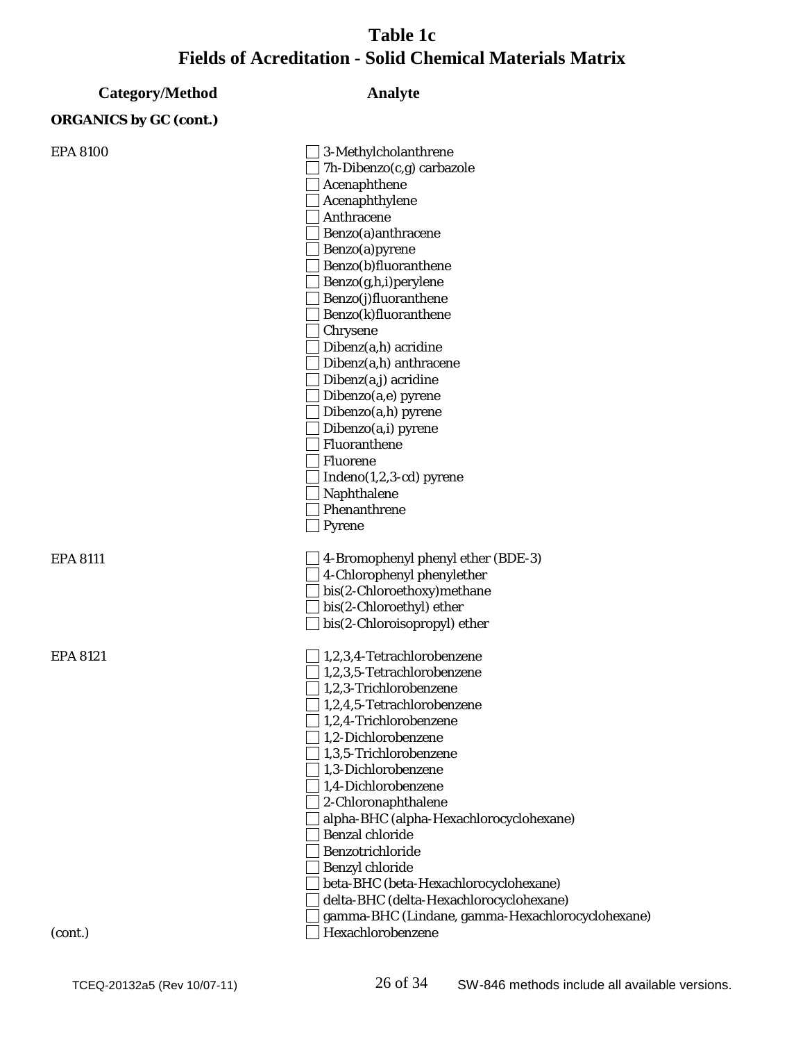# Table 1c
# Fields of Acreditation - Solid Chemical Materials Matrix

| Category/Method | Analyte |
|---|---|
| **ORGANICS by GC (cont.)** | |
| EPA 8100 | ☐ 3-Methylcholanthrene |
| | ☐ 7h-Dibenzo(c,g) carbazole |
| | ☐ Acenaphthene |
| | ☐ Acenaphthylene |
| | ☐ Anthracene |
| | ☐ Benzo(a)anthracene |
| | ☐ Benzo(a)pyrene |
| | ☐ Benzo(b)fluoranthene |
| | ☐ Benzo(g,h,i)perylene |
| | ☐ Benzo(j)fluoranthene |
| | ☐ Benzo(k)fluoranthene |
| | ☐ Chrysene |
| | ☐ Dibenz(a,h) acridine |
| | ☐ Dibenz(a,h) anthracene |
| | ☐ Dibenz(a,j) acridine |
| | ☐ Dibenzo(a,e) pyrene |
| | ☐ Dibenzo(a,h) pyrene |
| | ☐ Dibenzo(a,i) pyrene |
| | ☐ Fluoranthene |
| | ☐ Fluorene |
| | ☐ Indeno(1,2,3-cd) pyrene |
| | ☐ Naphthalene |
| | ☐ Phenanthrene |
| | ☐ Pyrene |
| EPA 8111 | ☐ 4-Bromophenyl phenyl ether (BDE-3) |
| | ☐ 4-Chlorophenyl phenylether |
| | ☐ bis(2-Chloroethoxy)methane |
| | ☐ bis(2-Chloroethyl) ether |
| | ☐ bis(2-Chloroisopropyl) ether |
| EPA 8121 | ☐ 1,2,3,4-Tetrachlorobenzene |
| | ☐ 1,2,3,5-Tetrachlorobenzene |
| | ☐ 1,2,3-Trichlorobenzene |
| | ☐ 1,2,4,5-Tetrachlorobenzene |
| | ☐ 1,2,4-Trichlorobenzene |
| | ☐ 1,2-Dichlorobenzene |
| | ☐ 1,3,5-Trichlorobenzene |
| | ☐ 1,3-Dichlorobenzene |
| | ☐ 1,4-Dichlorobenzene |
| | ☐ 2-Chloronaphthalene |
| | ☐ alpha-BHC (alpha-Hexachlorocyclohexane) |
| | ☐ Benzal chloride |
| | ☐ Benzotrichloride |
| | ☐ Benzyl chloride |
| | ☐ beta-BHC (beta-Hexachlorocyclohexane) |
| | ☐ delta-BHC (delta-Hexachlorocyclohexane) |
| | ☐ gamma-BHC (Lindane, gamma-Hexachlorocyclohexane) |
| (cont.) | ☐ Hexachlorobenzene |

TCEQ-20132a5 (Rev 10/07-11)

SW-846 methods include all available versions.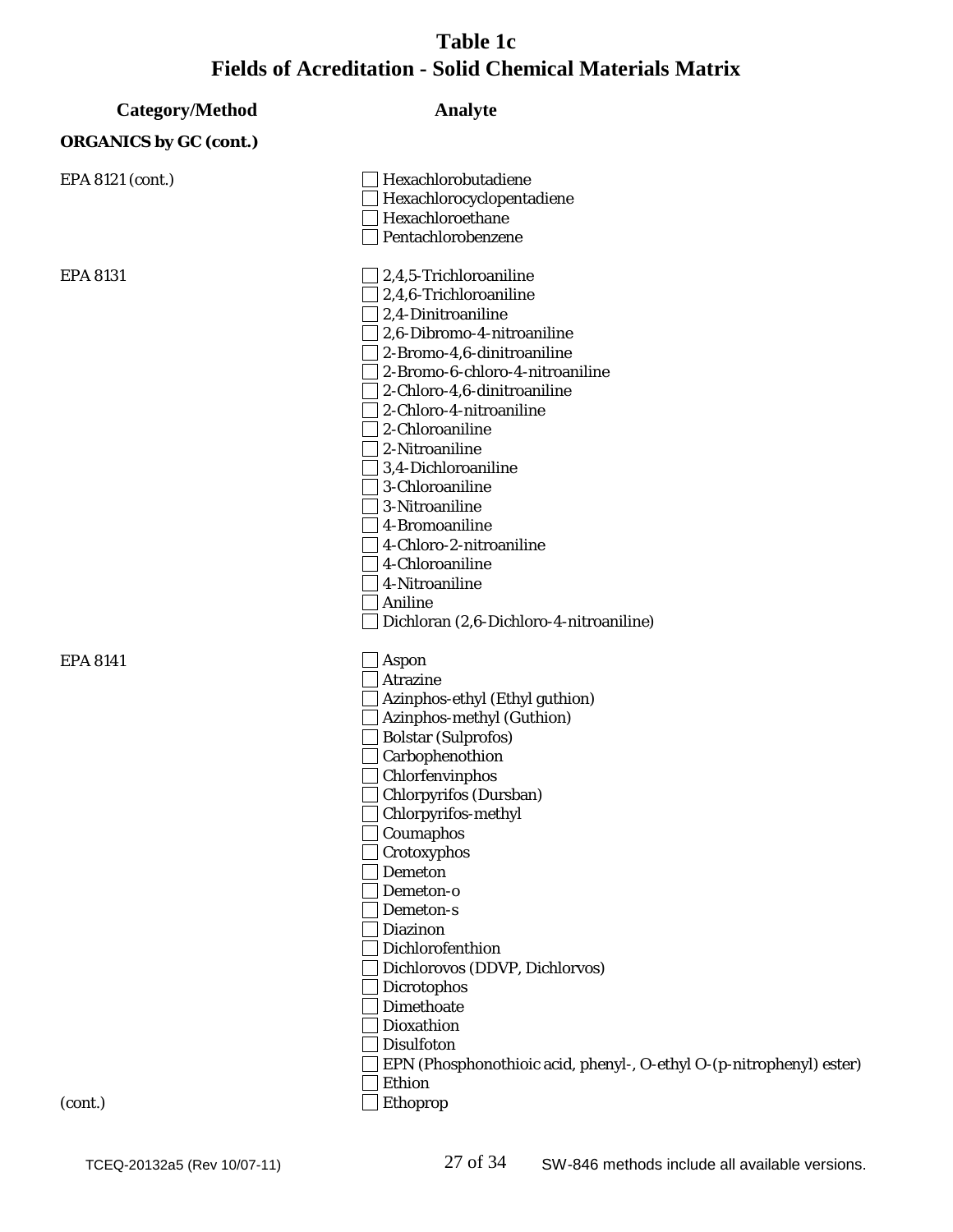# Table 1c
# Fields of Acreditation - Solid Chemical Materials Matrix

| Category/Method | Analyte |
|---|---|
| **ORGANICS by GC (cont.)** | |
| EPA 8121 (cont.) | ☐ Hexachlorobutadiene |
| | ☐ Hexachlorocyclopentadiene |
| | ☐ Hexachloroethane |
| | ☐ Pentachlorobenzene |
| EPA 8131 | ☐ 2,4,5-Trichloroaniline |
| | ☐ 2,4,6-Trichloroaniline |
| | ☐ 2,4-Dinitroaniline |
| | ☐ 2,6-Dibromo-4-nitroaniline |
| | ☐ 2-Bromo-4,6-dinitroaniline |
| | ☐ 2-Bromo-6-chloro-4-nitroaniline |
| | ☐ 2-Chloro-4,6-dinitroaniline |
| | ☐ 2-Chloro-4-nitroaniline |
| | ☐ 2-Chloroaniline |
| | ☐ 2-Nitroaniline |
| | ☐ 3,4-Dichloroaniline |
| | ☐ 3-Chloroaniline |
| | ☐ 3-Nitroaniline |
| | ☐ 4-Bromoaniline |
| | ☐ 4-Chloro-2-nitroaniline |
| | ☐ 4-Chloroaniline |
| | ☐ 4-Nitroaniline |
| | ☐ Aniline |
| | ☐ Dichloran (2,6-Dichloro-4-nitroaniline) |
| EPA 8141 | ☐ Aspon |
| | ☐ Atrazine |
| | ☐ Azinphos-ethyl (Ethyl guthion) |
| | ☐ Azinphos-methyl (Guthion) |
| | ☐ Bolstar (Sulprofos) |
| | ☐ Carbophenothion |
| | ☐ Chlorfenvinphos |
| | ☐ Chlorpyrifos (Dursban) |
| | ☐ Chlorpyrifos-methyl |
| | ☐ Coumaphos |
| | ☐ Crotoxyphos |
| | ☐ Demeton |
| | ☐ Demeton-o |
| | ☐ Demeton-s |
| | ☐ Diazinon |
| | ☐ Dichlorofenthion |
| | ☐ Dichlorovos (DDVP, Dichlorvos) |
| | ☐ Dicrotophos |
| | ☐ Dimethoate |
| | ☐ Dioxathion |
| | ☐ Disulfoton |
| | ☐ EPN (Phosphonothioic acid, phenyl-, O-ethyl O-(p-nitrophenyl) ester) |
| | ☐ Ethion |
| (cont.) | ☐ Ethoprop |

TCEQ-20132a5 (Rev 10/07-11) SW-846 methods include all available versions.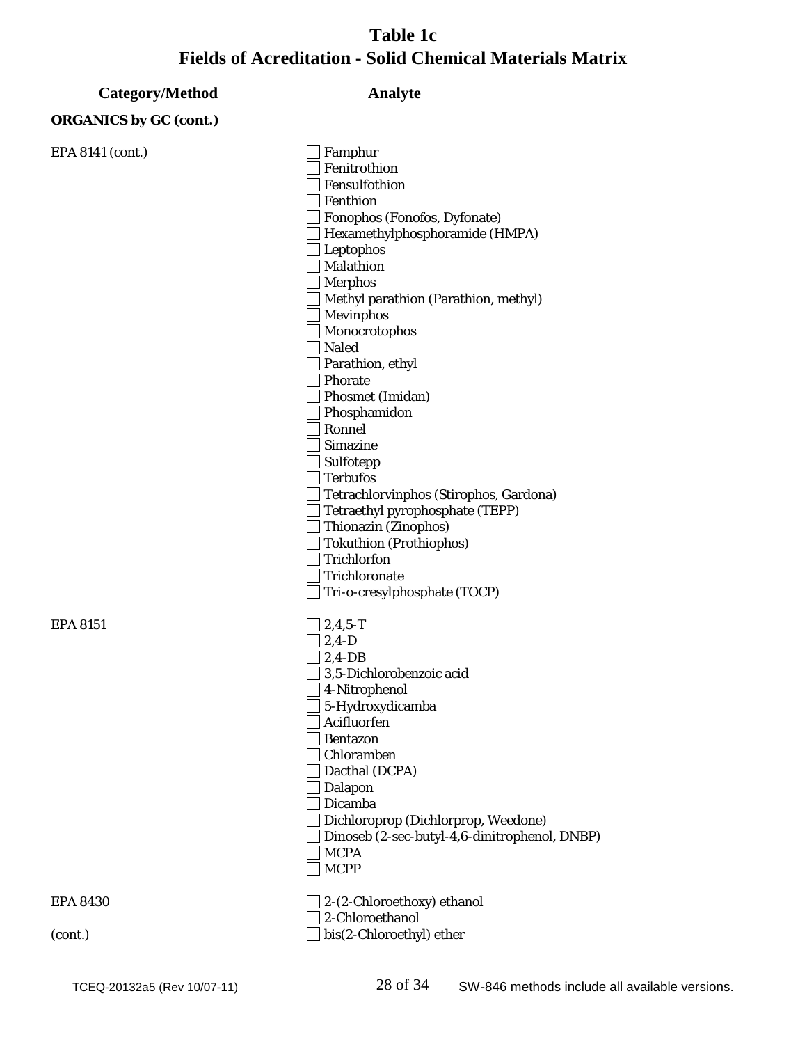# Table 1c
# Fields of Acreditation - Solid Chemical Materials Matrix

| Category/Method | Analyte |
|---|---|
| **ORGANICS by GC (cont.)** | |
| EPA 8141 (cont.) | ☐ Famphur |
| | ☐ Fenitrothion |
| | ☐ Fensulfothion |
| | ☐ Fenthion |
| | ☐ Fonophos (Fonofos, Dyfonate) |
| | ☐ Hexamethylphosphoramide (HMPA) |
| | ☐ Leptophos |
| | ☐ Malathion |
| | ☐ Merphos |
| | ☐ Methyl parathion (Parathion, methyl) |
| | ☐ Mevinphos |
| | ☐ Monocrotophos |
| | ☐ Naled |
| | ☐ Parathion, ethyl |
| | ☐ Phorate |
| | ☐ Phosmet (Imidan) |
| | ☐ Phosphamidon |
| | ☐ Ronnel |
| | ☐ Simazine |
| | ☐ Sulfotepp |
| | ☐ Terbufos |
| | ☐ Tetrachlorvinphos (Stirophos, Gardona) |
| | ☐ Tetraethyl pyrophosphate (TEPP) |
| | ☐ Thionazin (Zinophos) |
| | ☐ Tokuthion (Prothiophos) |
| | ☐ Trichlorfon |
| | ☐ Trichloronate |
| | ☐ Tri-o-cresylphosphate (TOCP) |
| EPA 8151 | ☐ 2,4,5-T |
| | ☐ 2,4-D |
| | ☐ 2,4-DB |
| | ☐ 3,5-Dichlorobenzoic acid |
| | ☐ 4-Nitrophenol |
| | ☐ 5-Hydroxydicamba |
| | ☐ Acifluorfen |
| | ☐ Bentazon |
| | ☐ Chloramben |
| | ☐ Dacthal (DCPA) |
| | ☐ Dalapon |
| | ☐ Dicamba |
| | ☐ Dichloroprop (Dichlorprop, Weedone) |
| | ☐ Dinoseb (2-sec-butyl-4,6-dinitrophenol, DNBP) |
| | ☐ MCPA |
| | ☐ MCPP |
| EPA 8430 | ☐ 2-(2-Chloroethoxy) ethanol |
| | ☐ 2-Chloroethanol |
| (cont.) | ☐ bis(2-Chloroethyl) ether |

TCEQ-20132a5 (Rev 10/07-11)

SW-846 methods include all available versions.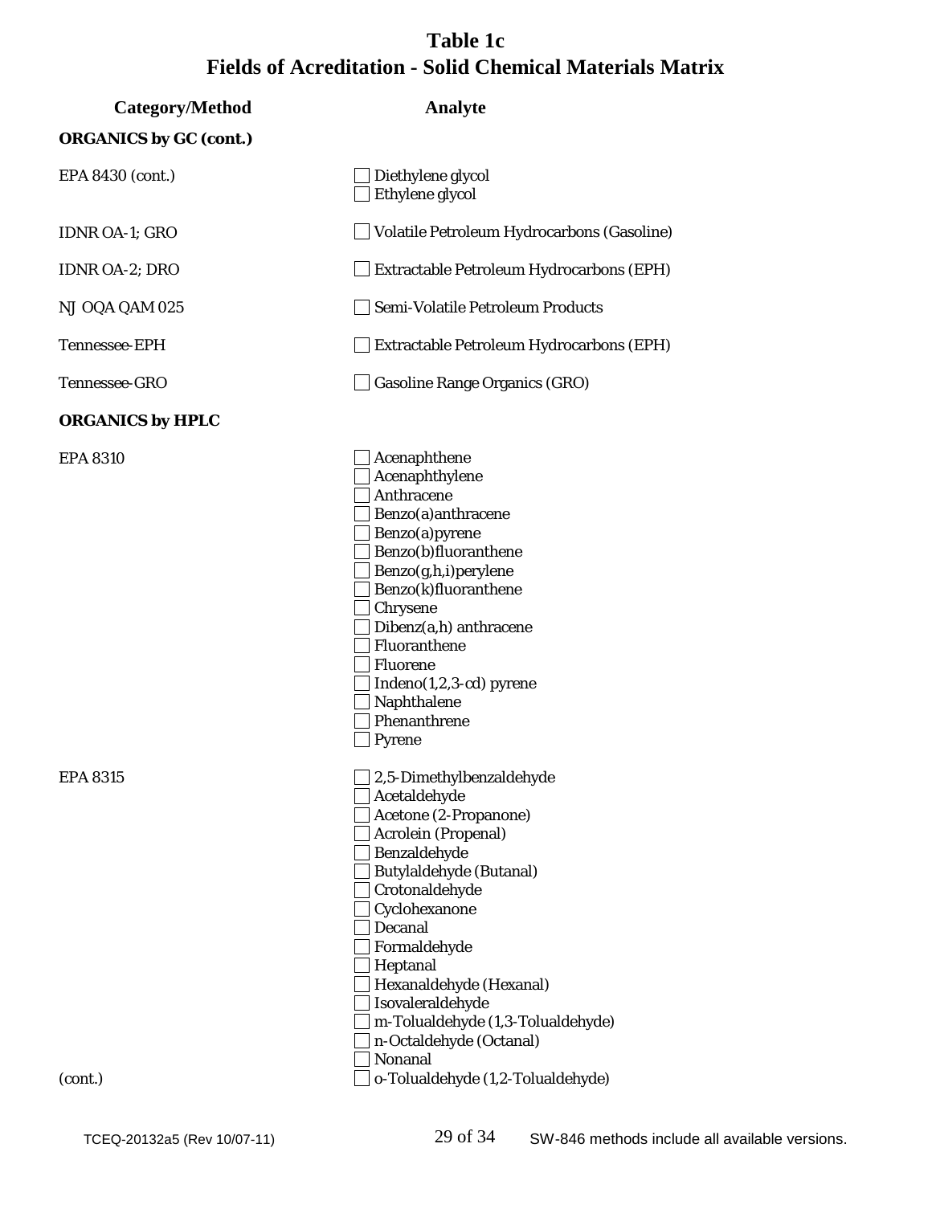# Table 1c
# Fields of Acreditation - Solid Chemical Materials Matrix

| Category/Method | Analyte |
|---|---|
| **ORGANICS by GC (cont.)** | |
| EPA 8430 (cont.) | ☐ Diethylene glycol<br>☐ Ethylene glycol |
| IDNR OA-1; GRO | ☐ Volatile Petroleum Hydrocarbons (Gasoline) |
| IDNR OA-2; DRO | ☐ Extractable Petroleum Hydrocarbons (EPH) |
| NJ OQA QAM 025 | ☐ Semi-Volatile Petroleum Products |
| Tennessee-EPH | ☐ Extractable Petroleum Hydrocarbons (EPH) |
| Tennessee-GRO | ☐ Gasoline Range Organics (GRO) |
| **ORGANICS by HPLC** | |
| EPA 8310 | ☐ Acenaphthene<br>☐ Acenaphthylene<br>☐ Anthracene<br>☐ Benzo(a)anthracene<br>☐ Benzo(a)pyrene<br>☐ Benzo(b)fluoranthene<br>☐ Benzo(g,h,i)perylene<br>☐ Benzo(k)fluoranthene<br>☐ Chrysene<br>☐ Dibenz(a,h) anthracene<br>☐ Fluoranthene<br>☐ Fluorene<br>☐ Indeno(1,2,3-cd) pyrene<br>☐ Naphthalene<br>☐ Phenanthrene<br>☐ Pyrene |
| EPA 8315<br><br>(cont.) | ☐ 2,5-Dimethylbenzaldehyde<br>☐ Acetaldehyde<br>☐ Acetone (2-Propanone)<br>☐ Acrolein (Propenal)<br>☐ Benzaldehyde<br>☐ Butylaldehyde (Butanal)<br>☐ Crotonaldehyde<br>☐ Cyclohexanone<br>☐ Decanal<br>☐ Formaldehyde<br>☐ Heptanal<br>☐ Hexanaldehyde (Hexanal)<br>☐ Isovaleraldehyde<br>☐ m-Tolualdehyde (1,3-Tolualdehyde)<br>☐ n-Octaldehyde (Octanal)<br>☐ Nonanal<br>☐ o-Tolualdehyde (1,2-Tolualdehyde) |

SW-846 methods include all available versions.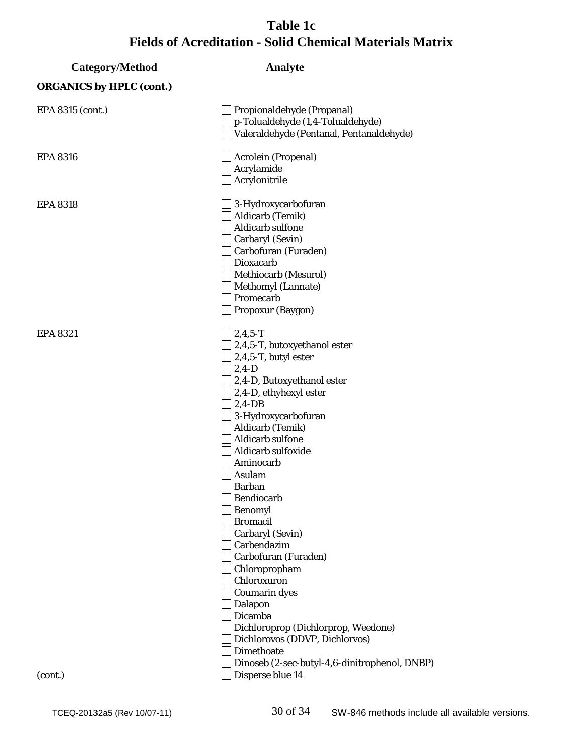# Table 1c
# Fields of Acreditation - Solid Chemical Materials Matrix

| Category/Method | Analyte |
|---|---|
| **ORGANICS by HPLC (cont.)** | |
| EPA 8315 (cont.) | ☐ Propionaldehyde (Propanal) |
| | ☐ p-Tolualdehyde (1,4-Tolualdehyde) |
| | ☐ Valeraldehyde (Pentanal, Pentanaldehyde) |
| EPA 8316 | ☐ Acrolein (Propenal) |
| | ☐ Acrylamide |
| | ☐ Acrylonitrile |
| EPA 8318 | ☐ 3-Hydroxycarbofuran |
| | ☐ Aldicarb (Temik) |
| | ☐ Aldicarb sulfone |
| | ☐ Carbaryl (Sevin) |
| | ☐ Carbofuran (Furaden) |
| | ☐ Dioxacarb |
| | ☐ Methiocarb (Mesurol) |
| | ☐ Methomyl (Lannate) |
| | ☐ Promecarb |
| | ☐ Propoxur (Baygon) |
| EPA 8321 | ☐ 2,4,5-T |
| | ☐ 2,4,5-T, butoxyethanol ester |
| | ☐ 2,4,5-T, butyl ester |
| | ☐ 2,4-D |
| | ☐ 2,4-D, Butoxyethanol ester |
| | ☐ 2,4-D, ethyhexyl ester |
| | ☐ 2,4-DB |
| | ☐ 3-Hydroxycarbofuran |
| | ☐ Aldicarb (Temik) |
| | ☐ Aldicarb sulfone |
| | ☐ Aldicarb sulfoxide |
| | ☐ Aminocarb |
| | ☐ Asulam |
| | ☐ Barban |
| | ☐ Bendiocarb |
| | ☐ Benomyl |
| | ☐ Bromacil |
| | ☐ Carbaryl (Sevin) |
| | ☐ Carbendazim |
| | ☐ Carbofuran (Furaden) |
| | ☐ Chloropropham |
| | ☐ Chloroxuron |
| | ☐ Coumarin dyes |
| | ☐ Dalapon |
| | ☐ Dicamba |
| | ☐ Dichloroprop (Dichlorprop, Weedone) |
| | ☐ Dichlorovos (DDVP, Dichlorvos) |
| | ☐ Dimethoate |
| | ☐ Dinoseb (2-sec-butyl-4,6-dinitrophenol, DNBP) |
| (cont.) | ☐ Disperse blue 14 |

TCEQ-20132a5 (Rev 10/07-11) SW-846 methods include all available versions.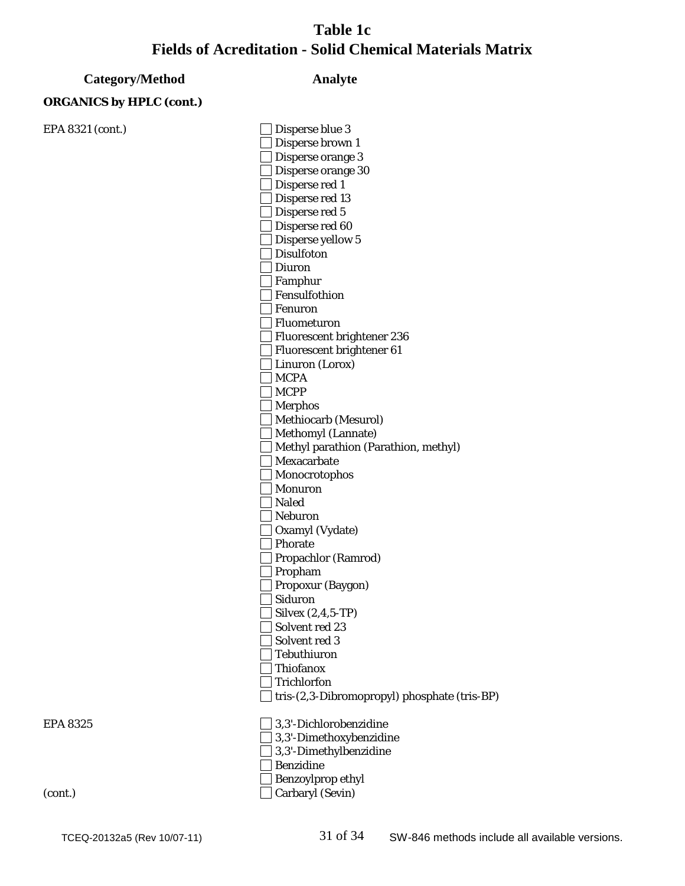# Table 1c
# Fields of Acreditation - Solid Chemical Materials Matrix

| Category/Method | Analyte |
|---|---|
| **ORGANICS by HPLC (cont.)** | |
| EPA 8321 (cont.) | ☐ Disperse blue 3 |
| | ☐ Disperse brown 1 |
| | ☐ Disperse orange 3 |
| | ☐ Disperse orange 30 |
| | ☐ Disperse red 1 |
| | ☐ Disperse red 13 |
| | ☐ Disperse red 5 |
| | ☐ Disperse red 60 |
| | ☐ Disperse yellow 5 |
| | ☐ Disulfoton |
| | ☐ Diuron |
| | ☐ Famphur |
| | ☐ Fensulfothion |
| | ☐ Fenuron |
| | ☐ Fluometuron |
| | ☐ Fluorescent brightener 236 |
| | ☐ Fluorescent brightener 61 |
| | ☐ Linuron (Lorox) |
| | ☐ MCPA |
| | ☐ MCPP |
| | ☐ Merphos |
| | ☐ Methiocarb (Mesurol) |
| | ☐ Methomyl (Lannate) |
| | ☐ Methyl parathion (Parathion, methyl) |
| | ☐ Mexacarbate |
| | ☐ Monocrotophos |
| | ☐ Monuron |
| | ☐ Naled |
| | ☐ Neburon |
| | ☐ Oxamyl (Vydate) |
| | ☐ Phorate |
| | ☐ Propachlor (Ramrod) |
| | ☐ Propham |
| | ☐ Propoxur (Baygon) |
| | ☐ Siduron |
| | ☐ Silvex (2,4,5-TP) |
| | ☐ Solvent red 23 |
| | ☐ Solvent red 3 |
| | ☐ Tebuthiuron |
| | ☐ Thiofanox |
| | ☐ Trichlorfon |
| | ☐ tris-(2,3-Dibromopropyl) phosphate (tris-BP) |
| EPA 8325 | ☐ 3,3'-Dichlorobenzidine |
| | ☐ 3,3'-Dimethoxybenzidine |
| | ☐ 3,3'-Dimethylbenzidine |
| | ☐ Benzidine |
| | ☐ Benzoylprop ethyl |
| (cont.) | ☐ Carbaryl (Sevin) |

TCEQ-20132a5 (Rev 10/07-11)

SW-846 methods include all available versions.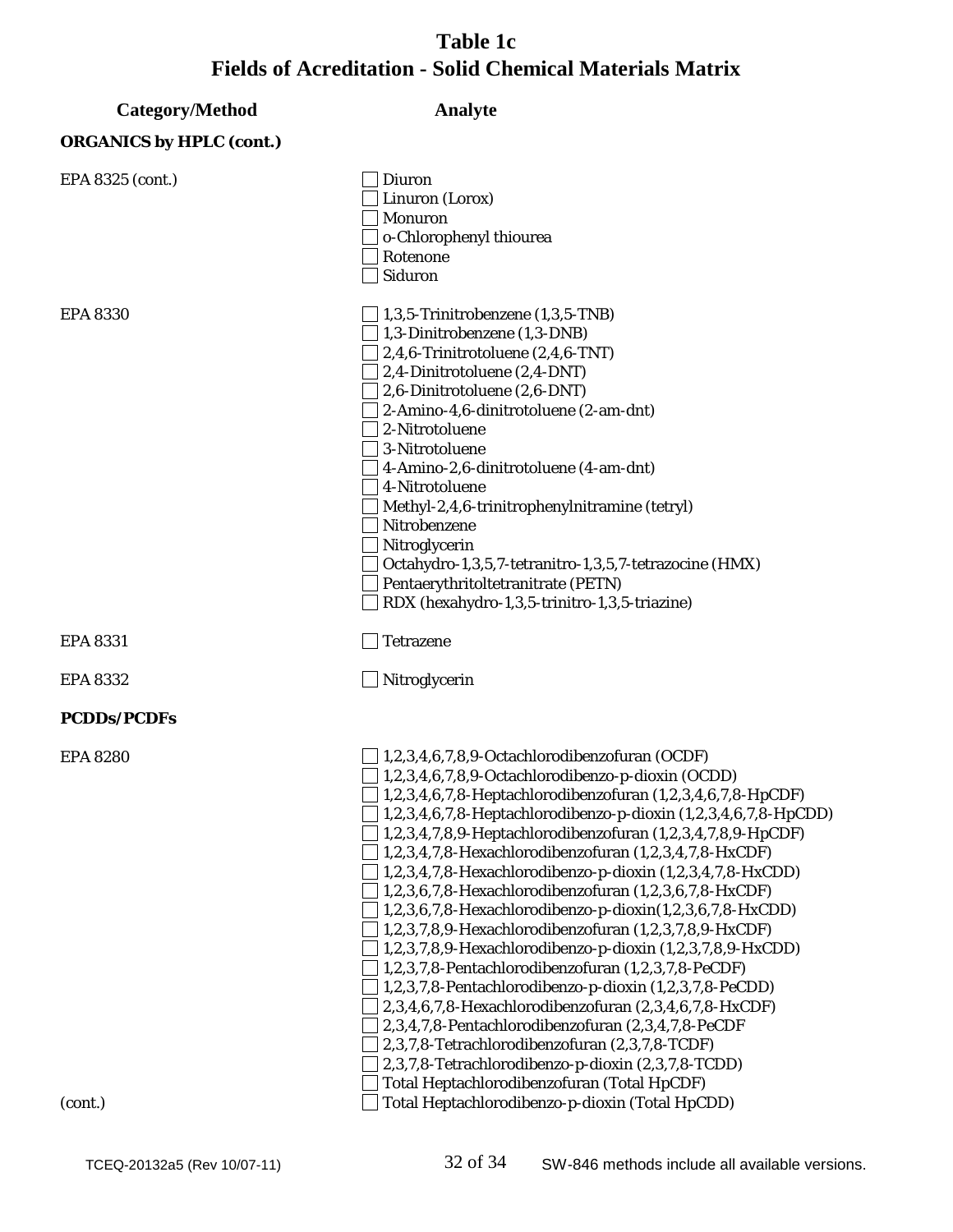# Table 1c
# Fields of Acreditation - Solid Chemical Materials Matrix

| Category/Method | Analyte |
|---|---|
| **ORGANICS by HPLC (cont.)** | |
| EPA 8325 (cont.) | ☐ Diuron |
| | ☐ Linuron (Lorox) |
| | ☐ Monuron |
| | ☐ o-Chlorophenyl thiourea |
| | ☐ Rotenone |
| | ☐ Siduron |
| EPA 8330 | ☐ 1,3,5-Trinitrobenzene (1,3,5-TNB) |
| | ☐ 1,3-Dinitrobenzene (1,3-DNB) |
| | ☐ 2,4,6-Trinitrotoluene (2,4,6-TNT) |
| | ☐ 2,4-Dinitrotoluene (2,4-DNT) |
| | ☐ 2,6-Dinitrotoluene (2,6-DNT) |
| | ☐ 2-Amino-4,6-dinitrotoluene (2-am-dnt) |
| | ☐ 2-Nitrotoluene |
| | ☐ 3-Nitrotoluene |
| | ☐ 4-Amino-2,6-dinitrotoluene (4-am-dnt) |
| | ☐ 4-Nitrotoluene |
| | ☐ Methyl-2,4,6-trinitrophenylnitramine (tetryl) |
| | ☐ Nitrobenzene |
| | ☐ Nitroglycerin |
| | ☐ Octahydro-1,3,5,7-tetranitro-1,3,5,7-tetrazocine (HMX) |
| | ☐ Pentaerythritoltetranitrate (PETN) |
| | ☐ RDX (hexahydro-1,3,5-trinitro-1,3,5-triazine) |
| EPA 8331 | ☐ Tetrazene |
| EPA 8332 | ☐ Nitroglycerin |
| **PCDDs/PCDFs** | |
| EPA 8280 | ☐ 1,2,3,4,6,7,8,9-Octachlorodibenzofuran (OCDF) |
| | ☐ 1,2,3,4,6,7,8,9-Octachlorodibenzo-p-dioxin (OCDD) |
| | ☐ 1,2,3,4,6,7,8-Heptachlorodibenzofuran (1,2,3,4,6,7,8-HpCDF) |
| | ☐ 1,2,3,4,6,7,8-Heptachlorodibenzo-p-dioxin (1,2,3,4,6,7,8-HpCDD) |
| | ☐ 1,2,3,4,7,8,9-Heptachlorodibenzofuran (1,2,3,4,7,8,9-HpCDF) |
| | ☐ 1,2,3,4,7,8-Hexachlorodibenzofuran (1,2,3,4,7,8-HxCDF) |
| | ☐ 1,2,3,4,7,8-Hexachlorodibenzo-p-dioxin (1,2,3,4,7,8-HxCDD) |
| | ☐ 1,2,3,6,7,8-Hexachlorodibenzofuran (1,2,3,6,7,8-HxCDF) |
| | ☐ 1,2,3,6,7,8-Hexachlorodibenzo-p-dioxin(1,2,3,6,7,8-HxCDD) |
| | ☐ 1,2,3,7,8,9-Hexachlorodibenzofuran (1,2,3,7,8,9-HxCDF) |
| | ☐ 1,2,3,7,8,9-Hexachlorodibenzo-p-dioxin (1,2,3,7,8,9-HxCDD) |
| | ☐ 1,2,3,7,8-Pentachlorodibenzofuran (1,2,3,7,8-PeCDF) |
| | ☐ 1,2,3,7,8-Pentachlorodibenzo-p-dioxin (1,2,3,7,8-PeCDD) |
| | ☐ 2,3,4,6,7,8-Hexachlorodibenzofuran (2,3,4,6,7,8-HxCDF) |
| | ☐ 2,3,4,7,8-Pentachlorodibenzofuran (2,3,4,7,8-PeCDF |
| | ☐ 2,3,7,8-Tetrachlorodibenzofuran (2,3,7,8-TCDF) |
| | ☐ 2,3,7,8-Tetrachlorodibenzo-p-dioxin (2,3,7,8-TCDD) |
| | ☐ Total Heptachlorodibenzofuran (Total HpCDF) |
| (cont.) | ☐ Total Heptachlorodibenzo-p-dioxin (Total HpCDD) |

TCEQ-20132a5 (Rev 10/07-11) SW-846 methods include all available versions.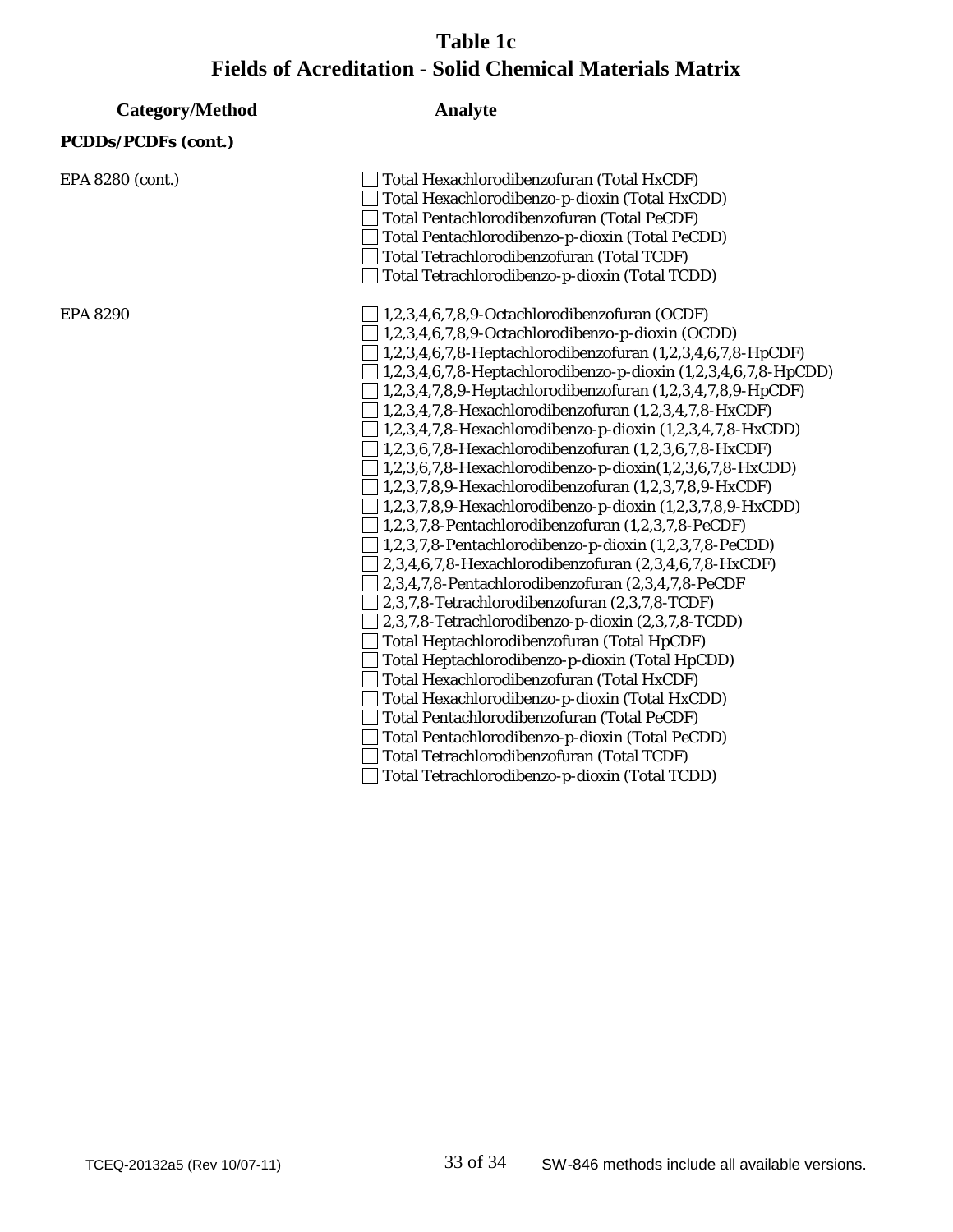# Table 1c
# Fields of Acreditation - Solid Chemical Materials Matrix

| Category/Method | Analyte |
|---|---|
| **PCDDs/PCDFs (cont.)** | |
| EPA 8280 (cont.) | ☐ Total Hexachlorodibenzofuran (Total HxCDF) |
| | ☐ Total Hexachlorodibenzo-p-dioxin (Total HxCDD) |
| | ☐ Total Pentachlorodibenzofuran (Total PeCDF) |
| | ☐ Total Pentachlorodibenzo-p-dioxin (Total PeCDD) |
| | ☐ Total Tetrachlorodibenzofuran (Total TCDF) |
| | ☐ Total Tetrachlorodibenzo-p-dioxin (Total TCDD) |
| EPA 8290 | ☐ 1,2,3,4,6,7,8,9-Octachlorodibenzofuran (OCDF) |
| | ☐ 1,2,3,4,6,7,8,9-Octachlorodibenzo-p-dioxin (OCDD) |
| | ☐ 1,2,3,4,6,7,8-Heptachlorodibenzofuran (1,2,3,4,6,7,8-HpCDF) |
| | ☐ 1,2,3,4,6,7,8-Heptachlorodibenzo-p-dioxin (1,2,3,4,6,7,8-HpCDD) |
| | ☐ 1,2,3,4,7,8,9-Heptachlorodibenzofuran (1,2,3,4,7,8,9-HpCDF) |
| | ☐ 1,2,3,4,7,8-Hexachlorodibenzofuran (1,2,3,4,7,8-HxCDF) |
| | ☐ 1,2,3,4,7,8-Hexachlorodibenzo-p-dioxin (1,2,3,4,7,8-HxCDD) |
| | ☐ 1,2,3,6,7,8-Hexachlorodibenzofuran (1,2,3,6,7,8-HxCDF) |
| | ☐ 1,2,3,6,7,8-Hexachlorodibenzo-p-dioxin(1,2,3,6,7,8-HxCDD) |
| | ☐ 1,2,3,7,8,9-Hexachlorodibenzofuran (1,2,3,7,8,9-HxCDF) |
| | ☐ 1,2,3,7,8,9-Hexachlorodibenzo-p-dioxin (1,2,3,7,8,9-HxCDD) |
| | ☐ 1,2,3,7,8-Pentachlorodibenzofuran (1,2,3,7,8-PeCDF) |
| | ☐ 1,2,3,7,8-Pentachlorodibenzo-p-dioxin (1,2,3,7,8-PeCDD) |
| | ☐ 2,3,4,6,7,8-Hexachlorodibenzofuran (2,3,4,6,7,8-HxCDF) |
| | ☐ 2,3,4,7,8-Pentachlorodibenzofuran (2,3,4,7,8-PeCDF |
| | ☐ 2,3,7,8-Tetrachlorodibenzofuran (2,3,7,8-TCDF) |
| | ☐ 2,3,7,8-Tetrachlorodibenzo-p-dioxin (2,3,7,8-TCDD) |
| | ☐ Total Heptachlorodibenzofuran (Total HpCDF) |
| | ☐ Total Heptachlorodibenzo-p-dioxin (Total HpCDD) |
| | ☐ Total Hexachlorodibenzofuran (Total HxCDF) |
| | ☐ Total Hexachlorodibenzo-p-dioxin (Total HxCDD) |
| | ☐ Total Pentachlorodibenzofuran (Total PeCDF) |
| | ☐ Total Pentachlorodibenzo-p-dioxin (Total PeCDD) |
| | ☐ Total Tetrachlorodibenzofuran (Total TCDF) |
| | ☐ Total Tetrachlorodibenzo-p-dioxin (Total TCDD) |

SW-846 methods include all available versions.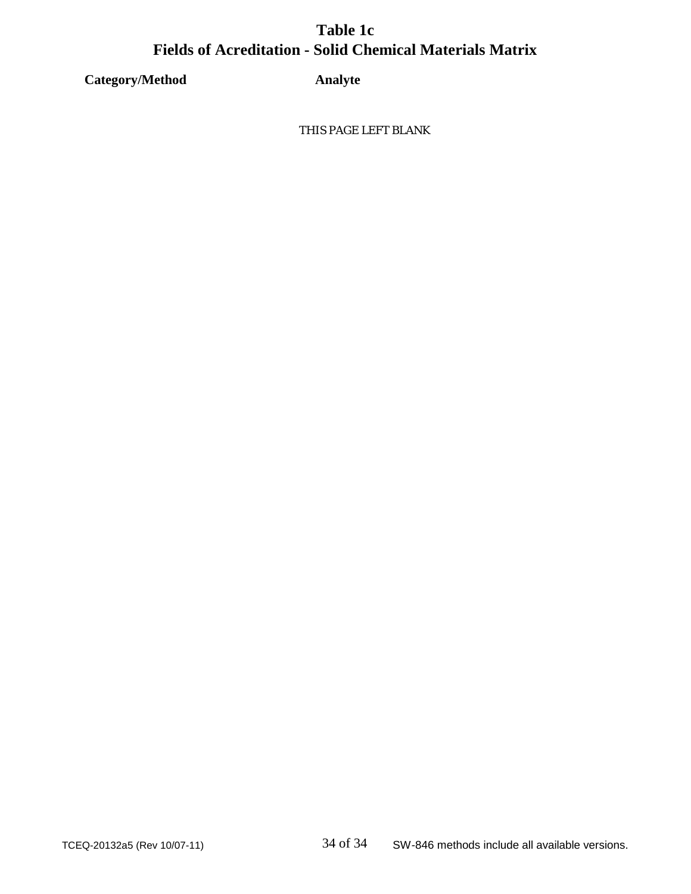# Table 1c
# Fields of Acreditation - Solid Chemical Materials Matrix

| Category/Method | Analyte |
|---|---|

THIS PAGE LEFT BLANK

SW-846 methods include all available versions.